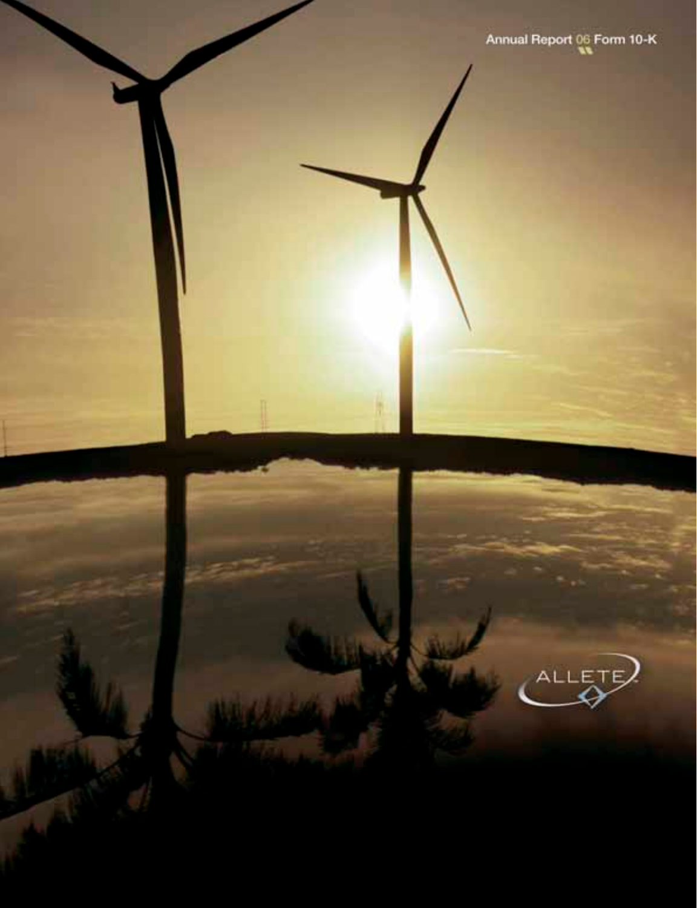Annual Report 06 Form 10-K

ALLETE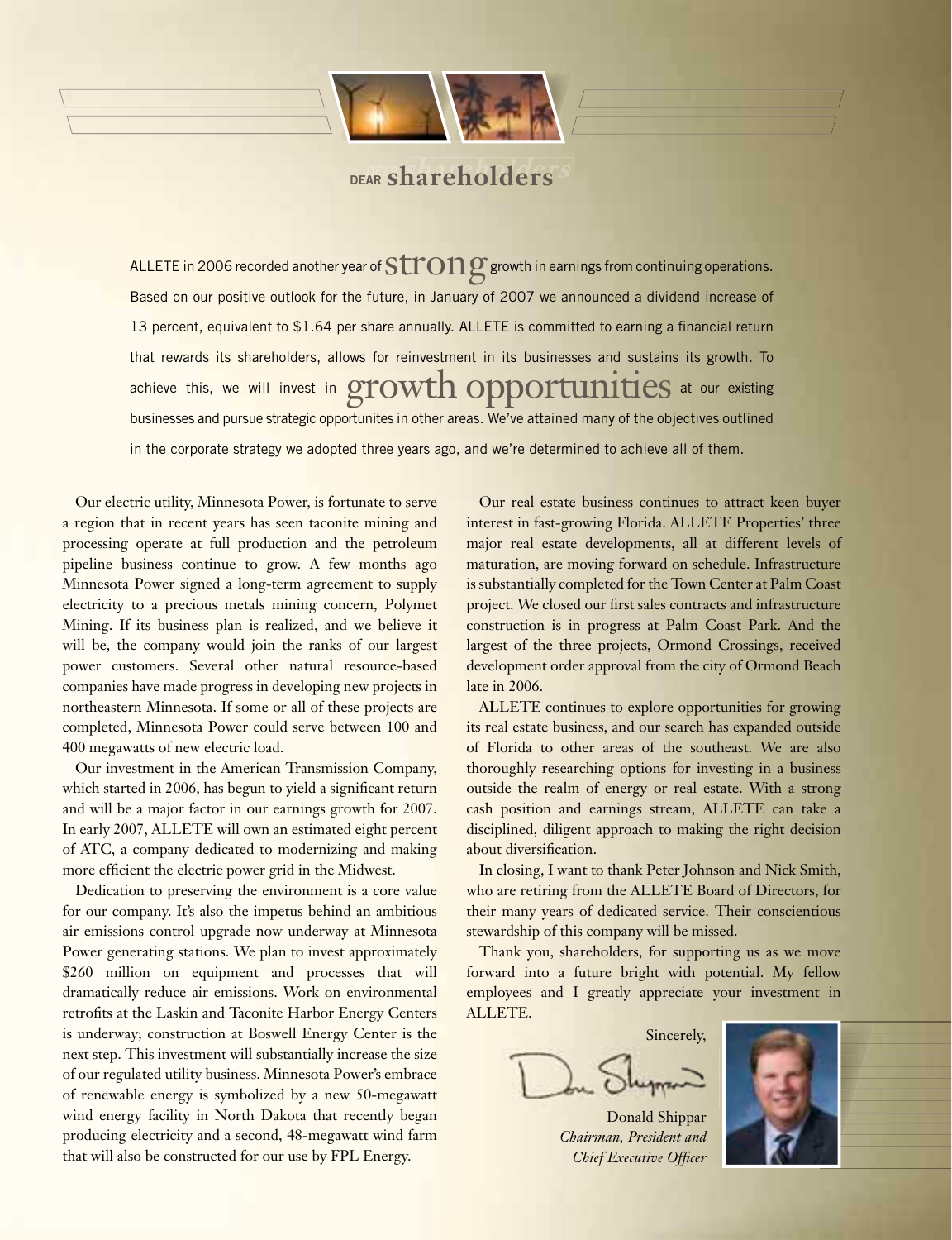# DEAR shareholders

ALLETE in 2006 recorded another year of strong growth in earnings from continuing operations. Based on our positive outlook for the future, in January of 2007 we announced a dividend increase of 13 percent, equivalent to $1.64 per share annually. ALLETE is committed to earning a financial return that rewards its shareholders, allows for reinvestment in its businesses and sustains its growth. To achieve this, we will invest in growth opportunities at our existing businesses and pursue strategic opportunites in other areas. We've attained many of the objectives outlined in the corporate strategy we adopted three years ago, and we're determined to achieve all of them.

Our electric utility, Minnesota Power, is fortunate to serve a region that in recent years has seen taconite mining and processing operate at full production and the petroleum pipeline business continue to grow. A few months ago Minnesota Power signed a long-term agreement to supply electricity to a precious metals mining concern, Polymet Mining. If its business plan is realized, and we believe it will be, the company would join the ranks of our largest power customers. Several other natural resource-based companies have made progress in developing new projects in northeastern Minnesota. If some or all of these projects are completed, Minnesota Power could serve between 100 and 400 megawatts of new electric load.

Our investment in the American Transmission Company, which started in 2006, has begun to yield a significant return and will be a major factor in our earnings growth for 2007. In early 2007, ALLETE will own an estimated eight percent of ATC, a company dedicated to modernizing and making more efficient the electric power grid in the Midwest.

Dedication to preserving the environment is a core value for our company. It's also the impetus behind an ambitious air emissions control upgrade now underway at Minnesota Power generating stations. We plan to invest approximately $260 million on equipment and processes that will dramatically reduce air emissions. Work on environmental retrofits at the Laskin and Taconite Harbor Energy Centers is underway; construction at Boswell Energy Center is the next step. This investment will substantially increase the size of our regulated utility business. Minnesota Power's embrace of renewable energy is symbolized by a new 50-megawatt wind energy facility in North Dakota that recently began producing electricity and a second, 48-megawatt wind farm that will also be constructed for our use by FPL Energy.

Our real estate business continues to attract keen buyer interest in fast-growing Florida. ALLETE Properties' three major real estate developments, all at different levels of maturation, are moving forward on schedule. Infrastructure is substantially completed for the Town Center at Palm Coast project. We closed our first sales contracts and infrastructure construction is in progress at Palm Coast Park. And the largest of the three projects, Ormond Crossings, received development order approval from the city of Ormond Beach late in 2006.

ALLETE continues to explore opportunities for growing its real estate business, and our search has expanded outside of Florida to other areas of the southeast. We are also thoroughly researching options for investing in a business outside the realm of energy or real estate. With a strong cash position and earnings stream, ALLETE can take a disciplined, diligent approach to making the right decision about diversification.

In closing, I want to thank Peter Johnson and Nick Smith, who are retiring from the ALLETE Board of Directors, for their many years of dedicated service. Their conscientious stewardship of this company will be missed.

Thank you, shareholders, for supporting us as we move forward into a future bright with potential. My fellow employees and I greatly appreciate your investment in ALLETE.

Sincerely,

Donald Shippar
*Chairman, President and Chief Executive Officer*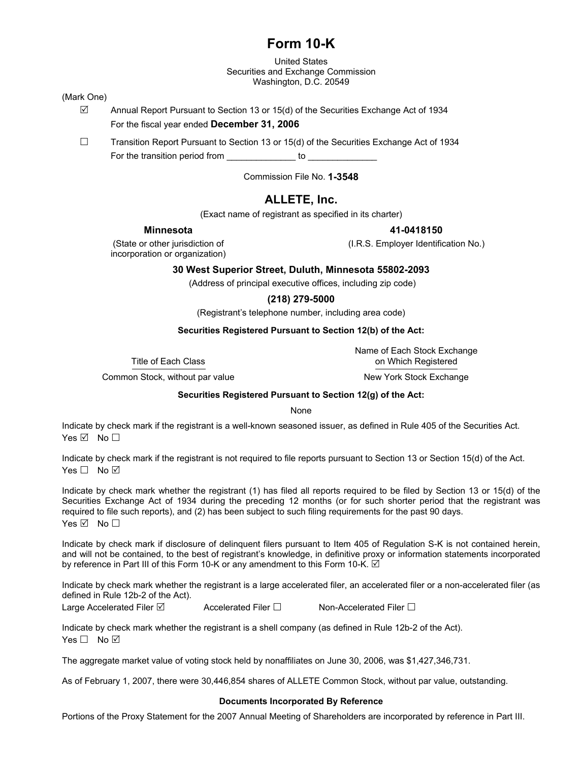# Form 10-K

United States
Securities and Exchange Commission
Washington, D.C. 20549

(Mark One)

☑ Annual Report Pursuant to Section 13 or 15(d) of the Securities Exchange Act of 1934
For the fiscal year ended **December 31, 2006**

☐ Transition Report Pursuant to Section 13 or 15(d) of the Securities Exchange Act of 1934
For the transition period from _____________ to _____________

Commission File No. **1-3548**

## ALLETE, Inc.

(Exact name of registrant as specified in its charter)

| **Minnesota** | **41-0418150** |
|---|---|
| (State or other jurisdiction of incorporation or organization) | (I.R.S. Employer Identification No.) |

**30 West Superior Street, Duluth, Minnesota 55802-2093**

(Address of principal executive offices, including zip code)

**(218) 279-5000**

(Registrant's telephone number, including area code)

**Securities Registered Pursuant to Section 12(b) of the Act:**

| Title of Each Class | Name of Each Stock Exchange on Which Registered |
|---|---|
| Common Stock, without par value | New York Stock Exchange |

**Securities Registered Pursuant to Section 12(g) of the Act:**

None

Indicate by check mark if the registrant is a well-known seasoned issuer, as defined in Rule 405 of the Securities Act.
Yes ☑ No ☐

Indicate by check mark if the registrant is not required to file reports pursuant to Section 13 or Section 15(d) of the Act.
Yes ☐ No ☑

Indicate by check mark whether the registrant (1) has filed all reports required to be filed by Section 13 or 15(d) of the Securities Exchange Act of 1934 during the preceding 12 months (or for such shorter period that the registrant was required to file such reports), and (2) has been subject to such filing requirements for the past 90 days.
Yes ☑ No ☐

Indicate by check mark if disclosure of delinquent filers pursuant to Item 405 of Regulation S-K is not contained herein, and will not be contained, to the best of registrant's knowledge, in definitive proxy or information statements incorporated by reference in Part III of this Form 10-K or any amendment to this Form 10-K. ☑

Indicate by check mark whether the registrant is a large accelerated filer, an accelerated filer or a non-accelerated filer (as defined in Rule 12b-2 of the Act).
Large Accelerated Filer ☑ Accelerated Filer ☐ Non-Accelerated Filer ☐

Indicate by check mark whether the registrant is a shell company (as defined in Rule 12b-2 of the Act).
Yes ☐ No ☑

The aggregate market value of voting stock held by nonaffiliates on June 30, 2006, was $1,427,346,731.

As of February 1, 2007, there were 30,446,854 shares of ALLETE Common Stock, without par value, outstanding.

**Documents Incorporated By Reference**

Portions of the Proxy Statement for the 2007 Annual Meeting of Shareholders are incorporated by reference in Part III.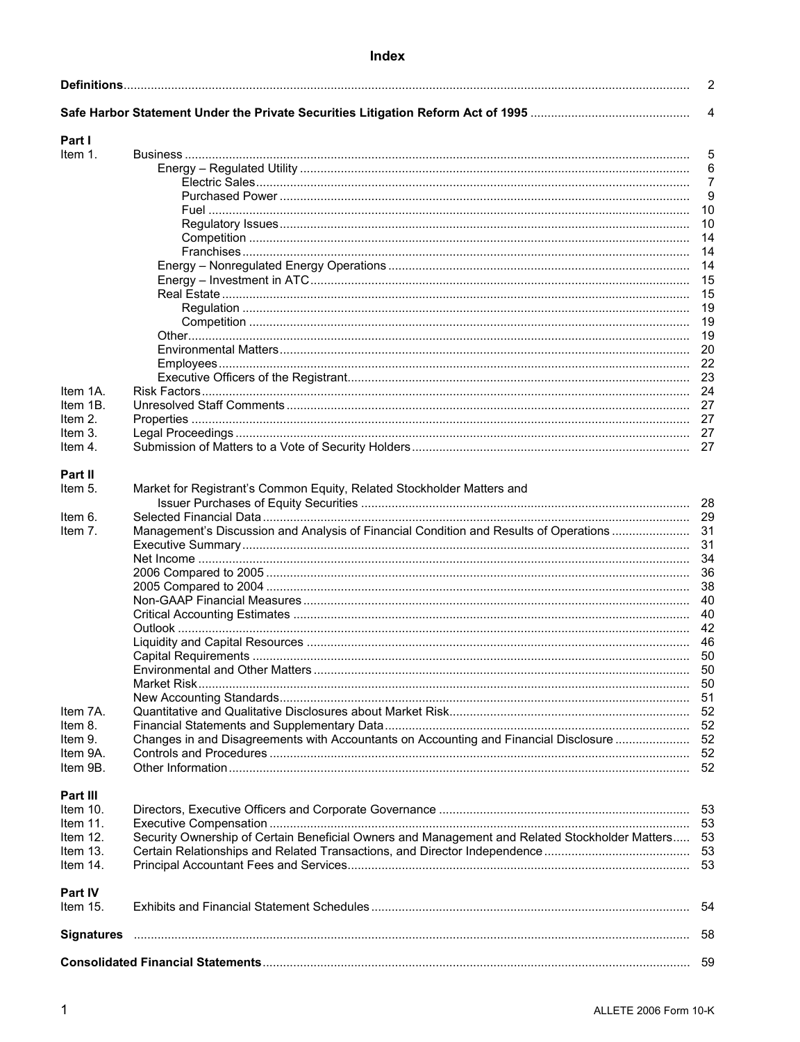# Index

| | | |
|---|---|---|
| **Definitions** | | 2 |
| **Safe Harbor Statement Under the Private Securities Litigation Reform Act of 1995** | | 4 |
| **Part I** | | |
| Item 1. | Business | 5 |
| | Energy – Regulated Utility | 6 |
| | Electric Sales | 7 |
| | Purchased Power | 9 |
| | Fuel | 10 |
| | Regulatory Issues | 10 |
| | Competition | 14 |
| | Franchises | 14 |
| | Energy – Nonregulated Energy Operations | 14 |
| | Energy – Investment in ATC | 15 |
| | Real Estate | 15 |
| | Regulation | 19 |
| | Competition | 19 |
| | Other | 19 |
| | Environmental Matters | 20 |
| | Employees | 22 |
| | Executive Officers of the Registrant | 23 |
| Item 1A. | Risk Factors | 24 |
| Item 1B. | Unresolved Staff Comments | 27 |
| Item 2. | Properties | 27 |
| Item 3. | Legal Proceedings | 27 |
| Item 4. | Submission of Matters to a Vote of Security Holders | 27 |
| **Part II** | | |
| Item 5. | Market for Registrant's Common Equity, Related Stockholder Matters and Issuer Purchases of Equity Securities | 28 |
| Item 6. | Selected Financial Data | 29 |
| Item 7. | Management's Discussion and Analysis of Financial Condition and Results of Operations | 31 |
| | Executive Summary | 31 |
| | Net Income | 34 |
| | 2006 Compared to 2005 | 36 |
| | 2005 Compared to 2004 | 38 |
| | Non-GAAP Financial Measures | 40 |
| | Critical Accounting Estimates | 40 |
| | Outlook | 42 |
| | Liquidity and Capital Resources | 46 |
| | Capital Requirements | 50 |
| | Environmental and Other Matters | 50 |
| | Market Risk | 50 |
| | New Accounting Standards | 51 |
| Item 7A. | Quantitative and Qualitative Disclosures about Market Risk | 52 |
| Item 8. | Financial Statements and Supplementary Data | 52 |
| Item 9. | Changes in and Disagreements with Accountants on Accounting and Financial Disclosure | 52 |
| Item 9A. | Controls and Procedures | 52 |
| Item 9B. | Other Information | 52 |
| **Part III** | | |
| Item 10. | Directors, Executive Officers and Corporate Governance | 53 |
| Item 11. | Executive Compensation | 53 |
| Item 12. | Security Ownership of Certain Beneficial Owners and Management and Related Stockholder Matters | 53 |
| Item 13. | Certain Relationships and Related Transactions, and Director Independence | 53 |
| Item 14. | Principal Accountant Fees and Services | 53 |
| **Part IV** | | |
| Item 15. | Exhibits and Financial Statement Schedules | 54 |
| **Signatures** | | 58 |
| **Consolidated Financial Statements** | | 59 |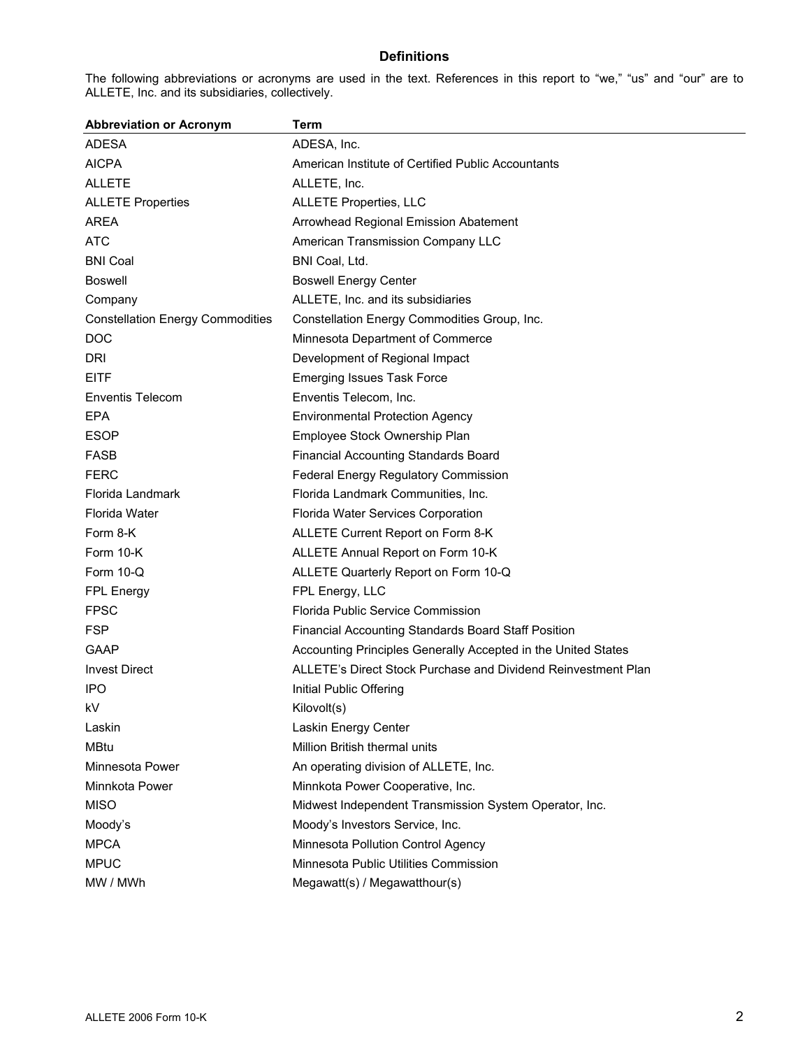## Definitions

The following abbreviations or acronyms are used in the text. References in this report to "we," "us" and "our" are to ALLETE, Inc. and its subsidiaries, collectively.

| Abbreviation or Acronym | Term |
|---|---|
| ADESA | ADESA, Inc. |
| AICPA | American Institute of Certified Public Accountants |
| ALLETE | ALLETE, Inc. |
| ALLETE Properties | ALLETE Properties, LLC |
| AREA | Arrowhead Regional Emission Abatement |
| ATC | American Transmission Company LLC |
| BNI Coal | BNI Coal, Ltd. |
| Boswell | Boswell Energy Center |
| Company | ALLETE, Inc. and its subsidiaries |
| Constellation Energy Commodities | Constellation Energy Commodities Group, Inc. |
| DOC | Minnesota Department of Commerce |
| DRI | Development of Regional Impact |
| EITF | Emerging Issues Task Force |
| Enventis Telecom | Enventis Telecom, Inc. |
| EPA | Environmental Protection Agency |
| ESOP | Employee Stock Ownership Plan |
| FASB | Financial Accounting Standards Board |
| FERC | Federal Energy Regulatory Commission |
| Florida Landmark | Florida Landmark Communities, Inc. |
| Florida Water | Florida Water Services Corporation |
| Form 8-K | ALLETE Current Report on Form 8-K |
| Form 10-K | ALLETE Annual Report on Form 10-K |
| Form 10-Q | ALLETE Quarterly Report on Form 10-Q |
| FPL Energy | FPL Energy, LLC |
| FPSC | Florida Public Service Commission |
| FSP | Financial Accounting Standards Board Staff Position |
| GAAP | Accounting Principles Generally Accepted in the United States |
| Invest Direct | ALLETE's Direct Stock Purchase and Dividend Reinvestment Plan |
| IPO | Initial Public Offering |
| kV | Kilovolt(s) |
| Laskin | Laskin Energy Center |
| MBtu | Million British thermal units |
| Minnesota Power | An operating division of ALLETE, Inc. |
| Minnkota Power | Minnkota Power Cooperative, Inc. |
| MISO | Midwest Independent Transmission System Operator, Inc. |
| Moody's | Moody's Investors Service, Inc. |
| MPCA | Minnesota Pollution Control Agency |
| MPUC | Minnesota Public Utilities Commission |
| MW / MWh | Megawatt(s) / Megawatthour(s) |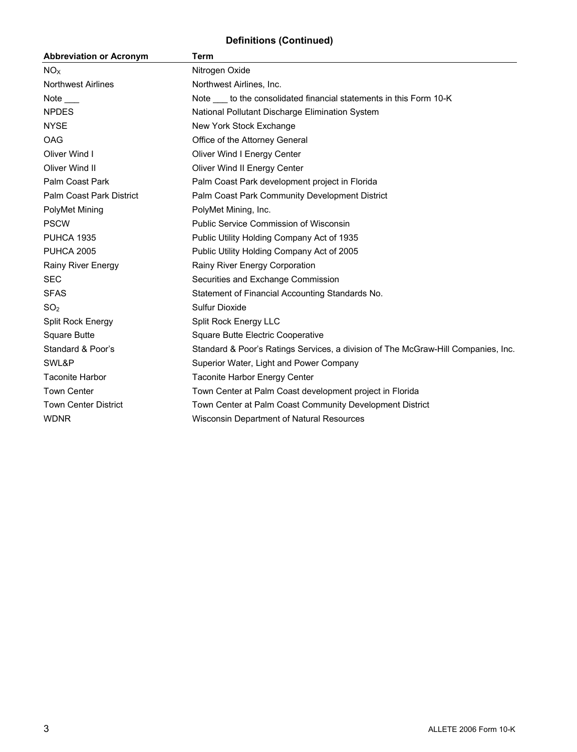## Definitions (Continued)

| Abbreviation or Acronym | Term |
|---|---|
| $NO_X$ | Nitrogen Oxide |
| Northwest Airlines | Northwest Airlines, Inc. |
| Note ___ | Note ___ to the consolidated financial statements in this Form 10-K |
| NPDES | National Pollutant Discharge Elimination System |
| NYSE | New York Stock Exchange |
| OAG | Office of the Attorney General |
| Oliver Wind I | Oliver Wind I Energy Center |
| Oliver Wind II | Oliver Wind II Energy Center |
| Palm Coast Park | Palm Coast Park development project in Florida |
| Palm Coast Park District | Palm Coast Park Community Development District |
| PolyMet Mining | PolyMet Mining, Inc. |
| PSCW | Public Service Commission of Wisconsin |
| PUHCA 1935 | Public Utility Holding Company Act of 1935 |
| PUHCA 2005 | Public Utility Holding Company Act of 2005 |
| Rainy River Energy | Rainy River Energy Corporation |
| SEC | Securities and Exchange Commission |
| SFAS | Statement of Financial Accounting Standards No. |
| $SO_2$ | Sulfur Dioxide |
| Split Rock Energy | Split Rock Energy LLC |
| Square Butte | Square Butte Electric Cooperative |
| Standard & Poor's | Standard & Poor's Ratings Services, a division of The McGraw-Hill Companies, Inc. |
| SWL&P | Superior Water, Light and Power Company |
| Taconite Harbor | Taconite Harbor Energy Center |
| Town Center | Town Center at Palm Coast development project in Florida |
| Town Center District | Town Center at Palm Coast Community Development District |
| WDNR | Wisconsin Department of Natural Resources |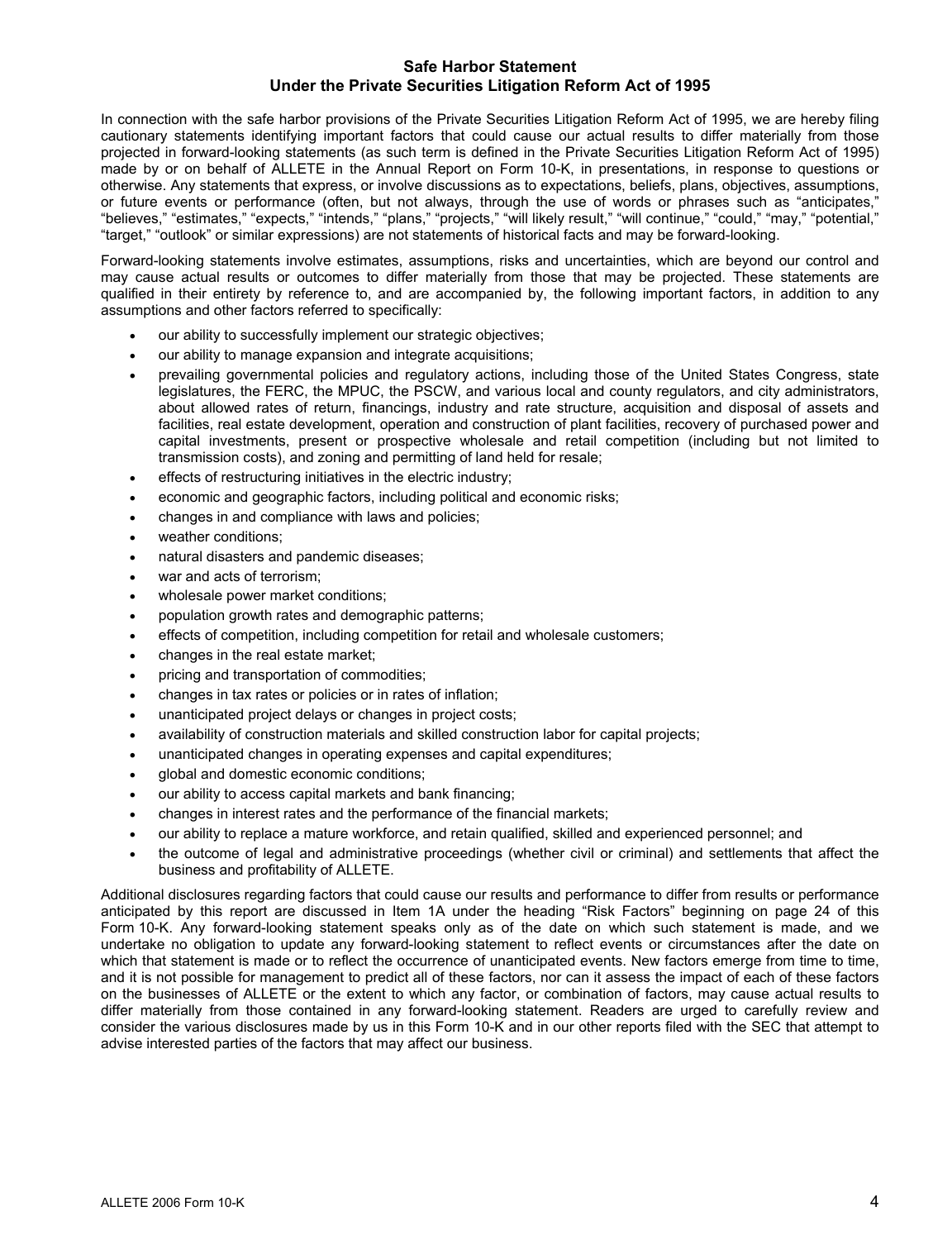## Safe Harbor Statement
## Under the Private Securities Litigation Reform Act of 1995

In connection with the safe harbor provisions of the Private Securities Litigation Reform Act of 1995, we are hereby filing cautionary statements identifying important factors that could cause our actual results to differ materially from those projected in forward-looking statements (as such term is defined in the Private Securities Litigation Reform Act of 1995) made by or on behalf of ALLETE in the Annual Report on Form 10-K, in presentations, in response to questions or otherwise. Any statements that express, or involve discussions as to expectations, beliefs, plans, objectives, assumptions, or future events or performance (often, but not always, through the use of words or phrases such as "anticipates," "believes," "estimates," "expects," "intends," "plans," "projects," "will likely result," "will continue," "could," "may," "potential," "target," "outlook" or similar expressions) are not statements of historical facts and may be forward-looking.

Forward-looking statements involve estimates, assumptions, risks and uncertainties, which are beyond our control and may cause actual results or outcomes to differ materially from those that may be projected. These statements are qualified in their entirety by reference to, and are accompanied by, the following important factors, in addition to any assumptions and other factors referred to specifically:

- our ability to successfully implement our strategic objectives;
- our ability to manage expansion and integrate acquisitions;
- prevailing governmental policies and regulatory actions, including those of the United States Congress, state legislatures, the FERC, the MPUC, the PSCW, and various local and county regulators, and city administrators, about allowed rates of return, financings, industry and rate structure, acquisition and disposal of assets and facilities, real estate development, operation and construction of plant facilities, recovery of purchased power and capital investments, present or prospective wholesale and retail competition (including but not limited to transmission costs), and zoning and permitting of land held for resale;
- effects of restructuring initiatives in the electric industry;
- economic and geographic factors, including political and economic risks;
- changes in and compliance with laws and policies;
- weather conditions;
- natural disasters and pandemic diseases;
- war and acts of terrorism;
- wholesale power market conditions;
- population growth rates and demographic patterns;
- effects of competition, including competition for retail and wholesale customers;
- changes in the real estate market;
- pricing and transportation of commodities;
- changes in tax rates or policies or in rates of inflation;
- unanticipated project delays or changes in project costs;
- availability of construction materials and skilled construction labor for capital projects;
- unanticipated changes in operating expenses and capital expenditures;
- global and domestic economic conditions;
- our ability to access capital markets and bank financing;
- changes in interest rates and the performance of the financial markets;
- our ability to replace a mature workforce, and retain qualified, skilled and experienced personnel; and
- the outcome of legal and administrative proceedings (whether civil or criminal) and settlements that affect the business and profitability of ALLETE.

Additional disclosures regarding factors that could cause our results and performance to differ from results or performance anticipated by this report are discussed in Item 1A under the heading "Risk Factors" beginning on page 24 of this Form 10-K. Any forward-looking statement speaks only as of the date on which such statement is made, and we undertake no obligation to update any forward-looking statement to reflect events or circumstances after the date on which that statement is made or to reflect the occurrence of unanticipated events. New factors emerge from time to time, and it is not possible for management to predict all of these factors, nor can it assess the impact of each of these factors on the businesses of ALLETE or the extent to which any factor, or combination of factors, may cause actual results to differ materially from those contained in any forward-looking statement. Readers are urged to carefully review and consider the various disclosures made by us in this Form 10-K and in our other reports filed with the SEC that attempt to advise interested parties of the factors that may affect our business.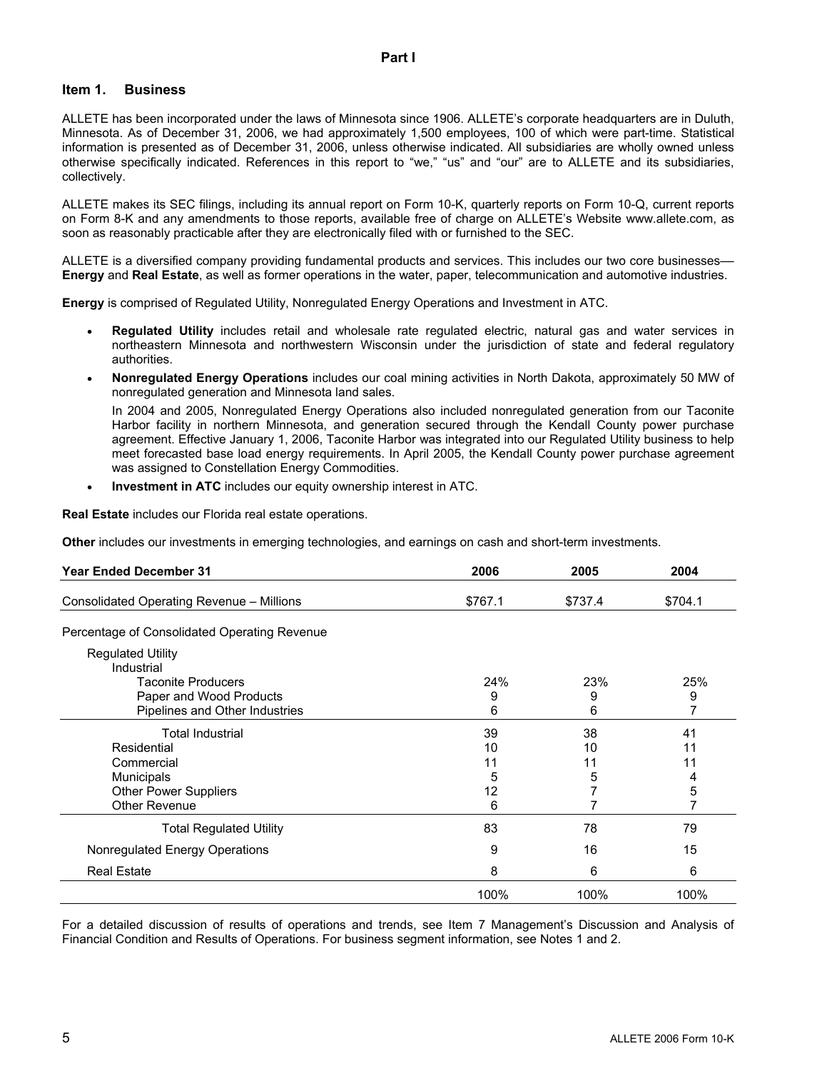# Part I

## Item 1. Business

ALLETE has been incorporated under the laws of Minnesota since 1906. ALLETE's corporate headquarters are in Duluth, Minnesota. As of December 31, 2006, we had approximately 1,500 employees, 100 of which were part-time. Statistical information is presented as of December 31, 2006, unless otherwise indicated. All subsidiaries are wholly owned unless otherwise specifically indicated. References in this report to "we," "us" and "our" are to ALLETE and its subsidiaries, collectively.

ALLETE makes its SEC filings, including its annual report on Form 10-K, quarterly reports on Form 10-Q, current reports on Form 8-K and any amendments to those reports, available free of charge on ALLETE's Website www.allete.com, as soon as reasonably practicable after they are electronically filed with or furnished to the SEC.

ALLETE is a diversified company providing fundamental products and services. This includes our two core businesses—**Energy** and **Real Estate**, as well as former operations in the water, paper, telecommunication and automotive industries.

**Energy** is comprised of Regulated Utility, Nonregulated Energy Operations and Investment in ATC.

- **Regulated Utility** includes retail and wholesale rate regulated electric, natural gas and water services in northeastern Minnesota and northwestern Wisconsin under the jurisdiction of state and federal regulatory authorities.
- **Nonregulated Energy Operations** includes our coal mining activities in North Dakota, approximately 50 MW of nonregulated generation and Minnesota land sales.

  In 2004 and 2005, Nonregulated Energy Operations also included nonregulated generation from our Taconite Harbor facility in northern Minnesota, and generation secured through the Kendall County power purchase agreement. Effective January 1, 2006, Taconite Harbor was integrated into our Regulated Utility business to help meet forecasted base load energy requirements. In April 2005, the Kendall County power purchase agreement was assigned to Constellation Energy Commodities.
- **Investment in ATC** includes our equity ownership interest in ATC.

**Real Estate** includes our Florida real estate operations.

**Other** includes our investments in emerging technologies, and earnings on cash and short-term investments.

| Year Ended December 31 | 2006 | 2005 | 2004 |
|---|---|---|---|
| Consolidated Operating Revenue – Millions | $767.1 | $737.4 | $704.1 |
| Percentage of Consolidated Operating Revenue | | | |
| Regulated Utility | | | |
| Industrial | | | |
| Taconite Producers | 24% | 23% | 25% |
| Paper and Wood Products | 9 | 9 | 9 |
| Pipelines and Other Industries | 6 | 6 | 7 |
| Total Industrial | 39 | 38 | 41 |
| Residential | 10 | 10 | 11 |
| Commercial | 11 | 11 | 11 |
| Municipals | 5 | 5 | 4 |
| Other Power Suppliers | 12 | 7 | 5 |
| Other Revenue | 6 | 7 | 7 |
| Total Regulated Utility | 83 | 78 | 79 |
| Nonregulated Energy Operations | 9 | 16 | 15 |
| Real Estate | 8 | 6 | 6 |
| | 100% | 100% | 100% |

For a detailed discussion of results of operations and trends, see Item 7 Management's Discussion and Analysis of Financial Condition and Results of Operations. For business segment information, see Notes 1 and 2.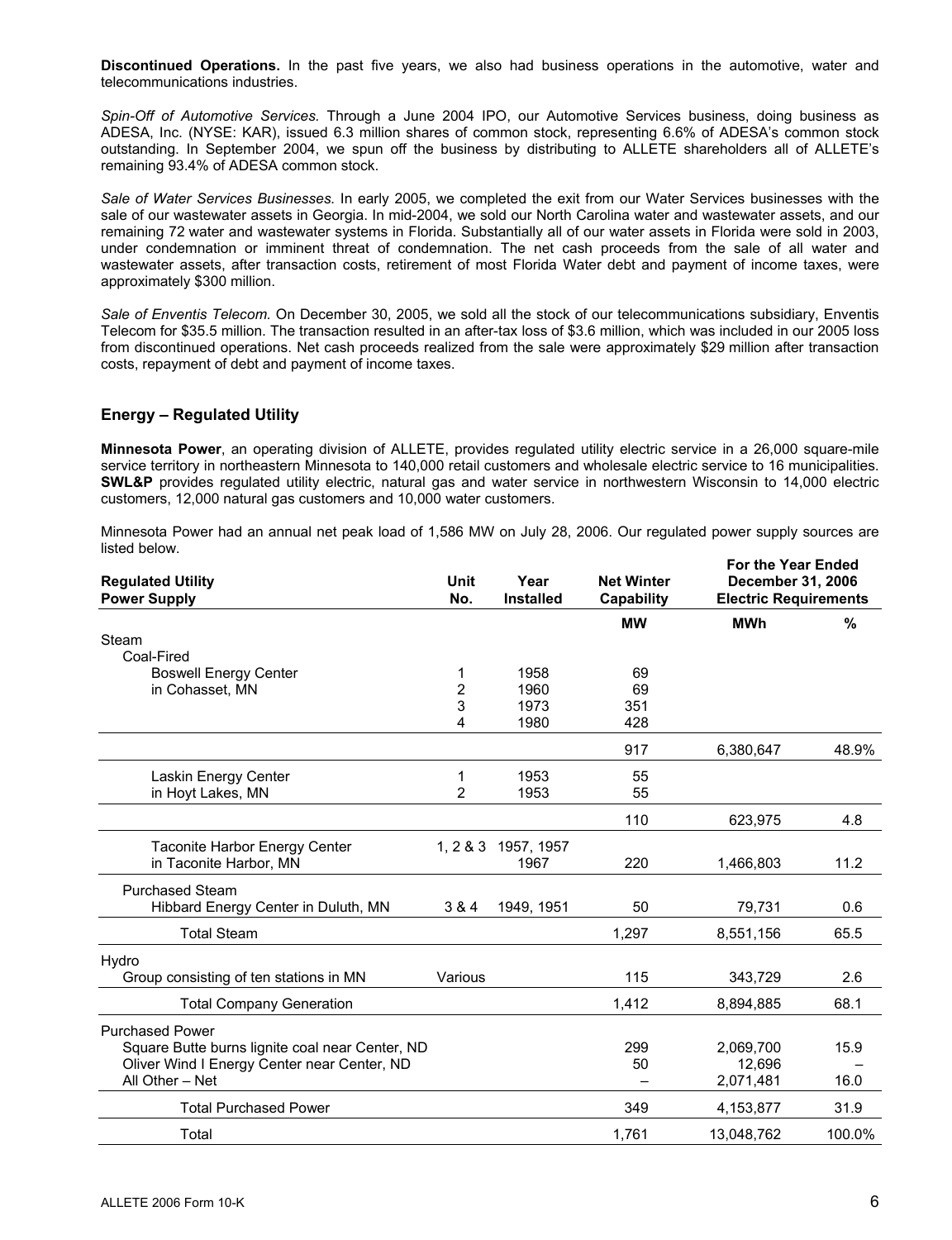**Discontinued Operations.** In the past five years, we also had business operations in the automotive, water and telecommunications industries.

*Spin-Off of Automotive Services.* Through a June 2004 IPO, our Automotive Services business, doing business as ADESA, Inc. (NYSE: KAR), issued 6.3 million shares of common stock, representing 6.6% of ADESA's common stock outstanding. In September 2004, we spun off the business by distributing to ALLETE shareholders all of ALLETE's remaining 93.4% of ADESA common stock.

*Sale of Water Services Businesses.* In early 2005, we completed the exit from our Water Services businesses with the sale of our wastewater assets in Georgia. In mid-2004, we sold our North Carolina water and wastewater assets, and our remaining 72 water and wastewater systems in Florida. Substantially all of our water assets in Florida were sold in 2003, under condemnation or imminent threat of condemnation. The net cash proceeds from the sale of all water and wastewater assets, after transaction costs, retirement of most Florida Water debt and payment of income taxes, were approximately $300 million.

*Sale of Enventis Telecom.* On December 30, 2005, we sold all the stock of our telecommunications subsidiary, Enventis Telecom for $35.5 million. The transaction resulted in an after-tax loss of $3.6 million, which was included in our 2005 loss from discontinued operations. Net cash proceeds realized from the sale were approximately $29 million after transaction costs, repayment of debt and payment of income taxes.

## Energy – Regulated Utility

**Minnesota Power**, an operating division of ALLETE, provides regulated utility electric service in a 26,000 square-mile service territory in northeastern Minnesota to 140,000 retail customers and wholesale electric service to 16 municipalities. **SWL&P** provides regulated utility electric, natural gas and water service in northwestern Wisconsin to 14,000 electric customers, 12,000 natural gas customers and 10,000 water customers.

Minnesota Power had an annual net peak load of 1,586 MW on July 28, 2006. Our regulated power supply sources are listed below.

| Regulated Utility Power Supply | Unit No. | Year Installed | Net Winter Capability | For the Year Ended December 31, 2006 Electric Requirements | |
|---|---|---|---|---|---|
| | | | MW | MWh | % |
| Steam | | | | | |
| Coal-Fired | | | | | |
| Boswell Energy Center | 1 | 1958 | 69 | | |
| in Cohasset, MN | 2 | 1960 | 69 | | |
| | 3 | 1973 | 351 | | |
| | 4 | 1980 | 428 | | |
| | | | 917 | 6,380,647 | 48.9% |
| Laskin Energy Center | 1 | 1953 | 55 | | |
| in Hoyt Lakes, MN | 2 | 1953 | 55 | | |
| | | | 110 | 623,975 | 4.8 |
| Taconite Harbor Energy Center in Taconite Harbor, MN | 1, 2 & 3 | 1957, 1957 1967 | 220 | 1,466,803 | 11.2 |
| Purchased Steam | | | | | |
| Hibbard Energy Center in Duluth, MN | 3 & 4 | 1949, 1951 | 50 | 79,731 | 0.6 |
| Total Steam | | | 1,297 | 8,551,156 | 65.5 |
| Hydro | | | | | |
| Group consisting of ten stations in MN | Various | | 115 | 343,729 | 2.6 |
| Total Company Generation | | | 1,412 | 8,894,885 | 68.1 |
| Purchased Power | | | | | |
| Square Butte burns lignite coal near Center, ND | | | 299 | 2,069,700 | 15.9 |
| Oliver Wind I Energy Center near Center, ND | | | 50 | 12,696 | – |
| All Other – Net | | | – | 2,071,481 | 16.0 |
| Total Purchased Power | | | 349 | 4,153,877 | 31.9 |
| Total | | | 1,761 | 13,048,762 | 100.0% |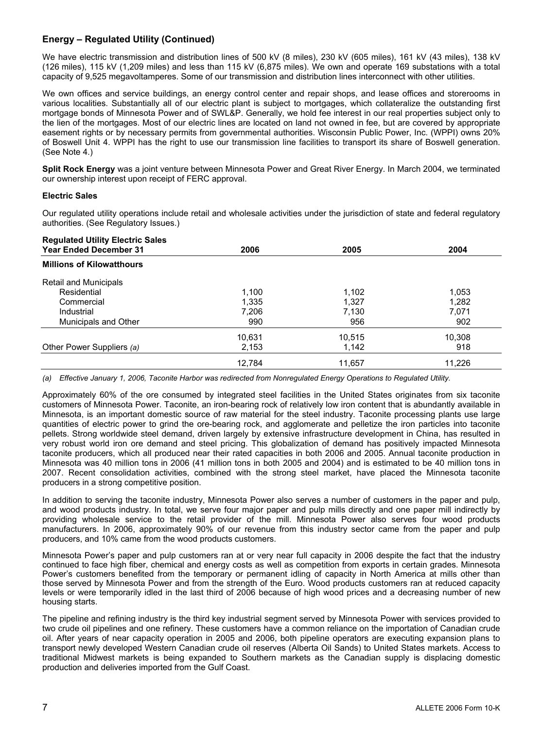## Energy – Regulated Utility (Continued)

We have electric transmission and distribution lines of 500 kV (8 miles), 230 kV (605 miles), 161 kV (43 miles), 138 kV (126 miles), 115 kV (1,209 miles) and less than 115 kV (6,875 miles). We own and operate 169 substations with a total capacity of 9,525 megavoltamperes. Some of our transmission and distribution lines interconnect with other utilities.

We own offices and service buildings, an energy control center and repair shops, and lease offices and storerooms in various localities. Substantially all of our electric plant is subject to mortgages, which collateralize the outstanding first mortgage bonds of Minnesota Power and of SWL&P. Generally, we hold fee interest in our real properties subject only to the lien of the mortgages. Most of our electric lines are located on land not owned in fee, but are covered by appropriate easement rights or by necessary permits from governmental authorities. Wisconsin Public Power, Inc. (WPPI) owns 20% of Boswell Unit 4. WPPI has the right to use our transmission line facilities to transport its share of Boswell generation. (See Note 4.)

**Split Rock Energy** was a joint venture between Minnesota Power and Great River Energy. In March 2004, we terminated our ownership interest upon receipt of FERC approval.

### Electric Sales

Our regulated utility operations include retail and wholesale activities under the jurisdiction of state and federal regulatory authorities. (See Regulatory Issues.)

| **Regulated Utility Electric Sales Year Ended December 31** | **2006** | **2005** | **2004** |
|---|---|---|---|
| **Millions of Kilowatthours** | | | |
| Retail and Municipals | | | |
| Residential | 1,100 | 1,102 | 1,053 |
| Commercial | 1,335 | 1,327 | 1,282 |
| Industrial | 7,206 | 7,130 | 7,071 |
| Municipals and Other | 990 | 956 | 902 |
| | 10,631 | 10,515 | 10,308 |
| Other Power Suppliers *(a)* | 2,153 | 1,142 | 918 |
| | 12,784 | 11,657 | 11,226 |

*(a) Effective January 1, 2006, Taconite Harbor was redirected from Nonregulated Energy Operations to Regulated Utility.*

Approximately 60% of the ore consumed by integrated steel facilities in the United States originates from six taconite customers of Minnesota Power. Taconite, an iron-bearing rock of relatively low iron content that is abundantly available in Minnesota, is an important domestic source of raw material for the steel industry. Taconite processing plants use large quantities of electric power to grind the ore-bearing rock, and agglomerate and pelletize the iron particles into taconite pellets. Strong worldwide steel demand, driven largely by extensive infrastructure development in China, has resulted in very robust world iron ore demand and steel pricing. This globalization of demand has positively impacted Minnesota taconite producers, which all produced near their rated capacities in both 2006 and 2005. Annual taconite production in Minnesota was 40 million tons in 2006 (41 million tons in both 2005 and 2004) and is estimated to be 40 million tons in 2007. Recent consolidation activities, combined with the strong steel market, have placed the Minnesota taconite producers in a strong competitive position.

In addition to serving the taconite industry, Minnesota Power also serves a number of customers in the paper and pulp, and wood products industry. In total, we serve four major paper and pulp mills directly and one paper mill indirectly by providing wholesale service to the retail provider of the mill. Minnesota Power also serves four wood products manufacturers. In 2006, approximately 90% of our revenue from this industry sector came from the paper and pulp producers, and 10% came from the wood products customers.

Minnesota Power's paper and pulp customers ran at or very near full capacity in 2006 despite the fact that the industry continued to face high fiber, chemical and energy costs as well as competition from exports in certain grades. Minnesota Power's customers benefited from the temporary or permanent idling of capacity in North America at mills other than those served by Minnesota Power and from the strength of the Euro. Wood products customers ran at reduced capacity levels or were temporarily idled in the last third of 2006 because of high wood prices and a decreasing number of new housing starts.

The pipeline and refining industry is the third key industrial segment served by Minnesota Power with services provided to two crude oil pipelines and one refinery. These customers have a common reliance on the importation of Canadian crude oil. After years of near capacity operation in 2005 and 2006, both pipeline operators are executing expansion plans to transport newly developed Western Canadian crude oil reserves (Alberta Oil Sands) to United States markets. Access to traditional Midwest markets is being expanded to Southern markets as the Canadian supply is displacing domestic production and deliveries imported from the Gulf Coast.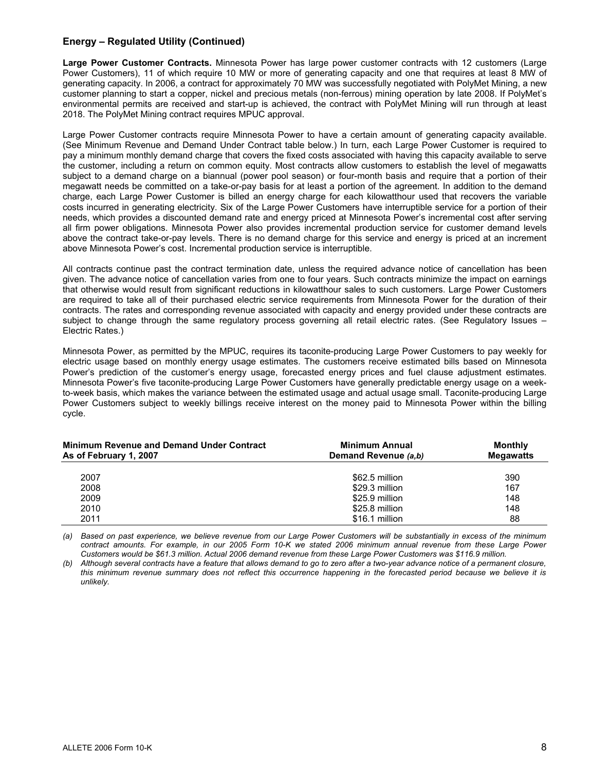## Energy – Regulated Utility (Continued)

**Large Power Customer Contracts.** Minnesota Power has large power customer contracts with 12 customers (Large Power Customers), 11 of which require 10 MW or more of generating capacity and one that requires at least 8 MW of generating capacity. In 2006, a contract for approximately 70 MW was successfully negotiated with PolyMet Mining, a new customer planning to start a copper, nickel and precious metals (non-ferrous) mining operation by late 2008. If PolyMet's environmental permits are received and start-up is achieved, the contract with PolyMet Mining will run through at least 2018. The PolyMet Mining contract requires MPUC approval.

Large Power Customer contracts require Minnesota Power to have a certain amount of generating capacity available. (See Minimum Revenue and Demand Under Contract table below.) In turn, each Large Power Customer is required to pay a minimum monthly demand charge that covers the fixed costs associated with having this capacity available to serve the customer, including a return on common equity. Most contracts allow customers to establish the level of megawatts subject to a demand charge on a biannual (power pool season) or four-month basis and require that a portion of their megawatt needs be committed on a take-or-pay basis for at least a portion of the agreement. In addition to the demand charge, each Large Power Customer is billed an energy charge for each kilowatthour used that recovers the variable costs incurred in generating electricity. Six of the Large Power Customers have interruptible service for a portion of their needs, which provides a discounted demand rate and energy priced at Minnesota Power's incremental cost after serving all firm power obligations. Minnesota Power also provides incremental production service for customer demand levels above the contract take-or-pay levels. There is no demand charge for this service and energy is priced at an increment above Minnesota Power's cost. Incremental production service is interruptible.

All contracts continue past the contract termination date, unless the required advance notice of cancellation has been given. The advance notice of cancellation varies from one to four years. Such contracts minimize the impact on earnings that otherwise would result from significant reductions in kilowatthour sales to such customers. Large Power Customers are required to take all of their purchased electric service requirements from Minnesota Power for the duration of their contracts. The rates and corresponding revenue associated with capacity and energy provided under these contracts are subject to change through the same regulatory process governing all retail electric rates. (See Regulatory Issues – Electric Rates.)

Minnesota Power, as permitted by the MPUC, requires its taconite-producing Large Power Customers to pay weekly for electric usage based on monthly energy usage estimates. The customers receive estimated bills based on Minnesota Power's prediction of the customer's energy usage, forecasted energy prices and fuel clause adjustment estimates. Minnesota Power's five taconite-producing Large Power Customers have generally predictable energy usage on a week-to-week basis, which makes the variance between the estimated usage and actual usage small. Taconite-producing Large Power Customers subject to weekly billings receive interest on the money paid to Minnesota Power within the billing cycle.

| **Minimum Revenue and Demand Under Contract As of February 1, 2007** | **Minimum Annual Demand Revenue** *(a,b)* | **Monthly Megawatts** |
|---|---|---|
| 2007 | $62.5 million | 390 |
| 2008 | $29.3 million | 167 |
| 2009 | $25.9 million | 148 |
| 2010 | $25.8 million | 148 |
| 2011 | $16.1 million | 88 |

*(a) Based on past experience, we believe revenue from our Large Power Customers will be substantially in excess of the minimum contract amounts. For example, in our 2005 Form 10-K we stated 2006 minimum annual revenue from these Large Power Customers would be $61.3 million. Actual 2006 demand revenue from these Large Power Customers was $116.9 million.*

*(b) Although several contracts have a feature that allows demand to go to zero after a two-year advance notice of a permanent closure, this minimum revenue summary does not reflect this occurrence happening in the forecasted period because we believe it is unlikely.*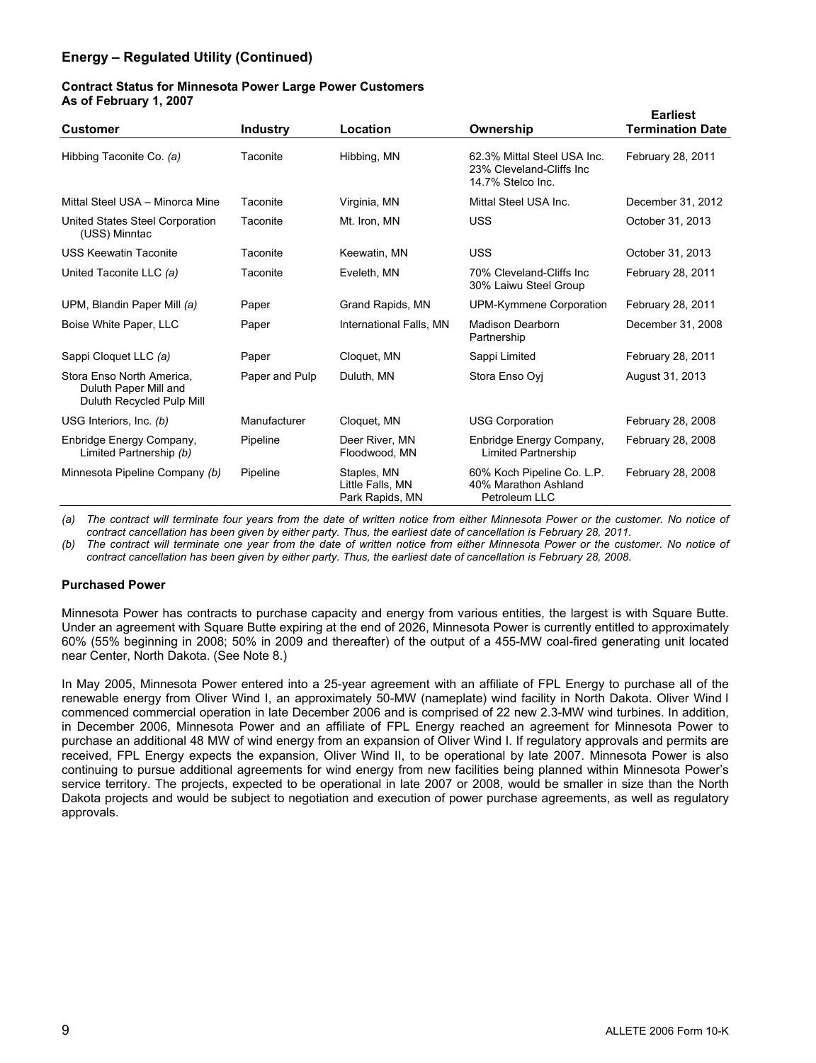## Energy – Regulated Utility (Continued)

**Contract Status for Minnesota Power Large Power Customers**
**As of February 1, 2007**

| Customer | Industry | Location | Ownership | Earliest Termination Date |
|---|---|---|---|---|
| Hibbing Taconite Co. *(a)* | Taconite | Hibbing, MN | 62.3% Mittal Steel USA Inc. 23% Cleveland-Cliffs Inc 14.7% Stelco Inc. | February 28, 2011 |
| Mittal Steel USA – Minorca Mine | Taconite | Virginia, MN | Mittal Steel USA Inc. | December 31, 2012 |
| United States Steel Corporation (USS) Minntac | Taconite | Mt. Iron, MN | USS | October 31, 2013 |
| USS Keewatin Taconite | Taconite | Keewatin, MN | USS | October 31, 2013 |
| United Taconite LLC *(a)* | Taconite | Eveleth, MN | 70% Cleveland-Cliffs Inc 30% Laiwu Steel Group | February 28, 2011 |
| UPM, Blandin Paper Mill *(a)* | Paper | Grand Rapids, MN | UPM-Kymmene Corporation | February 28, 2011 |
| Boise White Paper, LLC | Paper | International Falls, MN | Madison Dearborn Partnership | December 31, 2008 |
| Sappi Cloquet LLC *(a)* | Paper | Cloquet, MN | Sappi Limited | February 28, 2011 |
| Stora Enso North America, Duluth Paper Mill and Duluth Recycled Pulp Mill | Paper and Pulp | Duluth, MN | Stora Enso Oyj | August 31, 2013 |
| USG Interiors, Inc. *(b)* | Manufacturer | Cloquet, MN | USG Corporation | February 28, 2008 |
| Enbridge Energy Company, Limited Partnership *(b)* | Pipeline | Deer River, MN Floodwood, MN | Enbridge Energy Company, Limited Partnership | February 28, 2008 |
| Minnesota Pipeline Company *(b)* | Pipeline | Staples, MN Little Falls, MN Park Rapids, MN | 60% Koch Pipeline Co. L.P. 40% Marathon Ashland Petroleum LLC | February 28, 2008 |

*(a) The contract will terminate four years from the date of written notice from either Minnesota Power or the customer. No notice of contract cancellation has been given by either party. Thus, the earliest date of cancellation is February 28, 2011.*

*(b) The contract will terminate one year from the date of written notice from either Minnesota Power or the customer. No notice of contract cancellation has been given by either party. Thus, the earliest date of cancellation is February 28, 2008.*

**Purchased Power**

Minnesota Power has contracts to purchase capacity and energy from various entities, the largest is with Square Butte. Under an agreement with Square Butte expiring at the end of 2026, Minnesota Power is currently entitled to approximately 60% (55% beginning in 2008; 50% in 2009 and thereafter) of the output of a 455-MW coal-fired generating unit located near Center, North Dakota. (See Note 8.)

In May 2005, Minnesota Power entered into a 25-year agreement with an affiliate of FPL Energy to purchase all of the renewable energy from Oliver Wind I, an approximately 50-MW (nameplate) wind facility in North Dakota. Oliver Wind I commenced commercial operation in late December 2006 and is comprised of 22 new 2.3-MW wind turbines. In addition, in December 2006, Minnesota Power and an affiliate of FPL Energy reached an agreement for Minnesota Power to purchase an additional 48 MW of wind energy from an expansion of Oliver Wind I. If regulatory approvals and permits are received, FPL Energy expects the expansion, Oliver Wind II, to be operational by late 2007. Minnesota Power is also continuing to pursue additional agreements for wind energy from new facilities being planned within Minnesota Power's service territory. The projects, expected to be operational in late 2007 or 2008, would be smaller in size than the North Dakota projects and would be subject to negotiation and execution of power purchase agreements, as well as regulatory approvals.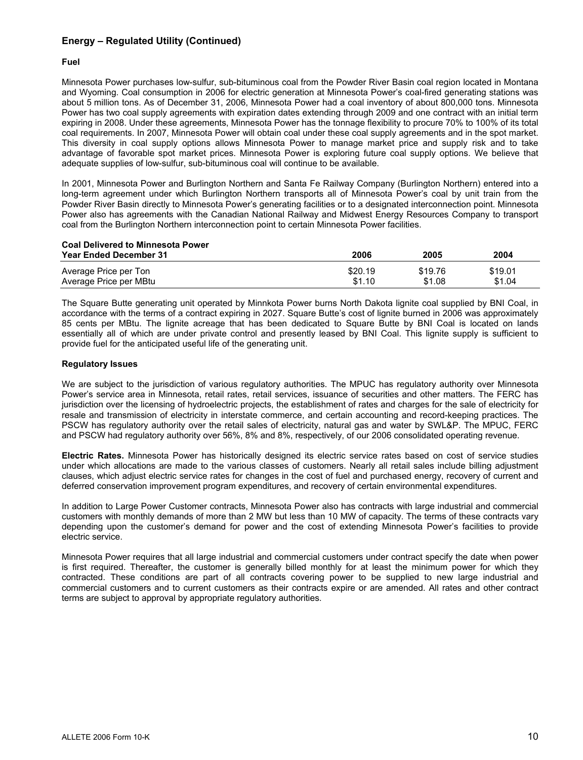## Energy – Regulated Utility (Continued)

**Fuel**

Minnesota Power purchases low-sulfur, sub-bituminous coal from the Powder River Basin coal region located in Montana and Wyoming. Coal consumption in 2006 for electric generation at Minnesota Power's coal-fired generating stations was about 5 million tons. As of December 31, 2006, Minnesota Power had a coal inventory of about 800,000 tons. Minnesota Power has two coal supply agreements with expiration dates extending through 2009 and one contract with an initial term expiring in 2008. Under these agreements, Minnesota Power has the tonnage flexibility to procure 70% to 100% of its total coal requirements. In 2007, Minnesota Power will obtain coal under these coal supply agreements and in the spot market. This diversity in coal supply options allows Minnesota Power to manage market price and supply risk and to take advantage of favorable spot market prices. Minnesota Power is exploring future coal supply options. We believe that adequate supplies of low-sulfur, sub-bituminous coal will continue to be available.

In 2001, Minnesota Power and Burlington Northern and Santa Fe Railway Company (Burlington Northern) entered into a long-term agreement under which Burlington Northern transports all of Minnesota Power's coal by unit train from the Powder River Basin directly to Minnesota Power's generating facilities or to a designated interconnection point. Minnesota Power also has agreements with the Canadian National Railway and Midwest Energy Resources Company to transport coal from the Burlington Northern interconnection point to certain Minnesota Power facilities.

| **Coal Delivered to Minnesota Power**<br>**Year Ended December 31** | **2006** | **2005** | **2004** |
|---|---|---|---|
| Average Price per Ton | $20.19 | $19.76 | $19.01 |
| Average Price per MBtu | $1.10 | $1.08 | $1.04 |

The Square Butte generating unit operated by Minnkota Power burns North Dakota lignite coal supplied by BNI Coal, in accordance with the terms of a contract expiring in 2027. Square Butte's cost of lignite burned in 2006 was approximately 85 cents per MBtu. The lignite acreage that has been dedicated to Square Butte by BNI Coal is located on lands essentially all of which are under private control and presently leased by BNI Coal. This lignite supply is sufficient to provide fuel for the anticipated useful life of the generating unit.

**Regulatory Issues**

We are subject to the jurisdiction of various regulatory authorities. The MPUC has regulatory authority over Minnesota Power's service area in Minnesota, retail rates, retail services, issuance of securities and other matters. The FERC has jurisdiction over the licensing of hydroelectric projects, the establishment of rates and charges for the sale of electricity for resale and transmission of electricity in interstate commerce, and certain accounting and record-keeping practices. The PSCW has regulatory authority over the retail sales of electricity, natural gas and water by SWL&P. The MPUC, FERC and PSCW had regulatory authority over 56%, 8% and 8%, respectively, of our 2006 consolidated operating revenue.

**Electric Rates.** Minnesota Power has historically designed its electric service rates based on cost of service studies under which allocations are made to the various classes of customers. Nearly all retail sales include billing adjustment clauses, which adjust electric service rates for changes in the cost of fuel and purchased energy, recovery of current and deferred conservation improvement program expenditures, and recovery of certain environmental expenditures.

In addition to Large Power Customer contracts, Minnesota Power also has contracts with large industrial and commercial customers with monthly demands of more than 2 MW but less than 10 MW of capacity. The terms of these contracts vary depending upon the customer's demand for power and the cost of extending Minnesota Power's facilities to provide electric service.

Minnesota Power requires that all large industrial and commercial customers under contract specify the date when power is first required. Thereafter, the customer is generally billed monthly for at least the minimum power for which they contracted. These conditions are part of all contracts covering power to be supplied to new large industrial and commercial customers and to current customers as their contracts expire or are amended. All rates and other contract terms are subject to approval by appropriate regulatory authorities.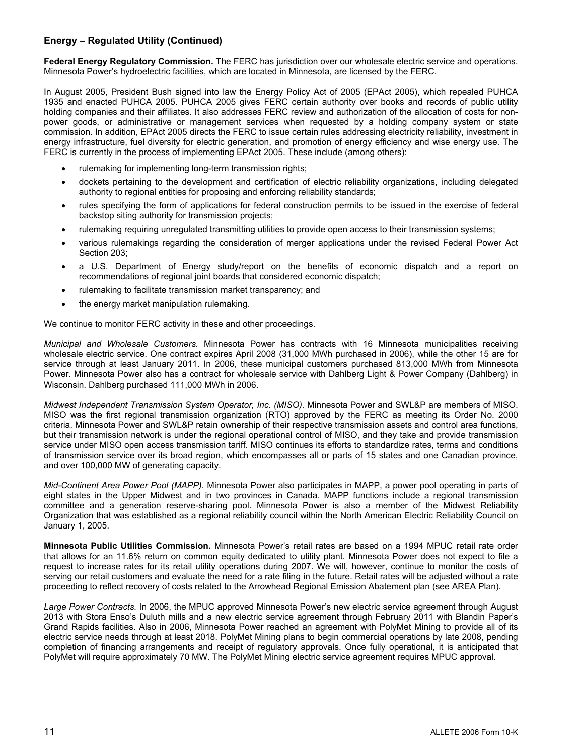## Energy – Regulated Utility (Continued)

**Federal Energy Regulatory Commission.** The FERC has jurisdiction over our wholesale electric service and operations. Minnesota Power's hydroelectric facilities, which are located in Minnesota, are licensed by the FERC.

In August 2005, President Bush signed into law the Energy Policy Act of 2005 (EPAct 2005), which repealed PUHCA 1935 and enacted PUHCA 2005. PUHCA 2005 gives FERC certain authority over books and records of public utility holding companies and their affiliates. It also addresses FERC review and authorization of the allocation of costs for non-power goods, or administrative or management services when requested by a holding company system or state commission. In addition, EPAct 2005 directs the FERC to issue certain rules addressing electricity reliability, investment in energy infrastructure, fuel diversity for electric generation, and promotion of energy efficiency and wise energy use. The FERC is currently in the process of implementing EPAct 2005. These include (among others):

- rulemaking for implementing long-term transmission rights;
- dockets pertaining to the development and certification of electric reliability organizations, including delegated authority to regional entities for proposing and enforcing reliability standards;
- rules specifying the form of applications for federal construction permits to be issued in the exercise of federal backstop siting authority for transmission projects;
- rulemaking requiring unregulated transmitting utilities to provide open access to their transmission systems;
- various rulemakings regarding the consideration of merger applications under the revised Federal Power Act Section 203;
- a U.S. Department of Energy study/report on the benefits of economic dispatch and a report on recommendations of regional joint boards that considered economic dispatch;
- rulemaking to facilitate transmission market transparency; and
- the energy market manipulation rulemaking.

We continue to monitor FERC activity in these and other proceedings.

*Municipal and Wholesale Customers.* Minnesota Power has contracts with 16 Minnesota municipalities receiving wholesale electric service. One contract expires April 2008 (31,000 MWh purchased in 2006), while the other 15 are for service through at least January 2011. In 2006, these municipal customers purchased 813,000 MWh from Minnesota Power. Minnesota Power also has a contract for wholesale service with Dahlberg Light & Power Company (Dahlberg) in Wisconsin. Dahlberg purchased 111,000 MWh in 2006.

*Midwest Independent Transmission System Operator, Inc. (MISO).* Minnesota Power and SWL&P are members of MISO. MISO was the first regional transmission organization (RTO) approved by the FERC as meeting its Order No. 2000 criteria. Minnesota Power and SWL&P retain ownership of their respective transmission assets and control area functions, but their transmission network is under the regional operational control of MISO, and they take and provide transmission service under MISO open access transmission tariff. MISO continues its efforts to standardize rates, terms and conditions of transmission service over its broad region, which encompasses all or parts of 15 states and one Canadian province, and over 100,000 MW of generating capacity.

*Mid-Continent Area Power Pool (MAPP).* Minnesota Power also participates in MAPP, a power pool operating in parts of eight states in the Upper Midwest and in two provinces in Canada. MAPP functions include a regional transmission committee and a generation reserve-sharing pool. Minnesota Power is also a member of the Midwest Reliability Organization that was established as a regional reliability council within the North American Electric Reliability Council on January 1, 2005.

**Minnesota Public Utilities Commission.** Minnesota Power's retail rates are based on a 1994 MPUC retail rate order that allows for an 11.6% return on common equity dedicated to utility plant. Minnesota Power does not expect to file a request to increase rates for its retail utility operations during 2007. We will, however, continue to monitor the costs of serving our retail customers and evaluate the need for a rate filing in the future. Retail rates will be adjusted without a rate proceeding to reflect recovery of costs related to the Arrowhead Regional Emission Abatement plan (see AREA Plan).

*Large Power Contracts.* In 2006, the MPUC approved Minnesota Power's new electric service agreement through August 2013 with Stora Enso's Duluth mills and a new electric service agreement through February 2011 with Blandin Paper's Grand Rapids facilities. Also in 2006, Minnesota Power reached an agreement with PolyMet Mining to provide all of its electric service needs through at least 2018. PolyMet Mining plans to begin commercial operations by late 2008, pending completion of financing arrangements and receipt of regulatory approvals. Once fully operational, it is anticipated that PolyMet will require approximately 70 MW. The PolyMet Mining electric service agreement requires MPUC approval.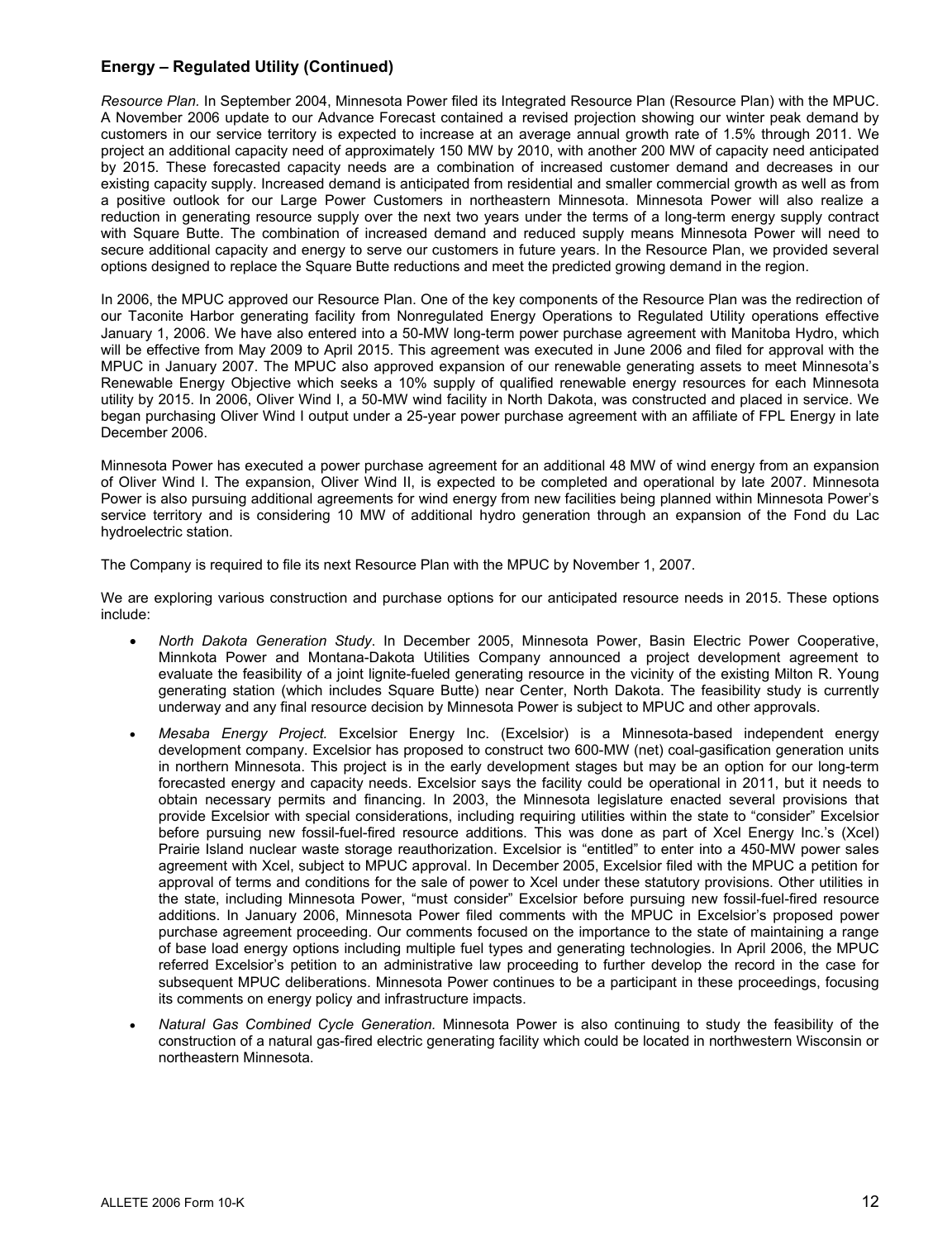## Energy – Regulated Utility (Continued)

*Resource Plan.* In September 2004, Minnesota Power filed its Integrated Resource Plan (Resource Plan) with the MPUC. A November 2006 update to our Advance Forecast contained a revised projection showing our winter peak demand by customers in our service territory is expected to increase at an average annual growth rate of 1.5% through 2011. We project an additional capacity need of approximately 150 MW by 2010, with another 200 MW of capacity need anticipated by 2015. These forecasted capacity needs are a combination of increased customer demand and decreases in our existing capacity supply. Increased demand is anticipated from residential and smaller commercial growth as well as from a positive outlook for our Large Power Customers in northeastern Minnesota. Minnesota Power will also realize a reduction in generating resource supply over the next two years under the terms of a long-term energy supply contract with Square Butte. The combination of increased demand and reduced supply means Minnesota Power will need to secure additional capacity and energy to serve our customers in future years. In the Resource Plan, we provided several options designed to replace the Square Butte reductions and meet the predicted growing demand in the region.

In 2006, the MPUC approved our Resource Plan. One of the key components of the Resource Plan was the redirection of our Taconite Harbor generating facility from Nonregulated Energy Operations to Regulated Utility operations effective January 1, 2006. We have also entered into a 50-MW long-term power purchase agreement with Manitoba Hydro, which will be effective from May 2009 to April 2015. This agreement was executed in June 2006 and filed for approval with the MPUC in January 2007. The MPUC also approved expansion of our renewable generating assets to meet Minnesota's Renewable Energy Objective which seeks a 10% supply of qualified renewable energy resources for each Minnesota utility by 2015. In 2006, Oliver Wind I, a 50-MW wind facility in North Dakota, was constructed and placed in service. We began purchasing Oliver Wind I output under a 25-year power purchase agreement with an affiliate of FPL Energy in late December 2006.

Minnesota Power has executed a power purchase agreement for an additional 48 MW of wind energy from an expansion of Oliver Wind I. The expansion, Oliver Wind II, is expected to be completed and operational by late 2007. Minnesota Power is also pursuing additional agreements for wind energy from new facilities being planned within Minnesota Power's service territory and is considering 10 MW of additional hydro generation through an expansion of the Fond du Lac hydroelectric station.

The Company is required to file its next Resource Plan with the MPUC by November 1, 2007.

We are exploring various construction and purchase options for our anticipated resource needs in 2015. These options include:

- *North Dakota Generation Study*. In December 2005, Minnesota Power, Basin Electric Power Cooperative, Minnkota Power and Montana-Dakota Utilities Company announced a project development agreement to evaluate the feasibility of a joint lignite-fueled generating resource in the vicinity of the existing Milton R. Young generating station (which includes Square Butte) near Center, North Dakota. The feasibility study is currently underway and any final resource decision by Minnesota Power is subject to MPUC and other approvals.
- *Mesaba Energy Project.* Excelsior Energy Inc. (Excelsior) is a Minnesota-based independent energy development company. Excelsior has proposed to construct two 600-MW (net) coal-gasification generation units in northern Minnesota. This project is in the early development stages but may be an option for our long-term forecasted energy and capacity needs. Excelsior says the facility could be operational in 2011, but it needs to obtain necessary permits and financing. In 2003, the Minnesota legislature enacted several provisions that provide Excelsior with special considerations, including requiring utilities within the state to "consider" Excelsior before pursuing new fossil-fuel-fired resource additions. This was done as part of Xcel Energy Inc.'s (Xcel) Prairie Island nuclear waste storage reauthorization. Excelsior is "entitled" to enter into a 450-MW power sales agreement with Xcel, subject to MPUC approval. In December 2005, Excelsior filed with the MPUC a petition for approval of terms and conditions for the sale of power to Xcel under these statutory provisions. Other utilities in the state, including Minnesota Power, "must consider" Excelsior before pursuing new fossil-fuel-fired resource additions. In January 2006, Minnesota Power filed comments with the MPUC in Excelsior's proposed power purchase agreement proceeding. Our comments focused on the importance to the state of maintaining a range of base load energy options including multiple fuel types and generating technologies. In April 2006, the MPUC referred Excelsior's petition to an administrative law proceeding to further develop the record in the case for subsequent MPUC deliberations. Minnesota Power continues to be a participant in these proceedings, focusing its comments on energy policy and infrastructure impacts.
- *Natural Gas Combined Cycle Generation.* Minnesota Power is also continuing to study the feasibility of the construction of a natural gas-fired electric generating facility which could be located in northwestern Wisconsin or northeastern Minnesota.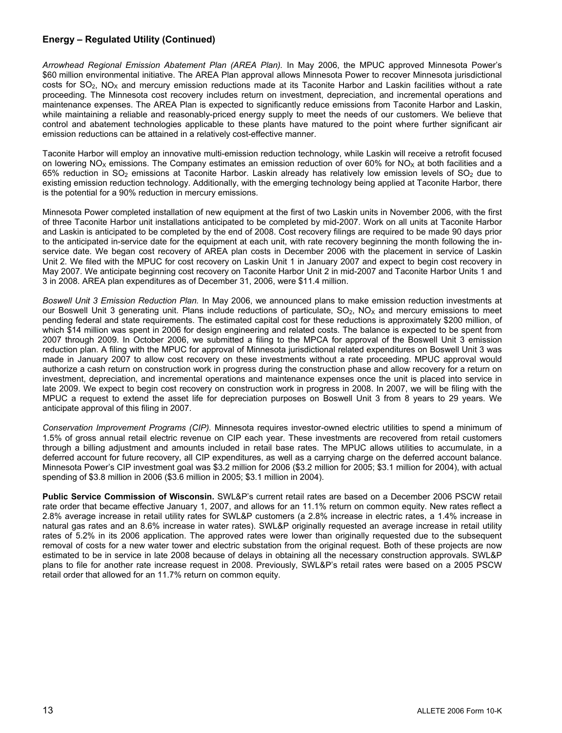## Energy – Regulated Utility (Continued)

*Arrowhead Regional Emission Abatement Plan (AREA Plan).* In May 2006, the MPUC approved Minnesota Power's $60 million environmental initiative. The AREA Plan approval allows Minnesota Power to recover Minnesota jurisdictional costs for $SO_2$, $NO_X$ and mercury emission reductions made at its Taconite Harbor and Laskin facilities without a rate proceeding. The Minnesota cost recovery includes return on investment, depreciation, and incremental operations and maintenance expenses. The AREA Plan is expected to significantly reduce emissions from Taconite Harbor and Laskin, while maintaining a reliable and reasonably-priced energy supply to meet the needs of our customers. We believe that control and abatement technologies applicable to these plants have matured to the point where further significant air emission reductions can be attained in a relatively cost-effective manner.

Taconite Harbor will employ an innovative multi-emission reduction technology, while Laskin will receive a retrofit focused on lowering $NO_X$ emissions. The Company estimates an emission reduction of over 60% for $NO_X$ at both facilities and a 65% reduction in $SO_2$ emissions at Taconite Harbor. Laskin already has relatively low emission levels of $SO_2$ due to existing emission reduction technology. Additionally, with the emerging technology being applied at Taconite Harbor, there is the potential for a 90% reduction in mercury emissions.

Minnesota Power completed installation of new equipment at the first of two Laskin units in November 2006, with the first of three Taconite Harbor unit installations anticipated to be completed by mid-2007. Work on all units at Taconite Harbor and Laskin is anticipated to be completed by the end of 2008. Cost recovery filings are required to be made 90 days prior to the anticipated in-service date for the equipment at each unit, with rate recovery beginning the month following the in-service date. We began cost recovery of AREA plan costs in December 2006 with the placement in service of Laskin Unit 2. We filed with the MPUC for cost recovery on Laskin Unit 1 in January 2007 and expect to begin cost recovery in May 2007. We anticipate beginning cost recovery on Taconite Harbor Unit 2 in mid-2007 and Taconite Harbor Units 1 and 3 in 2008. AREA plan expenditures as of December 31, 2006, were $11.4 million.

*Boswell Unit 3 Emission Reduction Plan.* In May 2006, we announced plans to make emission reduction investments at our Boswell Unit 3 generating unit. Plans include reductions of particulate, $SO_2$, $NO_X$ and mercury emissions to meet pending federal and state requirements. The estimated capital cost for these reductions is approximately $200 million, of which $14 million was spent in 2006 for design engineering and related costs. The balance is expected to be spent from 2007 through 2009. In October 2006, we submitted a filing to the MPCA for approval of the Boswell Unit 3 emission reduction plan. A filing with the MPUC for approval of Minnesota jurisdictional related expenditures on Boswell Unit 3 was made in January 2007 to allow cost recovery on these investments without a rate proceeding. MPUC approval would authorize a cash return on construction work in progress during the construction phase and allow recovery for a return on investment, depreciation, and incremental operations and maintenance expenses once the unit is placed into service in late 2009. We expect to begin cost recovery on construction work in progress in 2008. In 2007, we will be filing with the MPUC a request to extend the asset life for depreciation purposes on Boswell Unit 3 from 8 years to 29 years. We anticipate approval of this filing in 2007.

*Conservation Improvement Programs (CIP).* Minnesota requires investor-owned electric utilities to spend a minimum of 1.5% of gross annual retail electric revenue on CIP each year. These investments are recovered from retail customers through a billing adjustment and amounts included in retail base rates. The MPUC allows utilities to accumulate, in a deferred account for future recovery, all CIP expenditures, as well as a carrying charge on the deferred account balance. Minnesota Power's CIP investment goal was $3.2 million for 2006 ($3.2 million for 2005; $3.1 million for 2004), with actual spending of $3.8 million in 2006 ($3.6 million in 2005; $3.1 million in 2004).

**Public Service Commission of Wisconsin.** SWL&P's current retail rates are based on a December 2006 PSCW retail rate order that became effective January 1, 2007, and allows for an 11.1% return on common equity. New rates reflect a 2.8% average increase in retail utility rates for SWL&P customers (a 2.8% increase in electric rates, a 1.4% increase in natural gas rates and an 8.6% increase in water rates). SWL&P originally requested an average increase in retail utility rates of 5.2% in its 2006 application. The approved rates were lower than originally requested due to the subsequent removal of costs for a new water tower and electric substation from the original request. Both of these projects are now estimated to be in service in late 2008 because of delays in obtaining all the necessary construction approvals. SWL&P plans to file for another rate increase request in 2008. Previously, SWL&P's retail rates were based on a 2005 PSCW retail order that allowed for an 11.7% return on common equity.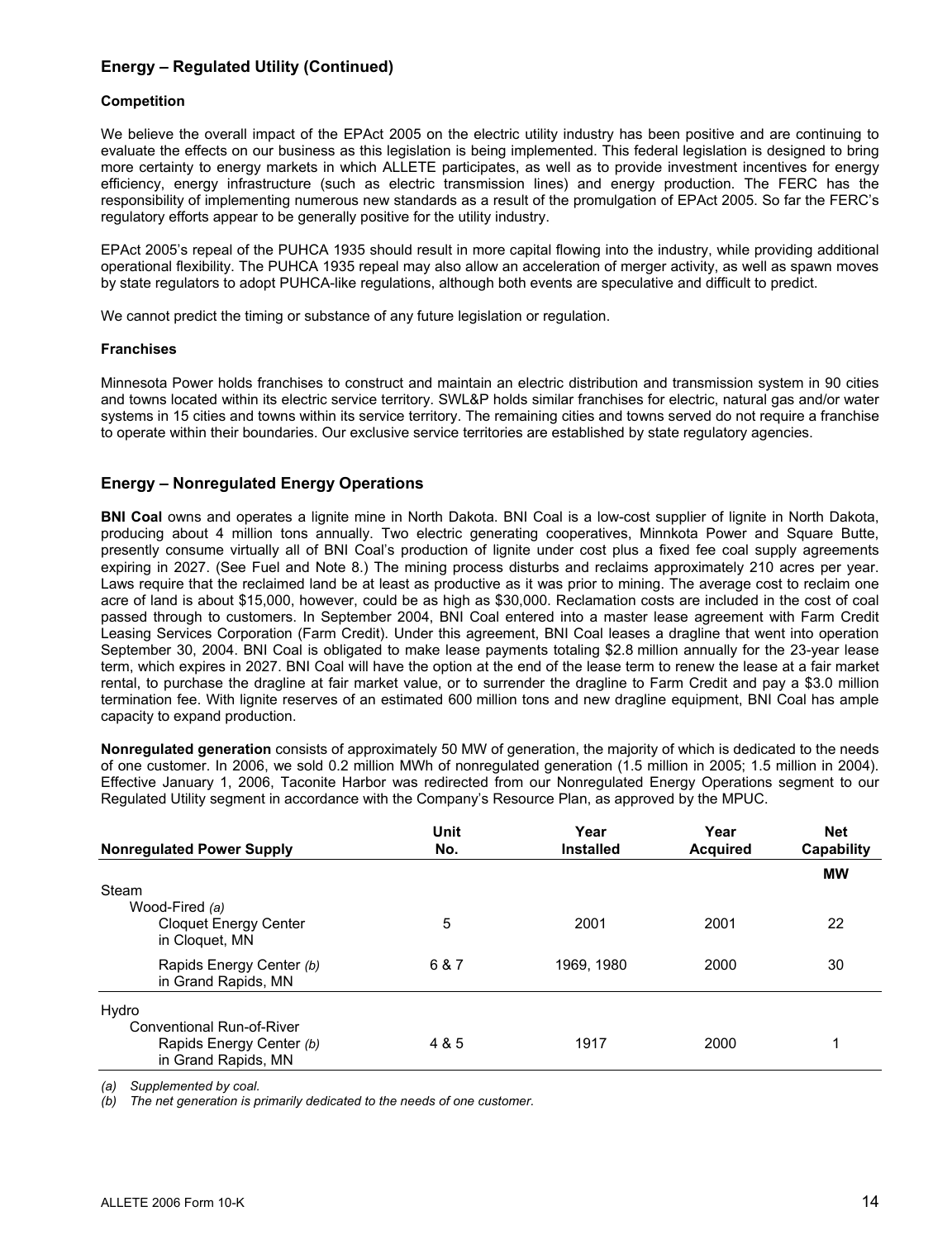## Energy – Regulated Utility (Continued)

### Competition

We believe the overall impact of the EPAct 2005 on the electric utility industry has been positive and are continuing to evaluate the effects on our business as this legislation is being implemented. This federal legislation is designed to bring more certainty to energy markets in which ALLETE participates, as well as to provide investment incentives for energy efficiency, energy infrastructure (such as electric transmission lines) and energy production. The FERC has the responsibility of implementing numerous new standards as a result of the promulgation of EPAct 2005. So far the FERC's regulatory efforts appear to be generally positive for the utility industry.

EPAct 2005's repeal of the PUHCA 1935 should result in more capital flowing into the industry, while providing additional operational flexibility. The PUHCA 1935 repeal may also allow an acceleration of merger activity, as well as spawn moves by state regulators to adopt PUHCA-like regulations, although both events are speculative and difficult to predict.

We cannot predict the timing or substance of any future legislation or regulation.

### Franchises

Minnesota Power holds franchises to construct and maintain an electric distribution and transmission system in 90 cities and towns located within its electric service territory. SWL&P holds similar franchises for electric, natural gas and/or water systems in 15 cities and towns within its service territory. The remaining cities and towns served do not require a franchise to operate within their boundaries. Our exclusive service territories are established by state regulatory agencies.

## Energy – Nonregulated Energy Operations

**BNI Coal** owns and operates a lignite mine in North Dakota. BNI Coal is a low-cost supplier of lignite in North Dakota, producing about 4 million tons annually. Two electric generating cooperatives, Minnkota Power and Square Butte, presently consume virtually all of BNI Coal's production of lignite under cost plus a fixed fee coal supply agreements expiring in 2027. (See Fuel and Note 8.) The mining process disturbs and reclaims approximately 210 acres per year. Laws require that the reclaimed land be at least as productive as it was prior to mining. The average cost to reclaim one acre of land is about $15,000, however, could be as high as $30,000. Reclamation costs are included in the cost of coal passed through to customers. In September 2004, BNI Coal entered into a master lease agreement with Farm Credit Leasing Services Corporation (Farm Credit). Under this agreement, BNI Coal leases a dragline that went into operation September 30, 2004. BNI Coal is obligated to make lease payments totaling $2.8 million annually for the 23-year lease term, which expires in 2027. BNI Coal will have the option at the end of the lease term to renew the lease at a fair market rental, to purchase the dragline at fair market value, or to surrender the dragline to Farm Credit and pay a $3.0 million termination fee. With lignite reserves of an estimated 600 million tons and new dragline equipment, BNI Coal has ample capacity to expand production.

**Nonregulated generation** consists of approximately 50 MW of generation, the majority of which is dedicated to the needs of one customer. In 2006, we sold 0.2 million MWh of nonregulated generation (1.5 million in 2005; 1.5 million in 2004). Effective January 1, 2006, Taconite Harbor was redirected from our Nonregulated Energy Operations segment to our Regulated Utility segment in accordance with the Company's Resource Plan, as approved by the MPUC.

| Nonregulated Power Supply | Unit No. | Year Installed | Year Acquired | Net Capability |
|---|---|---|---|---|
| | | | | MW |
| Steam | | | | |
| Wood-Fired *(a)* | | | | |
| Cloquet Energy Center in Cloquet, MN | 5 | 2001 | 2001 | 22 |
| Rapids Energy Center *(b)* in Grand Rapids, MN | 6 & 7 | 1969, 1980 | 2000 | 30 |
| Hydro | | | | |
| Conventional Run-of-River | | | | |
| Rapids Energy Center *(b)* in Grand Rapids, MN | 4 & 5 | 1917 | 2000 | 1 |

*(a) Supplemented by coal.*
*(b) The net generation is primarily dedicated to the needs of one customer.*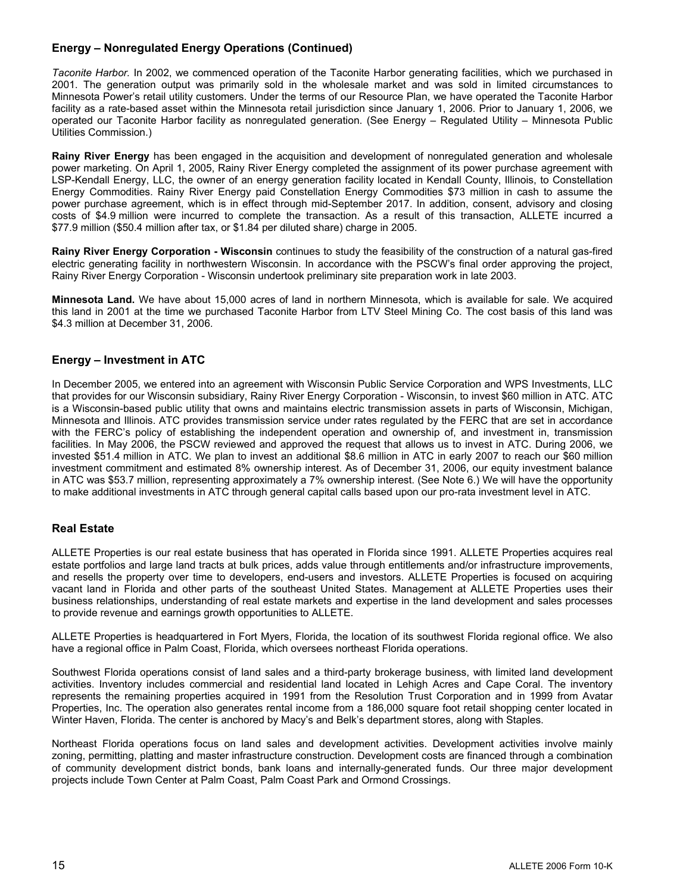## Energy – Nonregulated Energy Operations (Continued)

*Taconite Harbor.* In 2002, we commenced operation of the Taconite Harbor generating facilities, which we purchased in 2001. The generation output was primarily sold in the wholesale market and was sold in limited circumstances to Minnesota Power's retail utility customers. Under the terms of our Resource Plan, we have operated the Taconite Harbor facility as a rate-based asset within the Minnesota retail jurisdiction since January 1, 2006. Prior to January 1, 2006, we operated our Taconite Harbor facility as nonregulated generation. (See Energy – Regulated Utility – Minnesota Public Utilities Commission.)

**Rainy River Energy** has been engaged in the acquisition and development of nonregulated generation and wholesale power marketing. On April 1, 2005, Rainy River Energy completed the assignment of its power purchase agreement with LSP-Kendall Energy, LLC, the owner of an energy generation facility located in Kendall County, Illinois, to Constellation Energy Commodities. Rainy River Energy paid Constellation Energy Commodities $73 million in cash to assume the power purchase agreement, which is in effect through mid-September 2017. In addition, consent, advisory and closing costs of $4.9 million were incurred to complete the transaction. As a result of this transaction, ALLETE incurred a $77.9 million ($50.4 million after tax, or $1.84 per diluted share) charge in 2005.

**Rainy River Energy Corporation - Wisconsin** continues to study the feasibility of the construction of a natural gas-fired electric generating facility in northwestern Wisconsin. In accordance with the PSCW's final order approving the project, Rainy River Energy Corporation - Wisconsin undertook preliminary site preparation work in late 2003.

**Minnesota Land.** We have about 15,000 acres of land in northern Minnesota, which is available for sale. We acquired this land in 2001 at the time we purchased Taconite Harbor from LTV Steel Mining Co. The cost basis of this land was $4.3 million at December 31, 2006.

## Energy – Investment in ATC

In December 2005, we entered into an agreement with Wisconsin Public Service Corporation and WPS Investments, LLC that provides for our Wisconsin subsidiary, Rainy River Energy Corporation - Wisconsin, to invest $60 million in ATC. ATC is a Wisconsin-based public utility that owns and maintains electric transmission assets in parts of Wisconsin, Michigan, Minnesota and Illinois. ATC provides transmission service under rates regulated by the FERC that are set in accordance with the FERC's policy of establishing the independent operation and ownership of, and investment in, transmission facilities. In May 2006, the PSCW reviewed and approved the request that allows us to invest in ATC. During 2006, we invested $51.4 million in ATC. We plan to invest an additional $8.6 million in ATC in early 2007 to reach our $60 million investment commitment and estimated 8% ownership interest. As of December 31, 2006, our equity investment balance in ATC was $53.7 million, representing approximately a 7% ownership interest. (See Note 6.) We will have the opportunity to make additional investments in ATC through general capital calls based upon our pro-rata investment level in ATC.

## Real Estate

ALLETE Properties is our real estate business that has operated in Florida since 1991. ALLETE Properties acquires real estate portfolios and large land tracts at bulk prices, adds value through entitlements and/or infrastructure improvements, and resells the property over time to developers, end-users and investors. ALLETE Properties is focused on acquiring vacant land in Florida and other parts of the southeast United States. Management at ALLETE Properties uses their business relationships, understanding of real estate markets and expertise in the land development and sales processes to provide revenue and earnings growth opportunities to ALLETE.

ALLETE Properties is headquartered in Fort Myers, Florida, the location of its southwest Florida regional office. We also have a regional office in Palm Coast, Florida, which oversees northeast Florida operations.

Southwest Florida operations consist of land sales and a third-party brokerage business, with limited land development activities. Inventory includes commercial and residential land located in Lehigh Acres and Cape Coral. The inventory represents the remaining properties acquired in 1991 from the Resolution Trust Corporation and in 1999 from Avatar Properties, Inc. The operation also generates rental income from a 186,000 square foot retail shopping center located in Winter Haven, Florida. The center is anchored by Macy's and Belk's department stores, along with Staples.

Northeast Florida operations focus on land sales and development activities. Development activities involve mainly zoning, permitting, platting and master infrastructure construction. Development costs are financed through a combination of community development district bonds, bank loans and internally-generated funds. Our three major development projects include Town Center at Palm Coast, Palm Coast Park and Ormond Crossings.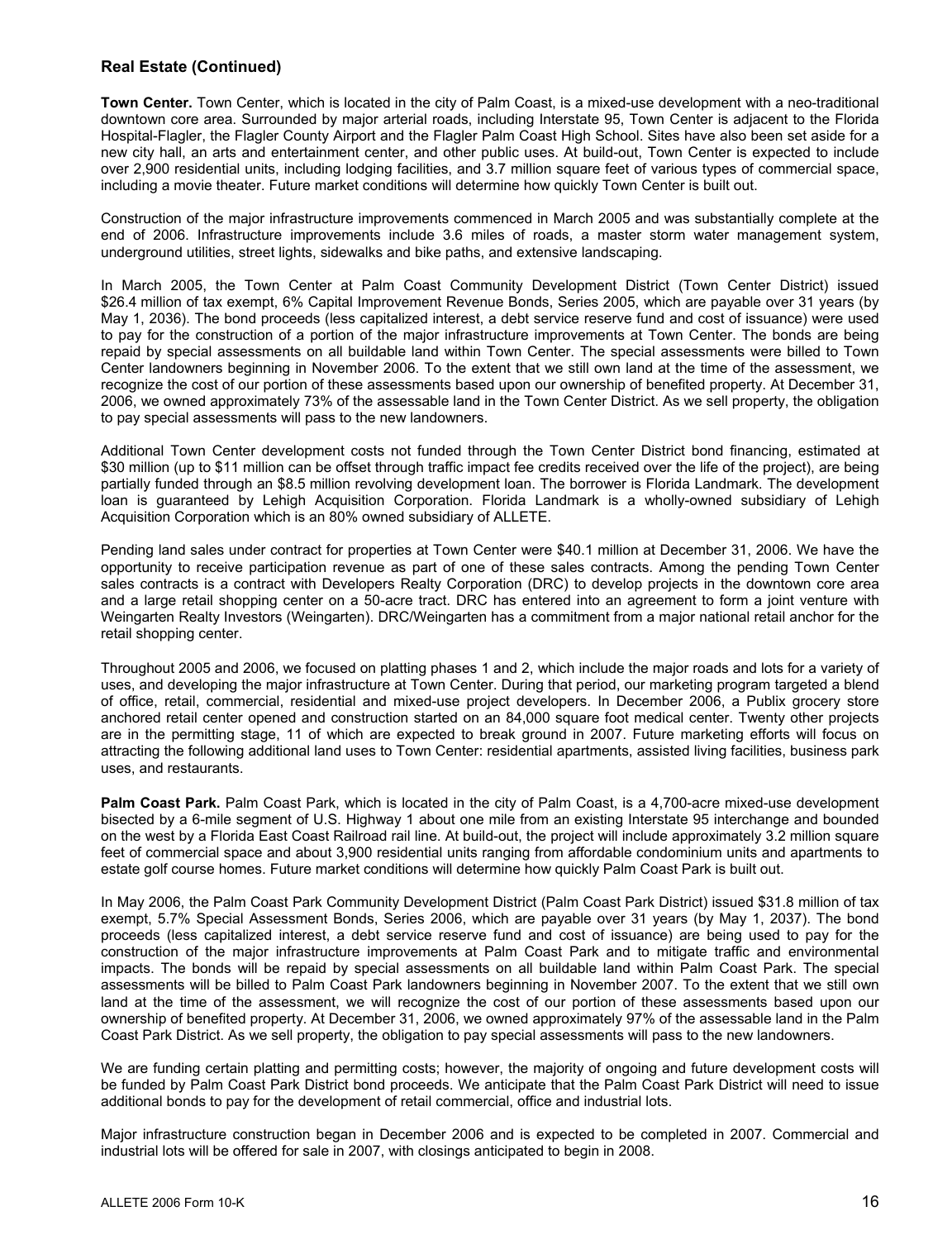### Real Estate (Continued)

**Town Center.** Town Center, which is located in the city of Palm Coast, is a mixed-use development with a neo-traditional downtown core area. Surrounded by major arterial roads, including Interstate 95, Town Center is adjacent to the Florida Hospital-Flagler, the Flagler County Airport and the Flagler Palm Coast High School. Sites have also been set aside for a new city hall, an arts and entertainment center, and other public uses. At build-out, Town Center is expected to include over 2,900 residential units, including lodging facilities, and 3.7 million square feet of various types of commercial space, including a movie theater. Future market conditions will determine how quickly Town Center is built out.

Construction of the major infrastructure improvements commenced in March 2005 and was substantially complete at the end of 2006. Infrastructure improvements include 3.6 miles of roads, a master storm water management system, underground utilities, street lights, sidewalks and bike paths, and extensive landscaping.

In March 2005, the Town Center at Palm Coast Community Development District (Town Center District) issued $26.4 million of tax exempt, 6% Capital Improvement Revenue Bonds, Series 2005, which are payable over 31 years (by May 1, 2036). The bond proceeds (less capitalized interest, a debt service reserve fund and cost of issuance) were used to pay for the construction of a portion of the major infrastructure improvements at Town Center. The bonds are being repaid by special assessments on all buildable land within Town Center. The special assessments were billed to Town Center landowners beginning in November 2006. To the extent that we still own land at the time of the assessment, we recognize the cost of our portion of these assessments based upon our ownership of benefited property. At December 31, 2006, we owned approximately 73% of the assessable land in the Town Center District. As we sell property, the obligation to pay special assessments will pass to the new landowners.

Additional Town Center development costs not funded through the Town Center District bond financing, estimated at $30 million (up to $11 million can be offset through traffic impact fee credits received over the life of the project), are being partially funded through an $8.5 million revolving development loan. The borrower is Florida Landmark. The development loan is guaranteed by Lehigh Acquisition Corporation. Florida Landmark is a wholly-owned subsidiary of Lehigh Acquisition Corporation which is an 80% owned subsidiary of ALLETE.

Pending land sales under contract for properties at Town Center were $40.1 million at December 31, 2006. We have the opportunity to receive participation revenue as part of one of these sales contracts. Among the pending Town Center sales contracts is a contract with Developers Realty Corporation (DRC) to develop projects in the downtown core area and a large retail shopping center on a 50-acre tract. DRC has entered into an agreement to form a joint venture with Weingarten Realty Investors (Weingarten). DRC/Weingarten has a commitment from a major national retail anchor for the retail shopping center.

Throughout 2005 and 2006, we focused on platting phases 1 and 2, which include the major roads and lots for a variety of uses, and developing the major infrastructure at Town Center. During that period, our marketing program targeted a blend of office, retail, commercial, residential and mixed-use project developers. In December 2006, a Publix grocery store anchored retail center opened and construction started on an 84,000 square foot medical center. Twenty other projects are in the permitting stage, 11 of which are expected to break ground in 2007. Future marketing efforts will focus on attracting the following additional land uses to Town Center: residential apartments, assisted living facilities, business park uses, and restaurants.

**Palm Coast Park.** Palm Coast Park, which is located in the city of Palm Coast, is a 4,700-acre mixed-use development bisected by a 6-mile segment of U.S. Highway 1 about one mile from an existing Interstate 95 interchange and bounded on the west by a Florida East Coast Railroad rail line. At build-out, the project will include approximately 3.2 million square feet of commercial space and about 3,900 residential units ranging from affordable condominium units and apartments to estate golf course homes. Future market conditions will determine how quickly Palm Coast Park is built out.

In May 2006, the Palm Coast Park Community Development District (Palm Coast Park District) issued $31.8 million of tax exempt, 5.7% Special Assessment Bonds, Series 2006, which are payable over 31 years (by May 1, 2037). The bond proceeds (less capitalized interest, a debt service reserve fund and cost of issuance) are being used to pay for the construction of the major infrastructure improvements at Palm Coast Park and to mitigate traffic and environmental impacts. The bonds will be repaid by special assessments on all buildable land within Palm Coast Park. The special assessments will be billed to Palm Coast Park landowners beginning in November 2007. To the extent that we still own land at the time of the assessment, we will recognize the cost of our portion of these assessments based upon our ownership of benefited property. At December 31, 2006, we owned approximately 97% of the assessable land in the Palm Coast Park District. As we sell property, the obligation to pay special assessments will pass to the new landowners.

We are funding certain platting and permitting costs; however, the majority of ongoing and future development costs will be funded by Palm Coast Park District bond proceeds. We anticipate that the Palm Coast Park District will need to issue additional bonds to pay for the development of retail commercial, office and industrial lots.

Major infrastructure construction began in December 2006 and is expected to be completed in 2007. Commercial and industrial lots will be offered for sale in 2007, with closings anticipated to begin in 2008.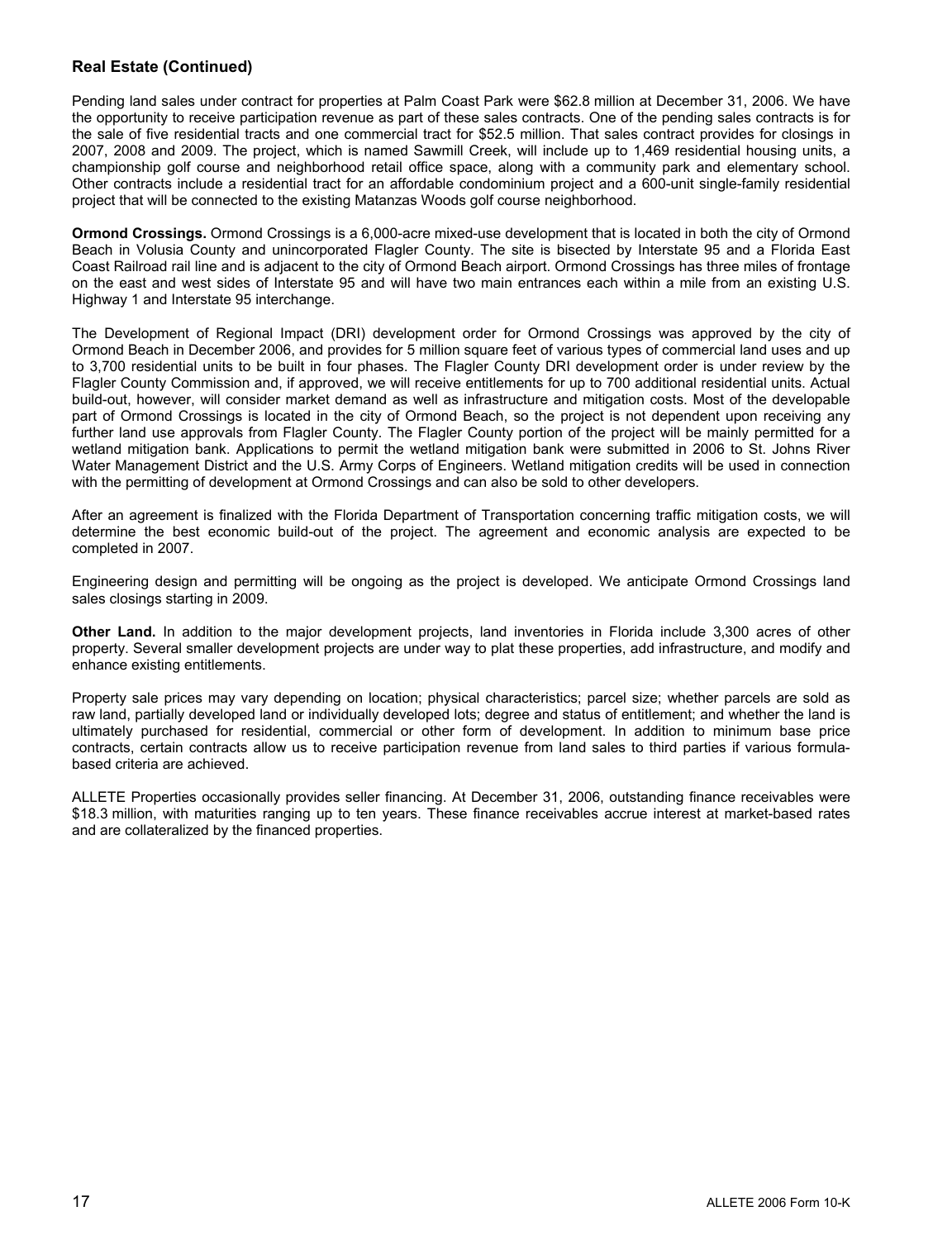## Real Estate (Continued)

Pending land sales under contract for properties at Palm Coast Park were $62.8 million at December 31, 2006. We have the opportunity to receive participation revenue as part of these sales contracts. One of the pending sales contracts is for the sale of five residential tracts and one commercial tract for $52.5 million. That sales contract provides for closings in 2007, 2008 and 2009. The project, which is named Sawmill Creek, will include up to 1,469 residential housing units, a championship golf course and neighborhood retail office space, along with a community park and elementary school. Other contracts include a residential tract for an affordable condominium project and a 600-unit single-family residential project that will be connected to the existing Matanzas Woods golf course neighborhood.

**Ormond Crossings.** Ormond Crossings is a 6,000-acre mixed-use development that is located in both the city of Ormond Beach in Volusia County and unincorporated Flagler County. The site is bisected by Interstate 95 and a Florida East Coast Railroad rail line and is adjacent to the city of Ormond Beach airport. Ormond Crossings has three miles of frontage on the east and west sides of Interstate 95 and will have two main entrances each within a mile from an existing U.S. Highway 1 and Interstate 95 interchange.

The Development of Regional Impact (DRI) development order for Ormond Crossings was approved by the city of Ormond Beach in December 2006, and provides for 5 million square feet of various types of commercial land uses and up to 3,700 residential units to be built in four phases. The Flagler County DRI development order is under review by the Flagler County Commission and, if approved, we will receive entitlements for up to 700 additional residential units. Actual build-out, however, will consider market demand as well as infrastructure and mitigation costs. Most of the developable part of Ormond Crossings is located in the city of Ormond Beach, so the project is not dependent upon receiving any further land use approvals from Flagler County. The Flagler County portion of the project will be mainly permitted for a wetland mitigation bank. Applications to permit the wetland mitigation bank were submitted in 2006 to St. Johns River Water Management District and the U.S. Army Corps of Engineers. Wetland mitigation credits will be used in connection with the permitting of development at Ormond Crossings and can also be sold to other developers.

After an agreement is finalized with the Florida Department of Transportation concerning traffic mitigation costs, we will determine the best economic build-out of the project. The agreement and economic analysis are expected to be completed in 2007.

Engineering design and permitting will be ongoing as the project is developed. We anticipate Ormond Crossings land sales closings starting in 2009.

**Other Land.** In addition to the major development projects, land inventories in Florida include 3,300 acres of other property. Several smaller development projects are under way to plat these properties, add infrastructure, and modify and enhance existing entitlements.

Property sale prices may vary depending on location; physical characteristics; parcel size; whether parcels are sold as raw land, partially developed land or individually developed lots; degree and status of entitlement; and whether the land is ultimately purchased for residential, commercial or other form of development. In addition to minimum base price contracts, certain contracts allow us to receive participation revenue from land sales to third parties if various formula-based criteria are achieved.

ALLETE Properties occasionally provides seller financing. At December 31, 2006, outstanding finance receivables were $18.3 million, with maturities ranging up to ten years. These finance receivables accrue interest at market-based rates and are collateralized by the financed properties.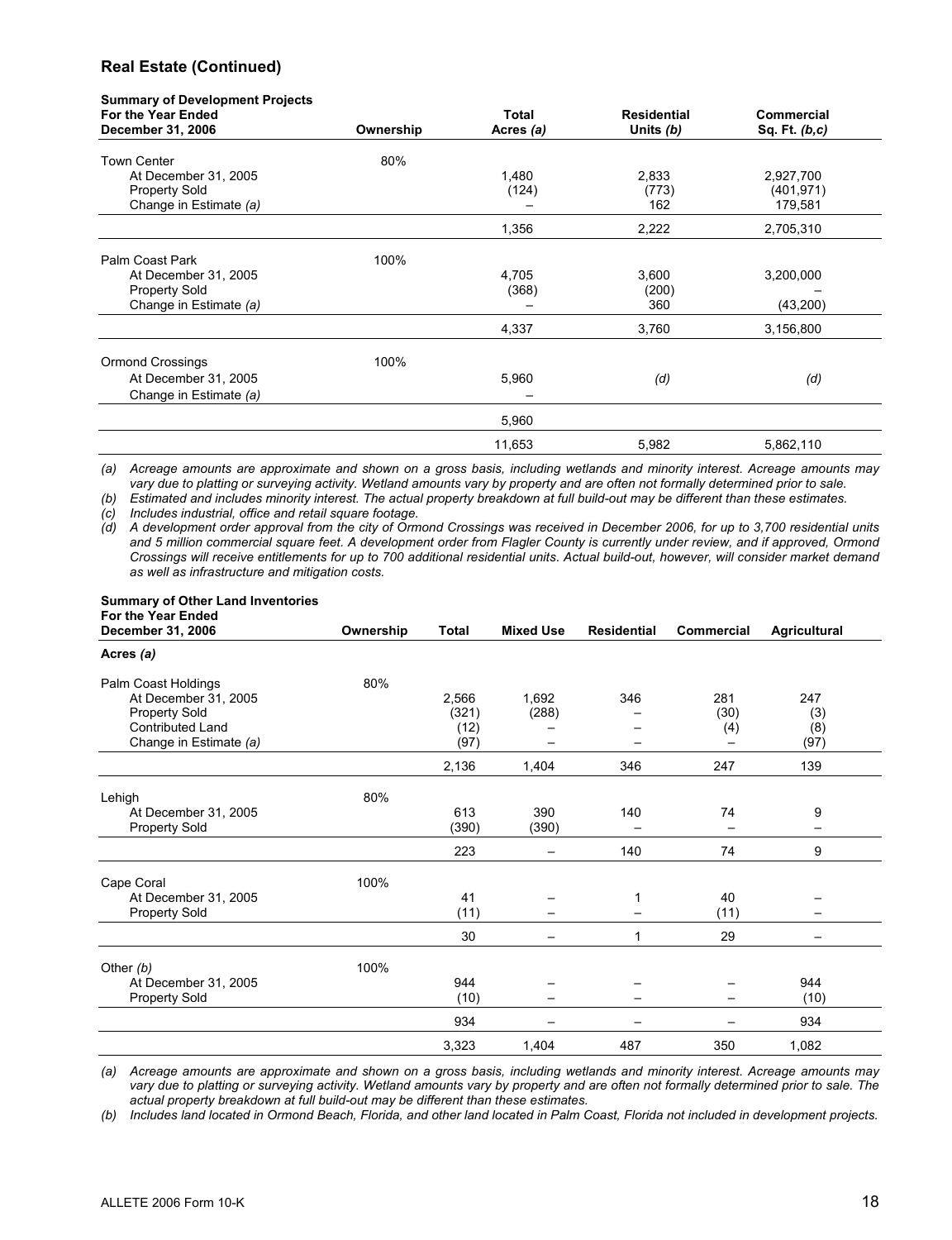## Real Estate (Continued)

| **Summary of Development Projects For the Year Ended December 31, 2006** | **Ownership** | **Total Acres *(a)*** | **Residential Units *(b)*** | **Commercial Sq. Ft. *(b,c)*** |
|---|---|---|---|---|
| Town Center | 80% | | | |
| At December 31, 2005 | | 1,480 | 2,833 | 2,927,700 |
| Property Sold | | (124) | (773) | (401,971) |
| Change in Estimate *(a)* | | – | 162 | 179,581 |
| | | 1,356 | 2,222 | 2,705,310 |
| Palm Coast Park | 100% | | | |
| At December 31, 2005 | | 4,705 | 3,600 | 3,200,000 |
| Property Sold | | (368) | (200) | – |
| Change in Estimate *(a)* | | – | 360 | (43,200) |
| | | 4,337 | 3,760 | 3,156,800 |
| Ormond Crossings | 100% | | | |
| At December 31, 2005 | | 5,960 | *(d)* | *(d)* |
| Change in Estimate *(a)* | | – | | |
| | | 5,960 | | |
| | | 11,653 | 5,982 | 5,862,110 |

*(a) Acreage amounts are approximate and shown on a gross basis, including wetlands and minority interest. Acreage amounts may vary due to platting or surveying activity. Wetland amounts vary by property and are often not formally determined prior to sale.*

*(b) Estimated and includes minority interest. The actual property breakdown at full build-out may be different than these estimates.*

*(c) Includes industrial, office and retail square footage.*

*(d) A development order approval from the city of Ormond Crossings was received in December 2006, for up to 3,700 residential units and 5 million commercial square feet. A development order from Flagler County is currently under review, and if approved, Ormond Crossings will receive entitlements for up to 700 additional residential units. Actual build-out, however, will consider market demand as well as infrastructure and mitigation costs.*

| **Summary of Other Land Inventories For the Year Ended December 31, 2006** | **Ownership** | **Total** | **Mixed Use** | **Residential** | **Commercial** | **Agricultural** |
|---|---|---|---|---|---|---|
| **Acres *(a)*** | | | | | | |
| Palm Coast Holdings | 80% | | | | | |
| At December 31, 2005 | | 2,566 | 1,692 | 346 | 281 | 247 |
| Property Sold | | (321) | (288) | – | (30) | (3) |
| Contributed Land | | (12) | – | – | (4) | (8) |
| Change in Estimate *(a)* | | (97) | – | – | – | (97) |
| | | 2,136 | 1,404 | 346 | 247 | 139 |
| Lehigh | 80% | | | | | |
| At December 31, 2005 | | 613 | 390 | 140 | 74 | 9 |
| Property Sold | | (390) | (390) | – | – | – |
| | | 223 | – | 140 | 74 | 9 |
| Cape Coral | 100% | | | | | |
| At December 31, 2005 | | 41 | – | 1 | 40 | – |
| Property Sold | | (11) | – | – | (11) | – |
| | | 30 | – | 1 | 29 | – |
| Other *(b)* | 100% | | | | | |
| At December 31, 2005 | | 944 | – | – | – | 944 |
| Property Sold | | (10) | – | – | – | (10) |
| | | 934 | – | – | – | 934 |
| | | 3,323 | 1,404 | 487 | 350 | 1,082 |

*(a) Acreage amounts are approximate and shown on a gross basis, including wetlands and minority interest. Acreage amounts may vary due to platting or surveying activity. Wetland amounts vary by property and are often not formally determined prior to sale. The actual property breakdown at full build-out may be different than these estimates.*

*(b) Includes land located in Ormond Beach, Florida, and other land located in Palm Coast, Florida not included in development projects.*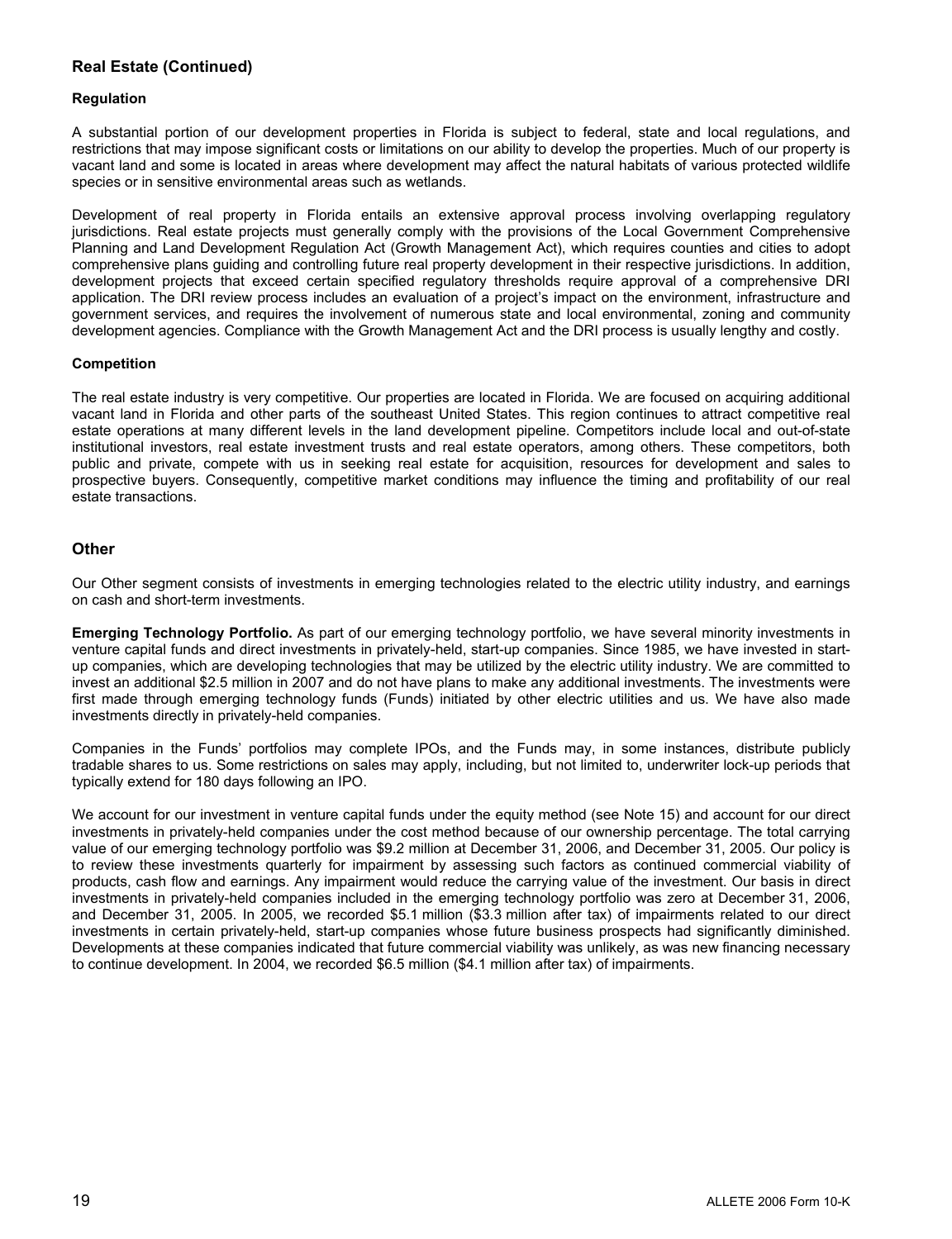## Real Estate (Continued)

### Regulation

A substantial portion of our development properties in Florida is subject to federal, state and local regulations, and restrictions that may impose significant costs or limitations on our ability to develop the properties. Much of our property is vacant land and some is located in areas where development may affect the natural habitats of various protected wildlife species or in sensitive environmental areas such as wetlands.

Development of real property in Florida entails an extensive approval process involving overlapping regulatory jurisdictions. Real estate projects must generally comply with the provisions of the Local Government Comprehensive Planning and Land Development Regulation Act (Growth Management Act), which requires counties and cities to adopt comprehensive plans guiding and controlling future real property development in their respective jurisdictions. In addition, development projects that exceed certain specified regulatory thresholds require approval of a comprehensive DRI application. The DRI review process includes an evaluation of a project's impact on the environment, infrastructure and government services, and requires the involvement of numerous state and local environmental, zoning and community development agencies. Compliance with the Growth Management Act and the DRI process is usually lengthy and costly.

### Competition

The real estate industry is very competitive. Our properties are located in Florida. We are focused on acquiring additional vacant land in Florida and other parts of the southeast United States. This region continues to attract competitive real estate operations at many different levels in the land development pipeline. Competitors include local and out-of-state institutional investors, real estate investment trusts and real estate operators, among others. These competitors, both public and private, compete with us in seeking real estate for acquisition, resources for development and sales to prospective buyers. Consequently, competitive market conditions may influence the timing and profitability of our real estate transactions.

## Other

Our Other segment consists of investments in emerging technologies related to the electric utility industry, and earnings on cash and short-term investments.

**Emerging Technology Portfolio.** As part of our emerging technology portfolio, we have several minority investments in venture capital funds and direct investments in privately-held, start-up companies. Since 1985, we have invested in start-up companies, which are developing technologies that may be utilized by the electric utility industry. We are committed to invest an additional $2.5 million in 2007 and do not have plans to make any additional investments. The investments were first made through emerging technology funds (Funds) initiated by other electric utilities and us. We have also made investments directly in privately-held companies.

Companies in the Funds' portfolios may complete IPOs, and the Funds may, in some instances, distribute publicly tradable shares to us. Some restrictions on sales may apply, including, but not limited to, underwriter lock-up periods that typically extend for 180 days following an IPO.

We account for our investment in venture capital funds under the equity method (see Note 15) and account for our direct investments in privately-held companies under the cost method because of our ownership percentage. The total carrying value of our emerging technology portfolio was $9.2 million at December 31, 2006, and December 31, 2005. Our policy is to review these investments quarterly for impairment by assessing such factors as continued commercial viability of products, cash flow and earnings. Any impairment would reduce the carrying value of the investment. Our basis in direct investments in privately-held companies included in the emerging technology portfolio was zero at December 31, 2006, and December 31, 2005. In 2005, we recorded $5.1 million ($3.3 million after tax) of impairments related to our direct investments in certain privately-held, start-up companies whose future business prospects had significantly diminished. Developments at these companies indicated that future commercial viability was unlikely, as was new financing necessary to continue development. In 2004, we recorded $6.5 million ($4.1 million after tax) of impairments.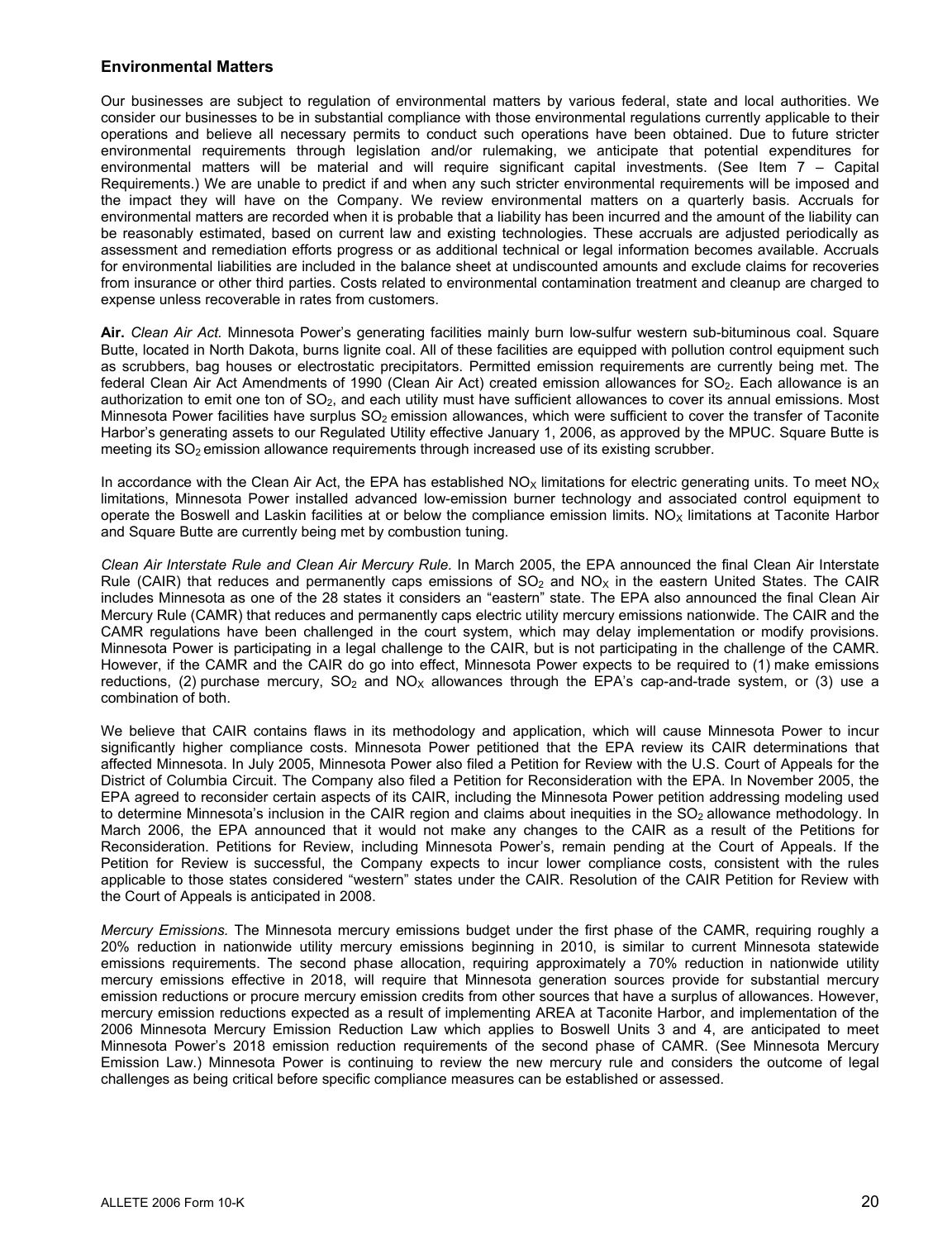## Environmental Matters

Our businesses are subject to regulation of environmental matters by various federal, state and local authorities. We consider our businesses to be in substantial compliance with those environmental regulations currently applicable to their operations and believe all necessary permits to conduct such operations have been obtained. Due to future stricter environmental requirements through legislation and/or rulemaking, we anticipate that potential expenditures for environmental matters will be material and will require significant capital investments. (See Item 7 – Capital Requirements.) We are unable to predict if and when any such stricter environmental requirements will be imposed and the impact they will have on the Company. We review environmental matters on a quarterly basis. Accruals for environmental matters are recorded when it is probable that a liability has been incurred and the amount of the liability can be reasonably estimated, based on current law and existing technologies. These accruals are adjusted periodically as assessment and remediation efforts progress or as additional technical or legal information becomes available. Accruals for environmental liabilities are included in the balance sheet at undiscounted amounts and exclude claims for recoveries from insurance or other third parties. Costs related to environmental contamination treatment and cleanup are charged to expense unless recoverable in rates from customers.

**Air.** *Clean Air Act.* Minnesota Power's generating facilities mainly burn low-sulfur western sub-bituminous coal. Square Butte, located in North Dakota, burns lignite coal. All of these facilities are equipped with pollution control equipment such as scrubbers, bag houses or electrostatic precipitators. Permitted emission requirements are currently being met. The federal Clean Air Act Amendments of 1990 (Clean Air Act) created emission allowances for $SO_2$. Each allowance is an authorization to emit one ton of $SO_2$, and each utility must have sufficient allowances to cover its annual emissions. Most Minnesota Power facilities have surplus $SO_2$ emission allowances, which were sufficient to cover the transfer of Taconite Harbor's generating assets to our Regulated Utility effective January 1, 2006, as approved by the MPUC. Square Butte is meeting its $SO_2$ emission allowance requirements through increased use of its existing scrubber.

In accordance with the Clean Air Act, the EPA has established $NO_X$ limitations for electric generating units. To meet $NO_X$ limitations, Minnesota Power installed advanced low-emission burner technology and associated control equipment to operate the Boswell and Laskin facilities at or below the compliance emission limits. $NO_X$ limitations at Taconite Harbor and Square Butte are currently being met by combustion tuning.

*Clean Air Interstate Rule and Clean Air Mercury Rule.* In March 2005, the EPA announced the final Clean Air Interstate Rule (CAIR) that reduces and permanently caps emissions of $SO_2$ and $NO_X$ in the eastern United States. The CAIR includes Minnesota as one of the 28 states it considers an "eastern" state. The EPA also announced the final Clean Air Mercury Rule (CAMR) that reduces and permanently caps electric utility mercury emissions nationwide. The CAIR and the CAMR regulations have been challenged in the court system, which may delay implementation or modify provisions. Minnesota Power is participating in a legal challenge to the CAIR, but is not participating in the challenge of the CAMR. However, if the CAMR and the CAIR do go into effect, Minnesota Power expects to be required to (1) make emissions reductions, (2) purchase mercury, $SO_2$ and $NO_X$ allowances through the EPA's cap-and-trade system, or (3) use a combination of both.

We believe that CAIR contains flaws in its methodology and application, which will cause Minnesota Power to incur significantly higher compliance costs. Minnesota Power petitioned that the EPA review its CAIR determinations that affected Minnesota. In July 2005, Minnesota Power also filed a Petition for Review with the U.S. Court of Appeals for the District of Columbia Circuit. The Company also filed a Petition for Reconsideration with the EPA. In November 2005, the EPA agreed to reconsider certain aspects of its CAIR, including the Minnesota Power petition addressing modeling used to determine Minnesota's inclusion in the CAIR region and claims about inequities in the $SO_2$ allowance methodology. In March 2006, the EPA announced that it would not make any changes to the CAIR as a result of the Petitions for Reconsideration. Petitions for Review, including Minnesota Power's, remain pending at the Court of Appeals. If the Petition for Review is successful, the Company expects to incur lower compliance costs, consistent with the rules applicable to those states considered "western" states under the CAIR. Resolution of the CAIR Petition for Review with the Court of Appeals is anticipated in 2008.

*Mercury Emissions.* The Minnesota mercury emissions budget under the first phase of the CAMR, requiring roughly a 20% reduction in nationwide utility mercury emissions beginning in 2010, is similar to current Minnesota statewide emissions requirements. The second phase allocation, requiring approximately a 70% reduction in nationwide utility mercury emissions effective in 2018, will require that Minnesota generation sources provide for substantial mercury emission reductions or procure mercury emission credits from other sources that have a surplus of allowances. However, mercury emission reductions expected as a result of implementing AREA at Taconite Harbor, and implementation of the 2006 Minnesota Mercury Emission Reduction Law which applies to Boswell Units 3 and 4, are anticipated to meet Minnesota Power's 2018 emission reduction requirements of the second phase of CAMR. (See Minnesota Mercury Emission Law.) Minnesota Power is continuing to review the new mercury rule and considers the outcome of legal challenges as being critical before specific compliance measures can be established or assessed.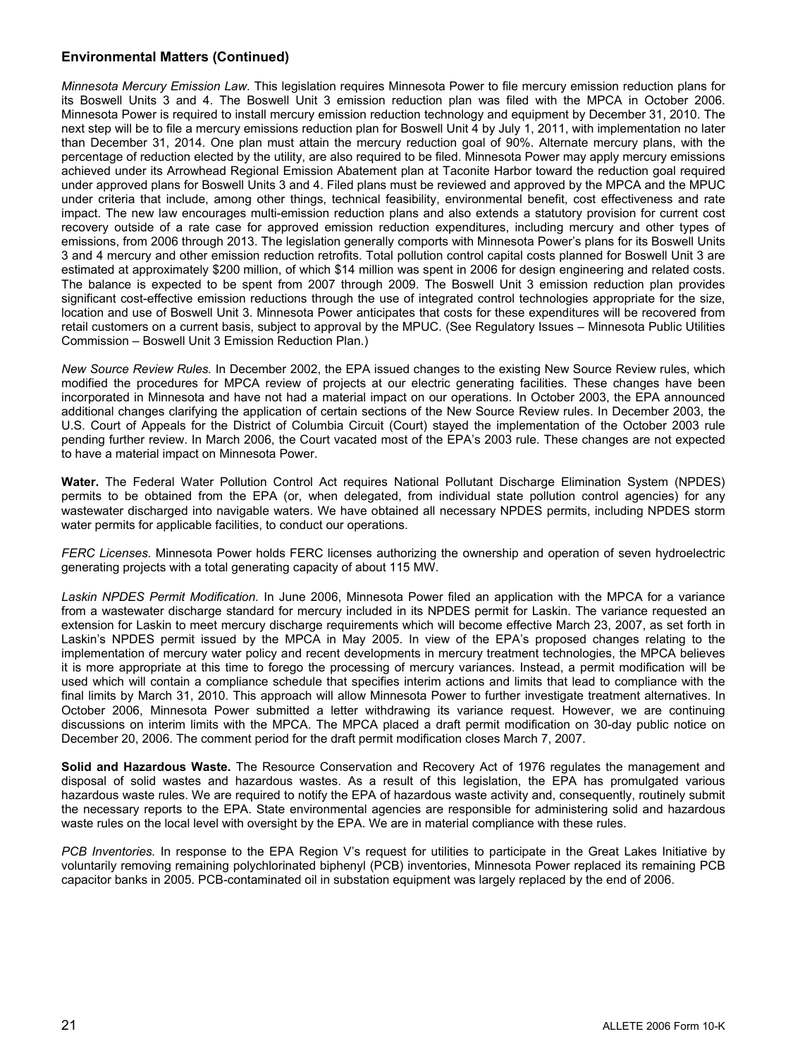## Environmental Matters (Continued)

*Minnesota Mercury Emission Law.* This legislation requires Minnesota Power to file mercury emission reduction plans for its Boswell Units 3 and 4. The Boswell Unit 3 emission reduction plan was filed with the MPCA in October 2006. Minnesota Power is required to install mercury emission reduction technology and equipment by December 31, 2010. The next step will be to file a mercury emissions reduction plan for Boswell Unit 4 by July 1, 2011, with implementation no later than December 31, 2014. One plan must attain the mercury reduction goal of 90%. Alternate mercury plans, with the percentage of reduction elected by the utility, are also required to be filed. Minnesota Power may apply mercury emissions achieved under its Arrowhead Regional Emission Abatement plan at Taconite Harbor toward the reduction goal required under approved plans for Boswell Units 3 and 4. Filed plans must be reviewed and approved by the MPCA and the MPUC under criteria that include, among other things, technical feasibility, environmental benefit, cost effectiveness and rate impact. The new law encourages multi-emission reduction plans and also extends a statutory provision for current cost recovery outside of a rate case for approved emission reduction expenditures, including mercury and other types of emissions, from 2006 through 2013. The legislation generally comports with Minnesota Power's plans for its Boswell Units 3 and 4 mercury and other emission reduction retrofits. Total pollution control capital costs planned for Boswell Unit 3 are estimated at approximately $200 million, of which $14 million was spent in 2006 for design engineering and related costs. The balance is expected to be spent from 2007 through 2009. The Boswell Unit 3 emission reduction plan provides significant cost-effective emission reductions through the use of integrated control technologies appropriate for the size, location and use of Boswell Unit 3. Minnesota Power anticipates that costs for these expenditures will be recovered from retail customers on a current basis, subject to approval by the MPUC. (See Regulatory Issues – Minnesota Public Utilities Commission – Boswell Unit 3 Emission Reduction Plan.)

*New Source Review Rules.* In December 2002, the EPA issued changes to the existing New Source Review rules, which modified the procedures for MPCA review of projects at our electric generating facilities. These changes have been incorporated in Minnesota and have not had a material impact on our operations. In October 2003, the EPA announced additional changes clarifying the application of certain sections of the New Source Review rules. In December 2003, the U.S. Court of Appeals for the District of Columbia Circuit (Court) stayed the implementation of the October 2003 rule pending further review. In March 2006, the Court vacated most of the EPA's 2003 rule. These changes are not expected to have a material impact on Minnesota Power.

**Water.** The Federal Water Pollution Control Act requires National Pollutant Discharge Elimination System (NPDES) permits to be obtained from the EPA (or, when delegated, from individual state pollution control agencies) for any wastewater discharged into navigable waters. We have obtained all necessary NPDES permits, including NPDES storm water permits for applicable facilities, to conduct our operations.

*FERC Licenses.* Minnesota Power holds FERC licenses authorizing the ownership and operation of seven hydroelectric generating projects with a total generating capacity of about 115 MW.

*Laskin NPDES Permit Modification.* In June 2006, Minnesota Power filed an application with the MPCA for a variance from a wastewater discharge standard for mercury included in its NPDES permit for Laskin. The variance requested an extension for Laskin to meet mercury discharge requirements which will become effective March 23, 2007, as set forth in Laskin's NPDES permit issued by the MPCA in May 2005. In view of the EPA's proposed changes relating to the implementation of mercury water policy and recent developments in mercury treatment technologies, the MPCA believes it is more appropriate at this time to forego the processing of mercury variances. Instead, a permit modification will be used which will contain a compliance schedule that specifies interim actions and limits that lead to compliance with the final limits by March 31, 2010. This approach will allow Minnesota Power to further investigate treatment alternatives. In October 2006, Minnesota Power submitted a letter withdrawing its variance request. However, we are continuing discussions on interim limits with the MPCA. The MPCA placed a draft permit modification on 30-day public notice on December 20, 2006. The comment period for the draft permit modification closes March 7, 2007.

**Solid and Hazardous Waste.** The Resource Conservation and Recovery Act of 1976 regulates the management and disposal of solid wastes and hazardous wastes. As a result of this legislation, the EPA has promulgated various hazardous waste rules. We are required to notify the EPA of hazardous waste activity and, consequently, routinely submit the necessary reports to the EPA. State environmental agencies are responsible for administering solid and hazardous waste rules on the local level with oversight by the EPA. We are in material compliance with these rules.

*PCB Inventories.* In response to the EPA Region V's request for utilities to participate in the Great Lakes Initiative by voluntarily removing remaining polychlorinated biphenyl (PCB) inventories, Minnesota Power replaced its remaining PCB capacitor banks in 2005. PCB-contaminated oil in substation equipment was largely replaced by the end of 2006.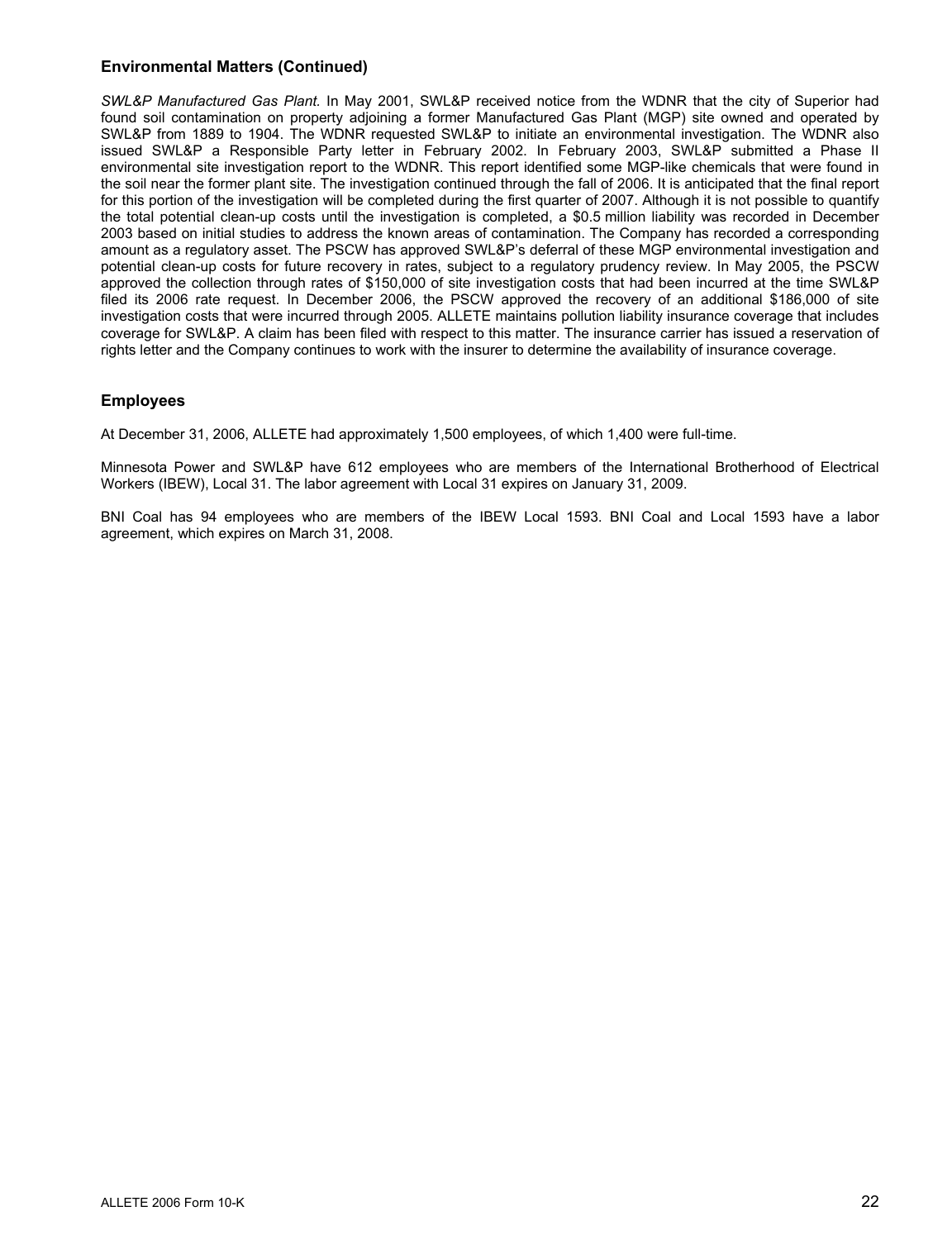### Environmental Matters (Continued)

*SWL&P Manufactured Gas Plant.* In May 2001, SWL&P received notice from the WDNR that the city of Superior had found soil contamination on property adjoining a former Manufactured Gas Plant (MGP) site owned and operated by SWL&P from 1889 to 1904. The WDNR requested SWL&P to initiate an environmental investigation. The WDNR also issued SWL&P a Responsible Party letter in February 2002. In February 2003, SWL&P submitted a Phase II environmental site investigation report to the WDNR. This report identified some MGP-like chemicals that were found in the soil near the former plant site. The investigation continued through the fall of 2006. It is anticipated that the final report for this portion of the investigation will be completed during the first quarter of 2007. Although it is not possible to quantify the total potential clean-up costs until the investigation is completed, a $0.5 million liability was recorded in December 2003 based on initial studies to address the known areas of contamination. The Company has recorded a corresponding amount as a regulatory asset. The PSCW has approved SWL&P's deferral of these MGP environmental investigation and potential clean-up costs for future recovery in rates, subject to a regulatory prudency review. In May 2005, the PSCW approved the collection through rates of $150,000 of site investigation costs that had been incurred at the time SWL&P filed its 2006 rate request. In December 2006, the PSCW approved the recovery of an additional $186,000 of site investigation costs that were incurred through 2005. ALLETE maintains pollution liability insurance coverage that includes coverage for SWL&P. A claim has been filed with respect to this matter. The insurance carrier has issued a reservation of rights letter and the Company continues to work with the insurer to determine the availability of insurance coverage.

### Employees

At December 31, 2006, ALLETE had approximately 1,500 employees, of which 1,400 were full-time.

Minnesota Power and SWL&P have 612 employees who are members of the International Brotherhood of Electrical Workers (IBEW), Local 31. The labor agreement with Local 31 expires on January 31, 2009.

BNI Coal has 94 employees who are members of the IBEW Local 1593. BNI Coal and Local 1593 have a labor agreement, which expires on March 31, 2008.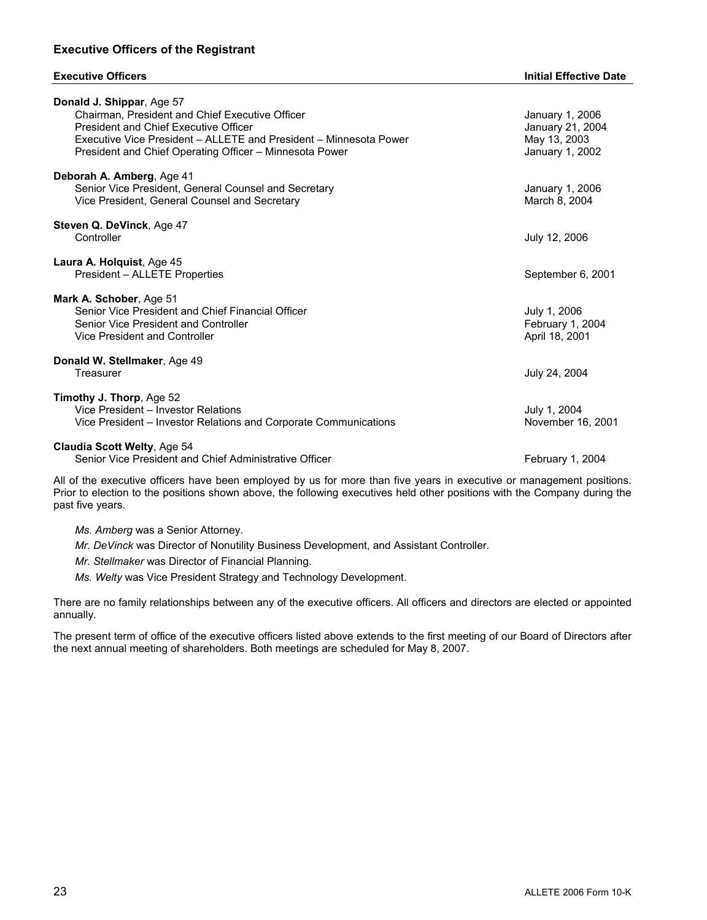### Executive Officers of the Registrant

| Executive Officers | Initial Effective Date |
|---|---|
| **Donald J. Shippar**, Age 57 | |
| Chairman, President and Chief Executive Officer | January 1, 2006 |
| President and Chief Executive Officer | January 21, 2004 |
| Executive Vice President – ALLETE and President – Minnesota Power | May 13, 2003 |
| President and Chief Operating Officer – Minnesota Power | January 1, 2002 |
| **Deborah A. Amberg**, Age 41 | |
| Senior Vice President, General Counsel and Secretary | January 1, 2006 |
| Vice President, General Counsel and Secretary | March 8, 2004 |
| **Steven Q. DeVinck**, Age 47 | |
| Controller | July 12, 2006 |
| **Laura A. Holquist**, Age 45 | |
| President – ALLETE Properties | September 6, 2001 |
| **Mark A. Schober**, Age 51 | |
| Senior Vice President and Chief Financial Officer | July 1, 2006 |
| Senior Vice President and Controller | February 1, 2004 |
| Vice President and Controller | April 18, 2001 |
| **Donald W. Stellmaker**, Age 49 | |
| Treasurer | July 24, 2004 |
| **Timothy J. Thorp**, Age 52 | |
| Vice President – Investor Relations | July 1, 2004 |
| Vice President – Investor Relations and Corporate Communications | November 16, 2001 |
| **Claudia Scott Welty**, Age 54 | |
| Senior Vice President and Chief Administrative Officer | February 1, 2004 |

All of the executive officers have been employed by us for more than five years in executive or management positions. Prior to election to the positions shown above, the following executives held other positions with the Company during the past five years.

*Ms. Amberg* was a Senior Attorney.

*Mr. DeVinck* was Director of Nonutility Business Development, and Assistant Controller.

*Mr. Stellmaker* was Director of Financial Planning.

*Ms. Welty* was Vice President Strategy and Technology Development.

There are no family relationships between any of the executive officers. All officers and directors are elected or appointed annually.

The present term of office of the executive officers listed above extends to the first meeting of our Board of Directors after the next annual meeting of shareholders. Both meetings are scheduled for May 8, 2007.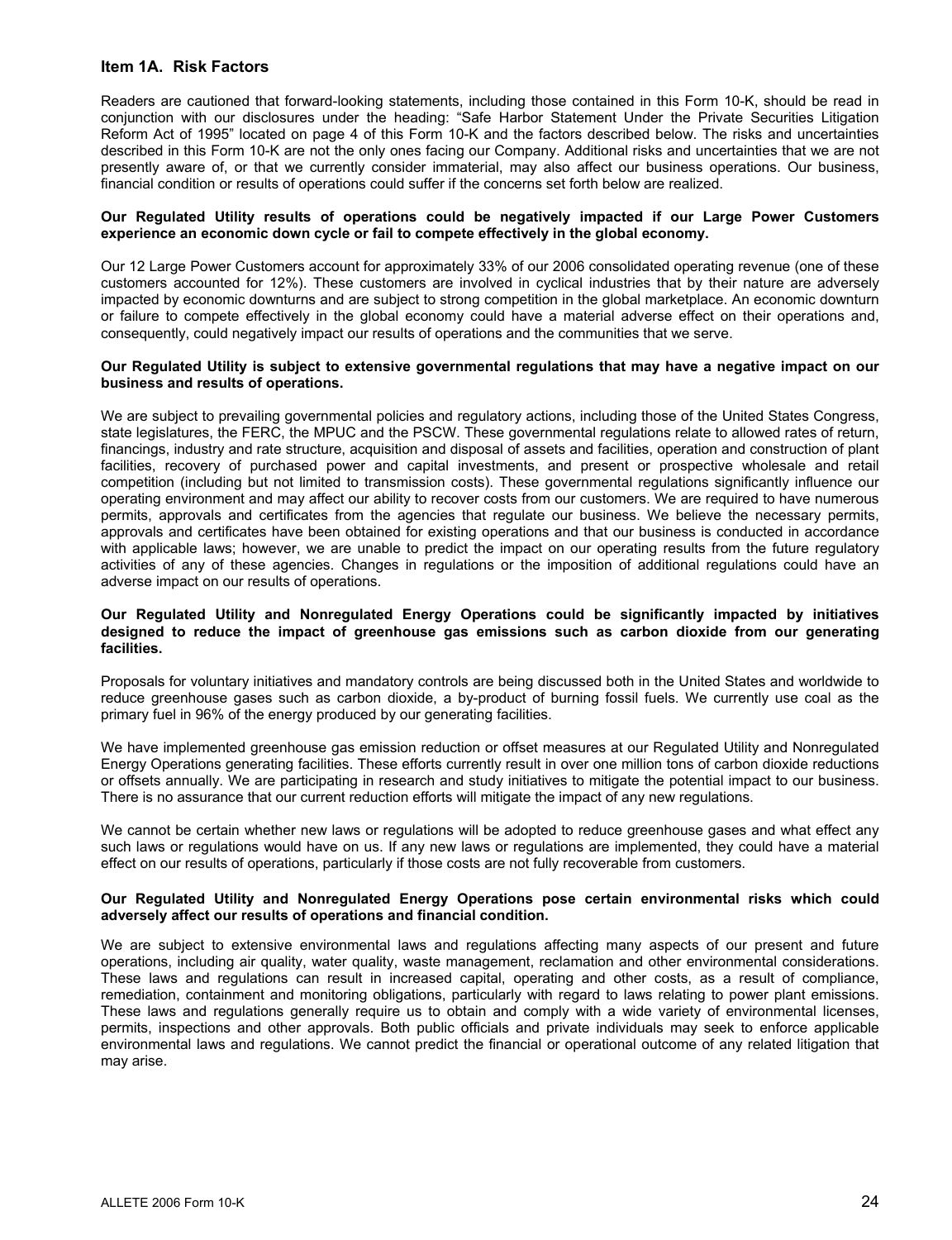## Item 1A. Risk Factors

Readers are cautioned that forward-looking statements, including those contained in this Form 10-K, should be read in conjunction with our disclosures under the heading: "Safe Harbor Statement Under the Private Securities Litigation Reform Act of 1995" located on page 4 of this Form 10-K and the factors described below. The risks and uncertainties described in this Form 10-K are not the only ones facing our Company. Additional risks and uncertainties that we are not presently aware of, or that we currently consider immaterial, may also affect our business operations. Our business, financial condition or results of operations could suffer if the concerns set forth below are realized.

**Our Regulated Utility results of operations could be negatively impacted if our Large Power Customers experience an economic down cycle or fail to compete effectively in the global economy.**

Our 12 Large Power Customers account for approximately 33% of our 2006 consolidated operating revenue (one of these customers accounted for 12%). These customers are involved in cyclical industries that by their nature are adversely impacted by economic downturns and are subject to strong competition in the global marketplace. An economic downturn or failure to compete effectively in the global economy could have a material adverse effect on their operations and, consequently, could negatively impact our results of operations and the communities that we serve.

**Our Regulated Utility is subject to extensive governmental regulations that may have a negative impact on our business and results of operations.**

We are subject to prevailing governmental policies and regulatory actions, including those of the United States Congress, state legislatures, the FERC, the MPUC and the PSCW. These governmental regulations relate to allowed rates of return, financings, industry and rate structure, acquisition and disposal of assets and facilities, operation and construction of plant facilities, recovery of purchased power and capital investments, and present or prospective wholesale and retail competition (including but not limited to transmission costs). These governmental regulations significantly influence our operating environment and may affect our ability to recover costs from our customers. We are required to have numerous permits, approvals and certificates from the agencies that regulate our business. We believe the necessary permits, approvals and certificates have been obtained for existing operations and that our business is conducted in accordance with applicable laws; however, we are unable to predict the impact on our operating results from the future regulatory activities of any of these agencies. Changes in regulations or the imposition of additional regulations could have an adverse impact on our results of operations.

**Our Regulated Utility and Nonregulated Energy Operations could be significantly impacted by initiatives designed to reduce the impact of greenhouse gas emissions such as carbon dioxide from our generating facilities.**

Proposals for voluntary initiatives and mandatory controls are being discussed both in the United States and worldwide to reduce greenhouse gases such as carbon dioxide, a by-product of burning fossil fuels. We currently use coal as the primary fuel in 96% of the energy produced by our generating facilities.

We have implemented greenhouse gas emission reduction or offset measures at our Regulated Utility and Nonregulated Energy Operations generating facilities. These efforts currently result in over one million tons of carbon dioxide reductions or offsets annually. We are participating in research and study initiatives to mitigate the potential impact to our business. There is no assurance that our current reduction efforts will mitigate the impact of any new regulations.

We cannot be certain whether new laws or regulations will be adopted to reduce greenhouse gases and what effect any such laws or regulations would have on us. If any new laws or regulations are implemented, they could have a material effect on our results of operations, particularly if those costs are not fully recoverable from customers.

**Our Regulated Utility and Nonregulated Energy Operations pose certain environmental risks which could adversely affect our results of operations and financial condition.**

We are subject to extensive environmental laws and regulations affecting many aspects of our present and future operations, including air quality, water quality, waste management, reclamation and other environmental considerations. These laws and regulations can result in increased capital, operating and other costs, as a result of compliance, remediation, containment and monitoring obligations, particularly with regard to laws relating to power plant emissions. These laws and regulations generally require us to obtain and comply with a wide variety of environmental licenses, permits, inspections and other approvals. Both public officials and private individuals may seek to enforce applicable environmental laws and regulations. We cannot predict the financial or operational outcome of any related litigation that may arise.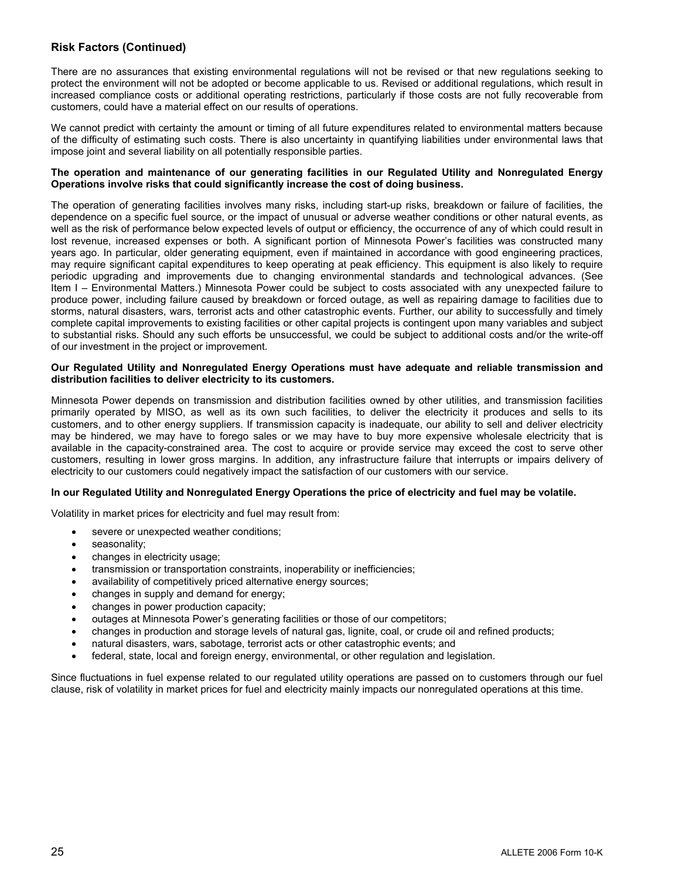## Risk Factors (Continued)

There are no assurances that existing environmental regulations will not be revised or that new regulations seeking to protect the environment will not be adopted or become applicable to us. Revised or additional regulations, which result in increased compliance costs or additional operating restrictions, particularly if those costs are not fully recoverable from customers, could have a material effect on our results of operations.

We cannot predict with certainty the amount or timing of all future expenditures related to environmental matters because of the difficulty of estimating such costs. There is also uncertainty in quantifying liabilities under environmental laws that impose joint and several liability on all potentially responsible parties.

**The operation and maintenance of our generating facilities in our Regulated Utility and Nonregulated Energy Operations involve risks that could significantly increase the cost of doing business.**

The operation of generating facilities involves many risks, including start-up risks, breakdown or failure of facilities, the dependence on a specific fuel source, or the impact of unusual or adverse weather conditions or other natural events, as well as the risk of performance below expected levels of output or efficiency, the occurrence of any of which could result in lost revenue, increased expenses or both. A significant portion of Minnesota Power's facilities was constructed many years ago. In particular, older generating equipment, even if maintained in accordance with good engineering practices, may require significant capital expenditures to keep operating at peak efficiency. This equipment is also likely to require periodic upgrading and improvements due to changing environmental standards and technological advances. (See Item I – Environmental Matters.) Minnesota Power could be subject to costs associated with any unexpected failure to produce power, including failure caused by breakdown or forced outage, as well as repairing damage to facilities due to storms, natural disasters, wars, terrorist acts and other catastrophic events. Further, our ability to successfully and timely complete capital improvements to existing facilities or other capital projects is contingent upon many variables and subject to substantial risks. Should any such efforts be unsuccessful, we could be subject to additional costs and/or the write-off of our investment in the project or improvement.

**Our Regulated Utility and Nonregulated Energy Operations must have adequate and reliable transmission and distribution facilities to deliver electricity to its customers.**

Minnesota Power depends on transmission and distribution facilities owned by other utilities, and transmission facilities primarily operated by MISO, as well as its own such facilities, to deliver the electricity it produces and sells to its customers, and to other energy suppliers. If transmission capacity is inadequate, our ability to sell and deliver electricity may be hindered, we may have to forego sales or we may have to buy more expensive wholesale electricity that is available in the capacity-constrained area. The cost to acquire or provide service may exceed the cost to serve other customers, resulting in lower gross margins. In addition, any infrastructure failure that interrupts or impairs delivery of electricity to our customers could negatively impact the satisfaction of our customers with our service.

**In our Regulated Utility and Nonregulated Energy Operations the price of electricity and fuel may be volatile.**

Volatility in market prices for electricity and fuel may result from:

- severe or unexpected weather conditions;
- seasonality;
- changes in electricity usage;
- transmission or transportation constraints, inoperability or inefficiencies;
- availability of competitively priced alternative energy sources;
- changes in supply and demand for energy;
- changes in power production capacity;
- outages at Minnesota Power's generating facilities or those of our competitors;
- changes in production and storage levels of natural gas, lignite, coal, or crude oil and refined products;
- natural disasters, wars, sabotage, terrorist acts or other catastrophic events; and
- federal, state, local and foreign energy, environmental, or other regulation and legislation.

Since fluctuations in fuel expense related to our regulated utility operations are passed on to customers through our fuel clause, risk of volatility in market prices for fuel and electricity mainly impacts our nonregulated operations at this time.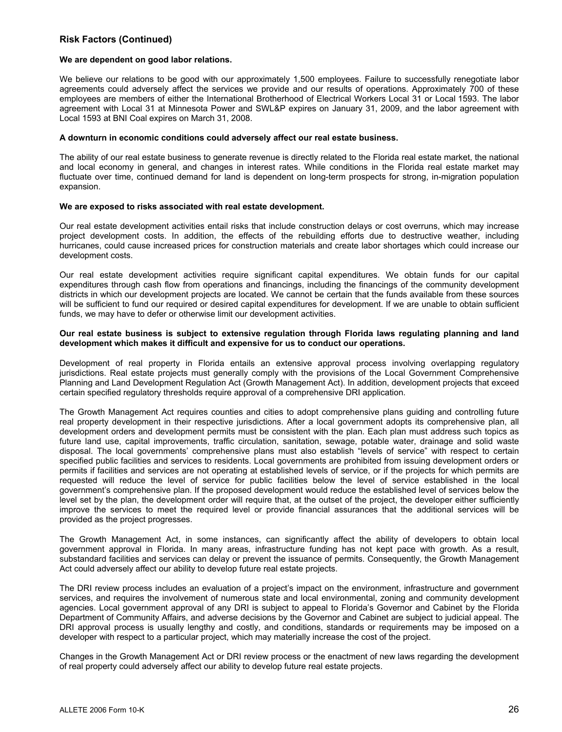## Risk Factors (Continued)

**We are dependent on good labor relations.**

We believe our relations to be good with our approximately 1,500 employees. Failure to successfully renegotiate labor agreements could adversely affect the services we provide and our results of operations. Approximately 700 of these employees are members of either the International Brotherhood of Electrical Workers Local 31 or Local 1593. The labor agreement with Local 31 at Minnesota Power and SWL&P expires on January 31, 2009, and the labor agreement with Local 1593 at BNI Coal expires on March 31, 2008.

**A downturn in economic conditions could adversely affect our real estate business.**

The ability of our real estate business to generate revenue is directly related to the Florida real estate market, the national and local economy in general, and changes in interest rates. While conditions in the Florida real estate market may fluctuate over time, continued demand for land is dependent on long-term prospects for strong, in-migration population expansion.

**We are exposed to risks associated with real estate development.**

Our real estate development activities entail risks that include construction delays or cost overruns, which may increase project development costs. In addition, the effects of the rebuilding efforts due to destructive weather, including hurricanes, could cause increased prices for construction materials and create labor shortages which could increase our development costs.

Our real estate development activities require significant capital expenditures. We obtain funds for our capital expenditures through cash flow from operations and financings, including the financings of the community development districts in which our development projects are located. We cannot be certain that the funds available from these sources will be sufficient to fund our required or desired capital expenditures for development. If we are unable to obtain sufficient funds, we may have to defer or otherwise limit our development activities.

**Our real estate business is subject to extensive regulation through Florida laws regulating planning and land development which makes it difficult and expensive for us to conduct our operations.**

Development of real property in Florida entails an extensive approval process involving overlapping regulatory jurisdictions. Real estate projects must generally comply with the provisions of the Local Government Comprehensive Planning and Land Development Regulation Act (Growth Management Act). In addition, development projects that exceed certain specified regulatory thresholds require approval of a comprehensive DRI application.

The Growth Management Act requires counties and cities to adopt comprehensive plans guiding and controlling future real property development in their respective jurisdictions. After a local government adopts its comprehensive plan, all development orders and development permits must be consistent with the plan. Each plan must address such topics as future land use, capital improvements, traffic circulation, sanitation, sewage, potable water, drainage and solid waste disposal. The local governments' comprehensive plans must also establish "levels of service" with respect to certain specified public facilities and services to residents. Local governments are prohibited from issuing development orders or permits if facilities and services are not operating at established levels of service, or if the projects for which permits are requested will reduce the level of service for public facilities below the level of service established in the local government's comprehensive plan. If the proposed development would reduce the established level of services below the level set by the plan, the development order will require that, at the outset of the project, the developer either sufficiently improve the services to meet the required level or provide financial assurances that the additional services will be provided as the project progresses.

The Growth Management Act, in some instances, can significantly affect the ability of developers to obtain local government approval in Florida. In many areas, infrastructure funding has not kept pace with growth. As a result, substandard facilities and services can delay or prevent the issuance of permits. Consequently, the Growth Management Act could adversely affect our ability to develop future real estate projects.

The DRI review process includes an evaluation of a project's impact on the environment, infrastructure and government services, and requires the involvement of numerous state and local environmental, zoning and community development agencies. Local government approval of any DRI is subject to appeal to Florida's Governor and Cabinet by the Florida Department of Community Affairs, and adverse decisions by the Governor and Cabinet are subject to judicial appeal. The DRI approval process is usually lengthy and costly, and conditions, standards or requirements may be imposed on a developer with respect to a particular project, which may materially increase the cost of the project.

Changes in the Growth Management Act or DRI review process or the enactment of new laws regarding the development of real property could adversely affect our ability to develop future real estate projects.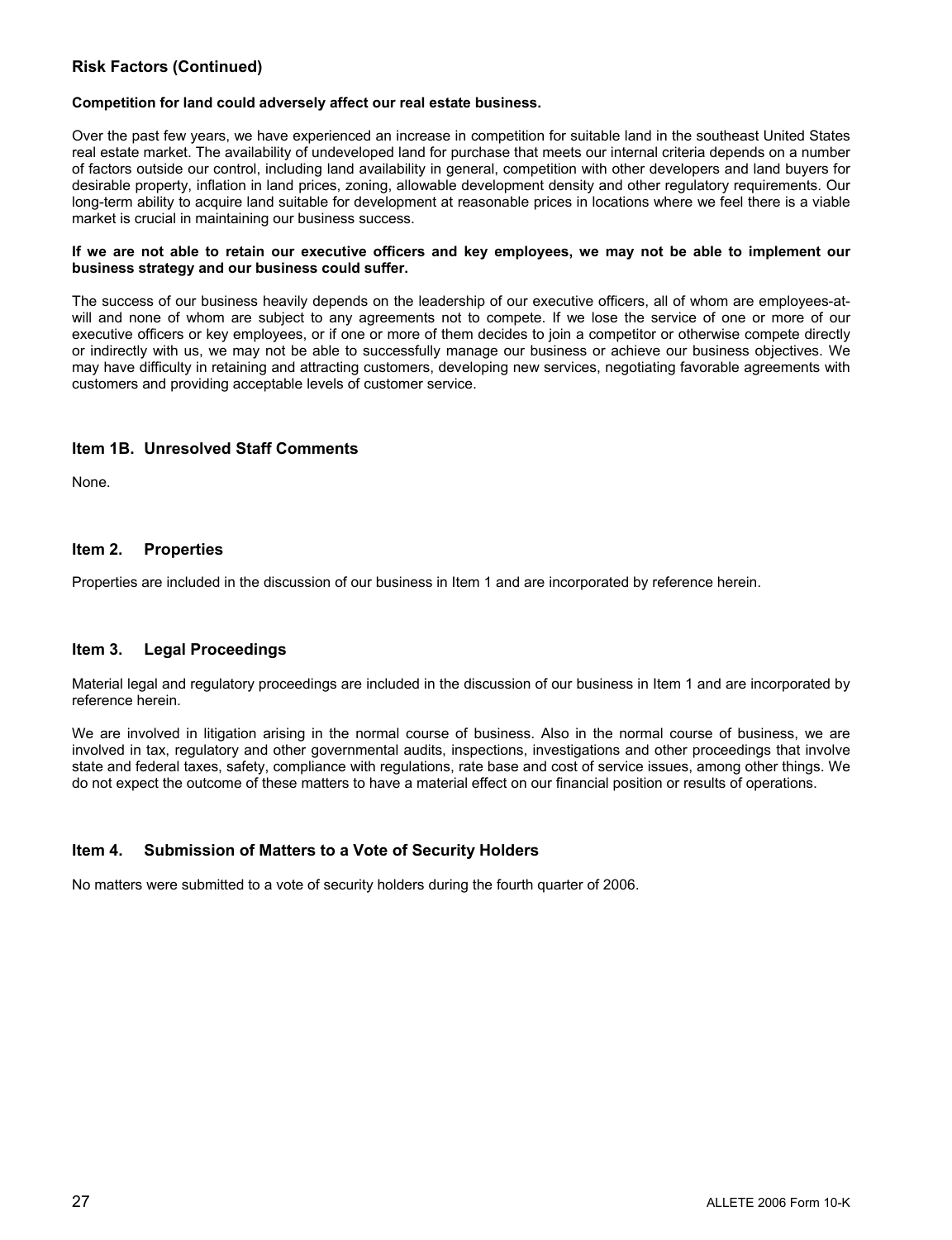## Risk Factors (Continued)

**Competition for land could adversely affect our real estate business.**

Over the past few years, we have experienced an increase in competition for suitable land in the southeast United States real estate market. The availability of undeveloped land for purchase that meets our internal criteria depends on a number of factors outside our control, including land availability in general, competition with other developers and land buyers for desirable property, inflation in land prices, zoning, allowable development density and other regulatory requirements. Our long-term ability to acquire land suitable for development at reasonable prices in locations where we feel there is a viable market is crucial in maintaining our business success.

**If we are not able to retain our executive officers and key employees, we may not be able to implement our business strategy and our business could suffer.**

The success of our business heavily depends on the leadership of our executive officers, all of whom are employees-at-will and none of whom are subject to any agreements not to compete. If we lose the service of one or more of our executive officers or key employees, or if one or more of them decides to join a competitor or otherwise compete directly or indirectly with us, we may not be able to successfully manage our business or achieve our business objectives. We may have difficulty in retaining and attracting customers, developing new services, negotiating favorable agreements with customers and providing acceptable levels of customer service.

## Item 1B. Unresolved Staff Comments

None.

## Item 2. Properties

Properties are included in the discussion of our business in Item 1 and are incorporated by reference herein.

## Item 3. Legal Proceedings

Material legal and regulatory proceedings are included in the discussion of our business in Item 1 and are incorporated by reference herein.

We are involved in litigation arising in the normal course of business. Also in the normal course of business, we are involved in tax, regulatory and other governmental audits, inspections, investigations and other proceedings that involve state and federal taxes, safety, compliance with regulations, rate base and cost of service issues, among other things. We do not expect the outcome of these matters to have a material effect on our financial position or results of operations.

## Item 4. Submission of Matters to a Vote of Security Holders

No matters were submitted to a vote of security holders during the fourth quarter of 2006.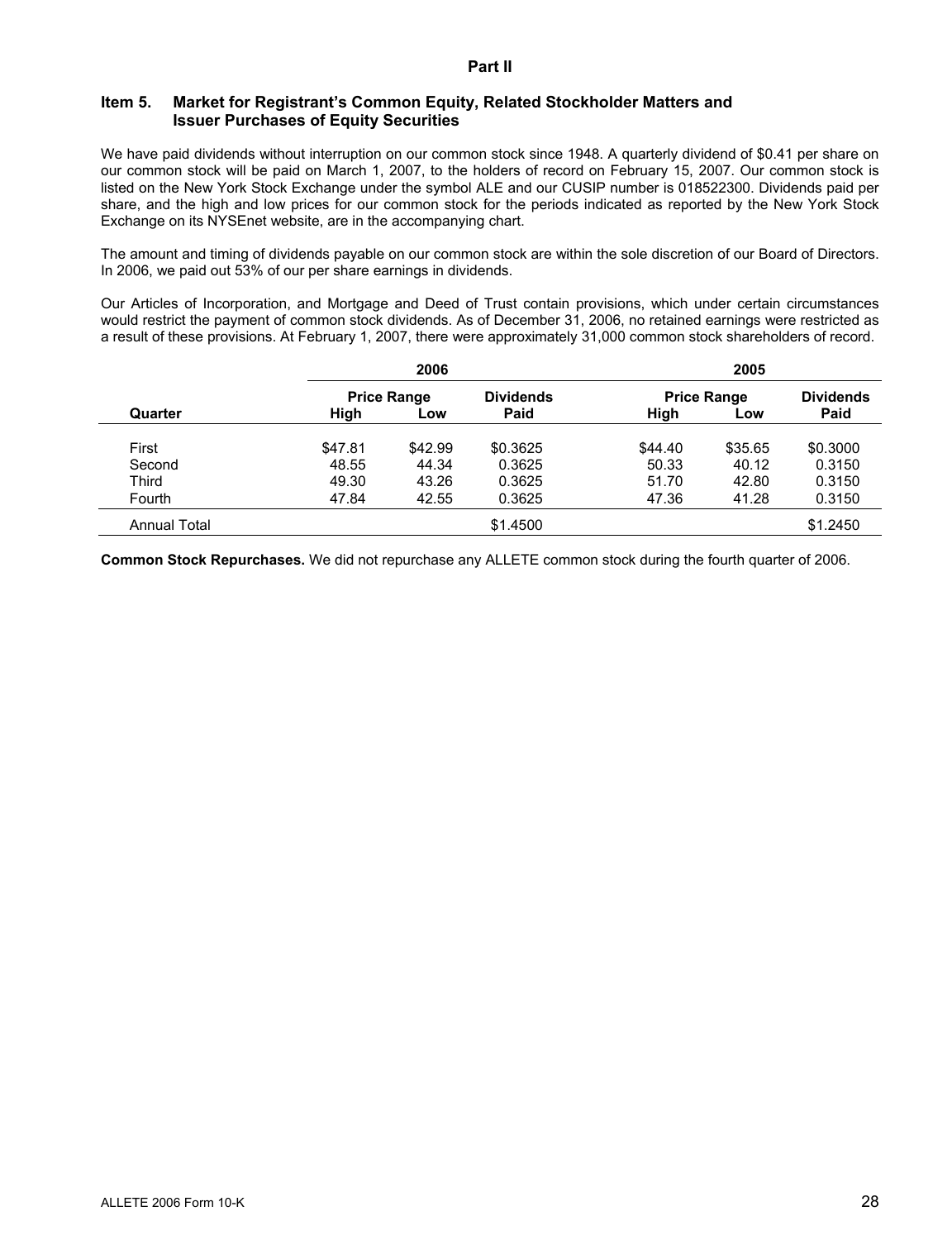## Part II

### Item 5. Market for Registrant's Common Equity, Related Stockholder Matters and Issuer Purchases of Equity Securities

We have paid dividends without interruption on our common stock since 1948. A quarterly dividend of $0.41 per share on our common stock will be paid on March 1, 2007, to the holders of record on February 15, 2007. Our common stock is listed on the New York Stock Exchange under the symbol ALE and our CUSIP number is 018522300. Dividends paid per share, and the high and low prices for our common stock for the periods indicated as reported by the New York Stock Exchange on its NYSEnet website, are in the accompanying chart.

The amount and timing of dividends payable on our common stock are within the sole discretion of our Board of Directors. In 2006, we paid out 53% of our per share earnings in dividends.

Our Articles of Incorporation, and Mortgage and Deed of Trust contain provisions, which under certain circumstances would restrict the payment of common stock dividends. As of December 31, 2006, no retained earnings were restricted as a result of these provisions. At February 1, 2007, there were approximately 31,000 common stock shareholders of record.

| | 2006 | | | 2005 | | |
|---|---|---|---|---|---|---|
| | Price Range | | Dividends | Price Range | | Dividends |
| Quarter | High | Low | Paid | High | Low | Paid |
| First | $47.81 | $42.99 | $0.3625 | $44.40 | $35.65 | $0.3000 |
| Second | 48.55 | 44.34 | 0.3625 | 50.33 | 40.12 | 0.3150 |
| Third | 49.30 | 43.26 | 0.3625 | 51.70 | 42.80 | 0.3150 |
| Fourth | 47.84 | 42.55 | 0.3625 | 47.36 | 41.28 | 0.3150 |
| Annual Total | | | $1.4500 | | | $1.2450 |

**Common Stock Repurchases.** We did not repurchase any ALLETE common stock during the fourth quarter of 2006.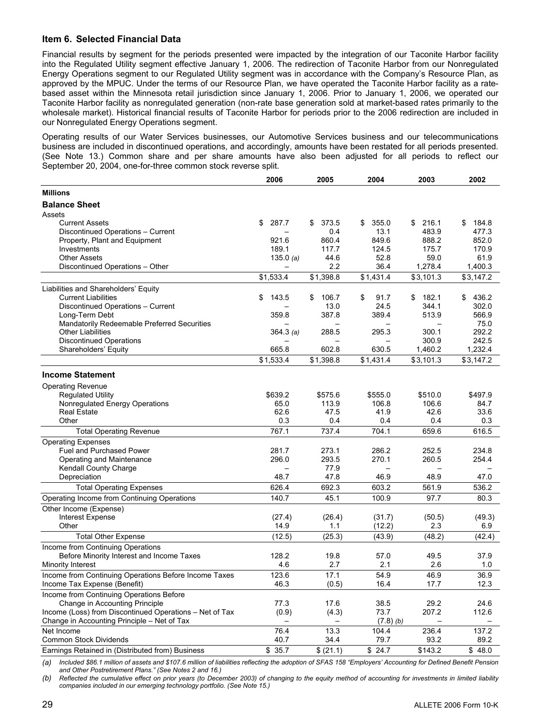## Item 6. Selected Financial Data

Financial results by segment for the periods presented were impacted by the integration of our Taconite Harbor facility into the Regulated Utility segment effective January 1, 2006. The redirection of Taconite Harbor from our Nonregulated Energy Operations segment to our Regulated Utility segment was in accordance with the Company's Resource Plan, as approved by the MPUC. Under the terms of our Resource Plan, we have operated the Taconite Harbor facility as a rate-based asset within the Minnesota retail jurisdiction since January 1, 2006. Prior to January 1, 2006, we operated our Taconite Harbor facility as nonregulated generation (non-rate base generation sold at market-based rates primarily to the wholesale market). Historical financial results of Taconite Harbor for periods prior to the 2006 redirection are included in our Nonregulated Energy Operations segment.

Operating results of our Water Services businesses, our Automotive Services business and our telecommunications business are included in discontinued operations, and accordingly, amounts have been restated for all periods presented. (See Note 13.) Common share and per share amounts have also been adjusted for all periods to reflect our September 20, 2004, one-for-three common stock reverse split.

| | 2006 | 2005 | 2004 | 2003 | 2002 |
|---|---|---|---|---|---|
| **Millions** | | | | | |
| **Balance Sheet** | | | | | |
| Assets | | | | | |
| Current Assets | $ 287.7 | $ 373.5 | $ 355.0 | $ 216.1 | $ 184.8 |
| Discontinued Operations – Current | – | 0.4 | 13.1 | 483.9 | 477.3 |
| Property, Plant and Equipment | 921.6 | 860.4 | 849.6 | 888.2 | 852.0 |
| Investments | 189.1 | 117.7 | 124.5 | 175.7 | 170.9 |
| Other Assets | 135.0 *(a)* | 44.6 | 52.8 | 59.0 | 61.9 |
| Discontinued Operations – Other | – | 2.2 | 36.4 | 1,278.4 | 1,400.3 |
| | $1,533.4 | $1,398.8 | $1,431.4 | $3,101.3 | $3,147.2 |
| Liabilities and Shareholders' Equity | | | | | |
| Current Liabilities | $ 143.5 | $ 106.7 | $ 91.7 | $ 182.1 | $ 436.2 |
| Discontinued Operations – Current | – | 13.0 | 24.5 | 344.1 | 302.0 |
| Long-Term Debt | 359.8 | 387.8 | 389.4 | 513.9 | 566.9 |
| Mandatorily Redeemable Preferred Securities | – | – | – | – | 75.0 |
| Other Liabilities | 364.3 *(a)* | 288.5 | 295.3 | 300.1 | 292.2 |
| Discontinued Operations | – | – | – | 300.9 | 242.5 |
| Shareholders' Equity | 665.8 | 602.8 | 630.5 | 1,460.2 | 1,232.4 |
| | $1,533.4 | $1,398.8 | $1,431.4 | $3,101.3 | $3,147.2 |
| **Income Statement** | | | | | |
| Operating Revenue | | | | | |
| Regulated Utility | $639.2 | $575.6 | $555.0 | $510.0 | $497.9 |
| Nonregulated Energy Operations | 65.0 | 113.9 | 106.8 | 106.6 | 84.7 |
| Real Estate | 62.6 | 47.5 | 41.9 | 42.6 | 33.6 |
| Other | 0.3 | 0.4 | 0.4 | 0.4 | 0.3 |
| Total Operating Revenue | 767.1 | 737.4 | 704.1 | 659.6 | 616.5 |
| Operating Expenses | | | | | |
| Fuel and Purchased Power | 281.7 | 273.1 | 286.2 | 252.5 | 234.8 |
| Operating and Maintenance | 296.0 | 293.5 | 270.1 | 260.5 | 254.4 |
| Kendall County Charge | – | 77.9 | – | – | – |
| Depreciation | 48.7 | 47.8 | 46.9 | 48.9 | 47.0 |
| Total Operating Expenses | 626.4 | 692.3 | 603.2 | 561.9 | 536.2 |
| Operating Income from Continuing Operations | 140.7 | 45.1 | 100.9 | 97.7 | 80.3 |
| Other Income (Expense) | | | | | |
| Interest Expense | (27.4) | (26.4) | (31.7) | (50.5) | (49.3) |
| Other | 14.9 | 1.1 | (12.2) | 2.3 | 6.9 |
| Total Other Expense | (12.5) | (25.3) | (43.9) | (48.2) | (42.4) |
| Income from Continuing Operations Before Minority Interest and Income Taxes | 128.2 | 19.8 | 57.0 | 49.5 | 37.9 |
| Minority Interest | 4.6 | 2.7 | 2.1 | 2.6 | 1.0 |
| Income from Continuing Operations Before Income Taxes | 123.6 | 17.1 | 54.9 | 46.9 | 36.9 |
| Income Tax Expense (Benefit) | 46.3 | (0.5) | 16.4 | 17.7 | 12.3 |
| Income from Continuing Operations Before Change in Accounting Principle | 77.3 | 17.6 | 38.5 | 29.2 | 24.6 |
| Income (Loss) from Discontinued Operations – Net of Tax | (0.9) | (4.3) | 73.7 | 207.2 | 112.6 |
| Change in Accounting Principle – Net of Tax | – | – | (7.8) *(b)* | – | – |
| Net Income | 76.4 | 13.3 | 104.4 | 236.4 | 137.2 |
| Common Stock Dividends | 40.7 | 34.4 | 79.7 | 93.2 | 89.2 |
| Earnings Retained in (Distributed from) Business | $ 35.7 | $ (21.1) | $ 24.7 | $143.2 | $ 48.0 |

*(a) Included $86.1 million of assets and $107.6 million of liabilities reflecting the adoption of SFAS 158 "Employers' Accounting for Defined Benefit Pension and Other Postretirement Plans." (See Notes 2 and 16.)*

*(b) Reflected the cumulative effect on prior years (to December 2003) of changing to the equity method of accounting for investments in limited liability companies included in our emerging technology portfolio. (See Note 15.)*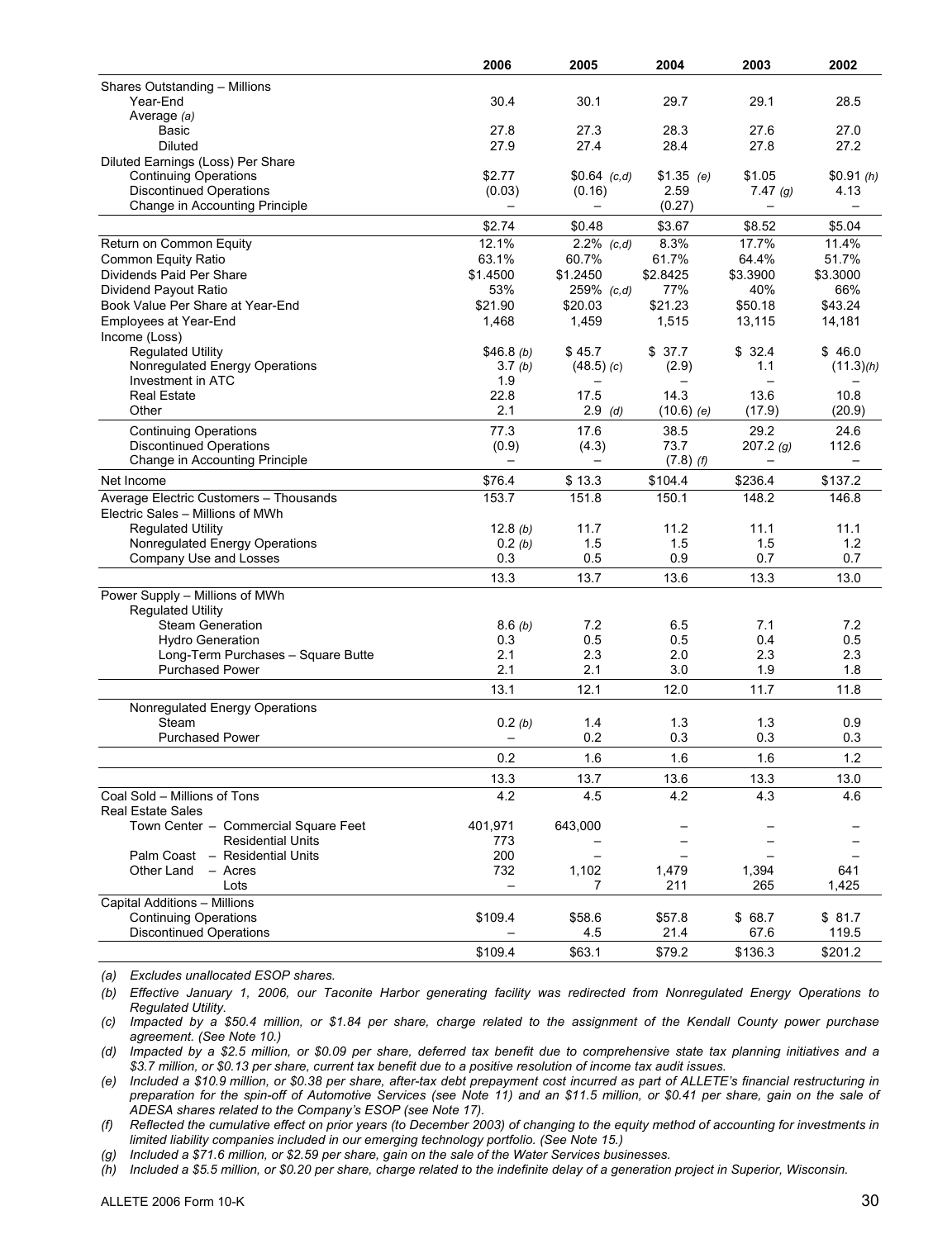| | 2006 | 2005 | 2004 | 2003 | 2002 |
|---|---|---|---|---|---|
| Shares Outstanding – Millions | | | | | |
| Year-End | 30.4 | 30.1 | 29.7 | 29.1 | 28.5 |
| Average *(a)* | | | | | |
| Basic | 27.8 | 27.3 | 28.3 | 27.6 | 27.0 |
| Diluted | 27.9 | 27.4 | 28.4 | 27.8 | 27.2 |
| Diluted Earnings (Loss) Per Share | | | | | |
| Continuing Operations | $2.77 | $0.64 *(c,d)* | $1.35 *(e)* | $1.05 | $0.91 *(h)* |
| Discontinued Operations | (0.03) | (0.16) | 2.59 | 7.47 *(g)* | 4.13 |
| Change in Accounting Principle | – | – | (0.27) | – | – |
| | $2.74 | $0.48 | $3.67 | $8.52 | $5.04 |
| Return on Common Equity | 12.1% | 2.2% *(c,d)* | 8.3% | 17.7% | 11.4% |
| Common Equity Ratio | 63.1% | 60.7% | 61.7% | 64.4% | 51.7% |
| Dividends Paid Per Share | $1.4500 | $1.2450 | $2.8425 | $3.3900 | $3.3000 |
| Dividend Payout Ratio | 53% | 259% *(c,d)* | 77% | 40% | 66% |
| Book Value Per Share at Year-End | $21.90 | $20.03 | $21.23 | $50.18 | $43.24 |
| Employees at Year-End | 1,468 | 1,459 | 1,515 | 13,115 | 14,181 |
| Income (Loss) | | | | | |
| Regulated Utility | $46.8 *(b)* | $ 45.7 | $ 37.7 | $ 32.4 | $ 46.0 |
| Nonregulated Energy Operations | 3.7 *(b)* | (48.5) *(c)* | (2.9) | 1.1 | (11.3)*(h)* |
| Investment in ATC | 1.9 | – | – | – | – |
| Real Estate | 22.8 | 17.5 | 14.3 | 13.6 | 10.8 |
| Other | 2.1 | 2.9 *(d)* | (10.6) *(e)* | (17.9) | (20.9) |
| Continuing Operations | 77.3 | 17.6 | 38.5 | 29.2 | 24.6 |
| Discontinued Operations | (0.9) | (4.3) | 73.7 | 207.2 *(g)* | 112.6 |
| Change in Accounting Principle | – | – | (7.8) *(f)* | – | – |
| Net Income | $76.4 | $ 13.3 | $104.4 | $236.4 | $137.2 |
| Average Electric Customers – Thousands | 153.7 | 151.8 | 150.1 | 148.2 | 146.8 |
| Electric Sales – Millions of MWh | | | | | |
| Regulated Utility | 12.8 *(b)* | 11.7 | 11.2 | 11.1 | 11.1 |
| Nonregulated Energy Operations | 0.2 *(b)* | 1.5 | 1.5 | 1.5 | 1.2 |
| Company Use and Losses | 0.3 | 0.5 | 0.9 | 0.7 | 0.7 |
| | 13.3 | 13.7 | 13.6 | 13.3 | 13.0 |
| Power Supply – Millions of MWh | | | | | |
| Regulated Utility | | | | | |
| Steam Generation | 8.6 *(b)* | 7.2 | 6.5 | 7.1 | 7.2 |
| Hydro Generation | 0.3 | 0.5 | 0.5 | 0.4 | 0.5 |
| Long-Term Purchases – Square Butte | 2.1 | 2.3 | 2.0 | 2.3 | 2.3 |
| Purchased Power | 2.1 | 2.1 | 3.0 | 1.9 | 1.8 |
| | 13.1 | 12.1 | 12.0 | 11.7 | 11.8 |
| Nonregulated Energy Operations | | | | | |
| Steam | 0.2 *(b)* | 1.4 | 1.3 | 1.3 | 0.9 |
| Purchased Power | – | 0.2 | 0.3 | 0.3 | 0.3 |
| | 0.2 | 1.6 | 1.6 | 1.6 | 1.2 |
| | 13.3 | 13.7 | 13.6 | 13.3 | 13.0 |
| Coal Sold – Millions of Tons | 4.2 | 4.5 | 4.2 | 4.3 | 4.6 |
| Real Estate Sales | | | | | |
| Town Center – Commercial Square Feet | 401,971 | 643,000 | – | – | – |
| Residential Units | 773 | – | – | – | – |
| Palm Coast – Residential Units | 200 | – | – | – | – |
| Other Land – Acres | 732 | 1,102 | 1,479 | 1,394 | 641 |
| Lots | – | 7 | 211 | 265 | 1,425 |
| Capital Additions – Millions | | | | | |
| Continuing Operations | $109.4 | $58.6 | $57.8 | $ 68.7 | $ 81.7 |
| Discontinued Operations | – | 4.5 | 21.4 | 67.6 | 119.5 |
| | $109.4 | $63.1 | $79.2 | $136.3 | $201.2 |

*(a) Excludes unallocated ESOP shares.*

*(b) Effective January 1, 2006, our Taconite Harbor generating facility was redirected from Nonregulated Energy Operations to Regulated Utility.*

*(c) Impacted by a $50.4 million, or $1.84 per share, charge related to the assignment of the Kendall County power purchase agreement. (See Note 10.)*

*(d) Impacted by a $2.5 million, or $0.09 per share, deferred tax benefit due to comprehensive state tax planning initiatives and a $3.7 million, or $0.13 per share, current tax benefit due to a positive resolution of income tax audit issues.*

*(e) Included a $10.9 million, or $0.38 per share, after-tax debt prepayment cost incurred as part of ALLETE's financial restructuring in preparation for the spin-off of Automotive Services (see Note 11) and an $11.5 million, or $0.41 per share, gain on the sale of ADESA shares related to the Company's ESOP (see Note 17).*

*(f) Reflected the cumulative effect on prior years (to December 2003) of changing to the equity method of accounting for investments in limited liability companies included in our emerging technology portfolio. (See Note 15.)*

*(g) Included a $71.6 million, or $2.59 per share, gain on the sale of the Water Services businesses.*

*(h) Included a $5.5 million, or $0.20 per share, charge related to the indefinite delay of a generation project in Superior, Wisconsin.*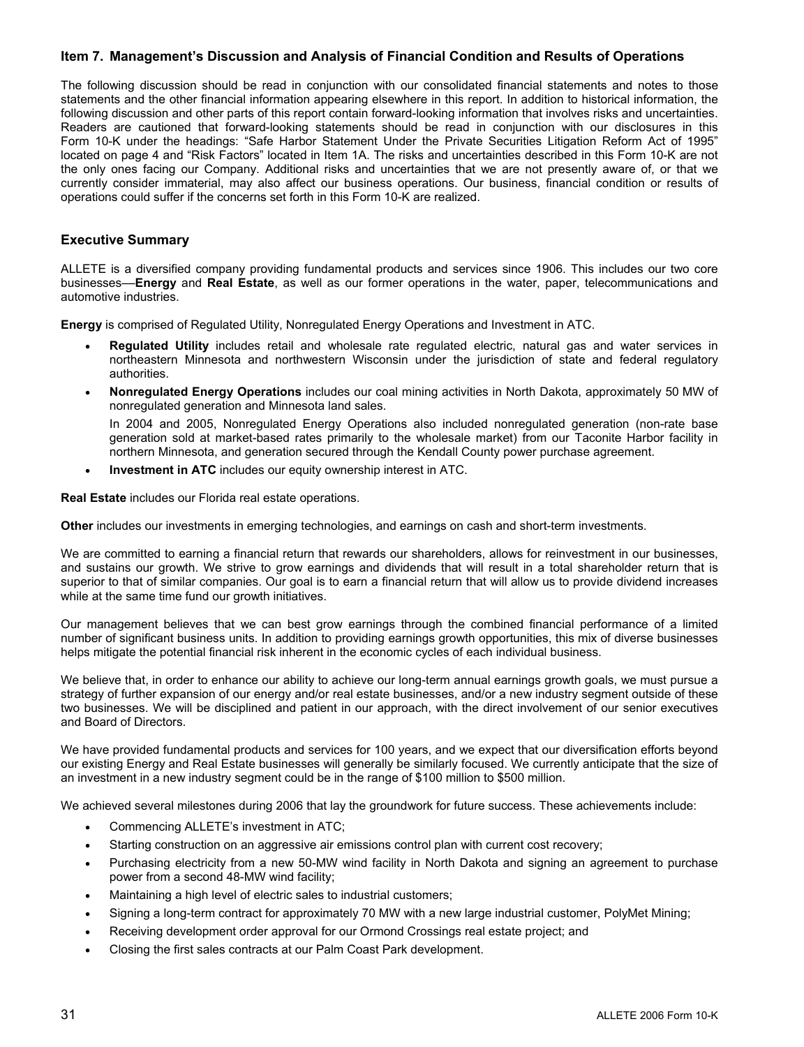## Item 7. Management's Discussion and Analysis of Financial Condition and Results of Operations

The following discussion should be read in conjunction with our consolidated financial statements and notes to those statements and the other financial information appearing elsewhere in this report. In addition to historical information, the following discussion and other parts of this report contain forward-looking information that involves risks and uncertainties. Readers are cautioned that forward-looking statements should be read in conjunction with our disclosures in this Form 10-K under the headings: "Safe Harbor Statement Under the Private Securities Litigation Reform Act of 1995" located on page 4 and "Risk Factors" located in Item 1A. The risks and uncertainties described in this Form 10-K are not the only ones facing our Company. Additional risks and uncertainties that we are not presently aware of, or that we currently consider immaterial, may also affect our business operations. Our business, financial condition or results of operations could suffer if the concerns set forth in this Form 10-K are realized.

### Executive Summary

ALLETE is a diversified company providing fundamental products and services since 1906. This includes our two core businesses—**Energy** and **Real Estate**, as well as our former operations in the water, paper, telecommunications and automotive industries.

**Energy** is comprised of Regulated Utility, Nonregulated Energy Operations and Investment in ATC.

- **Regulated Utility** includes retail and wholesale rate regulated electric, natural gas and water services in northeastern Minnesota and northwestern Wisconsin under the jurisdiction of state and federal regulatory authorities.
- **Nonregulated Energy Operations** includes our coal mining activities in North Dakota, approximately 50 MW of nonregulated generation and Minnesota land sales.

  In 2004 and 2005, Nonregulated Energy Operations also included nonregulated generation (non-rate base generation sold at market-based rates primarily to the wholesale market) from our Taconite Harbor facility in northern Minnesota, and generation secured through the Kendall County power purchase agreement.
- **Investment in ATC** includes our equity ownership interest in ATC.

**Real Estate** includes our Florida real estate operations.

**Other** includes our investments in emerging technologies, and earnings on cash and short-term investments.

We are committed to earning a financial return that rewards our shareholders, allows for reinvestment in our businesses, and sustains our growth. We strive to grow earnings and dividends that will result in a total shareholder return that is superior to that of similar companies. Our goal is to earn a financial return that will allow us to provide dividend increases while at the same time fund our growth initiatives.

Our management believes that we can best grow earnings through the combined financial performance of a limited number of significant business units. In addition to providing earnings growth opportunities, this mix of diverse businesses helps mitigate the potential financial risk inherent in the economic cycles of each individual business.

We believe that, in order to enhance our ability to achieve our long-term annual earnings growth goals, we must pursue a strategy of further expansion of our energy and/or real estate businesses, and/or a new industry segment outside of these two businesses. We will be disciplined and patient in our approach, with the direct involvement of our senior executives and Board of Directors.

We have provided fundamental products and services for 100 years, and we expect that our diversification efforts beyond our existing Energy and Real Estate businesses will generally be similarly focused. We currently anticipate that the size of an investment in a new industry segment could be in the range of $100 million to $500 million.

We achieved several milestones during 2006 that lay the groundwork for future success. These achievements include:

- Commencing ALLETE's investment in ATC;
- Starting construction on an aggressive air emissions control plan with current cost recovery;
- Purchasing electricity from a new 50-MW wind facility in North Dakota and signing an agreement to purchase power from a second 48-MW wind facility;
- Maintaining a high level of electric sales to industrial customers;
- Signing a long-term contract for approximately 70 MW with a new large industrial customer, PolyMet Mining;
- Receiving development order approval for our Ormond Crossings real estate project; and
- Closing the first sales contracts at our Palm Coast Park development.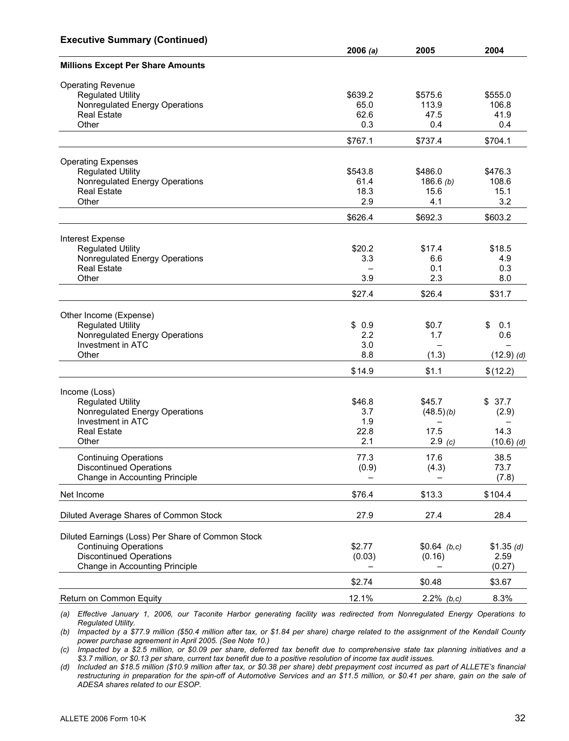**Executive Summary (Continued)**

| Millions Except Per Share Amounts | 2006 *(a)* | 2005 | 2004 |
|---|---|---|---|
| **Operating Revenue** | | | |
| Regulated Utility | $639.2 | $575.6 | $555.0 |
| Nonregulated Energy Operations | 65.0 | 113.9 | 106.8 |
| Real Estate | 62.6 | 47.5 | 41.9 |
| Other | 0.3 | 0.4 | 0.4 |
| | $767.1 | $737.4 | $704.1 |
| **Operating Expenses** | | | |
| Regulated Utility | $543.8 | $486.0 | $476.3 |
| Nonregulated Energy Operations | 61.4 | 186.6 *(b)* | 108.6 |
| Real Estate | 18.3 | 15.6 | 15.1 |
| Other | 2.9 | 4.1 | 3.2 |
| | $626.4 | $692.3 | $603.2 |
| **Interest Expense** | | | |
| Regulated Utility | $20.2 | $17.4 | $18.5 |
| Nonregulated Energy Operations | 3.3 | 6.6 | 4.9 |
| Real Estate | – | 0.1 | 0.3 |
| Other | 3.9 | 2.3 | 8.0 |
| | $27.4 | $26.4 | $31.7 |
| **Other Income (Expense)** | | | |
| Regulated Utility | $ 0.9 | $0.7 | $ 0.1 |
| Nonregulated Energy Operations | 2.2 | 1.7 | 0.6 |
| Investment in ATC | 3.0 | – | – |
| Other | 8.8 | (1.3) | (12.9) *(d)* |
| | $14.9 | $1.1 | $(12.2) |
| **Income (Loss)** | | | |
| Regulated Utility | $46.8 | $45.7 | $ 37.7 |
| Nonregulated Energy Operations | 3.7 | (48.5) *(b)* | (2.9) |
| Investment in ATC | 1.9 | – | – |
| Real Estate | 22.8 | 17.5 | 14.3 |
| Other | 2.1 | 2.9 *(c)* | (10.6) *(d)* |
| Continuing Operations | 77.3 | 17.6 | 38.5 |
| Discontinued Operations | (0.9) | (4.3) | 73.7 |
| Change in Accounting Principle | – | – | (7.8) |
| Net Income | $76.4 | $13.3 | $104.4 |
| Diluted Average Shares of Common Stock | 27.9 | 27.4 | 28.4 |
| **Diluted Earnings (Loss) Per Share of Common Stock** | | | |
| Continuing Operations | $2.77 | $0.64 *(b,c)* | $1.35 *(d)* |
| Discontinued Operations | (0.03) | (0.16) | 2.59 |
| Change in Accounting Principle | – | – | (0.27) |
| | $2.74 | $0.48 | $3.67 |
| Return on Common Equity | 12.1% | 2.2% *(b,c)* | 8.3% |

*(a) Effective January 1, 2006, our Taconite Harbor generating facility was redirected from Nonregulated Energy Operations to Regulated Utility.*

*(b) Impacted by a $77.9 million ($50.4 million after tax, or $1.84 per share) charge related to the assignment of the Kendall County power purchase agreement in April 2005. (See Note 10.)*

*(c) Impacted by a $2.5 million, or $0.09 per share, deferred tax benefit due to comprehensive state tax planning initiatives and a $3.7 million, or $0.13 per share, current tax benefit due to a positive resolution of income tax audit issues.*

*(d) Included an $18.5 million ($10.9 million after tax, or $0.38 per share) debt prepayment cost incurred as part of ALLETE's financial restructuring in preparation for the spin-off of Automotive Services and an $11.5 million, or $0.41 per share, gain on the sale of ADESA shares related to our ESOP.*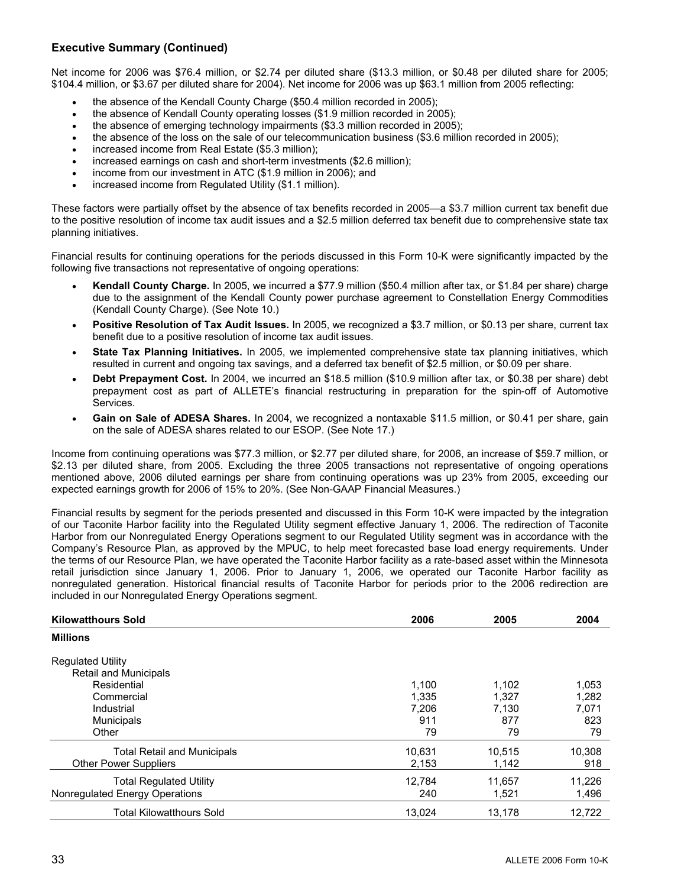### Executive Summary (Continued)

Net income for 2006 was $76.4 million, or $2.74 per diluted share ($13.3 million, or $0.48 per diluted share for 2005; $104.4 million, or $3.67 per diluted share for 2004). Net income for 2006 was up $63.1 million from 2005 reflecting:

- the absence of the Kendall County Charge ($50.4 million recorded in 2005);
- the absence of Kendall County operating losses ($1.9 million recorded in 2005);
- the absence of emerging technology impairments ($3.3 million recorded in 2005);
- the absence of the loss on the sale of our telecommunication business ($3.6 million recorded in 2005);
- increased income from Real Estate ($5.3 million);
- increased earnings on cash and short-term investments ($2.6 million);
- income from our investment in ATC ($1.9 million in 2006); and
- increased income from Regulated Utility ($1.1 million).

These factors were partially offset by the absence of tax benefits recorded in 2005—a $3.7 million current tax benefit due to the positive resolution of income tax audit issues and a $2.5 million deferred tax benefit due to comprehensive state tax planning initiatives.

Financial results for continuing operations for the periods discussed in this Form 10-K were significantly impacted by the following five transactions not representative of ongoing operations:

- **Kendall County Charge.** In 2005, we incurred a $77.9 million ($50.4 million after tax, or $1.84 per share) charge due to the assignment of the Kendall County power purchase agreement to Constellation Energy Commodities (Kendall County Charge). (See Note 10.)
- **Positive Resolution of Tax Audit Issues.** In 2005, we recognized a $3.7 million, or $0.13 per share, current tax benefit due to a positive resolution of income tax audit issues.
- **State Tax Planning Initiatives.** In 2005, we implemented comprehensive state tax planning initiatives, which resulted in current and ongoing tax savings, and a deferred tax benefit of $2.5 million, or $0.09 per share.
- **Debt Prepayment Cost.** In 2004, we incurred an $18.5 million ($10.9 million after tax, or $0.38 per share) debt prepayment cost as part of ALLETE's financial restructuring in preparation for the spin-off of Automotive Services.
- **Gain on Sale of ADESA Shares.** In 2004, we recognized a nontaxable $11.5 million, or $0.41 per share, gain on the sale of ADESA shares related to our ESOP. (See Note 17.)

Income from continuing operations was $77.3 million, or $2.77 per diluted share, for 2006, an increase of $59.7 million, or $2.13 per diluted share, from 2005. Excluding the three 2005 transactions not representative of ongoing operations mentioned above, 2006 diluted earnings per share from continuing operations was up 23% from 2005, exceeding our expected earnings growth for 2006 of 15% to 20%. (See Non-GAAP Financial Measures.)

Financial results by segment for the periods presented and discussed in this Form 10-K were impacted by the integration of our Taconite Harbor facility into the Regulated Utility segment effective January 1, 2006. The redirection of Taconite Harbor from our Nonregulated Energy Operations segment to our Regulated Utility segment was in accordance with the Company's Resource Plan, as approved by the MPUC, to help meet forecasted base load energy requirements. Under the terms of our Resource Plan, we have operated the Taconite Harbor facility as a rate-based asset within the Minnesota retail jurisdiction since January 1, 2006. Prior to January 1, 2006, we operated our Taconite Harbor facility as nonregulated generation. Historical financial results of Taconite Harbor for periods prior to the 2006 redirection are included in our Nonregulated Energy Operations segment.

| Kilowatthours Sold | 2006 | 2005 | 2004 |
|---|---|---|---|
| **Millions** | | | |
| Regulated Utility | | | |
| Retail and Municipals | | | |
| Residential | 1,100 | 1,102 | 1,053 |
| Commercial | 1,335 | 1,327 | 1,282 |
| Industrial | 7,206 | 7,130 | 7,071 |
| Municipals | 911 | 877 | 823 |
| Other | 79 | 79 | 79 |
| Total Retail and Municipals | 10,631 | 10,515 | 10,308 |
| Other Power Suppliers | 2,153 | 1,142 | 918 |
| Total Regulated Utility | 12,784 | 11,657 | 11,226 |
| Nonregulated Energy Operations | 240 | 1,521 | 1,496 |
| Total Kilowatthours Sold | 13,024 | 13,178 | 12,722 |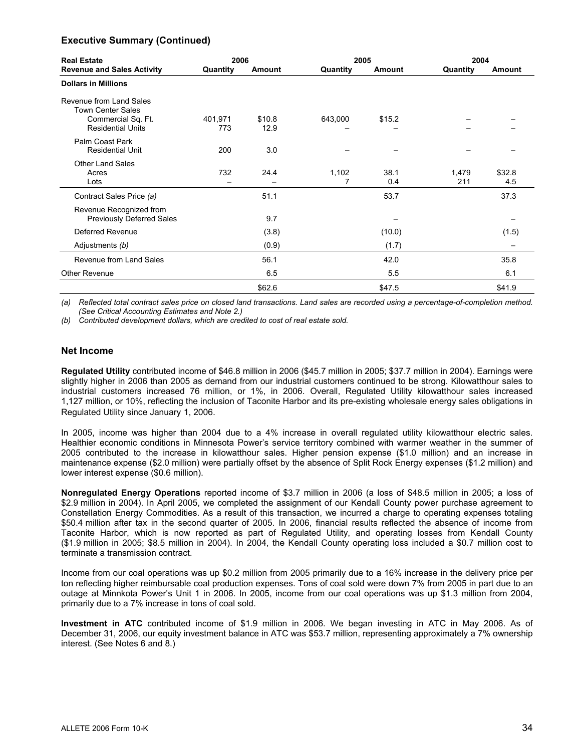## Executive Summary (Continued)

| Real Estate Revenue and Sales Activity | 2006 Quantity | 2006 Amount | 2005 Quantity | 2005 Amount | 2004 Quantity | 2004 Amount |
|---|---|---|---|---|---|---|
| **Dollars in Millions** | | | | | | |
| Revenue from Land Sales | | | | | | |
| Town Center Sales | | | | | | |
| Commercial Sq. Ft. | 401,971 | $10.8 | 643,000 | $15.2 | – | – |
| Residential Units | 773 | 12.9 | – | – | – | – |
| Palm Coast Park | | | | | | |
| Residential Unit | 200 | 3.0 | – | – | – | – |
| Other Land Sales | | | | | | |
| Acres | 732 | 24.4 | 1,102 | 38.1 | 1,479 | $32.8 |
| Lots | – | – | 7 | 0.4 | 211 | 4.5 |
| Contract Sales Price *(a)* | | 51.1 | | 53.7 | | 37.3 |
| Revenue Recognized from Previously Deferred Sales | | 9.7 | | – | | – |
| Deferred Revenue | | (3.8) | | (10.0) | | (1.5) |
| Adjustments *(b)* | | (0.9) | | (1.7) | | – |
| Revenue from Land Sales | | 56.1 | | 42.0 | | 35.8 |
| Other Revenue | | 6.5 | | 5.5 | | 6.1 |
| | | $62.6 | | $47.5 | | $41.9 |

*(a) Reflected total contract sales price on closed land transactions. Land sales are recorded using a percentage-of-completion method. (See Critical Accounting Estimates and Note 2.)*

*(b) Contributed development dollars, which are credited to cost of real estate sold.*

## Net Income

**Regulated Utility** contributed income of $46.8 million in 2006 ($45.7 million in 2005; $37.7 million in 2004). Earnings were slightly higher in 2006 than 2005 as demand from our industrial customers continued to be strong. Kilowatthour sales to industrial customers increased 76 million, or 1%, in 2006. Overall, Regulated Utility kilowatthour sales increased 1,127 million, or 10%, reflecting the inclusion of Taconite Harbor and its pre-existing wholesale energy sales obligations in Regulated Utility since January 1, 2006.

In 2005, income was higher than 2004 due to a 4% increase in overall regulated utility kilowatthour electric sales. Healthier economic conditions in Minnesota Power's service territory combined with warmer weather in the summer of 2005 contributed to the increase in kilowatthour sales. Higher pension expense ($1.0 million) and an increase in maintenance expense ($2.0 million) were partially offset by the absence of Split Rock Energy expenses ($1.2 million) and lower interest expense ($0.6 million).

**Nonregulated Energy Operations** reported income of $3.7 million in 2006 (a loss of $48.5 million in 2005; a loss of $2.9 million in 2004). In April 2005, we completed the assignment of our Kendall County power purchase agreement to Constellation Energy Commodities. As a result of this transaction, we incurred a charge to operating expenses totaling $50.4 million after tax in the second quarter of 2005. In 2006, financial results reflected the absence of income from Taconite Harbor, which is now reported as part of Regulated Utility, and operating losses from Kendall County ($1.9 million in 2005; $8.5 million in 2004). In 2004, the Kendall County operating loss included a $0.7 million cost to terminate a transmission contract.

Income from our coal operations was up $0.2 million from 2005 primarily due to a 16% increase in the delivery price per ton reflecting higher reimbursable coal production expenses. Tons of coal sold were down 7% from 2005 in part due to an outage at Minnkota Power's Unit 1 in 2006. In 2005, income from our coal operations was up $1.3 million from 2004, primarily due to a 7% increase in tons of coal sold.

**Investment in ATC** contributed income of $1.9 million in 2006. We began investing in ATC in May 2006. As of December 31, 2006, our equity investment balance in ATC was $53.7 million, representing approximately a 7% ownership interest. (See Notes 6 and 8.)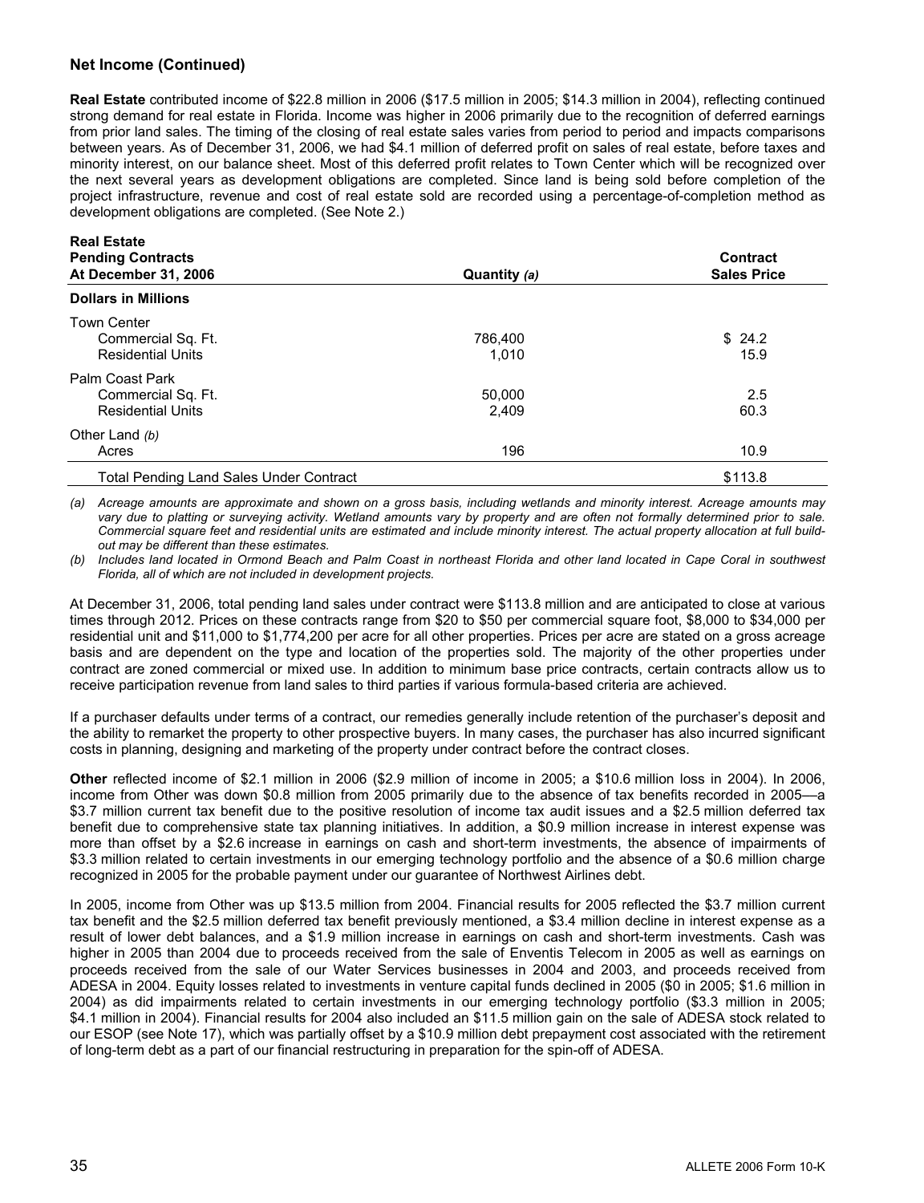## Net Income (Continued)

**Real Estate** contributed income of $22.8 million in 2006 ($17.5 million in 2005; $14.3 million in 2004), reflecting continued strong demand for real estate in Florida. Income was higher in 2006 primarily due to the recognition of deferred earnings from prior land sales. The timing of the closing of real estate sales varies from period to period and impacts comparisons between years. As of December 31, 2006, we had $4.1 million of deferred profit on sales of real estate, before taxes and minority interest, on our balance sheet. Most of this deferred profit relates to Town Center which will be recognized over the next several years as development obligations are completed. Since land is being sold before completion of the project infrastructure, revenue and cost of real estate sold are recorded using a percentage-of-completion method as development obligations are completed. (See Note 2.)

| **Real Estate Pending Contracts At December 31, 2006** | **Quantity *(a)*** | **Contract Sales Price** |
|---|---|---|
| **Dollars in Millions** | | |
| Town Center | | |
| Commercial Sq. Ft. | 786,400 | $ 24.2 |
| Residential Units | 1,010 | 15.9 |
| Palm Coast Park | | |
| Commercial Sq. Ft. | 50,000 | 2.5 |
| Residential Units | 2,409 | 60.3 |
| Other Land *(b)* | | |
| Acres | 196 | 10.9 |
| Total Pending Land Sales Under Contract | | $113.8 |

*(a) Acreage amounts are approximate and shown on a gross basis, including wetlands and minority interest. Acreage amounts may vary due to platting or surveying activity. Wetland amounts vary by property and are often not formally determined prior to sale. Commercial square feet and residential units are estimated and include minority interest. The actual property allocation at full build-out may be different than these estimates.*

*(b) Includes land located in Ormond Beach and Palm Coast in northeast Florida and other land located in Cape Coral in southwest Florida, all of which are not included in development projects.*

At December 31, 2006, total pending land sales under contract were $113.8 million and are anticipated to close at various times through 2012. Prices on these contracts range from $20 to $50 per commercial square foot, $8,000 to $34,000 per residential unit and $11,000 to $1,774,200 per acre for all other properties. Prices per acre are stated on a gross acreage basis and are dependent on the type and location of the properties sold. The majority of the other properties under contract are zoned commercial or mixed use. In addition to minimum base price contracts, certain contracts allow us to receive participation revenue from land sales to third parties if various formula-based criteria are achieved.

If a purchaser defaults under terms of a contract, our remedies generally include retention of the purchaser's deposit and the ability to remarket the property to other prospective buyers. In many cases, the purchaser has also incurred significant costs in planning, designing and marketing of the property under contract before the contract closes.

**Other** reflected income of $2.1 million in 2006 ($2.9 million of income in 2005; a $10.6 million loss in 2004). In 2006, income from Other was down $0.8 million from 2005 primarily due to the absence of tax benefits recorded in 2005—a $3.7 million current tax benefit due to the positive resolution of income tax audit issues and a $2.5 million deferred tax benefit due to comprehensive state tax planning initiatives. In addition, a $0.9 million increase in interest expense was more than offset by a $2.6 increase in earnings on cash and short-term investments, the absence of impairments of $3.3 million related to certain investments in our emerging technology portfolio and the absence of a $0.6 million charge recognized in 2005 for the probable payment under our guarantee of Northwest Airlines debt.

In 2005, income from Other was up $13.5 million from 2004. Financial results for 2005 reflected the $3.7 million current tax benefit and the $2.5 million deferred tax benefit previously mentioned, a $3.4 million decline in interest expense as a result of lower debt balances, and a $1.9 million increase in earnings on cash and short-term investments. Cash was higher in 2005 than 2004 due to proceeds received from the sale of Enventis Telecom in 2005 as well as earnings on proceeds received from the sale of our Water Services businesses in 2004 and 2003, and proceeds received from ADESA in 2004. Equity losses related to investments in venture capital funds declined in 2005 ($0 in 2005; $1.6 million in 2004) as did impairments related to certain investments in our emerging technology portfolio ($3.3 million in 2005; $4.1 million in 2004). Financial results for 2004 also included an $11.5 million gain on the sale of ADESA stock related to our ESOP (see Note 17), which was partially offset by a $10.9 million debt prepayment cost associated with the retirement of long-term debt as a part of our financial restructuring in preparation for the spin-off of ADESA.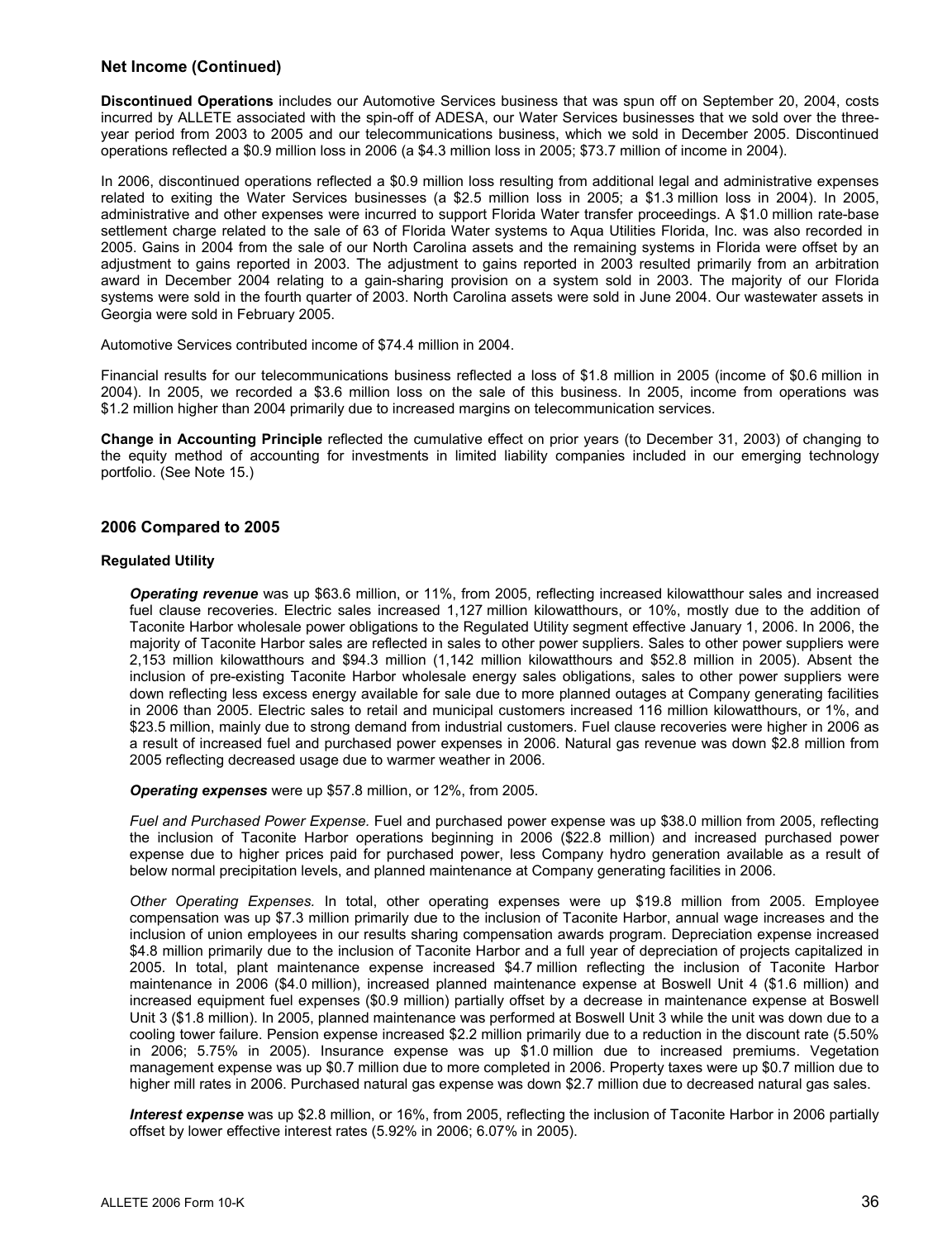## Net Income (Continued)

**Discontinued Operations** includes our Automotive Services business that was spun off on September 20, 2004, costs incurred by ALLETE associated with the spin-off of ADESA, our Water Services businesses that we sold over the three-year period from 2003 to 2005 and our telecommunications business, which we sold in December 2005. Discontinued operations reflected a $0.9 million loss in 2006 (a $4.3 million loss in 2005; $73.7 million of income in 2004).

In 2006, discontinued operations reflected a $0.9 million loss resulting from additional legal and administrative expenses related to exiting the Water Services businesses (a $2.5 million loss in 2005; a $1.3 million loss in 2004). In 2005, administrative and other expenses were incurred to support Florida Water transfer proceedings. A $1.0 million rate-base settlement charge related to the sale of 63 of Florida Water systems to Aqua Utilities Florida, Inc. was also recorded in 2005. Gains in 2004 from the sale of our North Carolina assets and the remaining systems in Florida were offset by an adjustment to gains reported in 2003. The adjustment to gains reported in 2003 resulted primarily from an arbitration award in December 2004 relating to a gain-sharing provision on a system sold in 2003. The majority of our Florida systems were sold in the fourth quarter of 2003. North Carolina assets were sold in June 2004. Our wastewater assets in Georgia were sold in February 2005.

Automotive Services contributed income of $74.4 million in 2004.

Financial results for our telecommunications business reflected a loss of $1.8 million in 2005 (income of $0.6 million in 2004). In 2005, we recorded a $3.6 million loss on the sale of this business. In 2005, income from operations was $1.2 million higher than 2004 primarily due to increased margins on telecommunication services.

**Change in Accounting Principle** reflected the cumulative effect on prior years (to December 31, 2003) of changing to the equity method of accounting for investments in limited liability companies included in our emerging technology portfolio. (See Note 15.)

## 2006 Compared to 2005

### Regulated Utility

***Operating revenue*** was up $63.6 million, or 11%, from 2005, reflecting increased kilowatthour sales and increased fuel clause recoveries. Electric sales increased 1,127 million kilowatthours, or 10%, mostly due to the addition of Taconite Harbor wholesale power obligations to the Regulated Utility segment effective January 1, 2006. In 2006, the majority of Taconite Harbor sales are reflected in sales to other power suppliers. Sales to other power suppliers were 2,153 million kilowatthours and $94.3 million (1,142 million kilowatthours and $52.8 million in 2005). Absent the inclusion of pre-existing Taconite Harbor wholesale energy sales obligations, sales to other power suppliers were down reflecting less excess energy available for sale due to more planned outages at Company generating facilities in 2006 than 2005. Electric sales to retail and municipal customers increased 116 million kilowatthours, or 1%, and $23.5 million, mainly due to strong demand from industrial customers. Fuel clause recoveries were higher in 2006 as a result of increased fuel and purchased power expenses in 2006. Natural gas revenue was down $2.8 million from 2005 reflecting decreased usage due to warmer weather in 2006.

***Operating expenses*** were up $57.8 million, or 12%, from 2005.

*Fuel and Purchased Power Expense.* Fuel and purchased power expense was up $38.0 million from 2005, reflecting the inclusion of Taconite Harbor operations beginning in 2006 ($22.8 million) and increased purchased power expense due to higher prices paid for purchased power, less Company hydro generation available as a result of below normal precipitation levels, and planned maintenance at Company generating facilities in 2006.

*Other Operating Expenses.* In total, other operating expenses were up $19.8 million from 2005. Employee compensation was up $7.3 million primarily due to the inclusion of Taconite Harbor, annual wage increases and the inclusion of union employees in our results sharing compensation awards program. Depreciation expense increased $4.8 million primarily due to the inclusion of Taconite Harbor and a full year of depreciation of projects capitalized in 2005. In total, plant maintenance expense increased $4.7 million reflecting the inclusion of Taconite Harbor maintenance in 2006 ($4.0 million), increased planned maintenance expense at Boswell Unit 4 ($1.6 million) and increased equipment fuel expenses ($0.9 million) partially offset by a decrease in maintenance expense at Boswell Unit 3 ($1.8 million). In 2005, planned maintenance was performed at Boswell Unit 3 while the unit was down due to a cooling tower failure. Pension expense increased $2.2 million primarily due to a reduction in the discount rate (5.50% in 2006; 5.75% in 2005). Insurance expense was up $1.0 million due to increased premiums. Vegetation management expense was up $0.7 million due to more completed in 2006. Property taxes were up $0.7 million due to higher mill rates in 2006. Purchased natural gas expense was down $2.7 million due to decreased natural gas sales.

***Interest expense*** was up $2.8 million, or 16%, from 2005, reflecting the inclusion of Taconite Harbor in 2006 partially offset by lower effective interest rates (5.92% in 2006; 6.07% in 2005).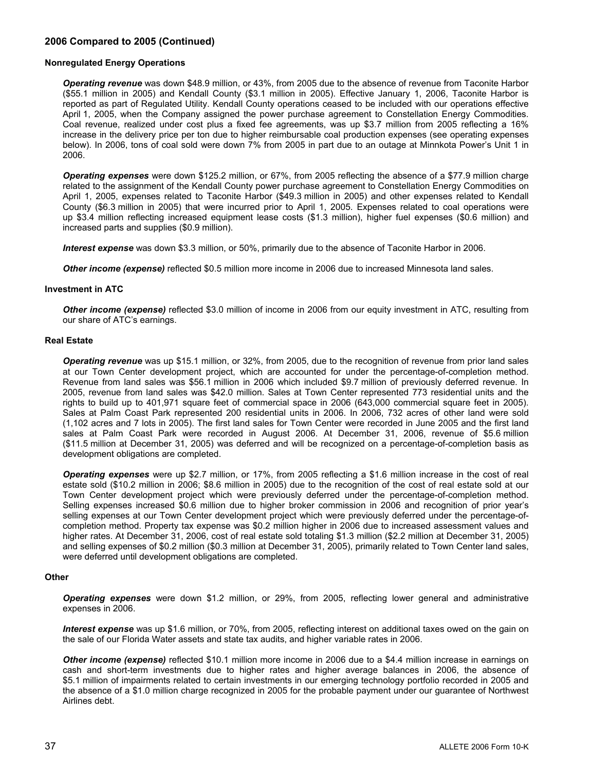## 2006 Compared to 2005 (Continued)

### Nonregulated Energy Operations

***Operating revenue*** was down $48.9 million, or 43%, from 2005 due to the absence of revenue from Taconite Harbor ($55.1 million in 2005) and Kendall County ($3.1 million in 2005). Effective January 1, 2006, Taconite Harbor is reported as part of Regulated Utility. Kendall County operations ceased to be included with our operations effective April 1, 2005, when the Company assigned the power purchase agreement to Constellation Energy Commodities. Coal revenue, realized under cost plus a fixed fee agreements, was up $3.7 million from 2005 reflecting a 16% increase in the delivery price per ton due to higher reimbursable coal production expenses (see operating expenses below). In 2006, tons of coal sold were down 7% from 2005 in part due to an outage at Minnkota Power's Unit 1 in 2006.

***Operating expenses*** were down $125.2 million, or 67%, from 2005 reflecting the absence of a $77.9 million charge related to the assignment of the Kendall County power purchase agreement to Constellation Energy Commodities on April 1, 2005, expenses related to Taconite Harbor ($49.3 million in 2005) and other expenses related to Kendall County ($6.3 million in 2005) that were incurred prior to April 1, 2005. Expenses related to coal operations were up $3.4 million reflecting increased equipment lease costs ($1.3 million), higher fuel expenses ($0.6 million) and increased parts and supplies ($0.9 million).

***Interest expense*** was down $3.3 million, or 50%, primarily due to the absence of Taconite Harbor in 2006.

***Other income (expense)*** reflected $0.5 million more income in 2006 due to increased Minnesota land sales.

### Investment in ATC

***Other income (expense)*** reflected $3.0 million of income in 2006 from our equity investment in ATC, resulting from our share of ATC's earnings.

### Real Estate

***Operating revenue*** was up $15.1 million, or 32%, from 2005, due to the recognition of revenue from prior land sales at our Town Center development project, which are accounted for under the percentage-of-completion method. Revenue from land sales was $56.1 million in 2006 which included $9.7 million of previously deferred revenue. In 2005, revenue from land sales was $42.0 million. Sales at Town Center represented 773 residential units and the rights to build up to 401,971 square feet of commercial space in 2006 (643,000 commercial square feet in 2005). Sales at Palm Coast Park represented 200 residential units in 2006. In 2006, 732 acres of other land were sold (1,102 acres and 7 lots in 2005). The first land sales for Town Center were recorded in June 2005 and the first land sales at Palm Coast Park were recorded in August 2006. At December 31, 2006, revenue of $5.6 million ($11.5 million at December 31, 2005) was deferred and will be recognized on a percentage-of-completion basis as development obligations are completed.

***Operating expenses*** were up $2.7 million, or 17%, from 2005 reflecting a $1.6 million increase in the cost of real estate sold ($10.2 million in 2006; $8.6 million in 2005) due to the recognition of the cost of real estate sold at our Town Center development project which were previously deferred under the percentage-of-completion method. Selling expenses increased $0.6 million due to higher broker commission in 2006 and recognition of prior year's selling expenses at our Town Center development project which were previously deferred under the percentage-of-completion method. Property tax expense was $0.2 million higher in 2006 due to increased assessment values and higher rates. At December 31, 2006, cost of real estate sold totaling $1.3 million ($2.2 million at December 31, 2005) and selling expenses of $0.2 million ($0.3 million at December 31, 2005), primarily related to Town Center land sales, were deferred until development obligations are completed.

### Other

***Operating expenses*** were down $1.2 million, or 29%, from 2005, reflecting lower general and administrative expenses in 2006.

***Interest expense*** was up $1.6 million, or 70%, from 2005, reflecting interest on additional taxes owed on the gain on the sale of our Florida Water assets and state tax audits, and higher variable rates in 2006.

***Other income (expense)*** reflected $10.1 million more income in 2006 due to a $4.4 million increase in earnings on cash and short-term investments due to higher rates and higher average balances in 2006, the absence of $5.1 million of impairments related to certain investments in our emerging technology portfolio recorded in 2005 and the absence of a $1.0 million charge recognized in 2005 for the probable payment under our guarantee of Northwest Airlines debt.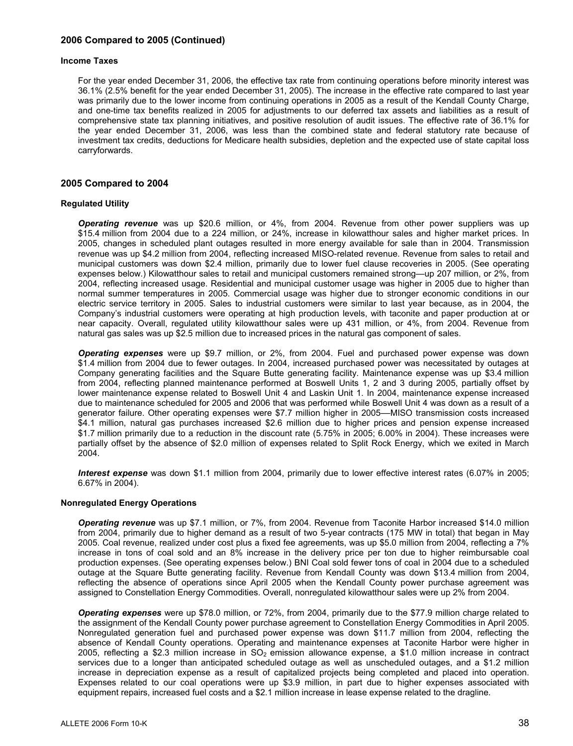## 2006 Compared to 2005 (Continued)

### Income Taxes

For the year ended December 31, 2006, the effective tax rate from continuing operations before minority interest was 36.1% (2.5% benefit for the year ended December 31, 2005). The increase in the effective rate compared to last year was primarily due to the lower income from continuing operations in 2005 as a result of the Kendall County Charge, and one-time tax benefits realized in 2005 for adjustments to our deferred tax assets and liabilities as a result of comprehensive state tax planning initiatives, and positive resolution of audit issues. The effective rate of 36.1% for the year ended December 31, 2006, was less than the combined state and federal statutory rate because of investment tax credits, deductions for Medicare health subsidies, depletion and the expected use of state capital loss carryforwards.

## 2005 Compared to 2004

### Regulated Utility

***Operating revenue*** was up $20.6 million, or 4%, from 2004. Revenue from other power suppliers was up $15.4 million from 2004 due to a 224 million, or 24%, increase in kilowatthour sales and higher market prices. In 2005, changes in scheduled plant outages resulted in more energy available for sale than in 2004. Transmission revenue was up $4.2 million from 2004, reflecting increased MISO-related revenue. Revenue from sales to retail and municipal customers was down $2.4 million, primarily due to lower fuel clause recoveries in 2005. (See operating expenses below.) Kilowatthour sales to retail and municipal customers remained strong—up 207 million, or 2%, from 2004, reflecting increased usage. Residential and municipal customer usage was higher in 2005 due to higher than normal summer temperatures in 2005. Commercial usage was higher due to stronger economic conditions in our electric service territory in 2005. Sales to industrial customers were similar to last year because, as in 2004, the Company's industrial customers were operating at high production levels, with taconite and paper production at or near capacity. Overall, regulated utility kilowatthour sales were up 431 million, or 4%, from 2004. Revenue from natural gas sales was up $2.5 million due to increased prices in the natural gas component of sales.

***Operating expenses*** were up $9.7 million, or 2%, from 2004. Fuel and purchased power expense was down $1.4 million from 2004 due to fewer outages. In 2004, increased purchased power was necessitated by outages at Company generating facilities and the Square Butte generating facility. Maintenance expense was up $3.4 million from 2004, reflecting planned maintenance performed at Boswell Units 1, 2 and 3 during 2005, partially offset by lower maintenance expense related to Boswell Unit 4 and Laskin Unit 1. In 2004, maintenance expense increased due to maintenance scheduled for 2005 and 2006 that was performed while Boswell Unit 4 was down as a result of a generator failure. Other operating expenses were $7.7 million higher in 2005—MISO transmission costs increased $4.1 million, natural gas purchases increased $2.6 million due to higher prices and pension expense increased $1.7 million primarily due to a reduction in the discount rate (5.75% in 2005; 6.00% in 2004). These increases were partially offset by the absence of $2.0 million of expenses related to Split Rock Energy, which we exited in March 2004.

***Interest expense*** was down $1.1 million from 2004, primarily due to lower effective interest rates (6.07% in 2005; 6.67% in 2004).

### Nonregulated Energy Operations

***Operating revenue*** was up $7.1 million, or 7%, from 2004. Revenue from Taconite Harbor increased $14.0 million from 2004, primarily due to higher demand as a result of two 5-year contracts (175 MW in total) that began in May 2005. Coal revenue, realized under cost plus a fixed fee agreements, was up $5.0 million from 2004, reflecting a 7% increase in tons of coal sold and an 8% increase in the delivery price per ton due to higher reimbursable coal production expenses. (See operating expenses below.) BNI Coal sold fewer tons of coal in 2004 due to a scheduled outage at the Square Butte generating facility. Revenue from Kendall County was down $13.4 million from 2004, reflecting the absence of operations since April 2005 when the Kendall County power purchase agreement was assigned to Constellation Energy Commodities. Overall, nonregulated kilowatthour sales were up 2% from 2004.

***Operating expenses*** were up $78.0 million, or 72%, from 2004, primarily due to the $77.9 million charge related to the assignment of the Kendall County power purchase agreement to Constellation Energy Commodities in April 2005. Nonregulated generation fuel and purchased power expense was down $11.7 million from 2004, reflecting the absence of Kendall County operations. Operating and maintenance expenses at Taconite Harbor were higher in 2005, reflecting a $2.3 million increase in $SO_2$ emission allowance expense, a $1.0 million increase in contract services due to a longer than anticipated scheduled outage as well as unscheduled outages, and a $1.2 million increase in depreciation expense as a result of capitalized projects being completed and placed into operation. Expenses related to our coal operations were up $3.9 million, in part due to higher expenses associated with equipment repairs, increased fuel costs and a $2.1 million increase in lease expense related to the dragline.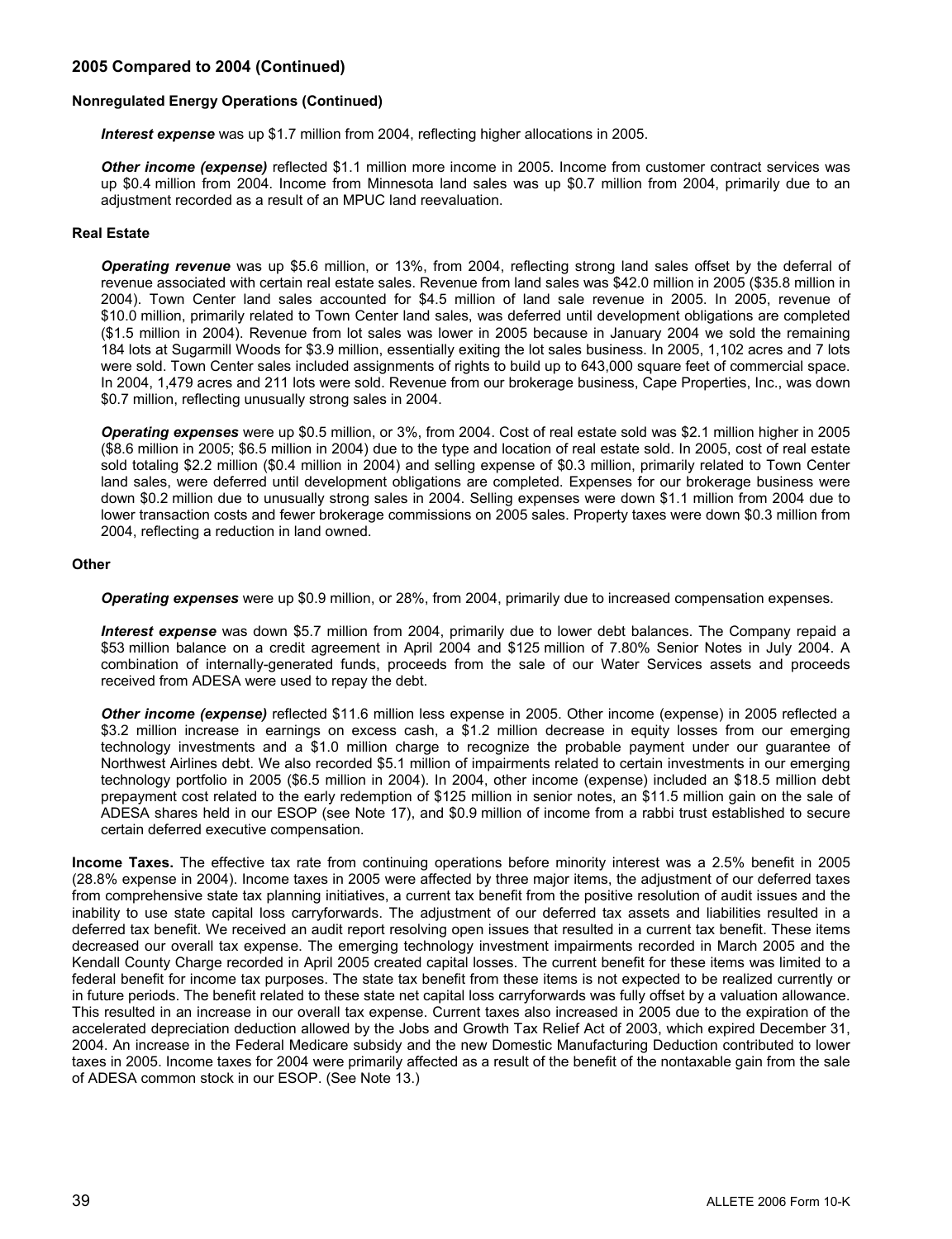## 2005 Compared to 2004 (Continued)

### Nonregulated Energy Operations (Continued)

***Interest expense*** was up $1.7 million from 2004, reflecting higher allocations in 2005.

***Other income (expense)*** reflected $1.1 million more income in 2005. Income from customer contract services was up $0.4 million from 2004. Income from Minnesota land sales was up $0.7 million from 2004, primarily due to an adjustment recorded as a result of an MPUC land reevaluation.

### Real Estate

***Operating revenue*** was up $5.6 million, or 13%, from 2004, reflecting strong land sales offset by the deferral of revenue associated with certain real estate sales. Revenue from land sales was $42.0 million in 2005 ($35.8 million in 2004). Town Center land sales accounted for $4.5 million of land sale revenue in 2005. In 2005, revenue of $10.0 million, primarily related to Town Center land sales, was deferred until development obligations are completed ($1.5 million in 2004). Revenue from lot sales was lower in 2005 because in January 2004 we sold the remaining 184 lots at Sugarmill Woods for $3.9 million, essentially exiting the lot sales business. In 2005, 1,102 acres and 7 lots were sold. Town Center sales included assignments of rights to build up to 643,000 square feet of commercial space. In 2004, 1,479 acres and 211 lots were sold. Revenue from our brokerage business, Cape Properties, Inc., was down $0.7 million, reflecting unusually strong sales in 2004.

***Operating expenses*** were up $0.5 million, or 3%, from 2004. Cost of real estate sold was $2.1 million higher in 2005 ($8.6 million in 2005; $6.5 million in 2004) due to the type and location of real estate sold. In 2005, cost of real estate sold totaling $2.2 million ($0.4 million in 2004) and selling expense of $0.3 million, primarily related to Town Center land sales, were deferred until development obligations are completed. Expenses for our brokerage business were down $0.2 million due to unusually strong sales in 2004. Selling expenses were down $1.1 million from 2004 due to lower transaction costs and fewer brokerage commissions on 2005 sales. Property taxes were down $0.3 million from 2004, reflecting a reduction in land owned.

### Other

***Operating expenses*** were up $0.9 million, or 28%, from 2004, primarily due to increased compensation expenses.

***Interest expense*** was down $5.7 million from 2004, primarily due to lower debt balances. The Company repaid a $53 million balance on a credit agreement in April 2004 and $125 million of 7.80% Senior Notes in July 2004. A combination of internally-generated funds, proceeds from the sale of our Water Services assets and proceeds received from ADESA were used to repay the debt.

***Other income (expense)*** reflected $11.6 million less expense in 2005. Other income (expense) in 2005 reflected a $3.2 million increase in earnings on excess cash, a $1.2 million decrease in equity losses from our emerging technology investments and a $1.0 million charge to recognize the probable payment under our guarantee of Northwest Airlines debt. We also recorded $5.1 million of impairments related to certain investments in our emerging technology portfolio in 2005 ($6.5 million in 2004). In 2004, other income (expense) included an $18.5 million debt prepayment cost related to the early redemption of $125 million in senior notes, an $11.5 million gain on the sale of ADESA shares held in our ESOP (see Note 17), and $0.9 million of income from a rabbi trust established to secure certain deferred executive compensation.

**Income Taxes.** The effective tax rate from continuing operations before minority interest was a 2.5% benefit in 2005 (28.8% expense in 2004). Income taxes in 2005 were affected by three major items, the adjustment of our deferred taxes from comprehensive state tax planning initiatives, a current tax benefit from the positive resolution of audit issues and the inability to use state capital loss carryforwards. The adjustment of our deferred tax assets and liabilities resulted in a deferred tax benefit. We received an audit report resolving open issues that resulted in a current tax benefit. These items decreased our overall tax expense. The emerging technology investment impairments recorded in March 2005 and the Kendall County Charge recorded in April 2005 created capital losses. The current benefit for these items was limited to a federal benefit for income tax purposes. The state tax benefit from these items is not expected to be realized currently or in future periods. The benefit related to these state net capital loss carryforwards was fully offset by a valuation allowance. This resulted in an increase in our overall tax expense. Current taxes also increased in 2005 due to the expiration of the accelerated depreciation deduction allowed by the Jobs and Growth Tax Relief Act of 2003, which expired December 31, 2004. An increase in the Federal Medicare subsidy and the new Domestic Manufacturing Deduction contributed to lower taxes in 2005. Income taxes for 2004 were primarily affected as a result of the benefit of the nontaxable gain from the sale of ADESA common stock in our ESOP. (See Note 13.)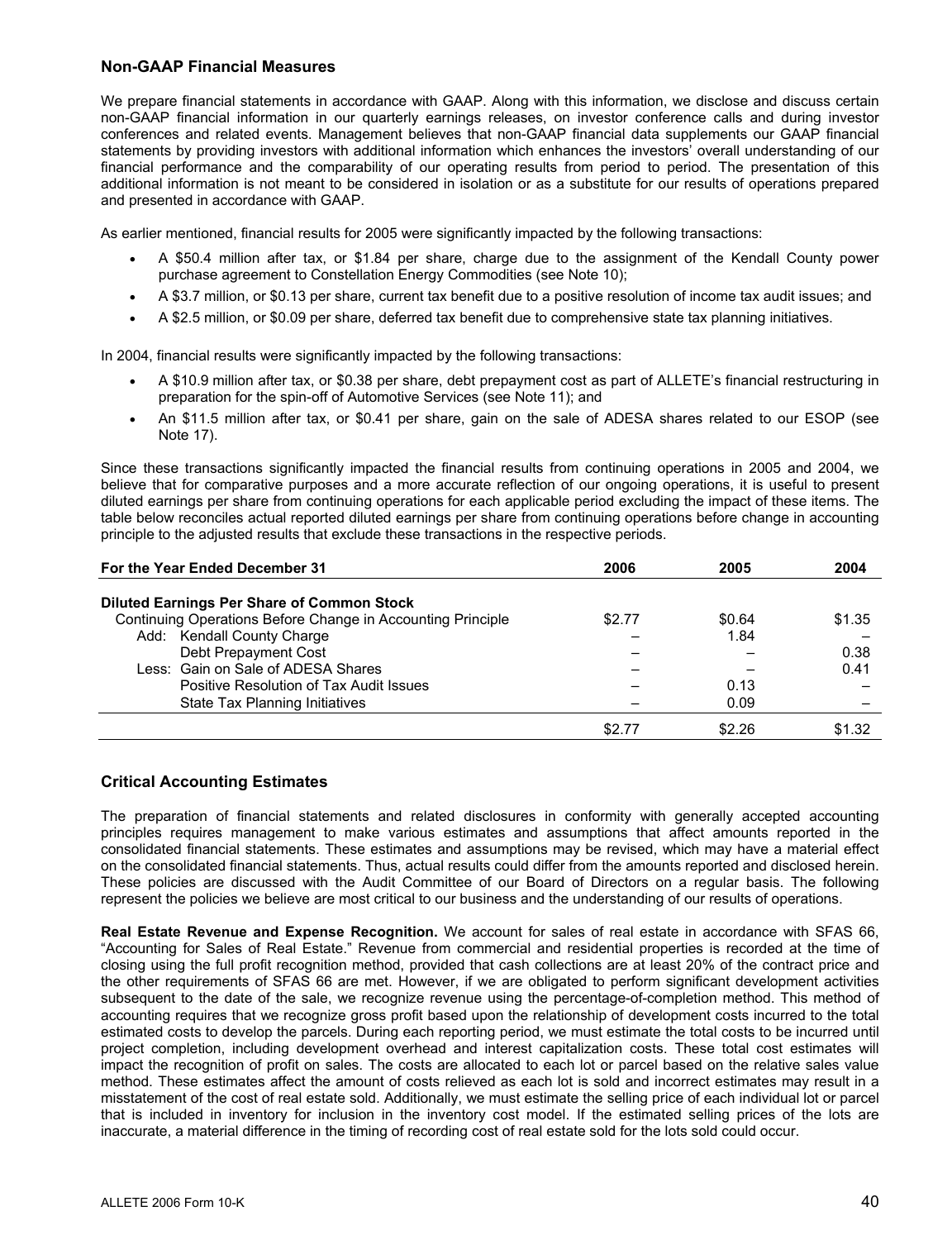## Non-GAAP Financial Measures

We prepare financial statements in accordance with GAAP. Along with this information, we disclose and discuss certain non-GAAP financial information in our quarterly earnings releases, on investor conference calls and during investor conferences and related events. Management believes that non-GAAP financial data supplements our GAAP financial statements by providing investors with additional information which enhances the investors' overall understanding of our financial performance and the comparability of our operating results from period to period. The presentation of this additional information is not meant to be considered in isolation or as a substitute for our results of operations prepared and presented in accordance with GAAP.

As earlier mentioned, financial results for 2005 were significantly impacted by the following transactions:

- A $50.4 million after tax, or $1.84 per share, charge due to the assignment of the Kendall County power purchase agreement to Constellation Energy Commodities (see Note 10);
- A $3.7 million, or $0.13 per share, current tax benefit due to a positive resolution of income tax audit issues; and
- A $2.5 million, or $0.09 per share, deferred tax benefit due to comprehensive state tax planning initiatives.

In 2004, financial results were significantly impacted by the following transactions:

- A $10.9 million after tax, or $0.38 per share, debt prepayment cost as part of ALLETE's financial restructuring in preparation for the spin-off of Automotive Services (see Note 11); and
- An $11.5 million after tax, or $0.41 per share, gain on the sale of ADESA shares related to our ESOP (see Note 17).

Since these transactions significantly impacted the financial results from continuing operations in 2005 and 2004, we believe that for comparative purposes and a more accurate reflection of our ongoing operations, it is useful to present diluted earnings per share from continuing operations for each applicable period excluding the impact of these items. The table below reconciles actual reported diluted earnings per share from continuing operations before change in accounting principle to the adjusted results that exclude these transactions in the respective periods.

| For the Year Ended December 31 | 2006 | 2005 | 2004 |
|---|---|---|---|
| **Diluted Earnings Per Share of Common Stock** | | | |
| Continuing Operations Before Change in Accounting Principle | $2.77 | $0.64 | $1.35 |
| Add: Kendall County Charge | – | 1.84 | – |
| Debt Prepayment Cost | – | – | 0.38 |
| Less: Gain on Sale of ADESA Shares | – | – | 0.41 |
| Positive Resolution of Tax Audit Issues | – | 0.13 | – |
| State Tax Planning Initiatives | – | 0.09 | – |
| | $2.77 | $2.26 | $1.32 |

## Critical Accounting Estimates

The preparation of financial statements and related disclosures in conformity with generally accepted accounting principles requires management to make various estimates and assumptions that affect amounts reported in the consolidated financial statements. These estimates and assumptions may be revised, which may have a material effect on the consolidated financial statements. Thus, actual results could differ from the amounts reported and disclosed herein. These policies are discussed with the Audit Committee of our Board of Directors on a regular basis. The following represent the policies we believe are most critical to our business and the understanding of our results of operations.

**Real Estate Revenue and Expense Recognition.** We account for sales of real estate in accordance with SFAS 66, "Accounting for Sales of Real Estate." Revenue from commercial and residential properties is recorded at the time of closing using the full profit recognition method, provided that cash collections are at least 20% of the contract price and the other requirements of SFAS 66 are met. However, if we are obligated to perform significant development activities subsequent to the date of the sale, we recognize revenue using the percentage-of-completion method. This method of accounting requires that we recognize gross profit based upon the relationship of development costs incurred to the total estimated costs to develop the parcels. During each reporting period, we must estimate the total costs to be incurred until project completion, including development overhead and interest capitalization costs. These total cost estimates will impact the recognition of profit on sales. The costs are allocated to each lot or parcel based on the relative sales value method. These estimates affect the amount of costs relieved as each lot is sold and incorrect estimates may result in a misstatement of the cost of real estate sold. Additionally, we must estimate the selling price of each individual lot or parcel that is included in inventory for inclusion in the inventory cost model. If the estimated selling prices of the lots are inaccurate, a material difference in the timing of recording cost of real estate sold for the lots sold could occur.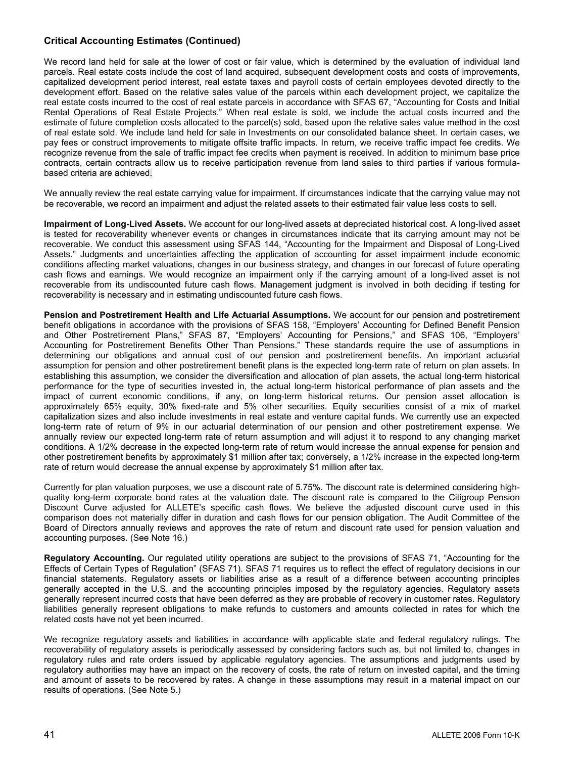## Critical Accounting Estimates (Continued)

We record land held for sale at the lower of cost or fair value, which is determined by the evaluation of individual land parcels. Real estate costs include the cost of land acquired, subsequent development costs and costs of improvements, capitalized development period interest, real estate taxes and payroll costs of certain employees devoted directly to the development effort. Based on the relative sales value of the parcels within each development project, we capitalize the real estate costs incurred to the cost of real estate parcels in accordance with SFAS 67, "Accounting for Costs and Initial Rental Operations of Real Estate Projects." When real estate is sold, we include the actual costs incurred and the estimate of future completion costs allocated to the parcel(s) sold, based upon the relative sales value method in the cost of real estate sold. We include land held for sale in Investments on our consolidated balance sheet. In certain cases, we pay fees or construct improvements to mitigate offsite traffic impacts. In return, we receive traffic impact fee credits. We recognize revenue from the sale of traffic impact fee credits when payment is received. In addition to minimum base price contracts, certain contracts allow us to receive participation revenue from land sales to third parties if various formula-based criteria are achieved.

We annually review the real estate carrying value for impairment. If circumstances indicate that the carrying value may not be recoverable, we record an impairment and adjust the related assets to their estimated fair value less costs to sell.

**Impairment of Long-Lived Assets.** We account for our long-lived assets at depreciated historical cost. A long-lived asset is tested for recoverability whenever events or changes in circumstances indicate that its carrying amount may not be recoverable. We conduct this assessment using SFAS 144, "Accounting for the Impairment and Disposal of Long-Lived Assets." Judgments and uncertainties affecting the application of accounting for asset impairment include economic conditions affecting market valuations, changes in our business strategy, and changes in our forecast of future operating cash flows and earnings. We would recognize an impairment only if the carrying amount of a long-lived asset is not recoverable from its undiscounted future cash flows. Management judgment is involved in both deciding if testing for recoverability is necessary and in estimating undiscounted future cash flows.

**Pension and Postretirement Health and Life Actuarial Assumptions.** We account for our pension and postretirement benefit obligations in accordance with the provisions of SFAS 158, "Employers' Accounting for Defined Benefit Pension and Other Postretirement Plans," SFAS 87, "Employers' Accounting for Pensions," and SFAS 106, "Employers' Accounting for Postretirement Benefits Other Than Pensions." These standards require the use of assumptions in determining our obligations and annual cost of our pension and postretirement benefits. An important actuarial assumption for pension and other postretirement benefit plans is the expected long-term rate of return on plan assets. In establishing this assumption, we consider the diversification and allocation of plan assets, the actual long-term historical performance for the type of securities invested in, the actual long-term historical performance of plan assets and the impact of current economic conditions, if any, on long-term historical returns. Our pension asset allocation is approximately 65% equity, 30% fixed-rate and 5% other securities. Equity securities consist of a mix of market capitalization sizes and also include investments in real estate and venture capital funds. We currently use an expected long-term rate of return of 9% in our actuarial determination of our pension and other postretirement expense. We annually review our expected long-term rate of return assumption and will adjust it to respond to any changing market conditions. A 1/2% decrease in the expected long-term rate of return would increase the annual expense for pension and other postretirement benefits by approximately $1 million after tax; conversely, a 1/2% increase in the expected long-term rate of return would decrease the annual expense by approximately $1 million after tax.

Currently for plan valuation purposes, we use a discount rate of 5.75%. The discount rate is determined considering high-quality long-term corporate bond rates at the valuation date. The discount rate is compared to the Citigroup Pension Discount Curve adjusted for ALLETE's specific cash flows. We believe the adjusted discount curve used in this comparison does not materially differ in duration and cash flows for our pension obligation. The Audit Committee of the Board of Directors annually reviews and approves the rate of return and discount rate used for pension valuation and accounting purposes. (See Note 16.)

**Regulatory Accounting.** Our regulated utility operations are subject to the provisions of SFAS 71, "Accounting for the Effects of Certain Types of Regulation" (SFAS 71). SFAS 71 requires us to reflect the effect of regulatory decisions in our financial statements. Regulatory assets or liabilities arise as a result of a difference between accounting principles generally accepted in the U.S. and the accounting principles imposed by the regulatory agencies. Regulatory assets generally represent incurred costs that have been deferred as they are probable of recovery in customer rates. Regulatory liabilities generally represent obligations to make refunds to customers and amounts collected in rates for which the related costs have not yet been incurred.

We recognize regulatory assets and liabilities in accordance with applicable state and federal regulatory rulings. The recoverability of regulatory assets is periodically assessed by considering factors such as, but not limited to, changes in regulatory rules and rate orders issued by applicable regulatory agencies. The assumptions and judgments used by regulatory authorities may have an impact on the recovery of costs, the rate of return on invested capital, and the timing and amount of assets to be recovered by rates. A change in these assumptions may result in a material impact on our results of operations. (See Note 5.)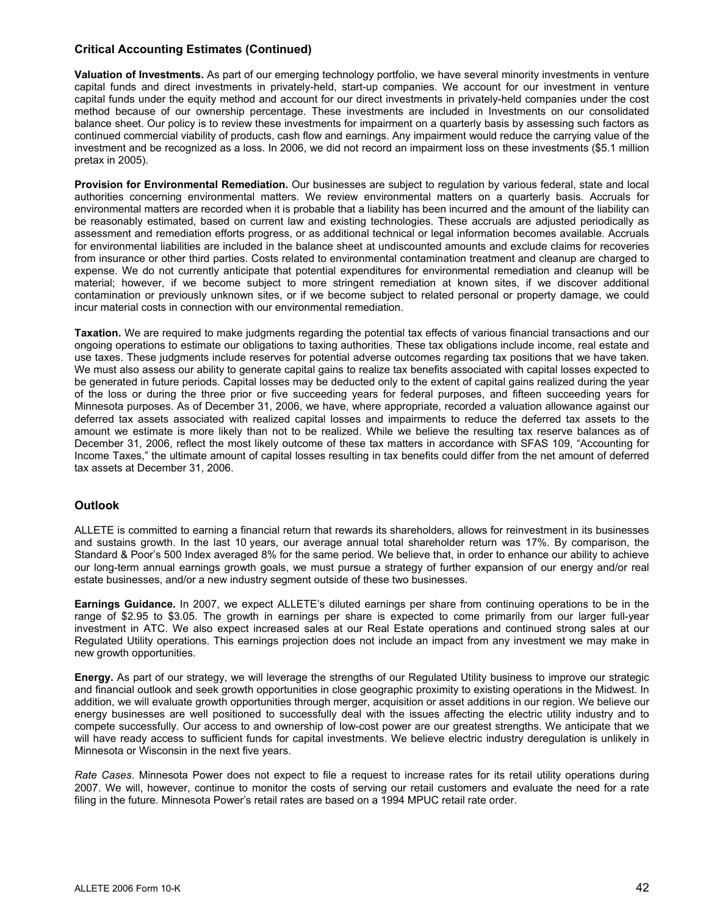### Critical Accounting Estimates (Continued)

**Valuation of Investments.** As part of our emerging technology portfolio, we have several minority investments in venture capital funds and direct investments in privately-held, start-up companies. We account for our investment in venture capital funds under the equity method and account for our direct investments in privately-held companies under the cost method because of our ownership percentage. These investments are included in Investments on our consolidated balance sheet. Our policy is to review these investments for impairment on a quarterly basis by assessing such factors as continued commercial viability of products, cash flow and earnings. Any impairment would reduce the carrying value of the investment and be recognized as a loss. In 2006, we did not record an impairment loss on these investments ($5.1 million pretax in 2005).

**Provision for Environmental Remediation.** Our businesses are subject to regulation by various federal, state and local authorities concerning environmental matters. We review environmental matters on a quarterly basis. Accruals for environmental matters are recorded when it is probable that a liability has been incurred and the amount of the liability can be reasonably estimated, based on current law and existing technologies. These accruals are adjusted periodically as assessment and remediation efforts progress, or as additional technical or legal information becomes available. Accruals for environmental liabilities are included in the balance sheet at undiscounted amounts and exclude claims for recoveries from insurance or other third parties. Costs related to environmental contamination treatment and cleanup are charged to expense. We do not currently anticipate that potential expenditures for environmental remediation and cleanup will be material; however, if we become subject to more stringent remediation at known sites, if we discover additional contamination or previously unknown sites, or if we become subject to related personal or property damage, we could incur material costs in connection with our environmental remediation.

**Taxation.** We are required to make judgments regarding the potential tax effects of various financial transactions and our ongoing operations to estimate our obligations to taxing authorities. These tax obligations include income, real estate and use taxes. These judgments include reserves for potential adverse outcomes regarding tax positions that we have taken. We must also assess our ability to generate capital gains to realize tax benefits associated with capital losses expected to be generated in future periods. Capital losses may be deducted only to the extent of capital gains realized during the year of the loss or during the three prior or five succeeding years for federal purposes, and fifteen succeeding years for Minnesota purposes. As of December 31, 2006, we have, where appropriate, recorded a valuation allowance against our deferred tax assets associated with realized capital losses and impairments to reduce the deferred tax assets to the amount we estimate is more likely than not to be realized. While we believe the resulting tax reserve balances as of December 31, 2006, reflect the most likely outcome of these tax matters in accordance with SFAS 109, "Accounting for Income Taxes," the ultimate amount of capital losses resulting in tax benefits could differ from the net amount of deferred tax assets at December 31, 2006.

### Outlook

ALLETE is committed to earning a financial return that rewards its shareholders, allows for reinvestment in its businesses and sustains growth. In the last 10 years, our average annual total shareholder return was 17%. By comparison, the Standard & Poor's 500 Index averaged 8% for the same period. We believe that, in order to enhance our ability to achieve our long-term annual earnings growth goals, we must pursue a strategy of further expansion of our energy and/or real estate businesses, and/or a new industry segment outside of these two businesses.

**Earnings Guidance.** In 2007, we expect ALLETE's diluted earnings per share from continuing operations to be in the range of $2.95 to $3.05. The growth in earnings per share is expected to come primarily from our larger full-year investment in ATC. We also expect increased sales at our Real Estate operations and continued strong sales at our Regulated Utility operations. This earnings projection does not include an impact from any investment we may make in new growth opportunities.

**Energy.** As part of our strategy, we will leverage the strengths of our Regulated Utility business to improve our strategic and financial outlook and seek growth opportunities in close geographic proximity to existing operations in the Midwest. In addition, we will evaluate growth opportunities through merger, acquisition or asset additions in our region. We believe our energy businesses are well positioned to successfully deal with the issues affecting the electric utility industry and to compete successfully. Our access to and ownership of low-cost power are our greatest strengths. We anticipate that we will have ready access to sufficient funds for capital investments. We believe electric industry deregulation is unlikely in Minnesota or Wisconsin in the next five years.

*Rate Cases*. Minnesota Power does not expect to file a request to increase rates for its retail utility operations during 2007. We will, however, continue to monitor the costs of serving our retail customers and evaluate the need for a rate filing in the future. Minnesota Power's retail rates are based on a 1994 MPUC retail rate order.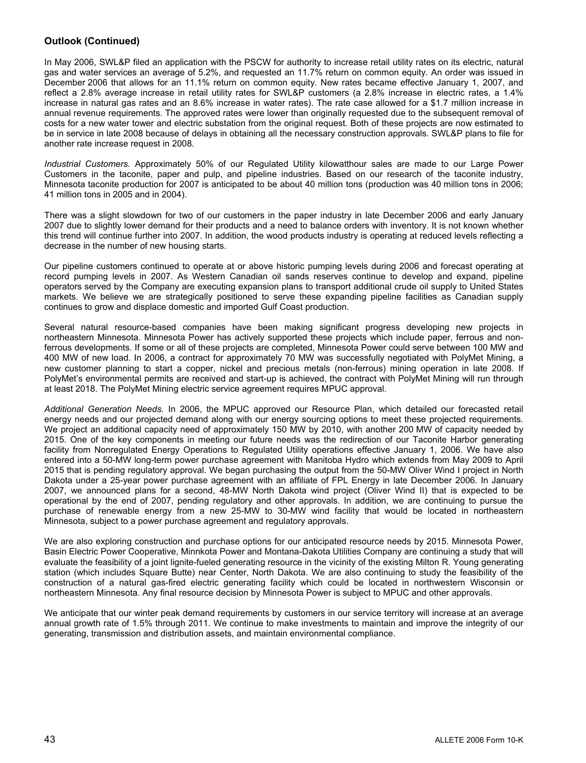## Outlook (Continued)

In May 2006, SWL&P filed an application with the PSCW for authority to increase retail utility rates on its electric, natural gas and water services an average of 5.2%, and requested an 11.7% return on common equity. An order was issued in December 2006 that allows for an 11.1% return on common equity. New rates became effective January 1, 2007, and reflect a 2.8% average increase in retail utility rates for SWL&P customers (a 2.8% increase in electric rates, a 1.4% increase in natural gas rates and an 8.6% increase in water rates). The rate case allowed for a $1.7 million increase in annual revenue requirements. The approved rates were lower than originally requested due to the subsequent removal of costs for a new water tower and electric substation from the original request. Both of these projects are now estimated to be in service in late 2008 because of delays in obtaining all the necessary construction approvals. SWL&P plans to file for another rate increase request in 2008.

*Industrial Customers.* Approximately 50% of our Regulated Utility kilowatthour sales are made to our Large Power Customers in the taconite, paper and pulp, and pipeline industries. Based on our research of the taconite industry, Minnesota taconite production for 2007 is anticipated to be about 40 million tons (production was 40 million tons in 2006; 41 million tons in 2005 and in 2004).

There was a slight slowdown for two of our customers in the paper industry in late December 2006 and early January 2007 due to slightly lower demand for their products and a need to balance orders with inventory. It is not known whether this trend will continue further into 2007. In addition, the wood products industry is operating at reduced levels reflecting a decrease in the number of new housing starts.

Our pipeline customers continued to operate at or above historic pumping levels during 2006 and forecast operating at record pumping levels in 2007. As Western Canadian oil sands reserves continue to develop and expand, pipeline operators served by the Company are executing expansion plans to transport additional crude oil supply to United States markets. We believe we are strategically positioned to serve these expanding pipeline facilities as Canadian supply continues to grow and displace domestic and imported Gulf Coast production.

Several natural resource-based companies have been making significant progress developing new projects in northeastern Minnesota. Minnesota Power has actively supported these projects which include paper, ferrous and non-ferrous developments. If some or all of these projects are completed, Minnesota Power could serve between 100 MW and 400 MW of new load. In 2006, a contract for approximately 70 MW was successfully negotiated with PolyMet Mining, a new customer planning to start a copper, nickel and precious metals (non-ferrous) mining operation in late 2008. If PolyMet's environmental permits are received and start-up is achieved, the contract with PolyMet Mining will run through at least 2018. The PolyMet Mining electric service agreement requires MPUC approval.

*Additional Generation Needs.* In 2006, the MPUC approved our Resource Plan, which detailed our forecasted retail energy needs and our projected demand along with our energy sourcing options to meet these projected requirements. We project an additional capacity need of approximately 150 MW by 2010, with another 200 MW of capacity needed by 2015. One of the key components in meeting our future needs was the redirection of our Taconite Harbor generating facility from Nonregulated Energy Operations to Regulated Utility operations effective January 1, 2006. We have also entered into a 50-MW long-term power purchase agreement with Manitoba Hydro which extends from May 2009 to April 2015 that is pending regulatory approval. We began purchasing the output from the 50-MW Oliver Wind I project in North Dakota under a 25-year power purchase agreement with an affiliate of FPL Energy in late December 2006. In January 2007, we announced plans for a second, 48-MW North Dakota wind project (Oliver Wind II) that is expected to be operational by the end of 2007, pending regulatory and other approvals. In addition, we are continuing to pursue the purchase of renewable energy from a new 25-MW to 30-MW wind facility that would be located in northeastern Minnesota, subject to a power purchase agreement and regulatory approvals.

We are also exploring construction and purchase options for our anticipated resource needs by 2015. Minnesota Power, Basin Electric Power Cooperative, Minnkota Power and Montana-Dakota Utilities Company are continuing a study that will evaluate the feasibility of a joint lignite-fueled generating resource in the vicinity of the existing Milton R. Young generating station (which includes Square Butte) near Center, North Dakota. We are also continuing to study the feasibility of the construction of a natural gas-fired electric generating facility which could be located in northwestern Wisconsin or northeastern Minnesota. Any final resource decision by Minnesota Power is subject to MPUC and other approvals.

We anticipate that our winter peak demand requirements by customers in our service territory will increase at an average annual growth rate of 1.5% through 2011. We continue to make investments to maintain and improve the integrity of our generating, transmission and distribution assets, and maintain environmental compliance.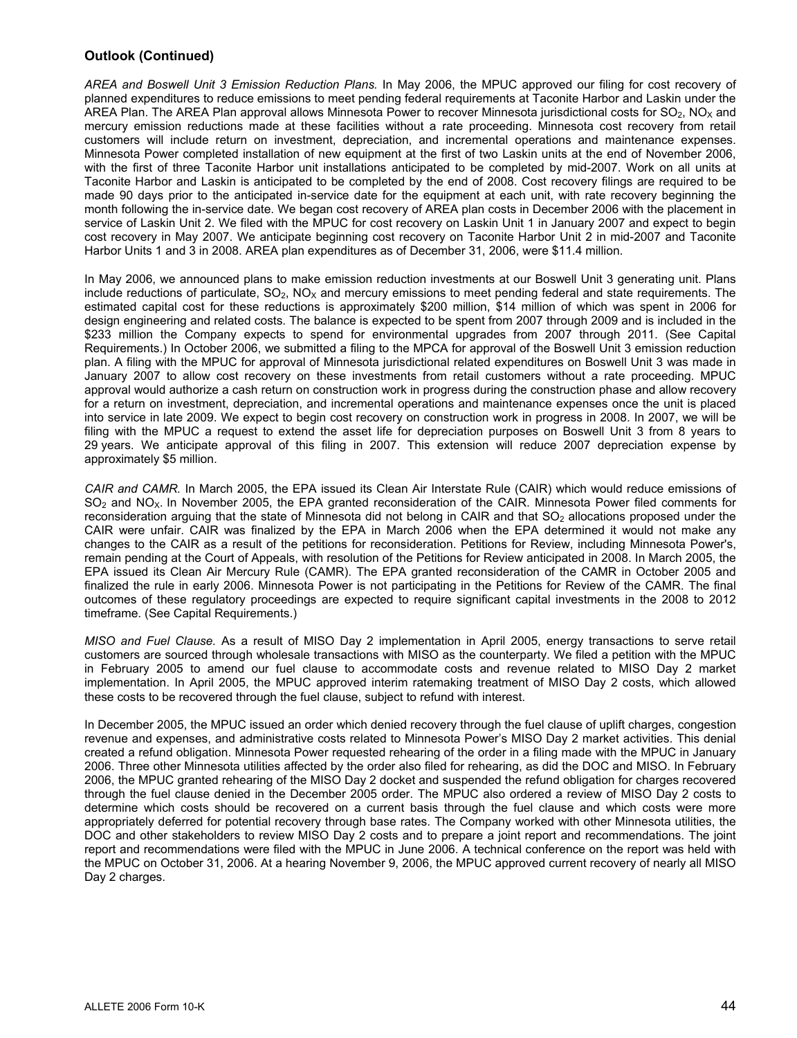## Outlook (Continued)

*AREA and Boswell Unit 3 Emission Reduction Plans.* In May 2006, the MPUC approved our filing for cost recovery of planned expenditures to reduce emissions to meet pending federal requirements at Taconite Harbor and Laskin under the AREA Plan. The AREA Plan approval allows Minnesota Power to recover Minnesota jurisdictional costs for $SO_2$, $NO_X$ and mercury emission reductions made at these facilities without a rate proceeding. Minnesota cost recovery from retail customers will include return on investment, depreciation, and incremental operations and maintenance expenses. Minnesota Power completed installation of new equipment at the first of two Laskin units at the end of November 2006, with the first of three Taconite Harbor unit installations anticipated to be completed by mid-2007. Work on all units at Taconite Harbor and Laskin is anticipated to be completed by the end of 2008. Cost recovery filings are required to be made 90 days prior to the anticipated in-service date for the equipment at each unit, with rate recovery beginning the month following the in-service date. We began cost recovery of AREA plan costs in December 2006 with the placement in service of Laskin Unit 2. We filed with the MPUC for cost recovery on Laskin Unit 1 in January 2007 and expect to begin cost recovery in May 2007. We anticipate beginning cost recovery on Taconite Harbor Unit 2 in mid-2007 and Taconite Harbor Units 1 and 3 in 2008. AREA plan expenditures as of December 31, 2006, were $11.4 million.

In May 2006, we announced plans to make emission reduction investments at our Boswell Unit 3 generating unit. Plans include reductions of particulate, $SO_2$, $NO_X$ and mercury emissions to meet pending federal and state requirements. The estimated capital cost for these reductions is approximately $200 million, $14 million of which was spent in 2006 for design engineering and related costs. The balance is expected to be spent from 2007 through 2009 and is included in the $233 million the Company expects to spend for environmental upgrades from 2007 through 2011. (See Capital Requirements.) In October 2006, we submitted a filing to the MPCA for approval of the Boswell Unit 3 emission reduction plan. A filing with the MPUC for approval of Minnesota jurisdictional related expenditures on Boswell Unit 3 was made in January 2007 to allow cost recovery on these investments from retail customers without a rate proceeding. MPUC approval would authorize a cash return on construction work in progress during the construction phase and allow recovery for a return on investment, depreciation, and incremental operations and maintenance expenses once the unit is placed into service in late 2009. We expect to begin cost recovery on construction work in progress in 2008. In 2007, we will be filing with the MPUC a request to extend the asset life for depreciation purposes on Boswell Unit 3 from 8 years to 29 years. We anticipate approval of this filing in 2007. This extension will reduce 2007 depreciation expense by approximately $5 million.

*CAIR and CAMR.* In March 2005, the EPA issued its Clean Air Interstate Rule (CAIR) which would reduce emissions of $SO_2$ and $NO_X$. In November 2005, the EPA granted reconsideration of the CAIR. Minnesota Power filed comments for reconsideration arguing that the state of Minnesota did not belong in CAIR and that $SO_2$ allocations proposed under the CAIR were unfair. CAIR was finalized by the EPA in March 2006 when the EPA determined it would not make any changes to the CAIR as a result of the petitions for reconsideration. Petitions for Review, including Minnesota Power's, remain pending at the Court of Appeals, with resolution of the Petitions for Review anticipated in 2008. In March 2005, the EPA issued its Clean Air Mercury Rule (CAMR). The EPA granted reconsideration of the CAMR in October 2005 and finalized the rule in early 2006. Minnesota Power is not participating in the Petitions for Review of the CAMR. The final outcomes of these regulatory proceedings are expected to require significant capital investments in the 2008 to 2012 timeframe. (See Capital Requirements.)

*MISO and Fuel Clause.* As a result of MISO Day 2 implementation in April 2005, energy transactions to serve retail customers are sourced through wholesale transactions with MISO as the counterparty. We filed a petition with the MPUC in February 2005 to amend our fuel clause to accommodate costs and revenue related to MISO Day 2 market implementation. In April 2005, the MPUC approved interim ratemaking treatment of MISO Day 2 costs, which allowed these costs to be recovered through the fuel clause, subject to refund with interest.

In December 2005, the MPUC issued an order which denied recovery through the fuel clause of uplift charges, congestion revenue and expenses, and administrative costs related to Minnesota Power's MISO Day 2 market activities. This denial created a refund obligation. Minnesota Power requested rehearing of the order in a filing made with the MPUC in January 2006. Three other Minnesota utilities affected by the order also filed for rehearing, as did the DOC and MISO. In February 2006, the MPUC granted rehearing of the MISO Day 2 docket and suspended the refund obligation for charges recovered through the fuel clause denied in the December 2005 order. The MPUC also ordered a review of MISO Day 2 costs to determine which costs should be recovered on a current basis through the fuel clause and which costs were more appropriately deferred for potential recovery through base rates. The Company worked with other Minnesota utilities, the DOC and other stakeholders to review MISO Day 2 costs and to prepare a joint report and recommendations. The joint report and recommendations were filed with the MPUC in June 2006. A technical conference on the report was held with the MPUC on October 31, 2006. At a hearing November 9, 2006, the MPUC approved current recovery of nearly all MISO Day 2 charges.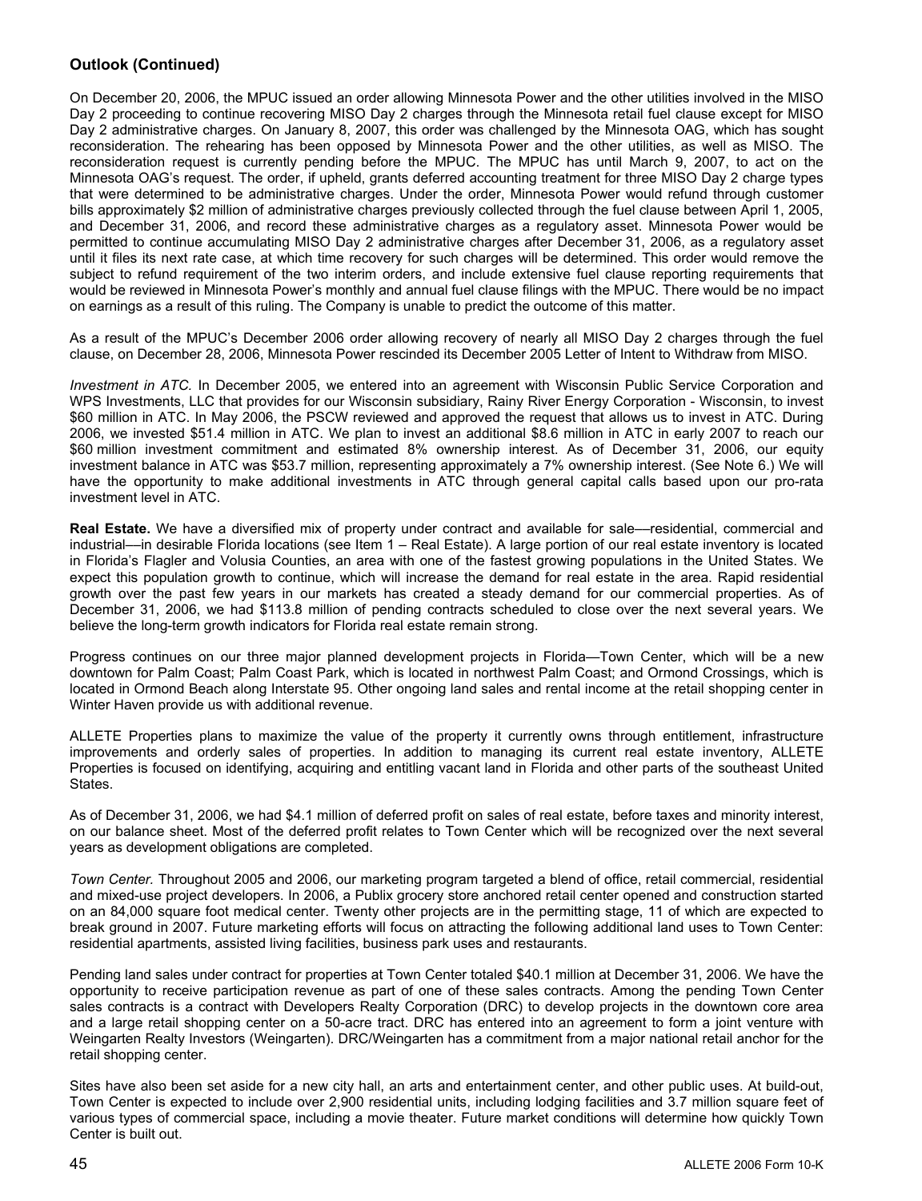## Outlook (Continued)

On December 20, 2006, the MPUC issued an order allowing Minnesota Power and the other utilities involved in the MISO Day 2 proceeding to continue recovering MISO Day 2 charges through the Minnesota retail fuel clause except for MISO Day 2 administrative charges. On January 8, 2007, this order was challenged by the Minnesota OAG, which has sought reconsideration. The rehearing has been opposed by Minnesota Power and the other utilities, as well as MISO. The reconsideration request is currently pending before the MPUC. The MPUC has until March 9, 2007, to act on the Minnesota OAG's request. The order, if upheld, grants deferred accounting treatment for three MISO Day 2 charge types that were determined to be administrative charges. Under the order, Minnesota Power would refund through customer bills approximately $2 million of administrative charges previously collected through the fuel clause between April 1, 2005, and December 31, 2006, and record these administrative charges as a regulatory asset. Minnesota Power would be permitted to continue accumulating MISO Day 2 administrative charges after December 31, 2006, as a regulatory asset until it files its next rate case, at which time recovery for such charges will be determined. This order would remove the subject to refund requirement of the two interim orders, and include extensive fuel clause reporting requirements that would be reviewed in Minnesota Power's monthly and annual fuel clause filings with the MPUC. There would be no impact on earnings as a result of this ruling. The Company is unable to predict the outcome of this matter.

As a result of the MPUC's December 2006 order allowing recovery of nearly all MISO Day 2 charges through the fuel clause, on December 28, 2006, Minnesota Power rescinded its December 2005 Letter of Intent to Withdraw from MISO.

*Investment in ATC.* In December 2005, we entered into an agreement with Wisconsin Public Service Corporation and WPS Investments, LLC that provides for our Wisconsin subsidiary, Rainy River Energy Corporation - Wisconsin, to invest $60 million in ATC. In May 2006, the PSCW reviewed and approved the request that allows us to invest in ATC. During 2006, we invested $51.4 million in ATC. We plan to invest an additional $8.6 million in ATC in early 2007 to reach our $60 million investment commitment and estimated 8% ownership interest. As of December 31, 2006, our equity investment balance in ATC was $53.7 million, representing approximately a 7% ownership interest. (See Note 6.) We will have the opportunity to make additional investments in ATC through general capital calls based upon our pro-rata investment level in ATC.

**Real Estate.** We have a diversified mix of property under contract and available for sale—residential, commercial and industrial—in desirable Florida locations (see Item 1 – Real Estate). A large portion of our real estate inventory is located in Florida's Flagler and Volusia Counties, an area with one of the fastest growing populations in the United States. We expect this population growth to continue, which will increase the demand for real estate in the area. Rapid residential growth over the past few years in our markets has created a steady demand for our commercial properties. As of December 31, 2006, we had $113.8 million of pending contracts scheduled to close over the next several years. We believe the long-term growth indicators for Florida real estate remain strong.

Progress continues on our three major planned development projects in Florida—Town Center, which will be a new downtown for Palm Coast; Palm Coast Park, which is located in northwest Palm Coast; and Ormond Crossings, which is located in Ormond Beach along Interstate 95. Other ongoing land sales and rental income at the retail shopping center in Winter Haven provide us with additional revenue.

ALLETE Properties plans to maximize the value of the property it currently owns through entitlement, infrastructure improvements and orderly sales of properties. In addition to managing its current real estate inventory, ALLETE Properties is focused on identifying, acquiring and entitling vacant land in Florida and other parts of the southeast United States.

As of December 31, 2006, we had $4.1 million of deferred profit on sales of real estate, before taxes and minority interest, on our balance sheet. Most of the deferred profit relates to Town Center which will be recognized over the next several years as development obligations are completed.

*Town Center.* Throughout 2005 and 2006, our marketing program targeted a blend of office, retail commercial, residential and mixed-use project developers. In 2006, a Publix grocery store anchored retail center opened and construction started on an 84,000 square foot medical center. Twenty other projects are in the permitting stage, 11 of which are expected to break ground in 2007. Future marketing efforts will focus on attracting the following additional land uses to Town Center: residential apartments, assisted living facilities, business park uses and restaurants.

Pending land sales under contract for properties at Town Center totaled $40.1 million at December 31, 2006. We have the opportunity to receive participation revenue as part of one of these sales contracts. Among the pending Town Center sales contracts is a contract with Developers Realty Corporation (DRC) to develop projects in the downtown core area and a large retail shopping center on a 50-acre tract. DRC has entered into an agreement to form a joint venture with Weingarten Realty Investors (Weingarten). DRC/Weingarten has a commitment from a major national retail anchor for the retail shopping center.

Sites have also been set aside for a new city hall, an arts and entertainment center, and other public uses. At build-out, Town Center is expected to include over 2,900 residential units, including lodging facilities and 3.7 million square feet of various types of commercial space, including a movie theater. Future market conditions will determine how quickly Town Center is built out.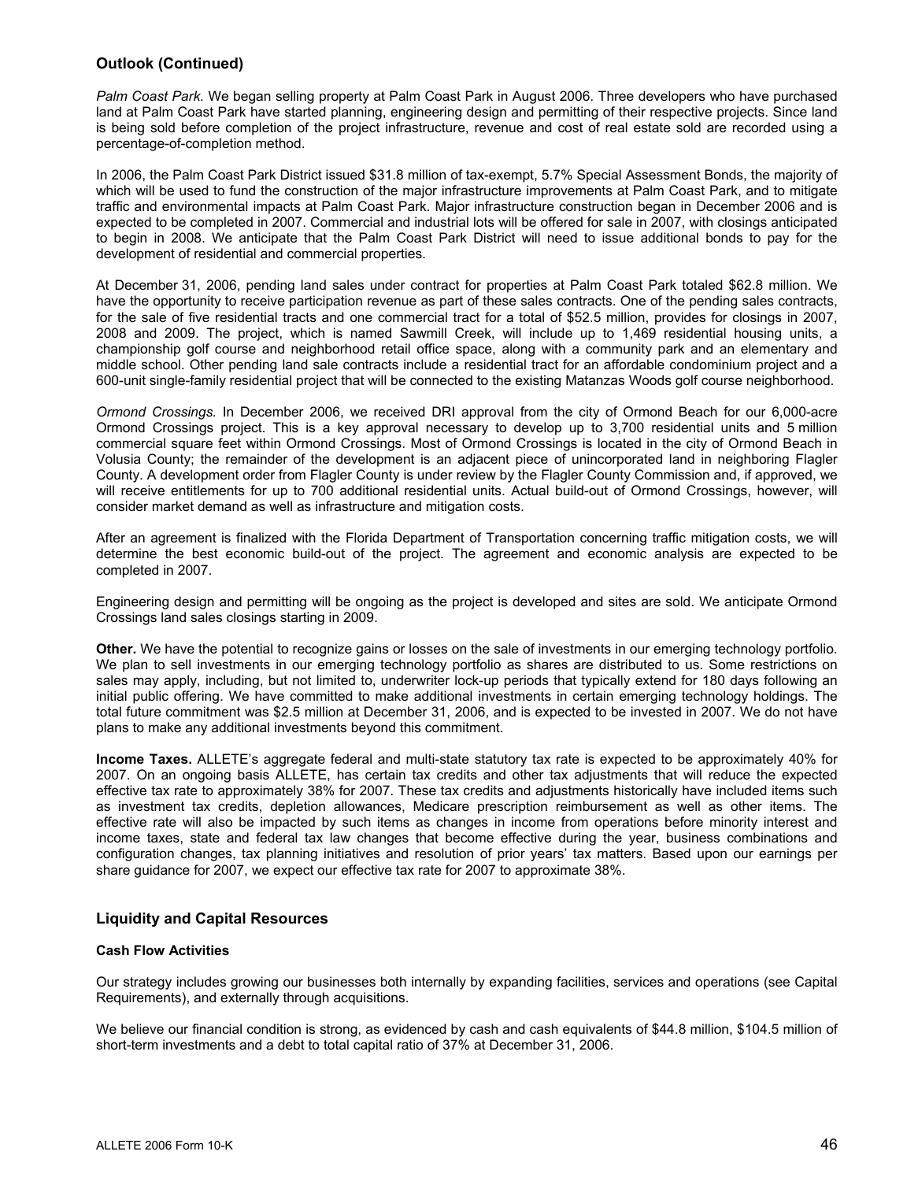## Outlook (Continued)

*Palm Coast Park.* We began selling property at Palm Coast Park in August 2006. Three developers who have purchased land at Palm Coast Park have started planning, engineering design and permitting of their respective projects. Since land is being sold before completion of the project infrastructure, revenue and cost of real estate sold are recorded using a percentage-of-completion method.

In 2006, the Palm Coast Park District issued $31.8 million of tax-exempt, 5.7% Special Assessment Bonds, the majority of which will be used to fund the construction of the major infrastructure improvements at Palm Coast Park, and to mitigate traffic and environmental impacts at Palm Coast Park. Major infrastructure construction began in December 2006 and is expected to be completed in 2007. Commercial and industrial lots will be offered for sale in 2007, with closings anticipated to begin in 2008. We anticipate that the Palm Coast Park District will need to issue additional bonds to pay for the development of residential and commercial properties.

At December 31, 2006, pending land sales under contract for properties at Palm Coast Park totaled $62.8 million. We have the opportunity to receive participation revenue as part of these sales contracts. One of the pending sales contracts, for the sale of five residential tracts and one commercial tract for a total of $52.5 million, provides for closings in 2007, 2008 and 2009. The project, which is named Sawmill Creek, will include up to 1,469 residential housing units, a championship golf course and neighborhood retail office space, along with a community park and an elementary and middle school. Other pending land sale contracts include a residential tract for an affordable condominium project and a 600-unit single-family residential project that will be connected to the existing Matanzas Woods golf course neighborhood.

*Ormond Crossings.* In December 2006, we received DRI approval from the city of Ormond Beach for our 6,000-acre Ormond Crossings project. This is a key approval necessary to develop up to 3,700 residential units and 5 million commercial square feet within Ormond Crossings. Most of Ormond Crossings is located in the city of Ormond Beach in Volusia County; the remainder of the development is an adjacent piece of unincorporated land in neighboring Flagler County. A development order from Flagler County is under review by the Flagler County Commission and, if approved, we will receive entitlements for up to 700 additional residential units. Actual build-out of Ormond Crossings, however, will consider market demand as well as infrastructure and mitigation costs.

After an agreement is finalized with the Florida Department of Transportation concerning traffic mitigation costs, we will determine the best economic build-out of the project. The agreement and economic analysis are expected to be completed in 2007.

Engineering design and permitting will be ongoing as the project is developed and sites are sold. We anticipate Ormond Crossings land sales closings starting in 2009.

**Other.** We have the potential to recognize gains or losses on the sale of investments in our emerging technology portfolio. We plan to sell investments in our emerging technology portfolio as shares are distributed to us. Some restrictions on sales may apply, including, but not limited to, underwriter lock-up periods that typically extend for 180 days following an initial public offering. We have committed to make additional investments in certain emerging technology holdings. The total future commitment was $2.5 million at December 31, 2006, and is expected to be invested in 2007. We do not have plans to make any additional investments beyond this commitment.

**Income Taxes.** ALLETE's aggregate federal and multi-state statutory tax rate is expected to be approximately 40% for 2007. On an ongoing basis ALLETE, has certain tax credits and other tax adjustments that will reduce the expected effective tax rate to approximately 38% for 2007. These tax credits and adjustments historically have included items such as investment tax credits, depletion allowances, Medicare prescription reimbursement as well as other items. The effective rate will also be impacted by such items as changes in income from operations before minority interest and income taxes, state and federal tax law changes that become effective during the year, business combinations and configuration changes, tax planning initiatives and resolution of prior years' tax matters. Based upon our earnings per share guidance for 2007, we expect our effective tax rate for 2007 to approximate 38%.

## Liquidity and Capital Resources

### Cash Flow Activities

Our strategy includes growing our businesses both internally by expanding facilities, services and operations (see Capital Requirements), and externally through acquisitions.

We believe our financial condition is strong, as evidenced by cash and cash equivalents of $44.8 million, $104.5 million of short-term investments and a debt to total capital ratio of 37% at December 31, 2006.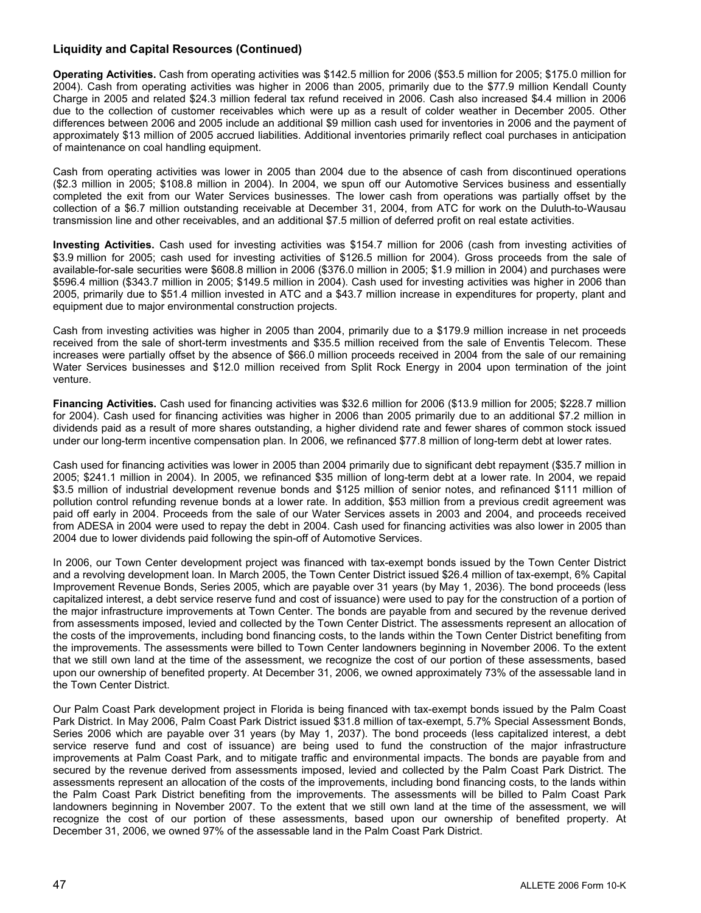### Liquidity and Capital Resources (Continued)

**Operating Activities.** Cash from operating activities was $142.5 million for 2006 ($53.5 million for 2005; $175.0 million for 2004). Cash from operating activities was higher in 2006 than 2005, primarily due to the $77.9 million Kendall County Charge in 2005 and related $24.3 million federal tax refund received in 2006. Cash also increased $4.4 million in 2006 due to the collection of customer receivables which were up as a result of colder weather in December 2005. Other differences between 2006 and 2005 include an additional $9 million cash used for inventories in 2006 and the payment of approximately $13 million of 2005 accrued liabilities. Additional inventories primarily reflect coal purchases in anticipation of maintenance on coal handling equipment.

Cash from operating activities was lower in 2005 than 2004 due to the absence of cash from discontinued operations ($2.3 million in 2005; $108.8 million in 2004). In 2004, we spun off our Automotive Services business and essentially completed the exit from our Water Services businesses. The lower cash from operations was partially offset by the collection of a $6.7 million outstanding receivable at December 31, 2004, from ATC for work on the Duluth-to-Wausau transmission line and other receivables, and an additional $7.5 million of deferred profit on real estate activities.

**Investing Activities.** Cash used for investing activities was $154.7 million for 2006 (cash from investing activities of $3.9 million for 2005; cash used for investing activities of $126.5 million for 2004). Gross proceeds from the sale of available-for-sale securities were $608.8 million in 2006 ($376.0 million in 2005; $1.9 million in 2004) and purchases were $596.4 million ($343.7 million in 2005; $149.5 million in 2004). Cash used for investing activities was higher in 2006 than 2005, primarily due to $51.4 million invested in ATC and a $43.7 million increase in expenditures for property, plant and equipment due to major environmental construction projects.

Cash from investing activities was higher in 2005 than 2004, primarily due to a $179.9 million increase in net proceeds received from the sale of short-term investments and $35.5 million received from the sale of Enventis Telecom. These increases were partially offset by the absence of $66.0 million proceeds received in 2004 from the sale of our remaining Water Services businesses and $12.0 million received from Split Rock Energy in 2004 upon termination of the joint venture.

**Financing Activities.** Cash used for financing activities was $32.6 million for 2006 ($13.9 million for 2005; $228.7 million for 2004). Cash used for financing activities was higher in 2006 than 2005 primarily due to an additional $7.2 million in dividends paid as a result of more shares outstanding, a higher dividend rate and fewer shares of common stock issued under our long-term incentive compensation plan. In 2006, we refinanced $77.8 million of long-term debt at lower rates.

Cash used for financing activities was lower in 2005 than 2004 primarily due to significant debt repayment ($35.7 million in 2005; $241.1 million in 2004). In 2005, we refinanced $35 million of long-term debt at a lower rate. In 2004, we repaid $3.5 million of industrial development revenue bonds and $125 million of senior notes, and refinanced $111 million of pollution control refunding revenue bonds at a lower rate. In addition, $53 million from a previous credit agreement was paid off early in 2004. Proceeds from the sale of our Water Services assets in 2003 and 2004, and proceeds received from ADESA in 2004 were used to repay the debt in 2004. Cash used for financing activities was also lower in 2005 than 2004 due to lower dividends paid following the spin-off of Automotive Services.

In 2006, our Town Center development project was financed with tax-exempt bonds issued by the Town Center District and a revolving development loan. In March 2005, the Town Center District issued $26.4 million of tax-exempt, 6% Capital Improvement Revenue Bonds, Series 2005, which are payable over 31 years (by May 1, 2036). The bond proceeds (less capitalized interest, a debt service reserve fund and cost of issuance) were used to pay for the construction of a portion of the major infrastructure improvements at Town Center. The bonds are payable from and secured by the revenue derived from assessments imposed, levied and collected by the Town Center District. The assessments represent an allocation of the costs of the improvements, including bond financing costs, to the lands within the Town Center District benefiting from the improvements. The assessments were billed to Town Center landowners beginning in November 2006. To the extent that we still own land at the time of the assessment, we recognize the cost of our portion of these assessments, based upon our ownership of benefited property. At December 31, 2006, we owned approximately 73% of the assessable land in the Town Center District.

Our Palm Coast Park development project in Florida is being financed with tax-exempt bonds issued by the Palm Coast Park District. In May 2006, Palm Coast Park District issued $31.8 million of tax-exempt, 5.7% Special Assessment Bonds, Series 2006 which are payable over 31 years (by May 1, 2037). The bond proceeds (less capitalized interest, a debt service reserve fund and cost of issuance) are being used to fund the construction of the major infrastructure improvements at Palm Coast Park, and to mitigate traffic and environmental impacts. The bonds are payable from and secured by the revenue derived from assessments imposed, levied and collected by the Palm Coast Park District. The assessments represent an allocation of the costs of the improvements, including bond financing costs, to the lands within the Palm Coast Park District benefiting from the improvements. The assessments will be billed to Palm Coast Park landowners beginning in November 2007. To the extent that we still own land at the time of the assessment, we will recognize the cost of our portion of these assessments, based upon our ownership of benefited property. At December 31, 2006, we owned 97% of the assessable land in the Palm Coast Park District.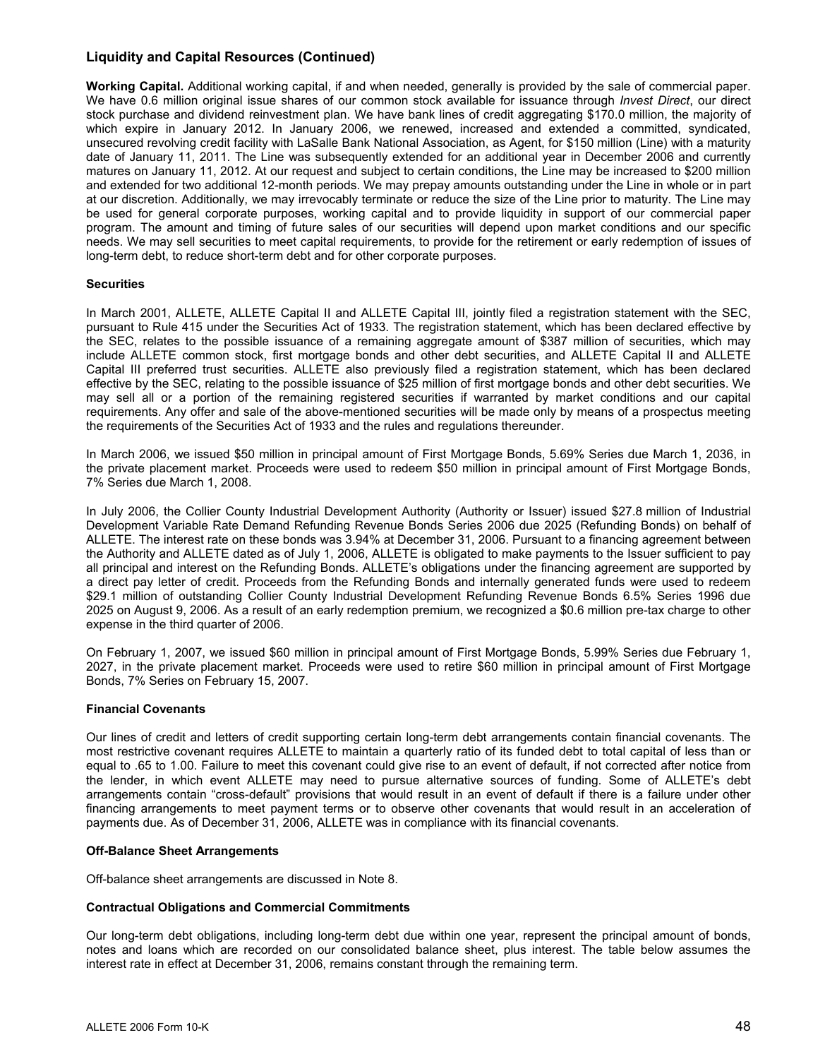## Liquidity and Capital Resources (Continued)

**Working Capital.** Additional working capital, if and when needed, generally is provided by the sale of commercial paper. We have 0.6 million original issue shares of our common stock available for issuance through *Invest Direct*, our direct stock purchase and dividend reinvestment plan. We have bank lines of credit aggregating $170.0 million, the majority of which expire in January 2012. In January 2006, we renewed, increased and extended a committed, syndicated, unsecured revolving credit facility with LaSalle Bank National Association, as Agent, for $150 million (Line) with a maturity date of January 11, 2011. The Line was subsequently extended for an additional year in December 2006 and currently matures on January 11, 2012. At our request and subject to certain conditions, the Line may be increased to $200 million and extended for two additional 12-month periods. We may prepay amounts outstanding under the Line in whole or in part at our discretion. Additionally, we may irrevocably terminate or reduce the size of the Line prior to maturity. The Line may be used for general corporate purposes, working capital and to provide liquidity in support of our commercial paper program. The amount and timing of future sales of our securities will depend upon market conditions and our specific needs. We may sell securities to meet capital requirements, to provide for the retirement or early redemption of issues of long-term debt, to reduce short-term debt and for other corporate purposes.

### Securities

In March 2001, ALLETE, ALLETE Capital II and ALLETE Capital III, jointly filed a registration statement with the SEC, pursuant to Rule 415 under the Securities Act of 1933. The registration statement, which has been declared effective by the SEC, relates to the possible issuance of a remaining aggregate amount of $387 million of securities, which may include ALLETE common stock, first mortgage bonds and other debt securities, and ALLETE Capital II and ALLETE Capital III preferred trust securities. ALLETE also previously filed a registration statement, which has been declared effective by the SEC, relating to the possible issuance of $25 million of first mortgage bonds and other debt securities. We may sell all or a portion of the remaining registered securities if warranted by market conditions and our capital requirements. Any offer and sale of the above-mentioned securities will be made only by means of a prospectus meeting the requirements of the Securities Act of 1933 and the rules and regulations thereunder.

In March 2006, we issued $50 million in principal amount of First Mortgage Bonds, 5.69% Series due March 1, 2036, in the private placement market. Proceeds were used to redeem $50 million in principal amount of First Mortgage Bonds, 7% Series due March 1, 2008.

In July 2006, the Collier County Industrial Development Authority (Authority or Issuer) issued $27.8 million of Industrial Development Variable Rate Demand Refunding Revenue Bonds Series 2006 due 2025 (Refunding Bonds) on behalf of ALLETE. The interest rate on these bonds was 3.94% at December 31, 2006. Pursuant to a financing agreement between the Authority and ALLETE dated as of July 1, 2006, ALLETE is obligated to make payments to the Issuer sufficient to pay all principal and interest on the Refunding Bonds. ALLETE's obligations under the financing agreement are supported by a direct pay letter of credit. Proceeds from the Refunding Bonds and internally generated funds were used to redeem $29.1 million of outstanding Collier County Industrial Development Refunding Revenue Bonds 6.5% Series 1996 due 2025 on August 9, 2006. As a result of an early redemption premium, we recognized a $0.6 million pre-tax charge to other expense in the third quarter of 2006.

On February 1, 2007, we issued $60 million in principal amount of First Mortgage Bonds, 5.99% Series due February 1, 2027, in the private placement market. Proceeds were used to retire $60 million in principal amount of First Mortgage Bonds, 7% Series on February 15, 2007.

### Financial Covenants

Our lines of credit and letters of credit supporting certain long-term debt arrangements contain financial covenants. The most restrictive covenant requires ALLETE to maintain a quarterly ratio of its funded debt to total capital of less than or equal to .65 to 1.00. Failure to meet this covenant could give rise to an event of default, if not corrected after notice from the lender, in which event ALLETE may need to pursue alternative sources of funding. Some of ALLETE's debt arrangements contain "cross-default" provisions that would result in an event of default if there is a failure under other financing arrangements to meet payment terms or to observe other covenants that would result in an acceleration of payments due. As of December 31, 2006, ALLETE was in compliance with its financial covenants.

### Off-Balance Sheet Arrangements

Off-balance sheet arrangements are discussed in Note 8.

### Contractual Obligations and Commercial Commitments

Our long-term debt obligations, including long-term debt due within one year, represent the principal amount of bonds, notes and loans which are recorded on our consolidated balance sheet, plus interest. The table below assumes the interest rate in effect at December 31, 2006, remains constant through the remaining term.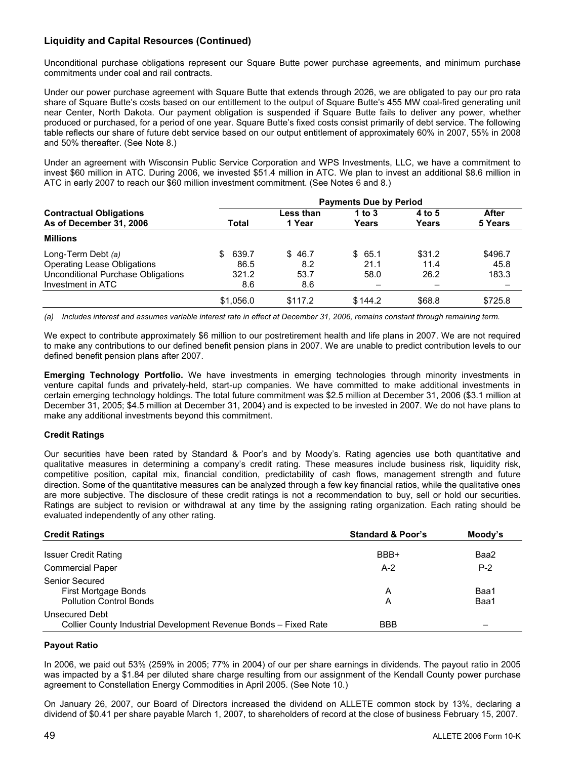## Liquidity and Capital Resources (Continued)

Unconditional purchase obligations represent our Square Butte power purchase agreements, and minimum purchase commitments under coal and rail contracts.

Under our power purchase agreement with Square Butte that extends through 2026, we are obligated to pay our pro rata share of Square Butte's costs based on our entitlement to the output of Square Butte's 455 MW coal-fired generating unit near Center, North Dakota. Our payment obligation is suspended if Square Butte fails to deliver any power, whether produced or purchased, for a period of one year. Square Butte's fixed costs consist primarily of debt service. The following table reflects our share of future debt service based on our output entitlement of approximately 60% in 2007, 55% in 2008 and 50% thereafter. (See Note 8.)

Under an agreement with Wisconsin Public Service Corporation and WPS Investments, LLC, we have a commitment to invest $60 million in ATC. During 2006, we invested $51.4 million in ATC. We plan to invest an additional $8.6 million in ATC in early 2007 to reach our $60 million investment commitment. (See Notes 6 and 8.)

| Contractual Obligations As of December 31, 2006 | Total | Payments Due by Period Less than 1 Year | 1 to 3 Years | 4 to 5 Years | After 5 Years |
|---|---|---|---|---|---|
| **Millions** | | | | | |
| Long-Term Debt *(a)* | $ 639.7 | $ 46.7 | $ 65.1 | $31.2 | $496.7 |
| Operating Lease Obligations | 86.5 | 8.2 | 21.1 | 11.4 | 45.8 |
| Unconditional Purchase Obligations | 321.2 | 53.7 | 58.0 | 26.2 | 183.3 |
| Investment in ATC | 8.6 | 8.6 | – | – | – |
| | $1,056.0 | $117.2 | $144.2 | $68.8 | $725.8 |

*(a) Includes interest and assumes variable interest rate in effect at December 31, 2006, remains constant through remaining term.*

We expect to contribute approximately $6 million to our postretirement health and life plans in 2007. We are not required to make any contributions to our defined benefit pension plans in 2007. We are unable to predict contribution levels to our defined benefit pension plans after 2007.

**Emerging Technology Portfolio.** We have investments in emerging technologies through minority investments in venture capital funds and privately-held, start-up companies. We have committed to make additional investments in certain emerging technology holdings. The total future commitment was $2.5 million at December 31, 2006 ($3.1 million at December 31, 2005; $4.5 million at December 31, 2004) and is expected to be invested in 2007. We do not have plans to make any additional investments beyond this commitment.

### Credit Ratings

Our securities have been rated by Standard & Poor's and by Moody's. Rating agencies use both quantitative and qualitative measures in determining a company's credit rating. These measures include business risk, liquidity risk, competitive position, capital mix, financial condition, predictability of cash flows, management strength and future direction. Some of the quantitative measures can be analyzed through a few key financial ratios, while the qualitative ones are more subjective. The disclosure of these credit ratings is not a recommendation to buy, sell or hold our securities. Ratings are subject to revision or withdrawal at any time by the assigning rating organization. Each rating should be evaluated independently of any other rating.

| Credit Ratings | Standard & Poor's | Moody's |
|---|---|---|
| Issuer Credit Rating | BBB+ | Baa2 |
| Commercial Paper | A-2 | P-2 |
| Senior Secured | | |
| First Mortgage Bonds | A | Baa1 |
| Pollution Control Bonds | A | Baa1 |
| Unsecured Debt | | |
| Collier County Industrial Development Revenue Bonds – Fixed Rate | BBB | – |

### Payout Ratio

In 2006, we paid out 53% (259% in 2005; 77% in 2004) of our per share earnings in dividends. The payout ratio in 2005 was impacted by a $1.84 per diluted share charge resulting from our assignment of the Kendall County power purchase agreement to Constellation Energy Commodities in April 2005. (See Note 10.)

On January 26, 2007, our Board of Directors increased the dividend on ALLETE common stock by 13%, declaring a dividend of $0.41 per share payable March 1, 2007, to shareholders of record at the close of business February 15, 2007.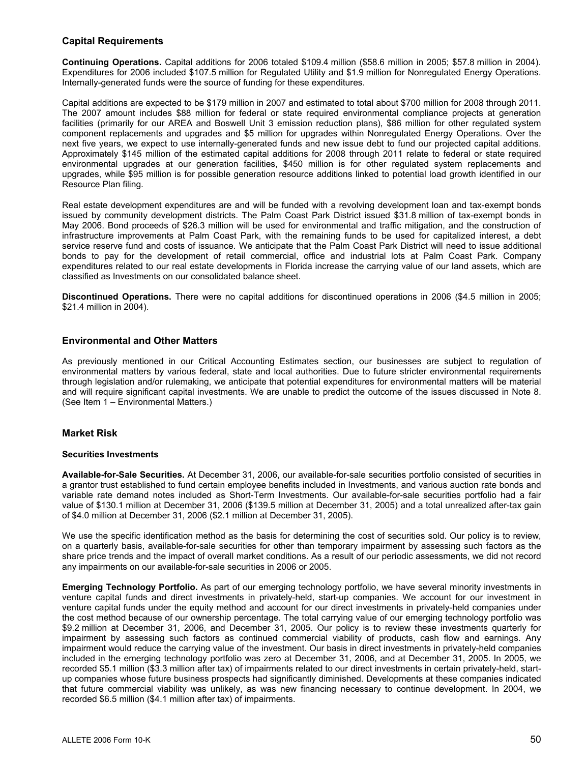## Capital Requirements

**Continuing Operations.** Capital additions for 2006 totaled $109.4 million ($58.6 million in 2005; $57.8 million in 2004). Expenditures for 2006 included $107.5 million for Regulated Utility and $1.9 million for Nonregulated Energy Operations. Internally-generated funds were the source of funding for these expenditures.

Capital additions are expected to be $179 million in 2007 and estimated to total about $700 million for 2008 through 2011. The 2007 amount includes $88 million for federal or state required environmental compliance projects at generation facilities (primarily for our AREA and Boswell Unit 3 emission reduction plans), $86 million for other regulated system component replacements and upgrades and $5 million for upgrades within Nonregulated Energy Operations. Over the next five years, we expect to use internally-generated funds and new issue debt to fund our projected capital additions. Approximately $145 million of the estimated capital additions for 2008 through 2011 relate to federal or state required environmental upgrades at our generation facilities, $450 million is for other regulated system replacements and upgrades, while $95 million is for possible generation resource additions linked to potential load growth identified in our Resource Plan filing.

Real estate development expenditures are and will be funded with a revolving development loan and tax-exempt bonds issued by community development districts. The Palm Coast Park District issued $31.8 million of tax-exempt bonds in May 2006. Bond proceeds of $26.3 million will be used for environmental and traffic mitigation, and the construction of infrastructure improvements at Palm Coast Park, with the remaining funds to be used for capitalized interest, a debt service reserve fund and costs of issuance. We anticipate that the Palm Coast Park District will need to issue additional bonds to pay for the development of retail commercial, office and industrial lots at Palm Coast Park. Company expenditures related to our real estate developments in Florida increase the carrying value of our land assets, which are classified as Investments on our consolidated balance sheet.

**Discontinued Operations.** There were no capital additions for discontinued operations in 2006 ($4.5 million in 2005; $21.4 million in 2004).

## Environmental and Other Matters

As previously mentioned in our Critical Accounting Estimates section, our businesses are subject to regulation of environmental matters by various federal, state and local authorities. Due to future stricter environmental requirements through legislation and/or rulemaking, we anticipate that potential expenditures for environmental matters will be material and will require significant capital investments. We are unable to predict the outcome of the issues discussed in Note 8. (See Item 1 – Environmental Matters.)

## Market Risk

### Securities Investments

**Available-for-Sale Securities.** At December 31, 2006, our available-for-sale securities portfolio consisted of securities in a grantor trust established to fund certain employee benefits included in Investments, and various auction rate bonds and variable rate demand notes included as Short-Term Investments. Our available-for-sale securities portfolio had a fair value of $130.1 million at December 31, 2006 ($139.5 million at December 31, 2005) and a total unrealized after-tax gain of $4.0 million at December 31, 2006 ($2.1 million at December 31, 2005).

We use the specific identification method as the basis for determining the cost of securities sold. Our policy is to review, on a quarterly basis, available-for-sale securities for other than temporary impairment by assessing such factors as the share price trends and the impact of overall market conditions. As a result of our periodic assessments, we did not record any impairments on our available-for-sale securities in 2006 or 2005.

**Emerging Technology Portfolio.** As part of our emerging technology portfolio, we have several minority investments in venture capital funds and direct investments in privately-held, start-up companies. We account for our investment in venture capital funds under the equity method and account for our direct investments in privately-held companies under the cost method because of our ownership percentage. The total carrying value of our emerging technology portfolio was $9.2 million at December 31, 2006, and December 31, 2005. Our policy is to review these investments quarterly for impairment by assessing such factors as continued commercial viability of products, cash flow and earnings. Any impairment would reduce the carrying value of the investment. Our basis in direct investments in privately-held companies included in the emerging technology portfolio was zero at December 31, 2006, and at December 31, 2005. In 2005, we recorded $5.1 million ($3.3 million after tax) of impairments related to our direct investments in certain privately-held, start-up companies whose future business prospects had significantly diminished. Developments at these companies indicated that future commercial viability was unlikely, as was new financing necessary to continue development. In 2004, we recorded $6.5 million ($4.1 million after tax) of impairments.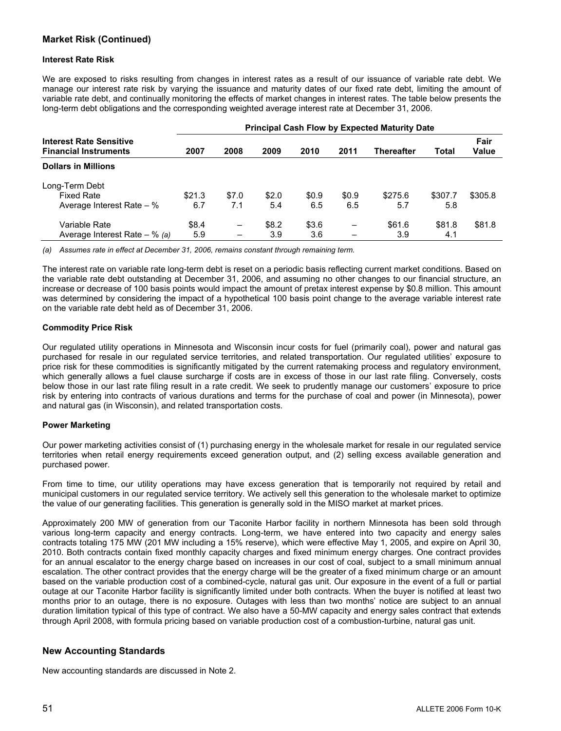## Market Risk (Continued)

### Interest Rate Risk

We are exposed to risks resulting from changes in interest rates as a result of our issuance of variable rate debt. We manage our interest rate risk by varying the issuance and maturity dates of our fixed rate debt, limiting the amount of variable rate debt, and continually monitoring the effects of market changes in interest rates. The table below presents the long-term debt obligations and the corresponding weighted average interest rate at December 31, 2006.

| Interest Rate Sensitive Financial Instruments | Principal Cash Flow by Expected Maturity Date | | | | | | | |
|---|---|---|---|---|---|---|---|---|
| | 2007 | 2008 | 2009 | 2010 | 2011 | Thereafter | Total | Fair Value |
| **Dollars in Millions** | | | | | | | | |
| Long-Term Debt | | | | | | | | |
| Fixed Rate | $21.3 | $7.0 | $2.0 | $0.9 | $0.9 | $275.6 | $307.7 | $305.8 |
| Average Interest Rate – % | 6.7 | 7.1 | 5.4 | 6.5 | 6.5 | 5.7 | 5.8 | |
| Variable Rate | $8.4 | – | $8.2 | $3.6 | – | $61.6 | $81.8 | $81.8 |
| Average Interest Rate – % *(a)* | 5.9 | – | 3.9 | 3.6 | – | 3.9 | 4.1 | |

*(a) Assumes rate in effect at December 31, 2006, remains constant through remaining term.*

The interest rate on variable rate long-term debt is reset on a periodic basis reflecting current market conditions. Based on the variable rate debt outstanding at December 31, 2006, and assuming no other changes to our financial structure, an increase or decrease of 100 basis points would impact the amount of pretax interest expense by $0.8 million. This amount was determined by considering the impact of a hypothetical 100 basis point change to the average variable interest rate on the variable rate debt held as of December 31, 2006.

### Commodity Price Risk

Our regulated utility operations in Minnesota and Wisconsin incur costs for fuel (primarily coal), power and natural gas purchased for resale in our regulated service territories, and related transportation. Our regulated utilities' exposure to price risk for these commodities is significantly mitigated by the current ratemaking process and regulatory environment, which generally allows a fuel clause surcharge if costs are in excess of those in our last rate filing. Conversely, costs below those in our last rate filing result in a rate credit. We seek to prudently manage our customers' exposure to price risk by entering into contracts of various durations and terms for the purchase of coal and power (in Minnesota), power and natural gas (in Wisconsin), and related transportation costs.

### Power Marketing

Our power marketing activities consist of (1) purchasing energy in the wholesale market for resale in our regulated service territories when retail energy requirements exceed generation output, and (2) selling excess available generation and purchased power.

From time to time, our utility operations may have excess generation that is temporarily not required by retail and municipal customers in our regulated service territory. We actively sell this generation to the wholesale market to optimize the value of our generating facilities. This generation is generally sold in the MISO market at market prices.

Approximately 200 MW of generation from our Taconite Harbor facility in northern Minnesota has been sold through various long-term capacity and energy contracts. Long-term, we have entered into two capacity and energy sales contracts totaling 175 MW (201 MW including a 15% reserve), which were effective May 1, 2005, and expire on April 30, 2010. Both contracts contain fixed monthly capacity charges and fixed minimum energy charges. One contract provides for an annual escalator to the energy charge based on increases in our cost of coal, subject to a small minimum annual escalation. The other contract provides that the energy charge will be the greater of a fixed minimum charge or an amount based on the variable production cost of a combined-cycle, natural gas unit. Our exposure in the event of a full or partial outage at our Taconite Harbor facility is significantly limited under both contracts. When the buyer is notified at least two months prior to an outage, there is no exposure. Outages with less than two months' notice are subject to an annual duration limitation typical of this type of contract. We also have a 50-MW capacity and energy sales contract that extends through April 2008, with formula pricing based on variable production cost of a combustion-turbine, natural gas unit.

## New Accounting Standards

New accounting standards are discussed in Note 2.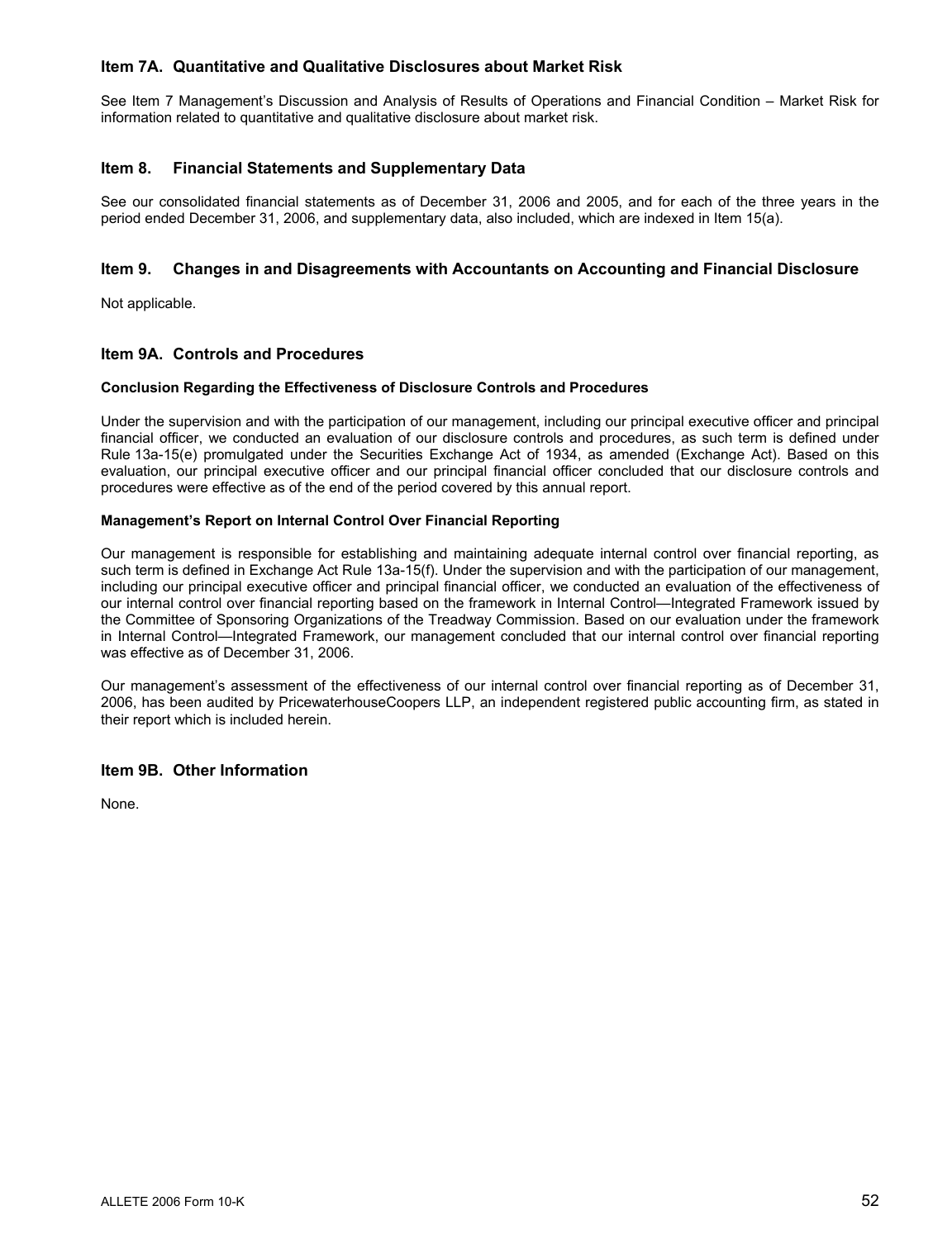## Item 7A. Quantitative and Qualitative Disclosures about Market Risk

See Item 7 Management's Discussion and Analysis of Results of Operations and Financial Condition – Market Risk for information related to quantitative and qualitative disclosure about market risk.

## Item 8. Financial Statements and Supplementary Data

See our consolidated financial statements as of December 31, 2006 and 2005, and for each of the three years in the period ended December 31, 2006, and supplementary data, also included, which are indexed in Item 15(a).

## Item 9. Changes in and Disagreements with Accountants on Accounting and Financial Disclosure

Not applicable.

## Item 9A. Controls and Procedures

**Conclusion Regarding the Effectiveness of Disclosure Controls and Procedures**

Under the supervision and with the participation of our management, including our principal executive officer and principal financial officer, we conducted an evaluation of our disclosure controls and procedures, as such term is defined under Rule 13a-15(e) promulgated under the Securities Exchange Act of 1934, as amended (Exchange Act). Based on this evaluation, our principal executive officer and our principal financial officer concluded that our disclosure controls and procedures were effective as of the end of the period covered by this annual report.

**Management's Report on Internal Control Over Financial Reporting**

Our management is responsible for establishing and maintaining adequate internal control over financial reporting, as such term is defined in Exchange Act Rule 13a-15(f). Under the supervision and with the participation of our management, including our principal executive officer and principal financial officer, we conducted an evaluation of the effectiveness of our internal control over financial reporting based on the framework in Internal Control—Integrated Framework issued by the Committee of Sponsoring Organizations of the Treadway Commission. Based on our evaluation under the framework in Internal Control—Integrated Framework, our management concluded that our internal control over financial reporting was effective as of December 31, 2006.

Our management's assessment of the effectiveness of our internal control over financial reporting as of December 31, 2006, has been audited by PricewaterhouseCoopers LLP, an independent registered public accounting firm, as stated in their report which is included herein.

## Item 9B. Other Information

None.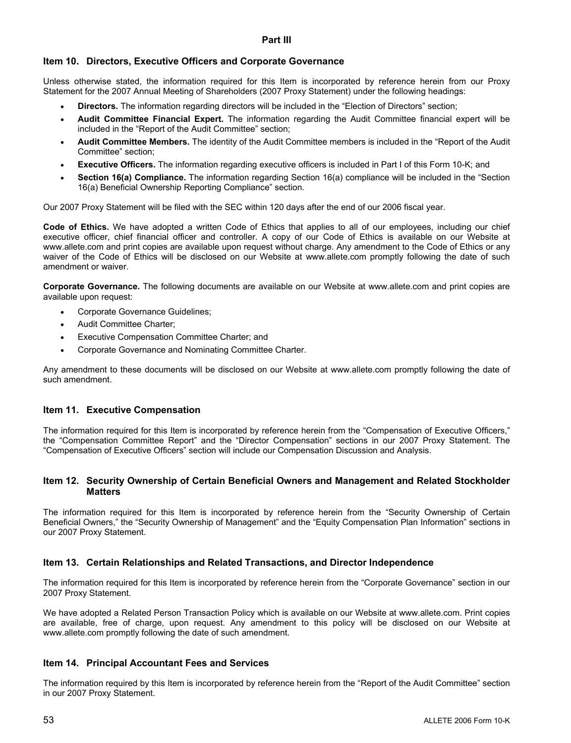# Part III

## Item 10. Directors, Executive Officers and Corporate Governance

Unless otherwise stated, the information required for this Item is incorporated by reference herein from our Proxy Statement for the 2007 Annual Meeting of Shareholders (2007 Proxy Statement) under the following headings:

- **Directors.** The information regarding directors will be included in the "Election of Directors" section;
- **Audit Committee Financial Expert.** The information regarding the Audit Committee financial expert will be included in the "Report of the Audit Committee" section;
- **Audit Committee Members.** The identity of the Audit Committee members is included in the "Report of the Audit Committee" section;
- **Executive Officers.** The information regarding executive officers is included in Part I of this Form 10-K; and
- **Section 16(a) Compliance.** The information regarding Section 16(a) compliance will be included in the "Section 16(a) Beneficial Ownership Reporting Compliance" section.

Our 2007 Proxy Statement will be filed with the SEC within 120 days after the end of our 2006 fiscal year.

**Code of Ethics.** We have adopted a written Code of Ethics that applies to all of our employees, including our chief executive officer, chief financial officer and controller. A copy of our Code of Ethics is available on our Website at www.allete.com and print copies are available upon request without charge. Any amendment to the Code of Ethics or any waiver of the Code of Ethics will be disclosed on our Website at www.allete.com promptly following the date of such amendment or waiver.

**Corporate Governance.** The following documents are available on our Website at www.allete.com and print copies are available upon request:

- Corporate Governance Guidelines;
- Audit Committee Charter;
- Executive Compensation Committee Charter; and
- Corporate Governance and Nominating Committee Charter.

Any amendment to these documents will be disclosed on our Website at www.allete.com promptly following the date of such amendment.

## Item 11. Executive Compensation

The information required for this Item is incorporated by reference herein from the "Compensation of Executive Officers," the "Compensation Committee Report" and the "Director Compensation" sections in our 2007 Proxy Statement. The "Compensation of Executive Officers" section will include our Compensation Discussion and Analysis.

## Item 12. Security Ownership of Certain Beneficial Owners and Management and Related Stockholder Matters

The information required for this Item is incorporated by reference herein from the "Security Ownership of Certain Beneficial Owners," the "Security Ownership of Management" and the "Equity Compensation Plan Information" sections in our 2007 Proxy Statement.

## Item 13. Certain Relationships and Related Transactions, and Director Independence

The information required for this Item is incorporated by reference herein from the "Corporate Governance" section in our 2007 Proxy Statement.

We have adopted a Related Person Transaction Policy which is available on our Website at www.allete.com. Print copies are available, free of charge, upon request. Any amendment to this policy will be disclosed on our Website at www.allete.com promptly following the date of such amendment.

## Item 14. Principal Accountant Fees and Services

The information required by this Item is incorporated by reference herein from the "Report of the Audit Committee" section in our 2007 Proxy Statement.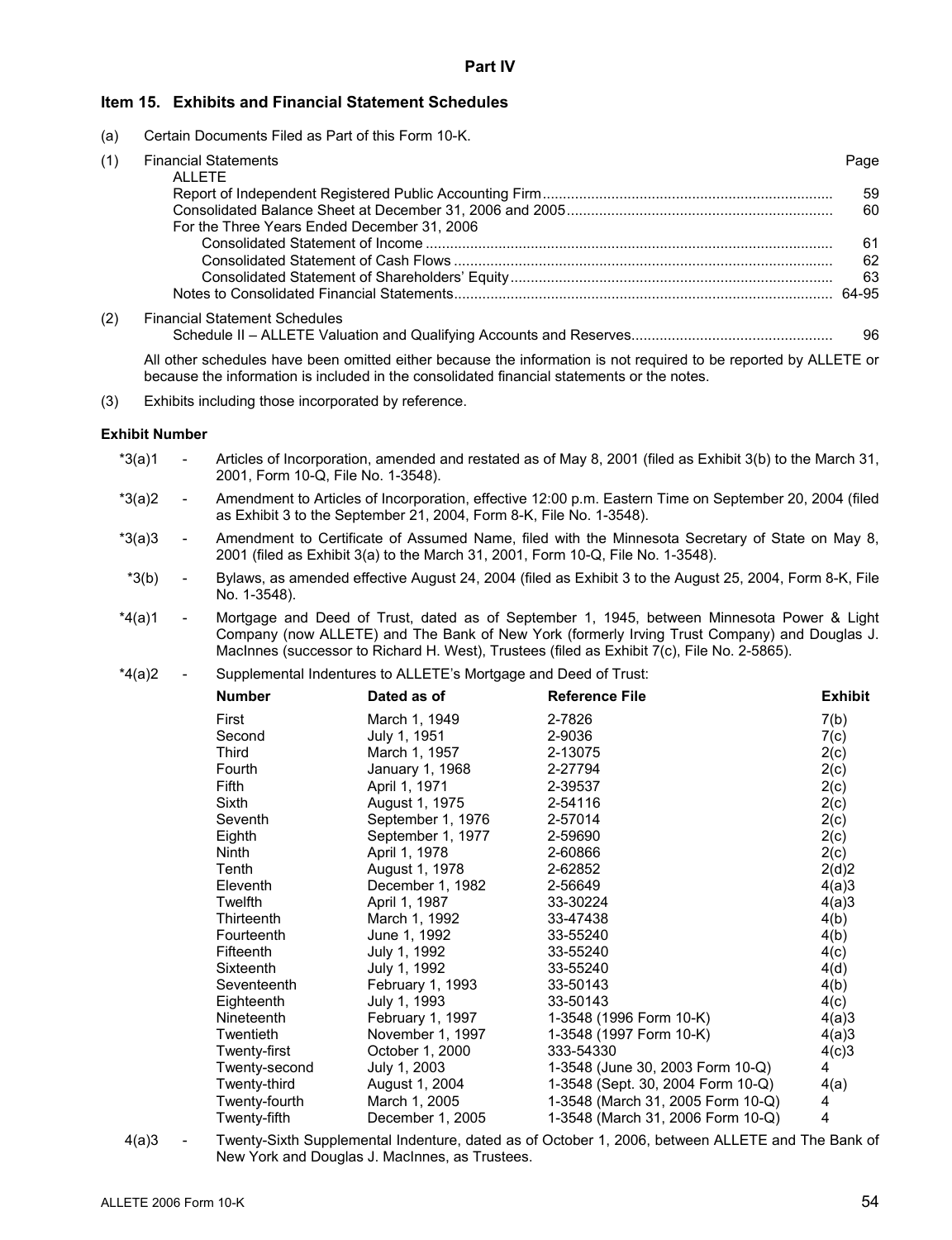## Part IV

### Item 15. Exhibits and Financial Statement Schedules

(a) Certain Documents Filed as Part of this Form 10-K.

(1) Financial Statements

| ALLETE | Page |
|---|---|
| Report of Independent Registered Public Accounting Firm | 59 |
| Consolidated Balance Sheet at December 31, 2006 and 2005 | 60 |
| For the Three Years Ended December 31, 2006 | |
| Consolidated Statement of Income | 61 |
| Consolidated Statement of Cash Flows | 62 |
| Consolidated Statement of Shareholders' Equity | 63 |
| Notes to Consolidated Financial Statements | 64-95 |

(2) Financial Statement Schedules

| | |
|---|---|
| Schedule II – ALLETE Valuation and Qualifying Accounts and Reserves | 96 |

All other schedules have been omitted either because the information is not required to be reported by ALLETE or because the information is included in the consolidated financial statements or the notes.

(3) Exhibits including those incorporated by reference.

**Exhibit Number**

*3(a)1 - Articles of Incorporation, amended and restated as of May 8, 2001 (filed as Exhibit 3(b) to the March 31, 2001, Form 10-Q, File No. 1-3548).

*3(a)2 - Amendment to Articles of Incorporation, effective 12:00 p.m. Eastern Time on September 20, 2004 (filed as Exhibit 3 to the September 21, 2004, Form 8-K, File No. 1-3548).

*3(a)3 - Amendment to Certificate of Assumed Name, filed with the Minnesota Secretary of State on May 8, 2001 (filed as Exhibit 3(a) to the March 31, 2001, Form 10-Q, File No. 1-3548).

*3(b) - Bylaws, as amended effective August 24, 2004 (filed as Exhibit 3 to the August 25, 2004, Form 8-K, File No. 1-3548).

*4(a)1 - Mortgage and Deed of Trust, dated as of September 1, 1945, between Minnesota Power & Light Company (now ALLETE) and The Bank of New York (formerly Irving Trust Company) and Douglas J. MacInnes (successor to Richard H. West), Trustees (filed as Exhibit 7(c), File No. 2-5865).

*4(a)2 - Supplemental Indentures to ALLETE's Mortgage and Deed of Trust:

| Number | Dated as of | Reference File | Exhibit |
|---|---|---|---|
| First | March 1, 1949 | 2-7826 | 7(b) |
| Second | July 1, 1951 | 2-9036 | 7(c) |
| Third | March 1, 1957 | 2-13075 | 2(c) |
| Fourth | January 1, 1968 | 2-27794 | 2(c) |
| Fifth | April 1, 1971 | 2-39537 | 2(c) |
| Sixth | August 1, 1975 | 2-54116 | 2(c) |
| Seventh | September 1, 1976 | 2-57014 | 2(c) |
| Eighth | September 1, 1977 | 2-59690 | 2(c) |
| Ninth | April 1, 1978 | 2-60866 | 2(c) |
| Tenth | August 1, 1978 | 2-62852 | 2(d)2 |
| Eleventh | December 1, 1982 | 2-56649 | 4(a)3 |
| Twelfth | April 1, 1987 | 33-30224 | 4(a)3 |
| Thirteenth | March 1, 1992 | 33-47438 | 4(b) |
| Fourteenth | June 1, 1992 | 33-55240 | 4(b) |
| Fifteenth | July 1, 1992 | 33-55240 | 4(c) |
| Sixteenth | July 1, 1992 | 33-55240 | 4(d) |
| Seventeenth | February 1, 1993 | 33-50143 | 4(b) |
| Eighteenth | July 1, 1993 | 33-50143 | 4(c) |
| Nineteenth | February 1, 1997 | 1-3548 (1996 Form 10-K) | 4(a)3 |
| Twentieth | November 1, 1997 | 1-3548 (1997 Form 10-K) | 4(a)3 |
| Twenty-first | October 1, 2000 | 333-54330 | 4(c)3 |
| Twenty-second | July 1, 2003 | 1-3548 (June 30, 2003 Form 10-Q) | 4 |
| Twenty-third | August 1, 2004 | 1-3548 (Sept. 30, 2004 Form 10-Q) | 4(a) |
| Twenty-fourth | March 1, 2005 | 1-3548 (March 31, 2005 Form 10-Q) | 4 |
| Twenty-fifth | December 1, 2005 | 1-3548 (March 31, 2006 Form 10-Q) | 4 |

4(a)3 - Twenty-Sixth Supplemental Indenture, dated as of October 1, 2006, between ALLETE and The Bank of New York and Douglas J. MacInnes, as Trustees.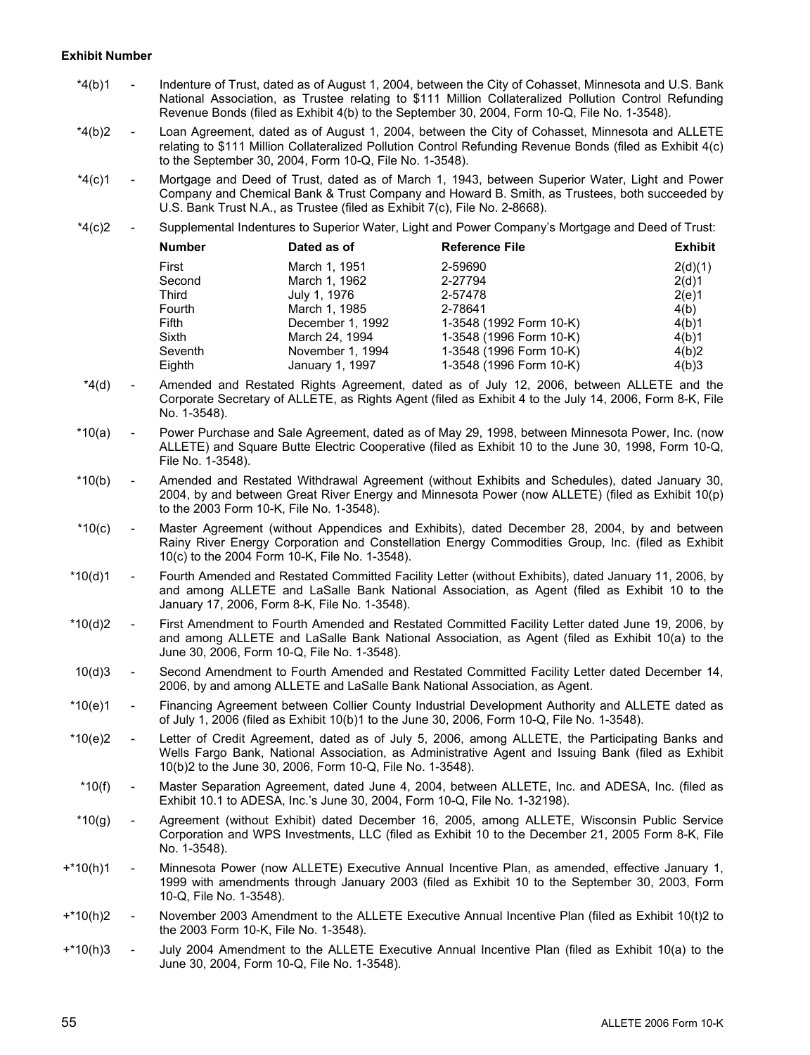**Exhibit Number**

*4(b)1 - Indenture of Trust, dated as of August 1, 2004, between the City of Cohasset, Minnesota and U.S. Bank National Association, as Trustee relating to $111 Million Collateralized Pollution Control Refunding Revenue Bonds (filed as Exhibit 4(b) to the September 30, 2004, Form 10-Q, File No. 1-3548).

*4(b)2 - Loan Agreement, dated as of August 1, 2004, between the City of Cohasset, Minnesota and ALLETE relating to $111 Million Collateralized Pollution Control Refunding Revenue Bonds (filed as Exhibit 4(c) to the September 30, 2004, Form 10-Q, File No. 1-3548).

*4(c)1 - Mortgage and Deed of Trust, dated as of March 1, 1943, between Superior Water, Light and Power Company and Chemical Bank & Trust Company and Howard B. Smith, as Trustees, both succeeded by U.S. Bank Trust N.A., as Trustee (filed as Exhibit 7(c), File No. 2-8668).

*4(c)2 - Supplemental Indentures to Superior Water, Light and Power Company's Mortgage and Deed of Trust:

| Number | Dated as of | Reference File | Exhibit |
|---|---|---|---|
| First | March 1, 1951 | 2-59690 | 2(d)(1) |
| Second | March 1, 1962 | 2-27794 | 2(d)1 |
| Third | July 1, 1976 | 2-57478 | 2(e)1 |
| Fourth | March 1, 1985 | 2-78641 | 4(b) |
| Fifth | December 1, 1992 | 1-3548 (1992 Form 10-K) | 4(b)1 |
| Sixth | March 24, 1994 | 1-3548 (1996 Form 10-K) | 4(b)1 |
| Seventh | November 1, 1994 | 1-3548 (1996 Form 10-K) | 4(b)2 |
| Eighth | January 1, 1997 | 1-3548 (1996 Form 10-K) | 4(b)3 |

*4(d) - Amended and Restated Rights Agreement, dated as of July 12, 2006, between ALLETE and the Corporate Secretary of ALLETE, as Rights Agent (filed as Exhibit 4 to the July 14, 2006, Form 8-K, File No. 1-3548).

*10(a) - Power Purchase and Sale Agreement, dated as of May 29, 1998, between Minnesota Power, Inc. (now ALLETE) and Square Butte Electric Cooperative (filed as Exhibit 10 to the June 30, 1998, Form 10-Q, File No. 1-3548).

*10(b) - Amended and Restated Withdrawal Agreement (without Exhibits and Schedules), dated January 30, 2004, by and between Great River Energy and Minnesota Power (now ALLETE) (filed as Exhibit 10(p) to the 2003 Form 10-K, File No. 1-3548).

*10(c) - Master Agreement (without Appendices and Exhibits), dated December 28, 2004, by and between Rainy River Energy Corporation and Constellation Energy Commodities Group, Inc. (filed as Exhibit 10(c) to the 2004 Form 10-K, File No. 1-3548).

*10(d)1 - Fourth Amended and Restated Committed Facility Letter (without Exhibits), dated January 11, 2006, by and among ALLETE and LaSalle Bank National Association, as Agent (filed as Exhibit 10 to the January 17, 2006, Form 8-K, File No. 1-3548).

*10(d)2 - First Amendment to Fourth Amended and Restated Committed Facility Letter dated June 19, 2006, by and among ALLETE and LaSalle Bank National Association, as Agent (filed as Exhibit 10(a) to the June 30, 2006, Form 10-Q, File No. 1-3548).

10(d)3 - Second Amendment to Fourth Amended and Restated Committed Facility Letter dated December 14, 2006, by and among ALLETE and LaSalle Bank National Association, as Agent.

*10(e)1 - Financing Agreement between Collier County Industrial Development Authority and ALLETE dated as of July 1, 2006 (filed as Exhibit 10(b)1 to the June 30, 2006, Form 10-Q, File No. 1-3548).

*10(e)2 - Letter of Credit Agreement, dated as of July 5, 2006, among ALLETE, the Participating Banks and Wells Fargo Bank, National Association, as Administrative Agent and Issuing Bank (filed as Exhibit 10(b)2 to the June 30, 2006, Form 10-Q, File No. 1-3548).

*10(f) - Master Separation Agreement, dated June 4, 2004, between ALLETE, Inc. and ADESA, Inc. (filed as Exhibit 10.1 to ADESA, Inc.'s June 30, 2004, Form 10-Q, File No. 1-32198).

*10(g) - Agreement (without Exhibit) dated December 16, 2005, among ALLETE, Wisconsin Public Service Corporation and WPS Investments, LLC (filed as Exhibit 10 to the December 21, 2005 Form 8-K, File No. 1-3548).

+*10(h)1 - Minnesota Power (now ALLETE) Executive Annual Incentive Plan, as amended, effective January 1, 1999 with amendments through January 2003 (filed as Exhibit 10 to the September 30, 2003, Form 10-Q, File No. 1-3548).

+*10(h)2 - November 2003 Amendment to the ALLETE Executive Annual Incentive Plan (filed as Exhibit 10(t)2 to the 2003 Form 10-K, File No. 1-3548).

+*10(h)3 - July 2004 Amendment to the ALLETE Executive Annual Incentive Plan (filed as Exhibit 10(a) to the June 30, 2004, Form 10-Q, File No. 1-3548).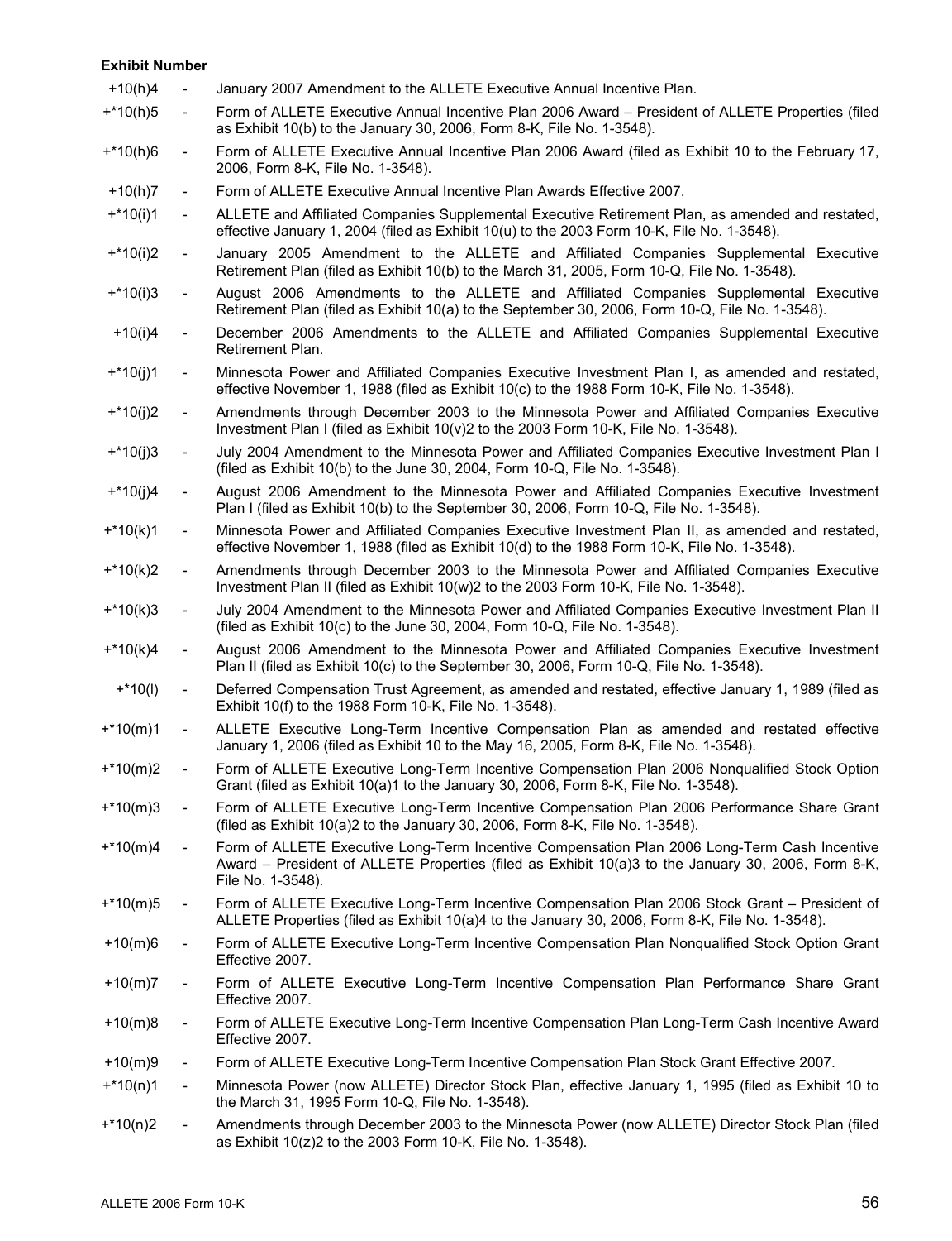**Exhibit Number**

| | | |
|---|---|---|
| +10(h)4 | - | January 2007 Amendment to the ALLETE Executive Annual Incentive Plan. |
| +*10(h)5 | - | Form of ALLETE Executive Annual Incentive Plan 2006 Award – President of ALLETE Properties (filed as Exhibit 10(b) to the January 30, 2006, Form 8-K, File No. 1-3548). |
| +*10(h)6 | - | Form of ALLETE Executive Annual Incentive Plan 2006 Award (filed as Exhibit 10 to the February 17, 2006, Form 8-K, File No. 1-3548). |
| +10(h)7 | - | Form of ALLETE Executive Annual Incentive Plan Awards Effective 2007. |
| +*10(i)1 | - | ALLETE and Affiliated Companies Supplemental Executive Retirement Plan, as amended and restated, effective January 1, 2004 (filed as Exhibit 10(u) to the 2003 Form 10-K, File No. 1-3548). |
| +*10(i)2 | - | January 2005 Amendment to the ALLETE and Affiliated Companies Supplemental Executive Retirement Plan (filed as Exhibit 10(b) to the March 31, 2005, Form 10-Q, File No. 1-3548). |
| +*10(i)3 | - | August 2006 Amendments to the ALLETE and Affiliated Companies Supplemental Executive Retirement Plan (filed as Exhibit 10(a) to the September 30, 2006, Form 10-Q, File No. 1-3548). |
| +10(i)4 | - | December 2006 Amendments to the ALLETE and Affiliated Companies Supplemental Executive Retirement Plan. |
| +*10(j)1 | - | Minnesota Power and Affiliated Companies Executive Investment Plan I, as amended and restated, effective November 1, 1988 (filed as Exhibit 10(c) to the 1988 Form 10-K, File No. 1-3548). |
| +*10(j)2 | - | Amendments through December 2003 to the Minnesota Power and Affiliated Companies Executive Investment Plan I (filed as Exhibit 10(v)2 to the 2003 Form 10-K, File No. 1-3548). |
| +*10(j)3 | - | July 2004 Amendment to the Minnesota Power and Affiliated Companies Executive Investment Plan I (filed as Exhibit 10(b) to the June 30, 2004, Form 10-Q, File No. 1-3548). |
| +*10(j)4 | - | August 2006 Amendment to the Minnesota Power and Affiliated Companies Executive Investment Plan I (filed as Exhibit 10(b) to the September 30, 2006, Form 10-Q, File No. 1-3548). |
| +*10(k)1 | - | Minnesota Power and Affiliated Companies Executive Investment Plan II, as amended and restated, effective November 1, 1988 (filed as Exhibit 10(d) to the 1988 Form 10-K, File No. 1-3548). |
| +*10(k)2 | - | Amendments through December 2003 to the Minnesota Power and Affiliated Companies Executive Investment Plan II (filed as Exhibit 10(w)2 to the 2003 Form 10-K, File No. 1-3548). |
| +*10(k)3 | - | July 2004 Amendment to the Minnesota Power and Affiliated Companies Executive Investment Plan II (filed as Exhibit 10(c) to the June 30, 2004, Form 10-Q, File No. 1-3548). |
| +*10(k)4 | - | August 2006 Amendment to the Minnesota Power and Affiliated Companies Executive Investment Plan II (filed as Exhibit 10(c) to the September 30, 2006, Form 10-Q, File No. 1-3548). |
| +*10(l) | - | Deferred Compensation Trust Agreement, as amended and restated, effective January 1, 1989 (filed as Exhibit 10(f) to the 1988 Form 10-K, File No. 1-3548). |
| +*10(m)1 | - | ALLETE Executive Long-Term Incentive Compensation Plan as amended and restated effective January 1, 2006 (filed as Exhibit 10 to the May 16, 2005, Form 8-K, File No. 1-3548). |
| +*10(m)2 | - | Form of ALLETE Executive Long-Term Incentive Compensation Plan 2006 Nonqualified Stock Option Grant (filed as Exhibit 10(a)1 to the January 30, 2006, Form 8-K, File No. 1-3548). |
| +*10(m)3 | - | Form of ALLETE Executive Long-Term Incentive Compensation Plan 2006 Performance Share Grant (filed as Exhibit 10(a)2 to the January 30, 2006, Form 8-K, File No. 1-3548). |
| +*10(m)4 | - | Form of ALLETE Executive Long-Term Incentive Compensation Plan 2006 Long-Term Cash Incentive Award – President of ALLETE Properties (filed as Exhibit 10(a)3 to the January 30, 2006, Form 8-K, File No. 1-3548). |
| +*10(m)5 | - | Form of ALLETE Executive Long-Term Incentive Compensation Plan 2006 Stock Grant – President of ALLETE Properties (filed as Exhibit 10(a)4 to the January 30, 2006, Form 8-K, File No. 1-3548). |
| +10(m)6 | - | Form of ALLETE Executive Long-Term Incentive Compensation Plan Nonqualified Stock Option Grant Effective 2007. |
| +10(m)7 | - | Form of ALLETE Executive Long-Term Incentive Compensation Plan Performance Share Grant Effective 2007. |
| +10(m)8 | - | Form of ALLETE Executive Long-Term Incentive Compensation Plan Long-Term Cash Incentive Award Effective 2007. |
| +10(m)9 | - | Form of ALLETE Executive Long-Term Incentive Compensation Plan Stock Grant Effective 2007. |
| +*10(n)1 | - | Minnesota Power (now ALLETE) Director Stock Plan, effective January 1, 1995 (filed as Exhibit 10 to the March 31, 1995 Form 10-Q, File No. 1-3548). |
| +*10(n)2 | - | Amendments through December 2003 to the Minnesota Power (now ALLETE) Director Stock Plan (filed as Exhibit 10(z)2 to the 2003 Form 10-K, File No. 1-3548). |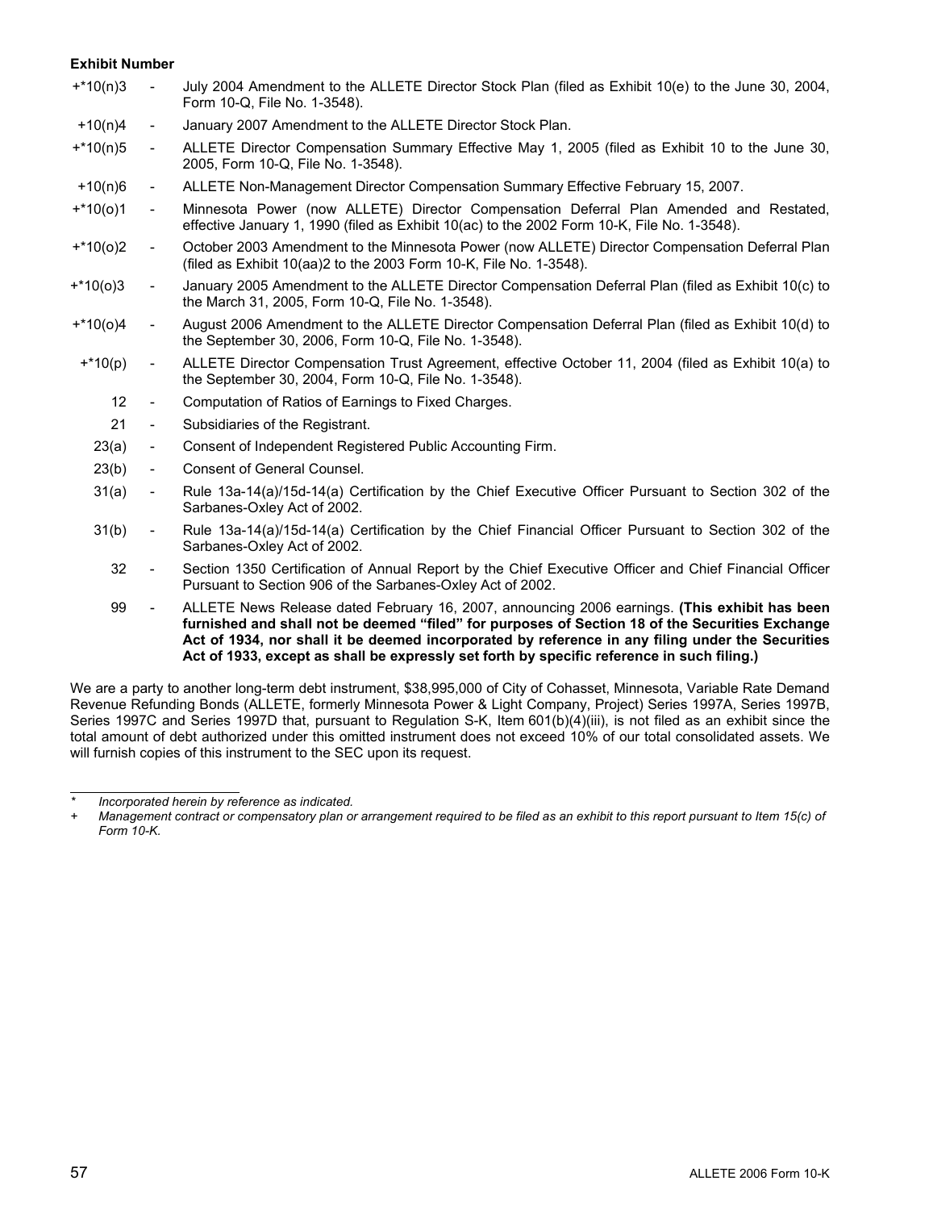**Exhibit Number**

| | | |
|---|---|---|
| +*10(n)3 | - | July 2004 Amendment to the ALLETE Director Stock Plan (filed as Exhibit 10(e) to the June 30, 2004, Form 10-Q, File No. 1-3548). |
| +10(n)4 | - | January 2007 Amendment to the ALLETE Director Stock Plan. |
| +*10(n)5 | - | ALLETE Director Compensation Summary Effective May 1, 2005 (filed as Exhibit 10 to the June 30, 2005, Form 10-Q, File No. 1-3548). |
| +10(n)6 | - | ALLETE Non-Management Director Compensation Summary Effective February 15, 2007. |
| +*10(o)1 | - | Minnesota Power (now ALLETE) Director Compensation Deferral Plan Amended and Restated, effective January 1, 1990 (filed as Exhibit 10(ac) to the 2002 Form 10-K, File No. 1-3548). |
| +*10(o)2 | - | October 2003 Amendment to the Minnesota Power (now ALLETE) Director Compensation Deferral Plan (filed as Exhibit 10(aa)2 to the 2003 Form 10-K, File No. 1-3548). |
| +*10(o)3 | - | January 2005 Amendment to the ALLETE Director Compensation Deferral Plan (filed as Exhibit 10(c) to the March 31, 2005, Form 10-Q, File No. 1-3548). |
| +*10(o)4 | - | August 2006 Amendment to the ALLETE Director Compensation Deferral Plan (filed as Exhibit 10(d) to the September 30, 2006, Form 10-Q, File No. 1-3548). |
| +*10(p) | - | ALLETE Director Compensation Trust Agreement, effective October 11, 2004 (filed as Exhibit 10(a) to the September 30, 2004, Form 10-Q, File No. 1-3548). |
| 12 | - | Computation of Ratios of Earnings to Fixed Charges. |
| 21 | - | Subsidiaries of the Registrant. |
| 23(a) | - | Consent of Independent Registered Public Accounting Firm. |
| 23(b) | - | Consent of General Counsel. |
| 31(a) | - | Rule 13a-14(a)/15d-14(a) Certification by the Chief Executive Officer Pursuant to Section 302 of the Sarbanes-Oxley Act of 2002. |
| 31(b) | - | Rule 13a-14(a)/15d-14(a) Certification by the Chief Financial Officer Pursuant to Section 302 of the Sarbanes-Oxley Act of 2002. |
| 32 | - | Section 1350 Certification of Annual Report by the Chief Executive Officer and Chief Financial Officer Pursuant to Section 906 of the Sarbanes-Oxley Act of 2002. |
| 99 | - | ALLETE News Release dated February 16, 2007, announcing 2006 earnings. **(This exhibit has been furnished and shall not be deemed "filed" for purposes of Section 18 of the Securities Exchange Act of 1934, nor shall it be deemed incorporated by reference in any filing under the Securities Act of 1933, except as shall be expressly set forth by specific reference in such filing.)** |

We are a party to another long-term debt instrument, $38,995,000 of City of Cohasset, Minnesota, Variable Rate Demand Revenue Refunding Bonds (ALLETE, formerly Minnesota Power & Light Company, Project) Series 1997A, Series 1997B, Series 1997C and Series 1997D that, pursuant to Regulation S-K, Item 601(b)(4)(iii), is not filed as an exhibit since the total amount of debt authorized under this omitted instrument does not exceed 10% of our total consolidated assets. We will furnish copies of this instrument to the SEC upon its request.

---

\* *Incorporated herein by reference as indicated.*

\+ *Management contract or compensatory plan or arrangement required to be filed as an exhibit to this report pursuant to Item 15(c) of Form 10-K.*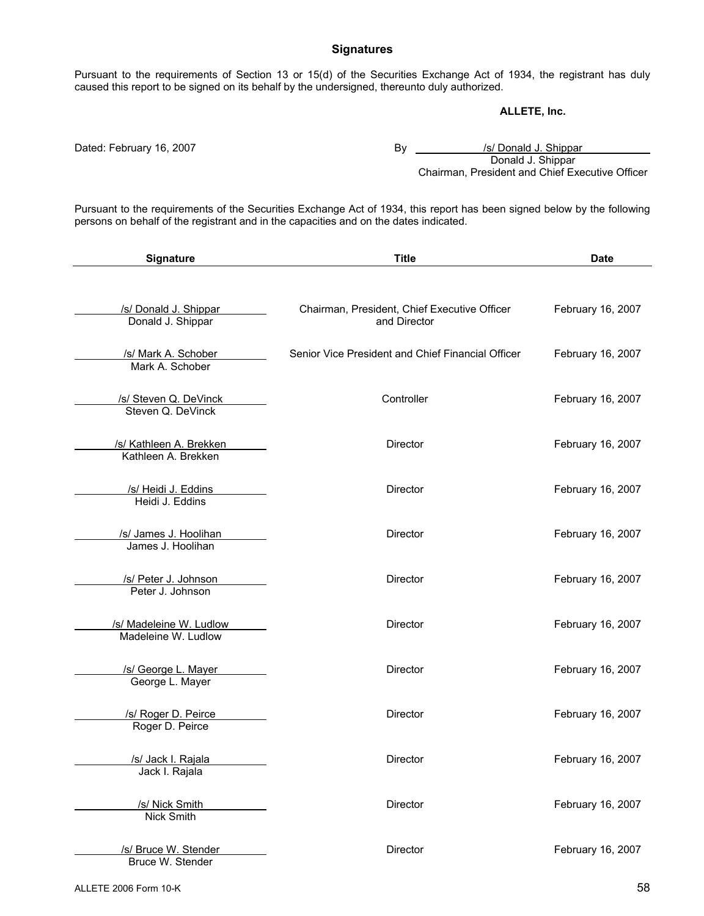## Signatures

Pursuant to the requirements of Section 13 or 15(d) of the Securities Exchange Act of 1934, the registrant has duly caused this report to be signed on its behalf by the undersigned, thereunto duly authorized.

**ALLETE, Inc.**

Dated: February 16, 2007

By /s/ Donald J. Shippar
Donald J. Shippar
Chairman, President and Chief Executive Officer

Pursuant to the requirements of the Securities Exchange Act of 1934, this report has been signed below by the following persons on behalf of the registrant and in the capacities and on the dates indicated.

| Signature | Title | Date |
|---|---|---|
| /s/ Donald J. Shippar<br>Donald J. Shippar | Chairman, President, Chief Executive Officer and Director | February 16, 2007 |
| /s/ Mark A. Schober<br>Mark A. Schober | Senior Vice President and Chief Financial Officer | February 16, 2007 |
| /s/ Steven Q. DeVinck<br>Steven Q. DeVinck | Controller | February 16, 2007 |
| /s/ Kathleen A. Brekken<br>Kathleen A. Brekken | Director | February 16, 2007 |
| /s/ Heidi J. Eddins<br>Heidi J. Eddins | Director | February 16, 2007 |
| /s/ James J. Hoolihan<br>James J. Hoolihan | Director | February 16, 2007 |
| /s/ Peter J. Johnson<br>Peter J. Johnson | Director | February 16, 2007 |
| /s/ Madeleine W. Ludlow<br>Madeleine W. Ludlow | Director | February 16, 2007 |
| /s/ George L. Mayer<br>George L. Mayer | Director | February 16, 2007 |
| /s/ Roger D. Peirce<br>Roger D. Peirce | Director | February 16, 2007 |
| /s/ Jack I. Rajala<br>Jack I. Rajala | Director | February 16, 2007 |
| /s/ Nick Smith<br>Nick Smith | Director | February 16, 2007 |
| /s/ Bruce W. Stender<br>Bruce W. Stender | Director | February 16, 2007 |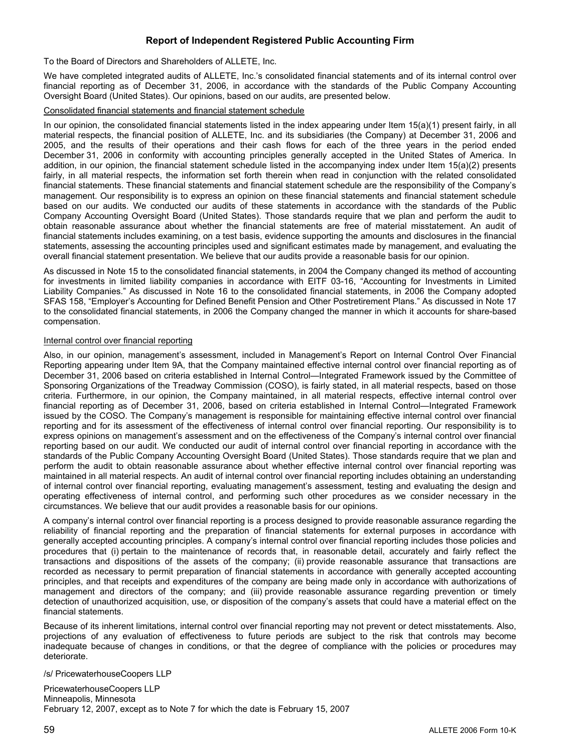## Report of Independent Registered Public Accounting Firm

To the Board of Directors and Shareholders of ALLETE, Inc.

We have completed integrated audits of ALLETE, Inc.'s consolidated financial statements and of its internal control over financial reporting as of December 31, 2006, in accordance with the standards of the Public Company Accounting Oversight Board (United States). Our opinions, based on our audits, are presented below.

Consolidated financial statements and financial statement schedule

In our opinion, the consolidated financial statements listed in the index appearing under Item 15(a)(1) present fairly, in all material respects, the financial position of ALLETE, Inc. and its subsidiaries (the Company) at December 31, 2006 and 2005, and the results of their operations and their cash flows for each of the three years in the period ended December 31, 2006 in conformity with accounting principles generally accepted in the United States of America. In addition, in our opinion, the financial statement schedule listed in the accompanying index under Item 15(a)(2) presents fairly, in all material respects, the information set forth therein when read in conjunction with the related consolidated financial statements. These financial statements and financial statement schedule are the responsibility of the Company's management. Our responsibility is to express an opinion on these financial statements and financial statement schedule based on our audits. We conducted our audits of these statements in accordance with the standards of the Public Company Accounting Oversight Board (United States). Those standards require that we plan and perform the audit to obtain reasonable assurance about whether the financial statements are free of material misstatement. An audit of financial statements includes examining, on a test basis, evidence supporting the amounts and disclosures in the financial statements, assessing the accounting principles used and significant estimates made by management, and evaluating the overall financial statement presentation. We believe that our audits provide a reasonable basis for our opinion.

As discussed in Note 15 to the consolidated financial statements, in 2004 the Company changed its method of accounting for investments in limited liability companies in accordance with EITF 03-16, "Accounting for Investments in Limited Liability Companies." As discussed in Note 16 to the consolidated financial statements, in 2006 the Company adopted SFAS 158, "Employer's Accounting for Defined Benefit Pension and Other Postretirement Plans." As discussed in Note 17 to the consolidated financial statements, in 2006 the Company changed the manner in which it accounts for share-based compensation.

Internal control over financial reporting

Also, in our opinion, management's assessment, included in Management's Report on Internal Control Over Financial Reporting appearing under Item 9A, that the Company maintained effective internal control over financial reporting as of December 31, 2006 based on criteria established in Internal Control—Integrated Framework issued by the Committee of Sponsoring Organizations of the Treadway Commission (COSO), is fairly stated, in all material respects, based on those criteria. Furthermore, in our opinion, the Company maintained, in all material respects, effective internal control over financial reporting as of December 31, 2006, based on criteria established in Internal Control—Integrated Framework issued by the COSO. The Company's management is responsible for maintaining effective internal control over financial reporting and for its assessment of the effectiveness of internal control over financial reporting. Our responsibility is to express opinions on management's assessment and on the effectiveness of the Company's internal control over financial reporting based on our audit. We conducted our audit of internal control over financial reporting in accordance with the standards of the Public Company Accounting Oversight Board (United States). Those standards require that we plan and perform the audit to obtain reasonable assurance about whether effective internal control over financial reporting was maintained in all material respects. An audit of internal control over financial reporting includes obtaining an understanding of internal control over financial reporting, evaluating management's assessment, testing and evaluating the design and operating effectiveness of internal control, and performing such other procedures as we consider necessary in the circumstances. We believe that our audit provides a reasonable basis for our opinions.

A company's internal control over financial reporting is a process designed to provide reasonable assurance regarding the reliability of financial reporting and the preparation of financial statements for external purposes in accordance with generally accepted accounting principles. A company's internal control over financial reporting includes those policies and procedures that (i) pertain to the maintenance of records that, in reasonable detail, accurately and fairly reflect the transactions and dispositions of the assets of the company; (ii) provide reasonable assurance that transactions are recorded as necessary to permit preparation of financial statements in accordance with generally accepted accounting principles, and that receipts and expenditures of the company are being made only in accordance with authorizations of management and directors of the company; and (iii) provide reasonable assurance regarding prevention or timely detection of unauthorized acquisition, use, or disposition of the company's assets that could have a material effect on the financial statements.

Because of its inherent limitations, internal control over financial reporting may not prevent or detect misstatements. Also, projections of any evaluation of effectiveness to future periods are subject to the risk that controls may become inadequate because of changes in conditions, or that the degree of compliance with the policies or procedures may deteriorate.

/s/ PricewaterhouseCoopers LLP

PricewaterhouseCoopers LLP
Minneapolis, Minnesota
February 12, 2007, except as to Note 7 for which the date is February 15, 2007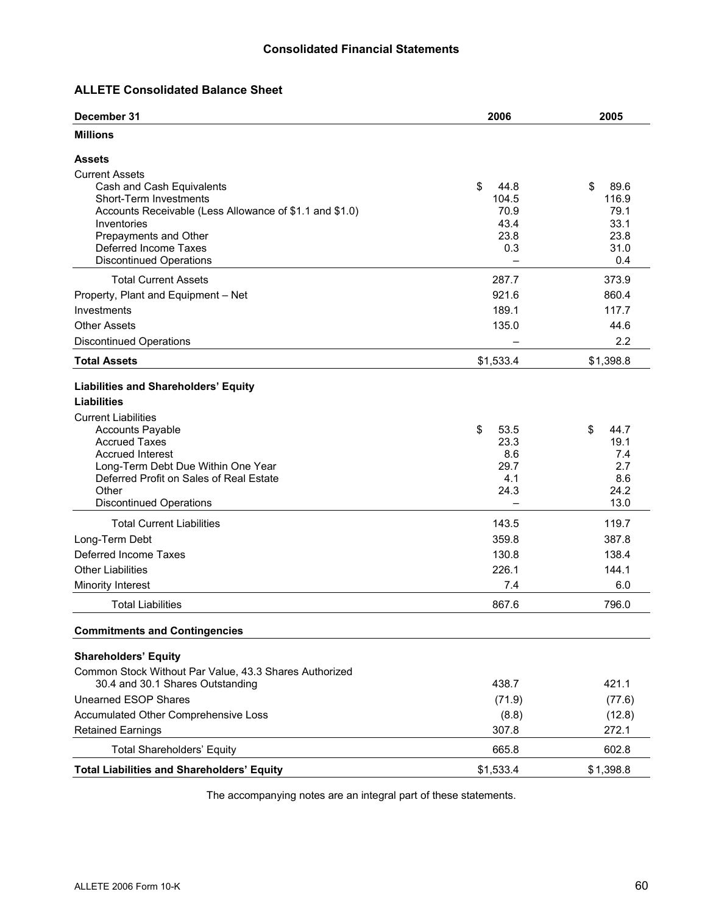## Consolidated Financial Statements

### ALLETE Consolidated Balance Sheet

| December 31 | 2006 | 2005 |
|---|---|---|
| **Millions** | | |
| **Assets** | | |
| Current Assets | | |
| Cash and Cash Equivalents | $ 44.8 | $ 89.6 |
| Short-Term Investments | 104.5 | 116.9 |
| Accounts Receivable (Less Allowance of $1.1 and $1.0) | 70.9 | 79.1 |
| Inventories | 43.4 | 33.1 |
| Prepayments and Other | 23.8 | 23.8 |
| Deferred Income Taxes | 0.3 | 31.0 |
| Discontinued Operations | – | 0.4 |
| Total Current Assets | 287.7 | 373.9 |
| Property, Plant and Equipment – Net | 921.6 | 860.4 |
| Investments | 189.1 | 117.7 |
| Other Assets | 135.0 | 44.6 |
| Discontinued Operations | – | 2.2 |
| **Total Assets** | $1,533.4 | $1,398.8 |
| **Liabilities and Shareholders' Equity** | | |
| **Liabilities** | | |
| Current Liabilities | | |
| Accounts Payable | $ 53.5 | $ 44.7 |
| Accrued Taxes | 23.3 | 19.1 |
| Accrued Interest | 8.6 | 7.4 |
| Long-Term Debt Due Within One Year | 29.7 | 2.7 |
| Deferred Profit on Sales of Real Estate | 4.1 | 8.6 |
| Other | 24.3 | 24.2 |
| Discontinued Operations | – | 13.0 |
| Total Current Liabilities | 143.5 | 119.7 |
| Long-Term Debt | 359.8 | 387.8 |
| Deferred Income Taxes | 130.8 | 138.4 |
| Other Liabilities | 226.1 | 144.1 |
| Minority Interest | 7.4 | 6.0 |
| Total Liabilities | 867.6 | 796.0 |
| **Commitments and Contingencies** | | |
| **Shareholders' Equity** | | |
| Common Stock Without Par Value, 43.3 Shares Authorized 30.4 and 30.1 Shares Outstanding | 438.7 | 421.1 |
| Unearned ESOP Shares | (71.9) | (77.6) |
| Accumulated Other Comprehensive Loss | (8.8) | (12.8) |
| Retained Earnings | 307.8 | 272.1 |
| Total Shareholders' Equity | 665.8 | 602.8 |
| **Total Liabilities and Shareholders' Equity** | $1,533.4 | $1,398.8 |

The accompanying notes are an integral part of these statements.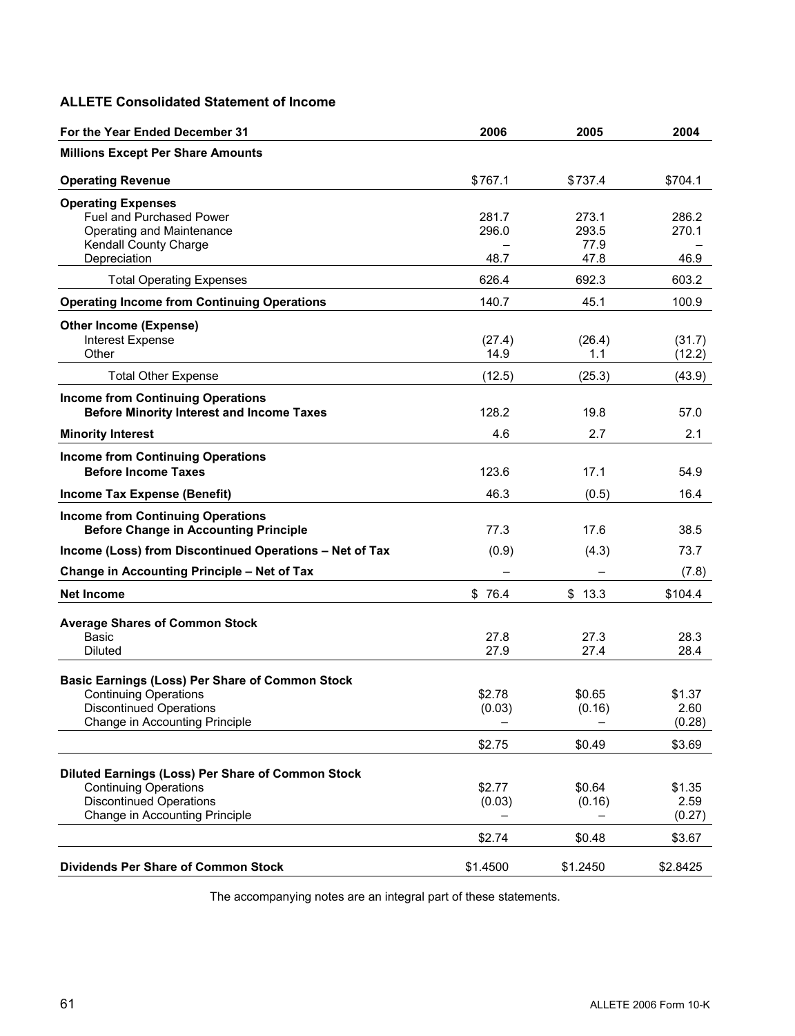## ALLETE Consolidated Statement of Income

| For the Year Ended December 31 | 2006 | 2005 | 2004 |
|---|---|---|---|
| **Millions Except Per Share Amounts** | | | |
| **Operating Revenue** | $767.1 | $737.4 | $704.1 |
| **Operating Expenses** | | | |
| Fuel and Purchased Power | 281.7 | 273.1 | 286.2 |
| Operating and Maintenance | 296.0 | 293.5 | 270.1 |
| Kendall County Charge | – | 77.9 | – |
| Depreciation | 48.7 | 47.8 | 46.9 |
| Total Operating Expenses | 626.4 | 692.3 | 603.2 |
| **Operating Income from Continuing Operations** | 140.7 | 45.1 | 100.9 |
| **Other Income (Expense)** | | | |
| Interest Expense | (27.4) | (26.4) | (31.7) |
| Other | 14.9 | 1.1 | (12.2) |
| Total Other Expense | (12.5) | (25.3) | (43.9) |
| **Income from Continuing Operations Before Minority Interest and Income Taxes** | 128.2 | 19.8 | 57.0 |
| **Minority Interest** | 4.6 | 2.7 | 2.1 |
| **Income from Continuing Operations Before Income Taxes** | 123.6 | 17.1 | 54.9 |
| **Income Tax Expense (Benefit)** | 46.3 | (0.5) | 16.4 |
| **Income from Continuing Operations Before Change in Accounting Principle** | 77.3 | 17.6 | 38.5 |
| **Income (Loss) from Discontinued Operations – Net of Tax** | (0.9) | (4.3) | 73.7 |
| **Change in Accounting Principle – Net of Tax** | – | – | (7.8) |
| **Net Income** | $ 76.4 | $ 13.3 | $104.4 |
| **Average Shares of Common Stock** | | | |
| Basic | 27.8 | 27.3 | 28.3 |
| Diluted | 27.9 | 27.4 | 28.4 |
| **Basic Earnings (Loss) Per Share of Common Stock** | | | |
| Continuing Operations | $2.78 | $0.65 | $1.37 |
| Discontinued Operations | (0.03) | (0.16) | 2.60 |
| Change in Accounting Principle | – | – | (0.28) |
| | $2.75 | $0.49 | $3.69 |
| **Diluted Earnings (Loss) Per Share of Common Stock** | | | |
| Continuing Operations | $2.77 | $0.64 | $1.35 |
| Discontinued Operations | (0.03) | (0.16) | 2.59 |
| Change in Accounting Principle | – | – | (0.27) |
| | $2.74 | $0.48 | $3.67 |
| **Dividends Per Share of Common Stock** | $1.4500 | $1.2450 | $2.8425 |

The accompanying notes are an integral part of these statements.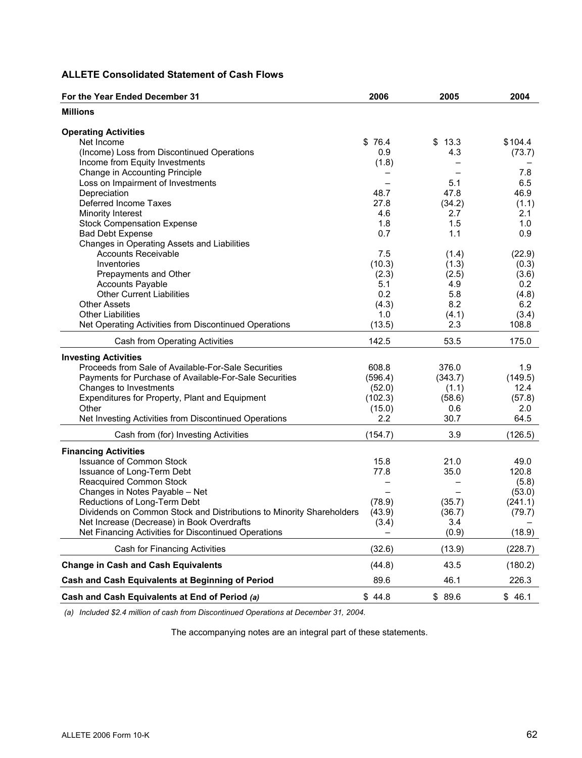## ALLETE Consolidated Statement of Cash Flows

| For the Year Ended December 31 | 2006 | 2005 | 2004 |
|---|---|---|---|
| **Millions** | | | |
| **Operating Activities** | | | |
| Net Income | $ 76.4 | $ 13.3 | $104.4 |
| (Income) Loss from Discontinued Operations | 0.9 | 4.3 | (73.7) |
| Income from Equity Investments | (1.8) | – | – |
| Change in Accounting Principle | – | – | 7.8 |
| Loss on Impairment of Investments | – | 5.1 | 6.5 |
| Depreciation | 48.7 | 47.8 | 46.9 |
| Deferred Income Taxes | 27.8 | (34.2) | (1.1) |
| Minority Interest | 4.6 | 2.7 | 2.1 |
| Stock Compensation Expense | 1.8 | 1.5 | 1.0 |
| Bad Debt Expense | 0.7 | 1.1 | 0.9 |
| Changes in Operating Assets and Liabilities | | | |
| Accounts Receivable | 7.5 | (1.4) | (22.9) |
| Inventories | (10.3) | (1.3) | (0.3) |
| Prepayments and Other | (2.3) | (2.5) | (3.6) |
| Accounts Payable | 5.1 | 4.9 | 0.2 |
| Other Current Liabilities | 0.2 | 5.8 | (4.8) |
| Other Assets | (4.3) | 8.2 | 6.2 |
| Other Liabilities | 1.0 | (4.1) | (3.4) |
| Net Operating Activities from Discontinued Operations | (13.5) | 2.3 | 108.8 |
| Cash from Operating Activities | 142.5 | 53.5 | 175.0 |
| **Investing Activities** | | | |
| Proceeds from Sale of Available-For-Sale Securities | 608.8 | 376.0 | 1.9 |
| Payments for Purchase of Available-For-Sale Securities | (596.4) | (343.7) | (149.5) |
| Changes to Investments | (52.0) | (1.1) | 12.4 |
| Expenditures for Property, Plant and Equipment | (102.3) | (58.6) | (57.8) |
| Other | (15.0) | 0.6 | 2.0 |
| Net Investing Activities from Discontinued Operations | 2.2 | 30.7 | 64.5 |
| Cash from (for) Investing Activities | (154.7) | 3.9 | (126.5) |
| **Financing Activities** | | | |
| Issuance of Common Stock | 15.8 | 21.0 | 49.0 |
| Issuance of Long-Term Debt | 77.8 | 35.0 | 120.8 |
| Reacquired Common Stock | – | – | (5.8) |
| Changes in Notes Payable – Net | – | – | (53.0) |
| Reductions of Long-Term Debt | (78.9) | (35.7) | (241.1) |
| Dividends on Common Stock and Distributions to Minority Shareholders | (43.9) | (36.7) | (79.7) |
| Net Increase (Decrease) in Book Overdrafts | (3.4) | 3.4 | – |
| Net Financing Activities for Discontinued Operations | – | (0.9) | (18.9) |
| Cash for Financing Activities | (32.6) | (13.9) | (228.7) |
| **Change in Cash and Cash Equivalents** | (44.8) | 43.5 | (180.2) |
| **Cash and Cash Equivalents at Beginning of Period** | 89.6 | 46.1 | 226.3 |
| **Cash and Cash Equivalents at End of Period** *(a)* | $ 44.8 | $ 89.6 | $ 46.1 |

*(a) Included $2.4 million of cash from Discontinued Operations at December 31, 2004.*

The accompanying notes are an integral part of these statements.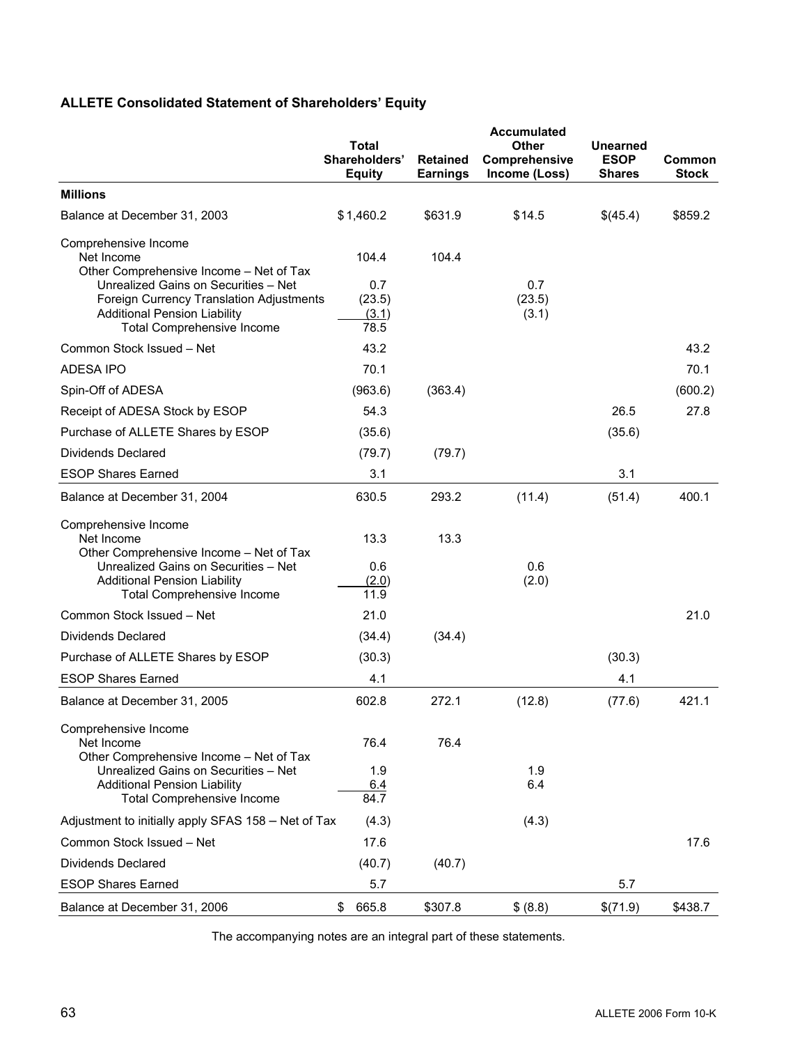## ALLETE Consolidated Statement of Shareholders' Equity

| | Total Shareholders' Equity | Retained Earnings | Accumulated Other Comprehensive Income (Loss) | Unearned ESOP Shares | Common Stock |
|---|---|---|---|---|---|
| **Millions** | | | | | |
| Balance at December 31, 2003 | $1,460.2 | $631.9 | $14.5 | $(45.4) | $859.2 |
| Comprehensive Income | | | | | |
| Net Income | 104.4 | 104.4 | | | |
| Other Comprehensive Income – Net of Tax | | | | | |
| Unrealized Gains on Securities – Net | 0.7 | | 0.7 | | |
| Foreign Currency Translation Adjustments | (23.5) | | (23.5) | | |
| Additional Pension Liability | (3.1) | | (3.1) | | |
| Total Comprehensive Income | 78.5 | | | | |
| Common Stock Issued – Net | 43.2 | | | | 43.2 |
| ADESA IPO | 70.1 | | | | 70.1 |
| Spin-Off of ADESA | (963.6) | (363.4) | | | (600.2) |
| Receipt of ADESA Stock by ESOP | 54.3 | | | 26.5 | 27.8 |
| Purchase of ALLETE Shares by ESOP | (35.6) | | | (35.6) | |
| Dividends Declared | (79.7) | (79.7) | | | |
| ESOP Shares Earned | 3.1 | | | 3.1 | |
| Balance at December 31, 2004 | 630.5 | 293.2 | (11.4) | (51.4) | 400.1 |
| Comprehensive Income | | | | | |
| Net Income | 13.3 | 13.3 | | | |
| Other Comprehensive Income – Net of Tax | | | | | |
| Unrealized Gains on Securities – Net | 0.6 | | 0.6 | | |
| Additional Pension Liability | (2.0) | | (2.0) | | |
| Total Comprehensive Income | 11.9 | | | | |
| Common Stock Issued – Net | 21.0 | | | | 21.0 |
| Dividends Declared | (34.4) | (34.4) | | | |
| Purchase of ALLETE Shares by ESOP | (30.3) | | | (30.3) | |
| ESOP Shares Earned | 4.1 | | | 4.1 | |
| Balance at December 31, 2005 | 602.8 | 272.1 | (12.8) | (77.6) | 421.1 |
| Comprehensive Income | | | | | |
| Net Income | 76.4 | 76.4 | | | |
| Other Comprehensive Income – Net of Tax | | | | | |
| Unrealized Gains on Securities – Net | 1.9 | | 1.9 | | |
| Additional Pension Liability | 6.4 | | 6.4 | | |
| Total Comprehensive Income | 84.7 | | | | |
| Adjustment to initially apply SFAS 158 – Net of Tax | (4.3) | | (4.3) | | |
| Common Stock Issued – Net | 17.6 | | | | 17.6 |
| Dividends Declared | (40.7) | (40.7) | | | |
| ESOP Shares Earned | 5.7 | | | 5.7 | |
| Balance at December 31, 2006 | $ 665.8 | $307.8 | $ (8.8) | $(71.9) | $438.7 |

The accompanying notes are an integral part of these statements.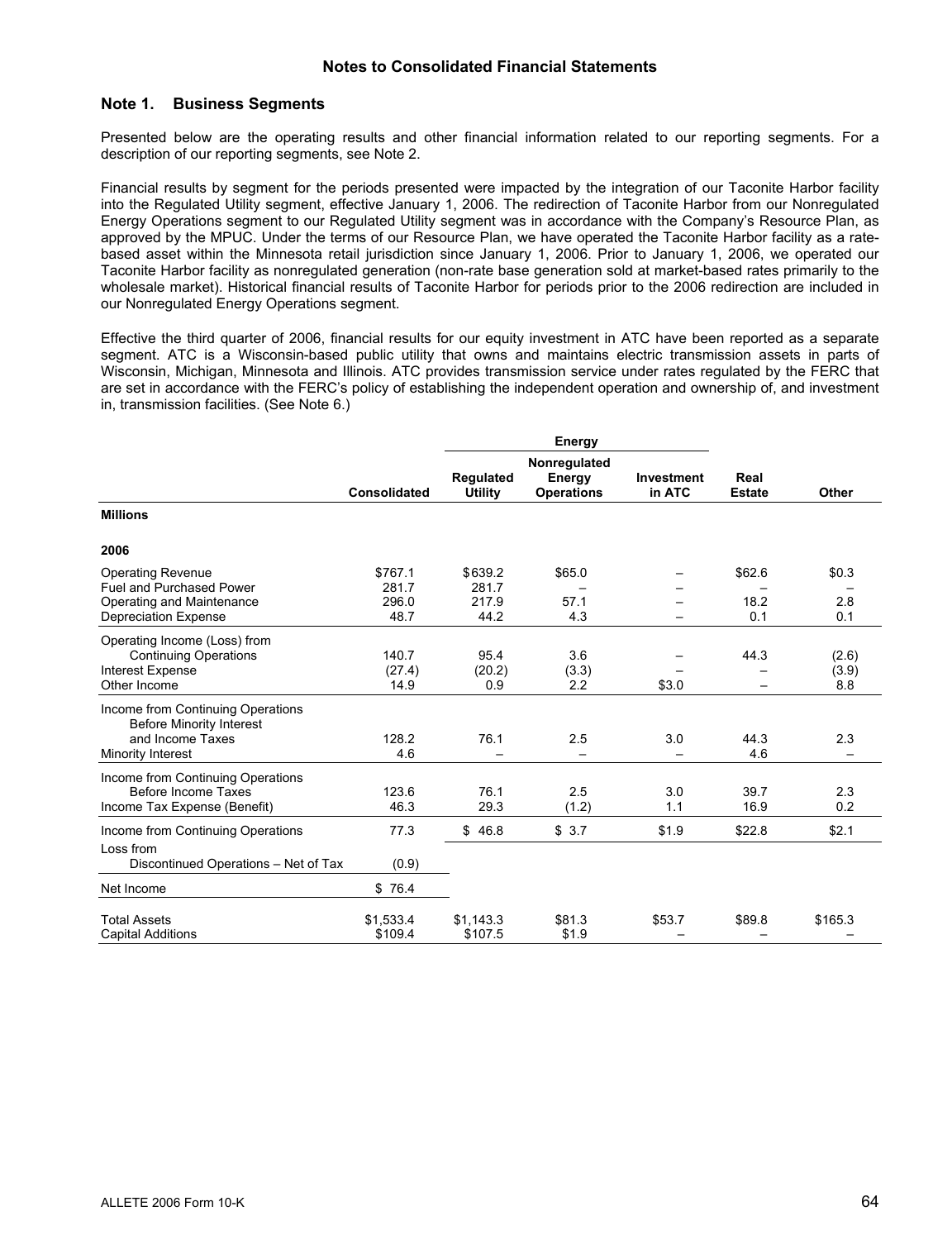## Notes to Consolidated Financial Statements

### Note 1. Business Segments

Presented below are the operating results and other financial information related to our reporting segments. For a description of our reporting segments, see Note 2.

Financial results by segment for the periods presented were impacted by the integration of our Taconite Harbor facility into the Regulated Utility segment, effective January 1, 2006. The redirection of Taconite Harbor from our Nonregulated Energy Operations segment to our Regulated Utility segment was in accordance with the Company's Resource Plan, as approved by the MPUC. Under the terms of our Resource Plan, we have operated the Taconite Harbor facility as a rate-based asset within the Minnesota retail jurisdiction since January 1, 2006. Prior to January 1, 2006, we operated our Taconite Harbor facility as nonregulated generation (non-rate base generation sold at market-based rates primarily to the wholesale market). Historical financial results of Taconite Harbor for periods prior to the 2006 redirection are included in our Nonregulated Energy Operations segment.

Effective the third quarter of 2006, financial results for our equity investment in ATC have been reported as a separate segment. ATC is a Wisconsin-based public utility that owns and maintains electric transmission assets in parts of Wisconsin, Michigan, Minnesota and Illinois. ATC provides transmission service under rates regulated by the FERC that are set in accordance with the FERC's policy of establishing the independent operation and ownership of, and investment in, transmission facilities. (See Note 6.)

| | | Energy | | | | |
|---|---|---|---|---|---|---|
| | Consolidated | Regulated Utility | Nonregulated Energy Operations | Investment in ATC | Real Estate | Other |
| **Millions** | | | | | | |
| **2006** | | | | | | |
| Operating Revenue | $767.1 | $639.2 | $65.0 | – | $62.6 | $0.3 |
| Fuel and Purchased Power | 281.7 | 281.7 | – | – | – | – |
| Operating and Maintenance | 296.0 | 217.9 | 57.1 | – | 18.2 | 2.8 |
| Depreciation Expense | 48.7 | 44.2 | 4.3 | – | 0.1 | 0.1 |
| Operating Income (Loss) from Continuing Operations | 140.7 | 95.4 | 3.6 | – | 44.3 | (2.6) |
| Interest Expense | (27.4) | (20.2) | (3.3) | – | – | (3.9) |
| Other Income | 14.9 | 0.9 | 2.2 | $3.0 | – | 8.8 |
| Income from Continuing Operations Before Minority Interest and Income Taxes | 128.2 | 76.1 | 2.5 | 3.0 | 44.3 | 2.3 |
| Minority Interest | 4.6 | – | – | – | 4.6 | – |
| Income from Continuing Operations Before Income Taxes | 123.6 | 76.1 | 2.5 | 3.0 | 39.7 | 2.3 |
| Income Tax Expense (Benefit) | 46.3 | 29.3 | (1.2) | 1.1 | 16.9 | 0.2 |
| Income from Continuing Operations | 77.3 | $ 46.8 | $ 3.7 | $1.9 | $22.8 | $2.1 |
| Loss from Discontinued Operations – Net of Tax | (0.9) | | | | | |
| Net Income | $ 76.4 | | | | | |
| Total Assets | $1,533.4 | $1,143.3 | $81.3 | $53.7 | $89.8 | $165.3 |
| Capital Additions | $109.4 | $107.5 | $1.9 | – | – | – |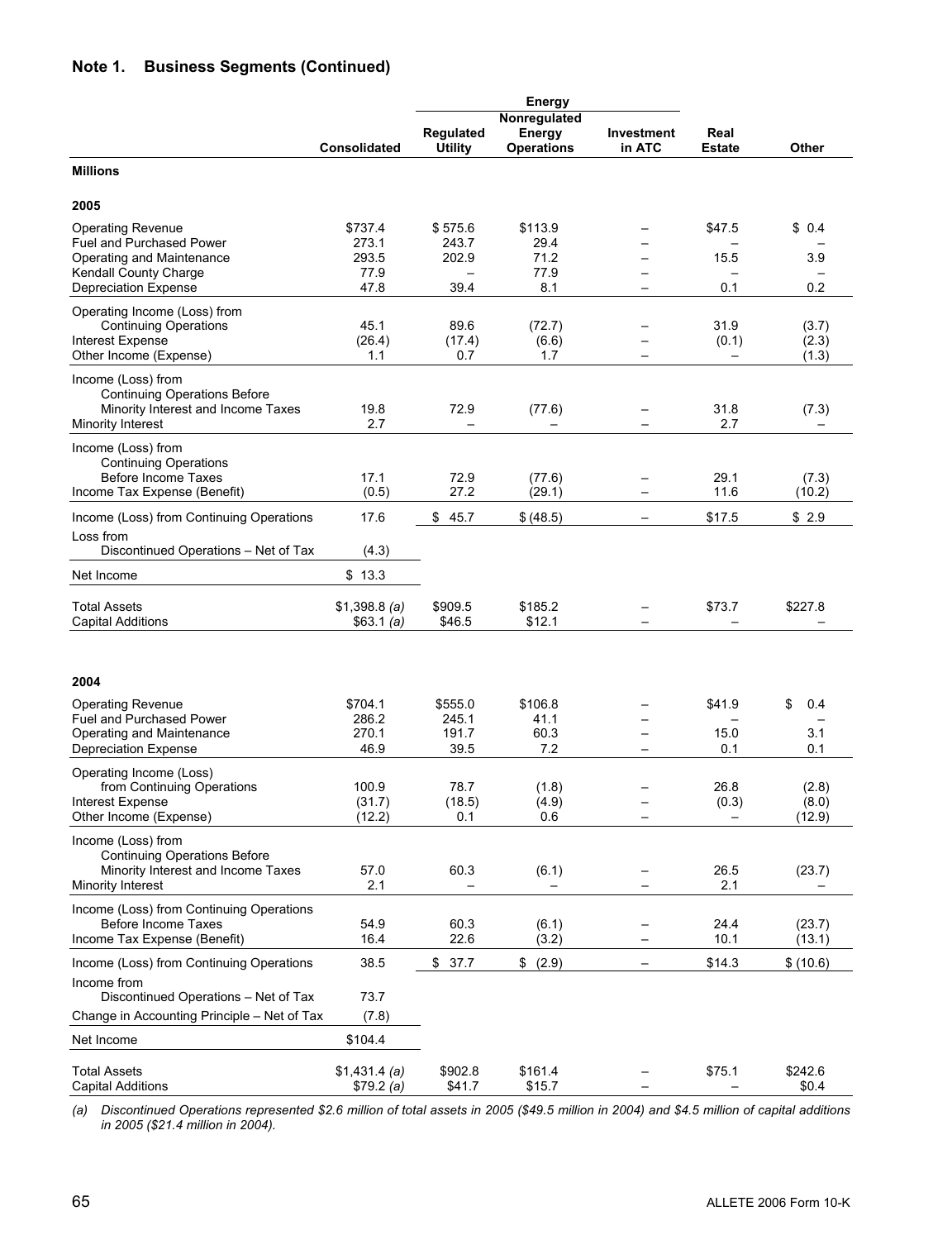## Note 1. Business Segments (Continued)

| | Consolidated | Energy | | | Real Estate | Other |
|---|---|---|---|---|---|---|
| | | Regulated Utility | Nonregulated Energy Operations | Investment in ATC | | |
| **Millions** | | | | | | |
| **2005** | | | | | | |
| Operating Revenue | $737.4 | $ 575.6 | $113.9 | – | $47.5 | $ 0.4 |
| Fuel and Purchased Power | 273.1 | 243.7 | 29.4 | – | – | – |
| Operating and Maintenance | 293.5 | 202.9 | 71.2 | – | 15.5 | 3.9 |
| Kendall County Charge | 77.9 | – | 77.9 | – | – | – |
| Depreciation Expense | 47.8 | 39.4 | 8.1 | – | 0.1 | 0.2 |
| Operating Income (Loss) from Continuing Operations | 45.1 | 89.6 | (72.7) | – | 31.9 | (3.7) |
| Interest Expense | (26.4) | (17.4) | (6.6) | – | (0.1) | (2.3) |
| Other Income (Expense) | 1.1 | 0.7 | 1.7 | – | – | (1.3) |
| Income (Loss) from Continuing Operations Before Minority Interest and Income Taxes | 19.8 | 72.9 | (77.6) | – | 31.8 | (7.3) |
| Minority Interest | 2.7 | – | – | – | 2.7 | – |
| Income (Loss) from Continuing Operations Before Income Taxes | 17.1 | 72.9 | (77.6) | – | 29.1 | (7.3) |
| Income Tax Expense (Benefit) | (0.5) | 27.2 | (29.1) | – | 11.6 | (10.2) |
| Income (Loss) from Continuing Operations | 17.6 | $ 45.7 | $ (48.5) | – | $17.5 | $ 2.9 |
| Loss from Discontinued Operations – Net of Tax | (4.3) | | | | | |
| Net Income | $ 13.3 | | | | | |
| Total Assets | $1,398.8 *(a)* | $909.5 | $185.2 | – | $73.7 | $227.8 |
| Capital Additions | $63.1 *(a)* | $46.5 | $12.1 | – | – | – |
| **2004** | | | | | | |
| Operating Revenue | $704.1 | $555.0 | $106.8 | – | $41.9 | $ 0.4 |
| Fuel and Purchased Power | 286.2 | 245.1 | 41.1 | – | – | – |
| Operating and Maintenance | 270.1 | 191.7 | 60.3 | – | 15.0 | 3.1 |
| Depreciation Expense | 46.9 | 39.5 | 7.2 | – | 0.1 | 0.1 |
| Operating Income (Loss) from Continuing Operations | 100.9 | 78.7 | (1.8) | – | 26.8 | (2.8) |
| Interest Expense | (31.7) | (18.5) | (4.9) | – | (0.3) | (8.0) |
| Other Income (Expense) | (12.2) | 0.1 | 0.6 | – | – | (12.9) |
| Income (Loss) from Continuing Operations Before Minority Interest and Income Taxes | 57.0 | 60.3 | (6.1) | – | 26.5 | (23.7) |
| Minority Interest | 2.1 | – | – | – | 2.1 | – |
| Income (Loss) from Continuing Operations Before Income Taxes | 54.9 | 60.3 | (6.1) | – | 24.4 | (23.7) |
| Income Tax Expense (Benefit) | 16.4 | 22.6 | (3.2) | – | 10.1 | (13.1) |
| Income (Loss) from Continuing Operations | 38.5 | $ 37.7 | $ (2.9) | – | $14.3 | $ (10.6) |
| Income from Discontinued Operations – Net of Tax | 73.7 | | | | | |
| Change in Accounting Principle – Net of Tax | (7.8) | | | | | |
| Net Income | $104.4 | | | | | |
| Total Assets | $1,431.4 *(a)* | $902.8 | $161.4 | – | $75.1 | $242.6 |
| Capital Additions | $79.2 *(a)* | $41.7 | $15.7 | – | – | $0.4 |

*(a) Discontinued Operations represented $2.6 million of total assets in 2005 ($49.5 million in 2004) and $4.5 million of capital additions in 2005 ($21.4 million in 2004).*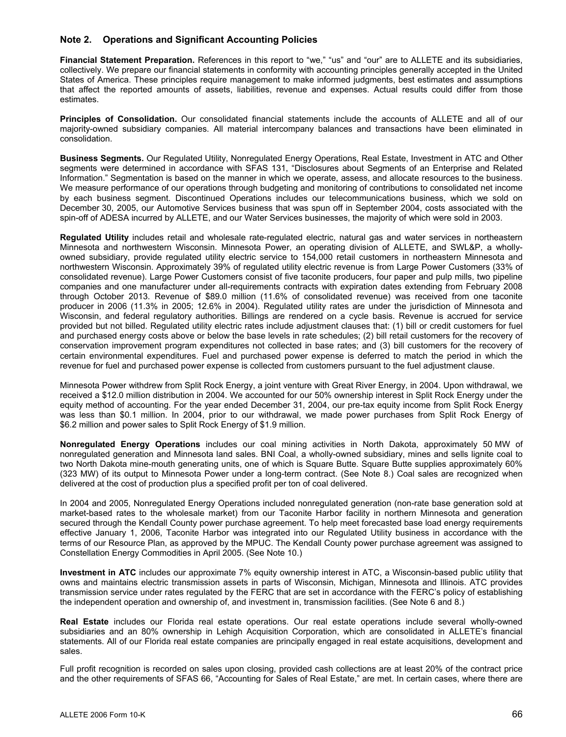## Note 2. Operations and Significant Accounting Policies

**Financial Statement Preparation.** References in this report to "we," "us" and "our" are to ALLETE and its subsidiaries, collectively. We prepare our financial statements in conformity with accounting principles generally accepted in the United States of America. These principles require management to make informed judgments, best estimates and assumptions that affect the reported amounts of assets, liabilities, revenue and expenses. Actual results could differ from those estimates.

**Principles of Consolidation.** Our consolidated financial statements include the accounts of ALLETE and all of our majority-owned subsidiary companies. All material intercompany balances and transactions have been eliminated in consolidation.

**Business Segments.** Our Regulated Utility, Nonregulated Energy Operations, Real Estate, Investment in ATC and Other segments were determined in accordance with SFAS 131, "Disclosures about Segments of an Enterprise and Related Information." Segmentation is based on the manner in which we operate, assess, and allocate resources to the business. We measure performance of our operations through budgeting and monitoring of contributions to consolidated net income by each business segment. Discontinued Operations includes our telecommunications business, which we sold on December 30, 2005, our Automotive Services business that was spun off in September 2004, costs associated with the spin-off of ADESA incurred by ALLETE, and our Water Services businesses, the majority of which were sold in 2003.

**Regulated Utility** includes retail and wholesale rate-regulated electric, natural gas and water services in northeastern Minnesota and northwestern Wisconsin. Minnesota Power, an operating division of ALLETE, and SWL&P, a wholly-owned subsidiary, provide regulated utility electric service to 154,000 retail customers in northeastern Minnesota and northwestern Wisconsin. Approximately 39% of regulated utility electric revenue is from Large Power Customers (33% of consolidated revenue). Large Power Customers consist of five taconite producers, four paper and pulp mills, two pipeline companies and one manufacturer under all-requirements contracts with expiration dates extending from February 2008 through October 2013. Revenue of $89.0 million (11.6% of consolidated revenue) was received from one taconite producer in 2006 (11.3% in 2005; 12.6% in 2004). Regulated utility rates are under the jurisdiction of Minnesota and Wisconsin, and federal regulatory authorities. Billings are rendered on a cycle basis. Revenue is accrued for service provided but not billed. Regulated utility electric rates include adjustment clauses that: (1) bill or credit customers for fuel and purchased energy costs above or below the base levels in rate schedules; (2) bill retail customers for the recovery of conservation improvement program expenditures not collected in base rates; and (3) bill customers for the recovery of certain environmental expenditures. Fuel and purchased power expense is deferred to match the period in which the revenue for fuel and purchased power expense is collected from customers pursuant to the fuel adjustment clause.

Minnesota Power withdrew from Split Rock Energy, a joint venture with Great River Energy, in 2004. Upon withdrawal, we received a $12.0 million distribution in 2004. We accounted for our 50% ownership interest in Split Rock Energy under the equity method of accounting. For the year ended December 31, 2004, our pre-tax equity income from Split Rock Energy was less than $0.1 million. In 2004, prior to our withdrawal, we made power purchases from Split Rock Energy of $6.2 million and power sales to Split Rock Energy of $1.9 million.

**Nonregulated Energy Operations** includes our coal mining activities in North Dakota, approximately 50 MW of nonregulated generation and Minnesota land sales. BNI Coal, a wholly-owned subsidiary, mines and sells lignite coal to two North Dakota mine-mouth generating units, one of which is Square Butte. Square Butte supplies approximately 60% (323 MW) of its output to Minnesota Power under a long-term contract. (See Note 8.) Coal sales are recognized when delivered at the cost of production plus a specified profit per ton of coal delivered.

In 2004 and 2005, Nonregulated Energy Operations included nonregulated generation (non-rate base generation sold at market-based rates to the wholesale market) from our Taconite Harbor facility in northern Minnesota and generation secured through the Kendall County power purchase agreement. To help meet forecasted base load energy requirements effective January 1, 2006, Taconite Harbor was integrated into our Regulated Utility business in accordance with the terms of our Resource Plan, as approved by the MPUC. The Kendall County power purchase agreement was assigned to Constellation Energy Commodities in April 2005. (See Note 10.)

**Investment in ATC** includes our approximate 7% equity ownership interest in ATC, a Wisconsin-based public utility that owns and maintains electric transmission assets in parts of Wisconsin, Michigan, Minnesota and Illinois. ATC provides transmission service under rates regulated by the FERC that are set in accordance with the FERC's policy of establishing the independent operation and ownership of, and investment in, transmission facilities. (See Note 6 and 8.)

**Real Estate** includes our Florida real estate operations. Our real estate operations include several wholly-owned subsidiaries and an 80% ownership in Lehigh Acquisition Corporation, which are consolidated in ALLETE's financial statements. All of our Florida real estate companies are principally engaged in real estate acquisitions, development and sales.

Full profit recognition is recorded on sales upon closing, provided cash collections are at least 20% of the contract price and the other requirements of SFAS 66, "Accounting for Sales of Real Estate," are met. In certain cases, where there are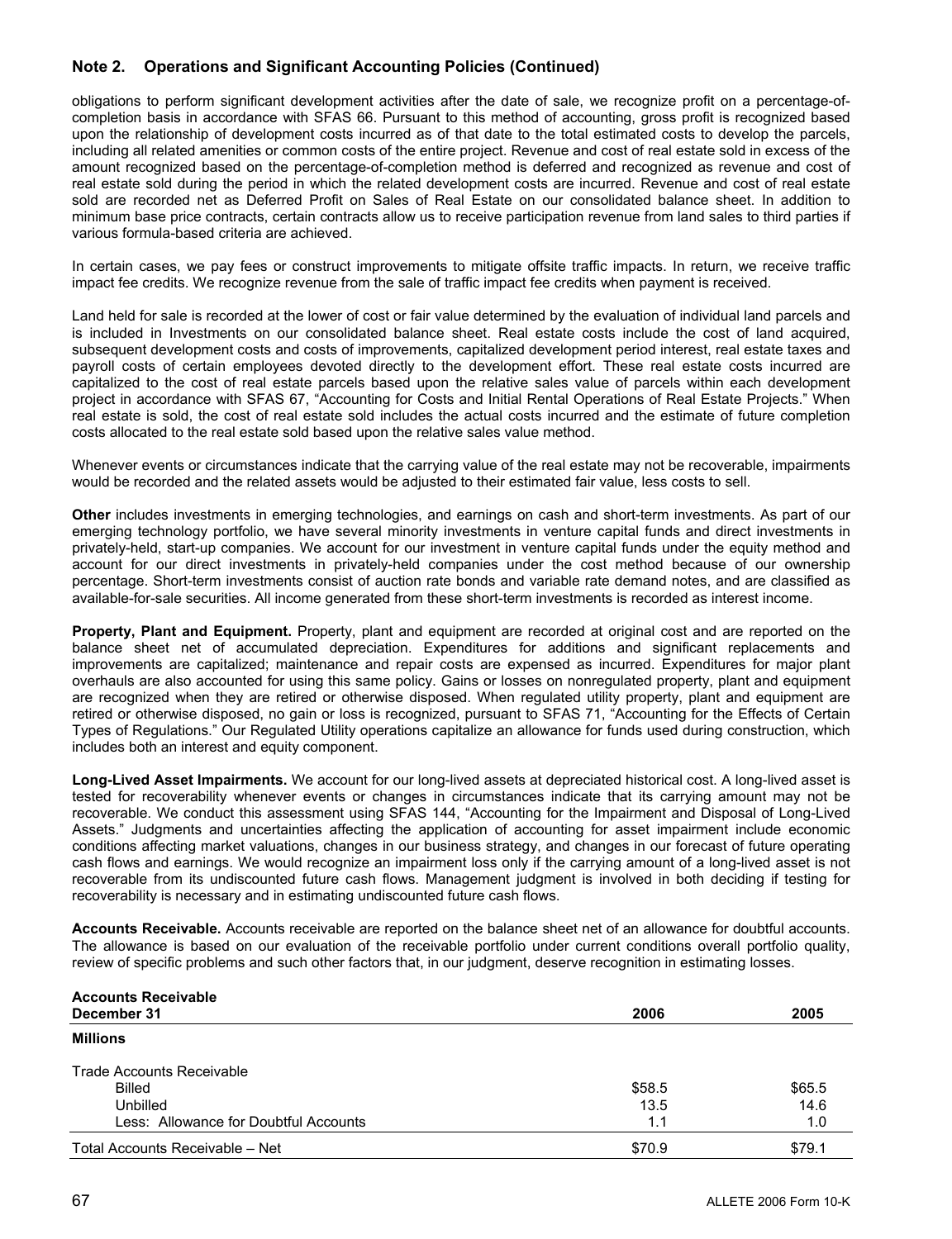## Note 2. Operations and Significant Accounting Policies (Continued)

obligations to perform significant development activities after the date of sale, we recognize profit on a percentage-of-completion basis in accordance with SFAS 66. Pursuant to this method of accounting, gross profit is recognized based upon the relationship of development costs incurred as of that date to the total estimated costs to develop the parcels, including all related amenities or common costs of the entire project. Revenue and cost of real estate sold in excess of the amount recognized based on the percentage-of-completion method is deferred and recognized as revenue and cost of real estate sold during the period in which the related development costs are incurred. Revenue and cost of real estate sold are recorded net as Deferred Profit on Sales of Real Estate on our consolidated balance sheet. In addition to minimum base price contracts, certain contracts allow us to receive participation revenue from land sales to third parties if various formula-based criteria are achieved.

In certain cases, we pay fees or construct improvements to mitigate offsite traffic impacts. In return, we receive traffic impact fee credits. We recognize revenue from the sale of traffic impact fee credits when payment is received.

Land held for sale is recorded at the lower of cost or fair value determined by the evaluation of individual land parcels and is included in Investments on our consolidated balance sheet. Real estate costs include the cost of land acquired, subsequent development costs and costs of improvements, capitalized development period interest, real estate taxes and payroll costs of certain employees devoted directly to the development effort. These real estate costs incurred are capitalized to the cost of real estate parcels based upon the relative sales value of parcels within each development project in accordance with SFAS 67, “Accounting for Costs and Initial Rental Operations of Real Estate Projects.” When real estate is sold, the cost of real estate sold includes the actual costs incurred and the estimate of future completion costs allocated to the real estate sold based upon the relative sales value method.

Whenever events or circumstances indicate that the carrying value of the real estate may not be recoverable, impairments would be recorded and the related assets would be adjusted to their estimated fair value, less costs to sell.

**Other** includes investments in emerging technologies, and earnings on cash and short-term investments. As part of our emerging technology portfolio, we have several minority investments in venture capital funds and direct investments in privately-held, start-up companies. We account for our investment in venture capital funds under the equity method and account for our direct investments in privately-held companies under the cost method because of our ownership percentage. Short-term investments consist of auction rate bonds and variable rate demand notes, and are classified as available-for-sale securities. All income generated from these short-term investments is recorded as interest income.

**Property, Plant and Equipment.** Property, plant and equipment are recorded at original cost and are reported on the balance sheet net of accumulated depreciation. Expenditures for additions and significant replacements and improvements are capitalized; maintenance and repair costs are expensed as incurred. Expenditures for major plant overhauls are also accounted for using this same policy. Gains or losses on nonregulated property, plant and equipment are recognized when they are retired or otherwise disposed. When regulated utility property, plant and equipment are retired or otherwise disposed, no gain or loss is recognized, pursuant to SFAS 71, “Accounting for the Effects of Certain Types of Regulations.” Our Regulated Utility operations capitalize an allowance for funds used during construction, which includes both an interest and equity component.

**Long-Lived Asset Impairments.** We account for our long-lived assets at depreciated historical cost. A long-lived asset is tested for recoverability whenever events or changes in circumstances indicate that its carrying amount may not be recoverable. We conduct this assessment using SFAS 144, “Accounting for the Impairment and Disposal of Long-Lived Assets.” Judgments and uncertainties affecting the application of accounting for asset impairment include economic conditions affecting market valuations, changes in our business strategy, and changes in our forecast of future operating cash flows and earnings. We would recognize an impairment loss only if the carrying amount of a long-lived asset is not recoverable from its undiscounted future cash flows. Management judgment is involved in both deciding if testing for recoverability is necessary and in estimating undiscounted future cash flows.

**Accounts Receivable.** Accounts receivable are reported on the balance sheet net of an allowance for doubtful accounts. The allowance is based on our evaluation of the receivable portfolio under current conditions overall portfolio quality, review of specific problems and such other factors that, in our judgment, deserve recognition in estimating losses.

| Accounts Receivable<br>December 31 | 2006 | 2005 |
|---|---|---|
| **Millions** | | |
| Trade Accounts Receivable | | |
| Billed | $58.5 | $65.5 |
| Unbilled | 13.5 | 14.6 |
| Less: Allowance for Doubtful Accounts | 1.1 | 1.0 |
| Total Accounts Receivable – Net | $70.9 | $79.1 |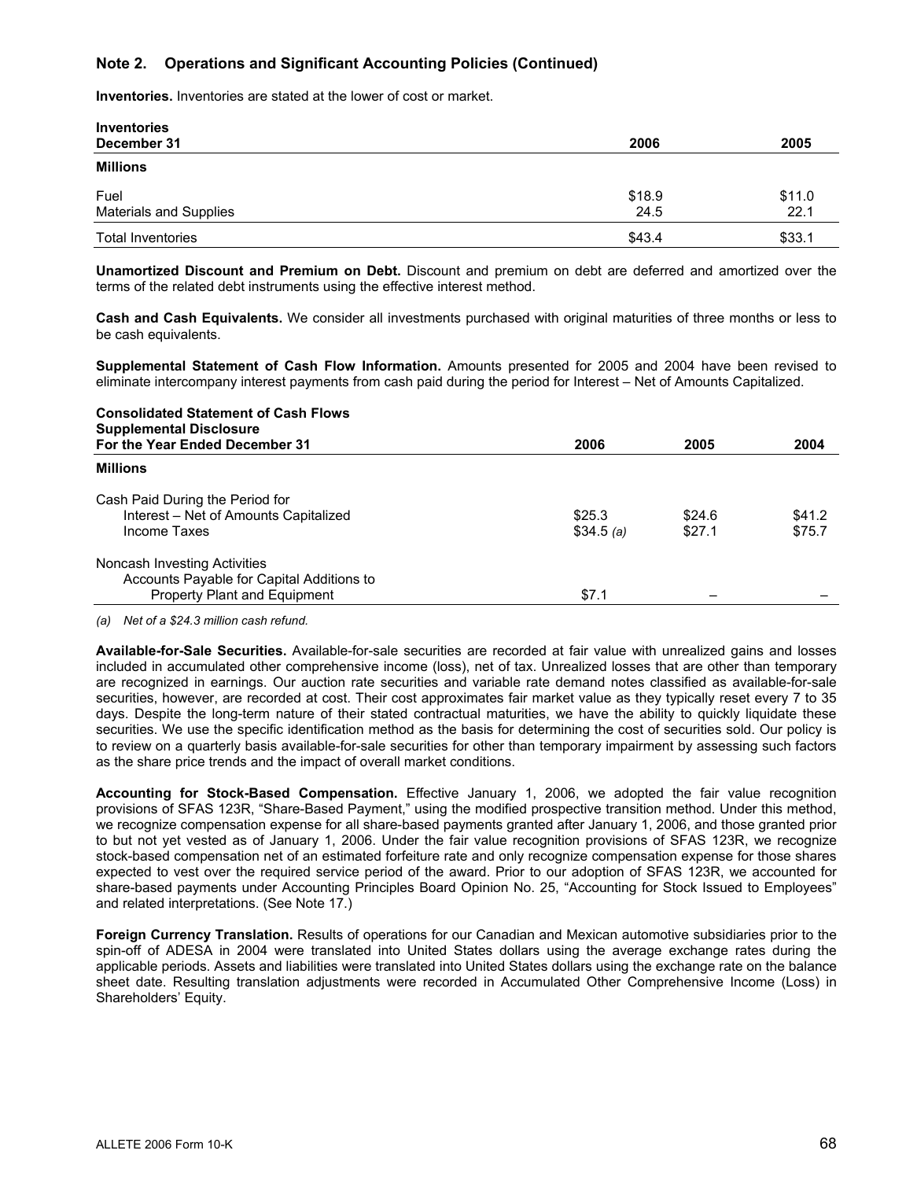## Note 2. Operations and Significant Accounting Policies (Continued)

**Inventories.** Inventories are stated at the lower of cost or market.

| Inventories<br>December 31 | 2006 | 2005 |
|---|---|---|
| **Millions** | | |
| Fuel | $18.9 | $11.0 |
| Materials and Supplies | 24.5 | 22.1 |
| Total Inventories | $43.4 | $33.1 |

**Unamortized Discount and Premium on Debt.** Discount and premium on debt are deferred and amortized over the terms of the related debt instruments using the effective interest method.

**Cash and Cash Equivalents.** We consider all investments purchased with original maturities of three months or less to be cash equivalents.

**Supplemental Statement of Cash Flow Information.** Amounts presented for 2005 and 2004 have been revised to eliminate intercompany interest payments from cash paid during the period for Interest – Net of Amounts Capitalized.

| Consolidated Statement of Cash Flows<br>Supplemental Disclosure<br>For the Year Ended December 31 | 2006 | 2005 | 2004 |
|---|---|---|---|
| **Millions** | | | |
| Cash Paid During the Period for | | | |
| Interest – Net of Amounts Capitalized | $25.3 | $24.6 | $41.2 |
| Income Taxes | $34.5 *(a)* | $27.1 | $75.7 |
| Noncash Investing Activities | | | |
| Accounts Payable for Capital Additions to Property Plant and Equipment | $7.1 | – | – |

*(a) Net of a $24.3 million cash refund.*

**Available-for-Sale Securities.** Available-for-sale securities are recorded at fair value with unrealized gains and losses included in accumulated other comprehensive income (loss), net of tax. Unrealized losses that are other than temporary are recognized in earnings. Our auction rate securities and variable rate demand notes classified as available-for-sale securities, however, are recorded at cost. Their cost approximates fair market value as they typically reset every 7 to 35 days. Despite the long-term nature of their stated contractual maturities, we have the ability to quickly liquidate these securities. We use the specific identification method as the basis for determining the cost of securities sold. Our policy is to review on a quarterly basis available-for-sale securities for other than temporary impairment by assessing such factors as the share price trends and the impact of overall market conditions.

**Accounting for Stock-Based Compensation.** Effective January 1, 2006, we adopted the fair value recognition provisions of SFAS 123R, "Share-Based Payment," using the modified prospective transition method. Under this method, we recognize compensation expense for all share-based payments granted after January 1, 2006, and those granted prior to but not yet vested as of January 1, 2006. Under the fair value recognition provisions of SFAS 123R, we recognize stock-based compensation net of an estimated forfeiture rate and only recognize compensation expense for those shares expected to vest over the required service period of the award. Prior to our adoption of SFAS 123R, we accounted for share-based payments under Accounting Principles Board Opinion No. 25, "Accounting for Stock Issued to Employees" and related interpretations. (See Note 17.)

**Foreign Currency Translation.** Results of operations for our Canadian and Mexican automotive subsidiaries prior to the spin-off of ADESA in 2004 were translated into United States dollars using the average exchange rates during the applicable periods. Assets and liabilities were translated into United States dollars using the exchange rate on the balance sheet date. Resulting translation adjustments were recorded in Accumulated Other Comprehensive Income (Loss) in Shareholders' Equity.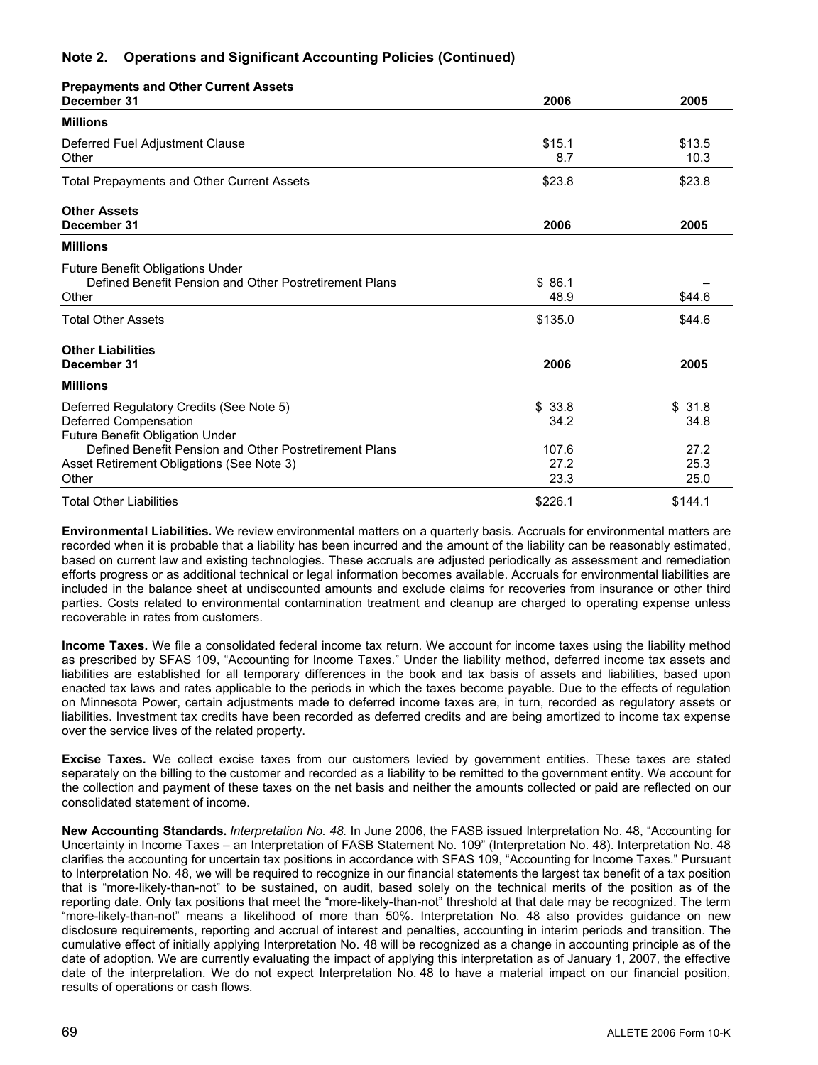## Note 2. Operations and Significant Accounting Policies (Continued)

| Prepayments and Other Current Assets<br>December 31 | 2006 | 2005 |
|---|---|---|
| **Millions** | | |
| Deferred Fuel Adjustment Clause | $15.1 | $13.5 |
| Other | 8.7 | 10.3 |
| Total Prepayments and Other Current Assets | $23.8 | $23.8 |

| Other Assets<br>December 31 | 2006 | 2005 |
|---|---|---|
| **Millions** | | |
| Future Benefit Obligations Under Defined Benefit Pension and Other Postretirement Plans | $ 86.1 | – |
| Other | 48.9 | $44.6 |
| Total Other Assets | $135.0 | $44.6 |

| Other Liabilities<br>December 31 | 2006 | 2005 |
|---|---|---|
| **Millions** | | |
| Deferred Regulatory Credits (See Note 5) | $ 33.8 | $ 31.8 |
| Deferred Compensation | 34.2 | 34.8 |
| Future Benefit Obligation Under Defined Benefit Pension and Other Postretirement Plans | 107.6 | 27.2 |
| Asset Retirement Obligations (See Note 3) | 27.2 | 25.3 |
| Other | 23.3 | 25.0 |
| Total Other Liabilities | $226.1 | $144.1 |

**Environmental Liabilities.** We review environmental matters on a quarterly basis. Accruals for environmental matters are recorded when it is probable that a liability has been incurred and the amount of the liability can be reasonably estimated, based on current law and existing technologies. These accruals are adjusted periodically as assessment and remediation efforts progress or as additional technical or legal information becomes available. Accruals for environmental liabilities are included in the balance sheet at undiscounted amounts and exclude claims for recoveries from insurance or other third parties. Costs related to environmental contamination treatment and cleanup are charged to operating expense unless recoverable in rates from customers.

**Income Taxes.** We file a consolidated federal income tax return. We account for income taxes using the liability method as prescribed by SFAS 109, "Accounting for Income Taxes." Under the liability method, deferred income tax assets and liabilities are established for all temporary differences in the book and tax basis of assets and liabilities, based upon enacted tax laws and rates applicable to the periods in which the taxes become payable. Due to the effects of regulation on Minnesota Power, certain adjustments made to deferred income taxes are, in turn, recorded as regulatory assets or liabilities. Investment tax credits have been recorded as deferred credits and are being amortized to income tax expense over the service lives of the related property.

**Excise Taxes.** We collect excise taxes from our customers levied by government entities. These taxes are stated separately on the billing to the customer and recorded as a liability to be remitted to the government entity. We account for the collection and payment of these taxes on the net basis and neither the amounts collected or paid are reflected on our consolidated statement of income.

**New Accounting Standards.** *Interpretation No. 48.* In June 2006, the FASB issued Interpretation No. 48, "Accounting for Uncertainty in Income Taxes – an Interpretation of FASB Statement No. 109" (Interpretation No. 48). Interpretation No. 48 clarifies the accounting for uncertain tax positions in accordance with SFAS 109, "Accounting for Income Taxes." Pursuant to Interpretation No. 48, we will be required to recognize in our financial statements the largest tax benefit of a tax position that is "more-likely-than-not" to be sustained, on audit, based solely on the technical merits of the position as of the reporting date. Only tax positions that meet the "more-likely-than-not" threshold at that date may be recognized. The term "more-likely-than-not" means a likelihood of more than 50%. Interpretation No. 48 also provides guidance on new disclosure requirements, reporting and accrual of interest and penalties, accounting in interim periods and transition. The cumulative effect of initially applying Interpretation No. 48 will be recognized as a change in accounting principle as of the date of adoption. We are currently evaluating the impact of applying this interpretation as of January 1, 2007, the effective date of the interpretation. We do not expect Interpretation No. 48 to have a material impact on our financial position, results of operations or cash flows.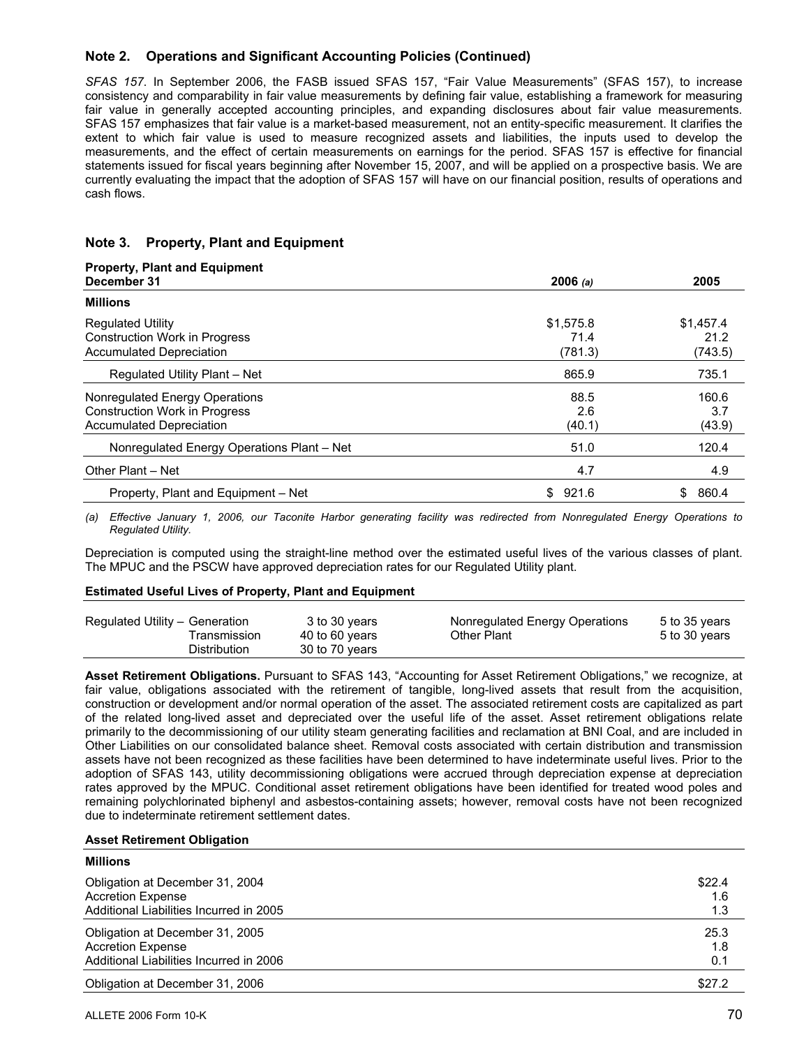## Note 2. Operations and Significant Accounting Policies (Continued)

*SFAS 157*. In September 2006, the FASB issued SFAS 157, "Fair Value Measurements" (SFAS 157), to increase consistency and comparability in fair value measurements by defining fair value, establishing a framework for measuring fair value in generally accepted accounting principles, and expanding disclosures about fair value measurements. SFAS 157 emphasizes that fair value is a market-based measurement, not an entity-specific measurement. It clarifies the extent to which fair value is used to measure recognized assets and liabilities, the inputs used to develop the measurements, and the effect of certain measurements on earnings for the period. SFAS 157 is effective for financial statements issued for fiscal years beginning after November 15, 2007, and will be applied on a prospective basis. We are currently evaluating the impact that the adoption of SFAS 157 will have on our financial position, results of operations and cash flows.

## Note 3. Property, Plant and Equipment

**Property, Plant and Equipment**

| December 31 | 2006 *(a)* | 2005 |
|---|---|---|
| **Millions** | | |
| Regulated Utility | $1,575.8 | $1,457.4 |
| Construction Work in Progress | 71.4 | 21.2 |
| Accumulated Depreciation | (781.3) | (743.5) |
| Regulated Utility Plant – Net | 865.9 | 735.1 |
| Nonregulated Energy Operations | 88.5 | 160.6 |
| Construction Work in Progress | 2.6 | 3.7 |
| Accumulated Depreciation | (40.1) | (43.9) |
| Nonregulated Energy Operations Plant – Net | 51.0 | 120.4 |
| Other Plant – Net | 4.7 | 4.9 |
| Property, Plant and Equipment – Net | $ 921.6 | $ 860.4 |

*(a) Effective January 1, 2006, our Taconite Harbor generating facility was redirected from Nonregulated Energy Operations to Regulated Utility.*

Depreciation is computed using the straight-line method over the estimated useful lives of the various classes of plant. The MPUC and the PSCW have approved depreciation rates for our Regulated Utility plant.

**Estimated Useful Lives of Property, Plant and Equipment**

| | | | | |
|---|---|---|---|---|
| Regulated Utility – | Generation | 3 to 30 years | Nonregulated Energy Operations | 5 to 35 years |
| | Transmission | 40 to 60 years | Other Plant | 5 to 30 years |
| | Distribution | 30 to 70 years | | |

**Asset Retirement Obligations.** Pursuant to SFAS 143, "Accounting for Asset Retirement Obligations," we recognize, at fair value, obligations associated with the retirement of tangible, long-lived assets that result from the acquisition, construction or development and/or normal operation of the asset. The associated retirement costs are capitalized as part of the related long-lived asset and depreciated over the useful life of the asset. Asset retirement obligations relate primarily to the decommissioning of our utility steam generating facilities and reclamation at BNI Coal, and are included in Other Liabilities on our consolidated balance sheet. Removal costs associated with certain distribution and transmission assets have not been recognized as these facilities have been determined to have indeterminate useful lives. Prior to the adoption of SFAS 143, utility decommissioning obligations were accrued through depreciation expense at depreciation rates approved by the MPUC. Conditional asset retirement obligations have been identified for treated wood poles and remaining polychlorinated biphenyl and asbestos-containing assets; however, removal costs have not been recognized due to indeterminate retirement settlement dates.

**Asset Retirement Obligation**

| Millions | |
|---|---|
| Obligation at December 31, 2004 | $22.4 |
| Accretion Expense | 1.6 |
| Additional Liabilities Incurred in 2005 | 1.3 |
| Obligation at December 31, 2005 | 25.3 |
| Accretion Expense | 1.8 |
| Additional Liabilities Incurred in 2006 | 0.1 |
| Obligation at December 31, 2006 | $27.2 |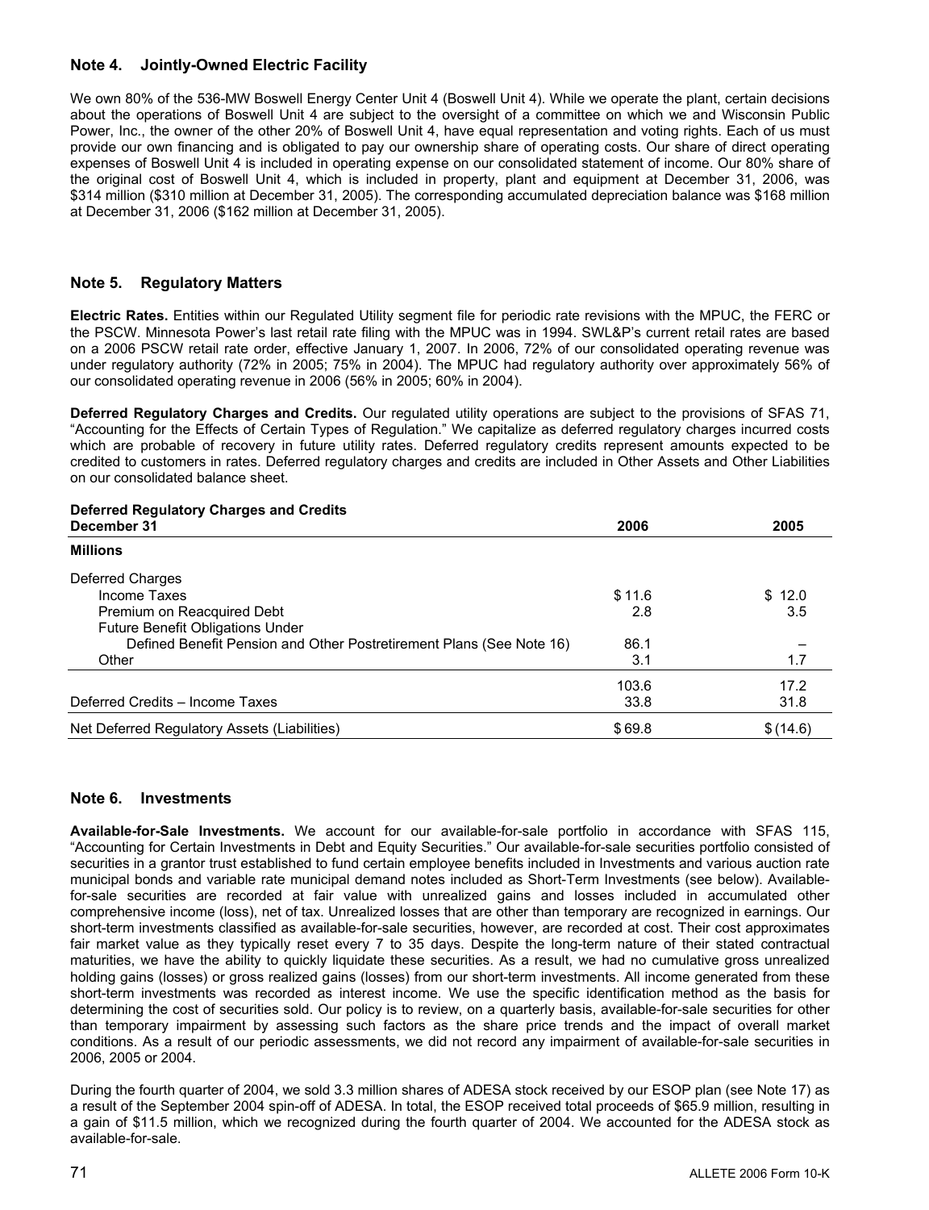## Note 4. Jointly-Owned Electric Facility

We own 80% of the 536-MW Boswell Energy Center Unit 4 (Boswell Unit 4). While we operate the plant, certain decisions about the operations of Boswell Unit 4 are subject to the oversight of a committee on which we and Wisconsin Public Power, Inc., the owner of the other 20% of Boswell Unit 4, have equal representation and voting rights. Each of us must provide our own financing and is obligated to pay our ownership share of operating costs. Our share of direct operating expenses of Boswell Unit 4 is included in operating expense on our consolidated statement of income. Our 80% share of the original cost of Boswell Unit 4, which is included in property, plant and equipment at December 31, 2006, was $314 million ($310 million at December 31, 2005). The corresponding accumulated depreciation balance was $168 million at December 31, 2006 ($162 million at December 31, 2005).

## Note 5. Regulatory Matters

**Electric Rates.** Entities within our Regulated Utility segment file for periodic rate revisions with the MPUC, the FERC or the PSCW. Minnesota Power's last retail rate filing with the MPUC was in 1994. SWL&P's current retail rates are based on a 2006 PSCW retail rate order, effective January 1, 2007. In 2006, 72% of our consolidated operating revenue was under regulatory authority (72% in 2005; 75% in 2004). The MPUC had regulatory authority over approximately 56% of our consolidated operating revenue in 2006 (56% in 2005; 60% in 2004).

**Deferred Regulatory Charges and Credits.** Our regulated utility operations are subject to the provisions of SFAS 71, "Accounting for the Effects of Certain Types of Regulation." We capitalize as deferred regulatory charges incurred costs which are probable of recovery in future utility rates. Deferred regulatory credits represent amounts expected to be credited to customers in rates. Deferred regulatory charges and credits are included in Other Assets and Other Liabilities on our consolidated balance sheet.

| Deferred Regulatory Charges and Credits<br>December 31 | 2006 | 2005 |
|---|---|---|
| **Millions** | | |
| Deferred Charges | | |
| Income Taxes | $ 11.6 | $ 12.0 |
| Premium on Reacquired Debt | 2.8 | 3.5 |
| Future Benefit Obligations Under | | |
| Defined Benefit Pension and Other Postretirement Plans (See Note 16) | 86.1 | – |
| Other | 3.1 | 1.7 |
| | 103.6 | 17.2 |
| Deferred Credits – Income Taxes | 33.8 | 31.8 |
| Net Deferred Regulatory Assets (Liabilities) | $ 69.8 | $ (14.6) |

## Note 6. Investments

**Available-for-Sale Investments.** We account for our available-for-sale portfolio in accordance with SFAS 115, "Accounting for Certain Investments in Debt and Equity Securities." Our available-for-sale securities portfolio consisted of securities in a grantor trust established to fund certain employee benefits included in Investments and various auction rate municipal bonds and variable rate municipal demand notes included as Short-Term Investments (see below). Available-for-sale securities are recorded at fair value with unrealized gains and losses included in accumulated other comprehensive income (loss), net of tax. Unrealized losses that are other than temporary are recognized in earnings. Our short-term investments classified as available-for-sale securities, however, are recorded at cost. Their cost approximates fair market value as they typically reset every 7 to 35 days. Despite the long-term nature of their stated contractual maturities, we have the ability to quickly liquidate these securities. As a result, we had no cumulative gross unrealized holding gains (losses) or gross realized gains (losses) from our short-term investments. All income generated from these short-term investments was recorded as interest income. We use the specific identification method as the basis for determining the cost of securities sold. Our policy is to review, on a quarterly basis, available-for-sale securities for other than temporary impairment by assessing such factors as the share price trends and the impact of overall market conditions. As a result of our periodic assessments, we did not record any impairment of available-for-sale securities in 2006, 2005 or 2004.

During the fourth quarter of 2004, we sold 3.3 million shares of ADESA stock received by our ESOP plan (see Note 17) as a result of the September 2004 spin-off of ADESA. In total, the ESOP received total proceeds of $65.9 million, resulting in a gain of $11.5 million, which we recognized during the fourth quarter of 2004. We accounted for the ADESA stock as available-for-sale.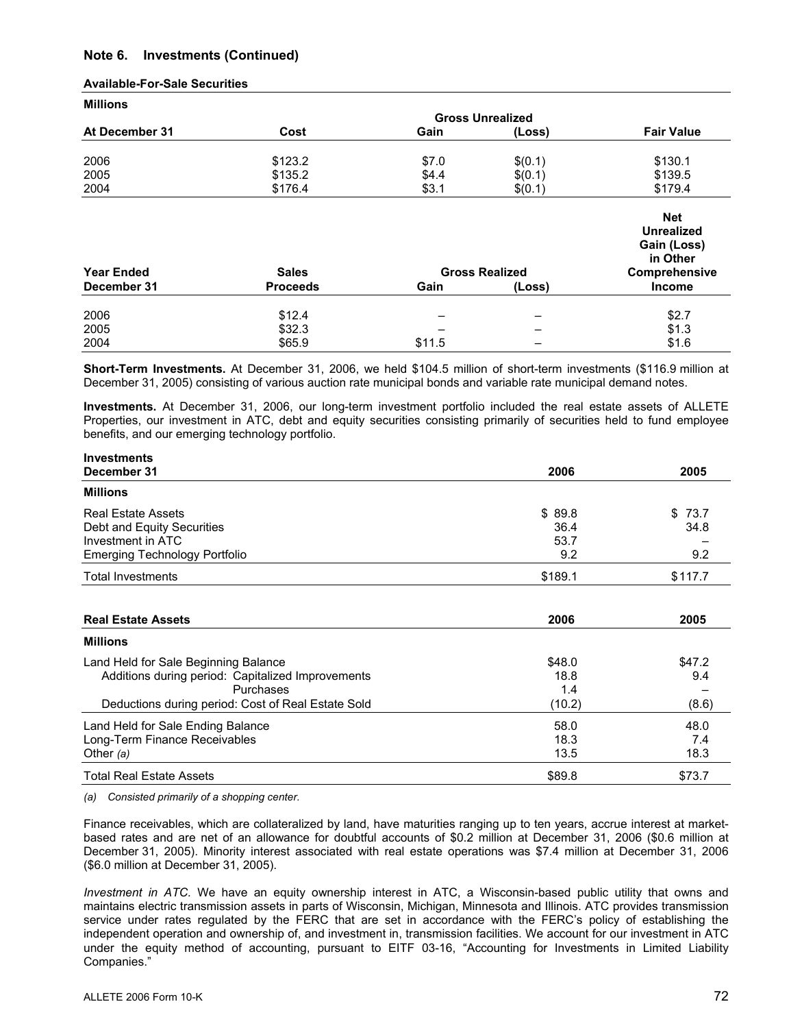## Note 6. Investments (Continued)

### Available-For-Sale Securities

| Millions | | Gross Unrealized | | |
|---|---|---|---|---|
| At December 31 | Cost | Gain | (Loss) | Fair Value |
| 2006 | $123.2 | $7.0 | $(0.1) | $130.1 |
| 2005 | $135.2 | $4.4 | $(0.1) | $139.5 |
| 2004 | $176.4 | $3.1 | $(0.1) | $179.4 |

| Year Ended December 31 | Sales Proceeds | Gross Realized Gain | Gross Realized (Loss) | Net Unrealized Gain (Loss) in Other Comprehensive Income |
|---|---|---|---|---|
| 2006 | $12.4 | – | – | $2.7 |
| 2005 | $32.3 | – | – | $1.3 |
| 2004 | $65.9 | $11.5 | – | $1.6 |

**Short-Term Investments.** At December 31, 2006, we held $104.5 million of short-term investments ($116.9 million at December 31, 2005) consisting of various auction rate municipal bonds and variable rate municipal demand notes.

**Investments.** At December 31, 2006, our long-term investment portfolio included the real estate assets of ALLETE Properties, our investment in ATC, debt and equity securities consisting primarily of securities held to fund employee benefits, and our emerging technology portfolio.

| Investments December 31 | 2006 | 2005 |
|---|---|---|
| **Millions** | | |
| Real Estate Assets | $ 89.8 | $ 73.7 |
| Debt and Equity Securities | 36.4 | 34.8 |
| Investment in ATC | 53.7 | – |
| Emerging Technology Portfolio | 9.2 | 9.2 |
| Total Investments | $189.1 | $117.7 |

| Real Estate Assets | 2006 | 2005 |
|---|---|---|
| **Millions** | | |
| Land Held for Sale Beginning Balance | $48.0 | $47.2 |
| Additions during period: Capitalized Improvements | 18.8 | 9.4 |
| Purchases | 1.4 | – |
| Deductions during period: Cost of Real Estate Sold | (10.2) | (8.6) |
| Land Held for Sale Ending Balance | 58.0 | 48.0 |
| Long-Term Finance Receivables | 18.3 | 7.4 |
| Other *(a)* | 13.5 | 18.3 |
| Total Real Estate Assets | $89.8 | $73.7 |

*(a) Consisted primarily of a shopping center.*

Finance receivables, which are collateralized by land, have maturities ranging up to ten years, accrue interest at market-based rates and are net of an allowance for doubtful accounts of $0.2 million at December 31, 2006 ($0.6 million at December 31, 2005). Minority interest associated with real estate operations was $7.4 million at December 31, 2006 ($6.0 million at December 31, 2005).

*Investment in ATC.* We have an equity ownership interest in ATC, a Wisconsin-based public utility that owns and maintains electric transmission assets in parts of Wisconsin, Michigan, Minnesota and Illinois. ATC provides transmission service under rates regulated by the FERC that are set in accordance with the FERC's policy of establishing the independent operation and ownership of, and investment in, transmission facilities. We account for our investment in ATC under the equity method of accounting, pursuant to EITF 03-16, "Accounting for Investments in Limited Liability Companies."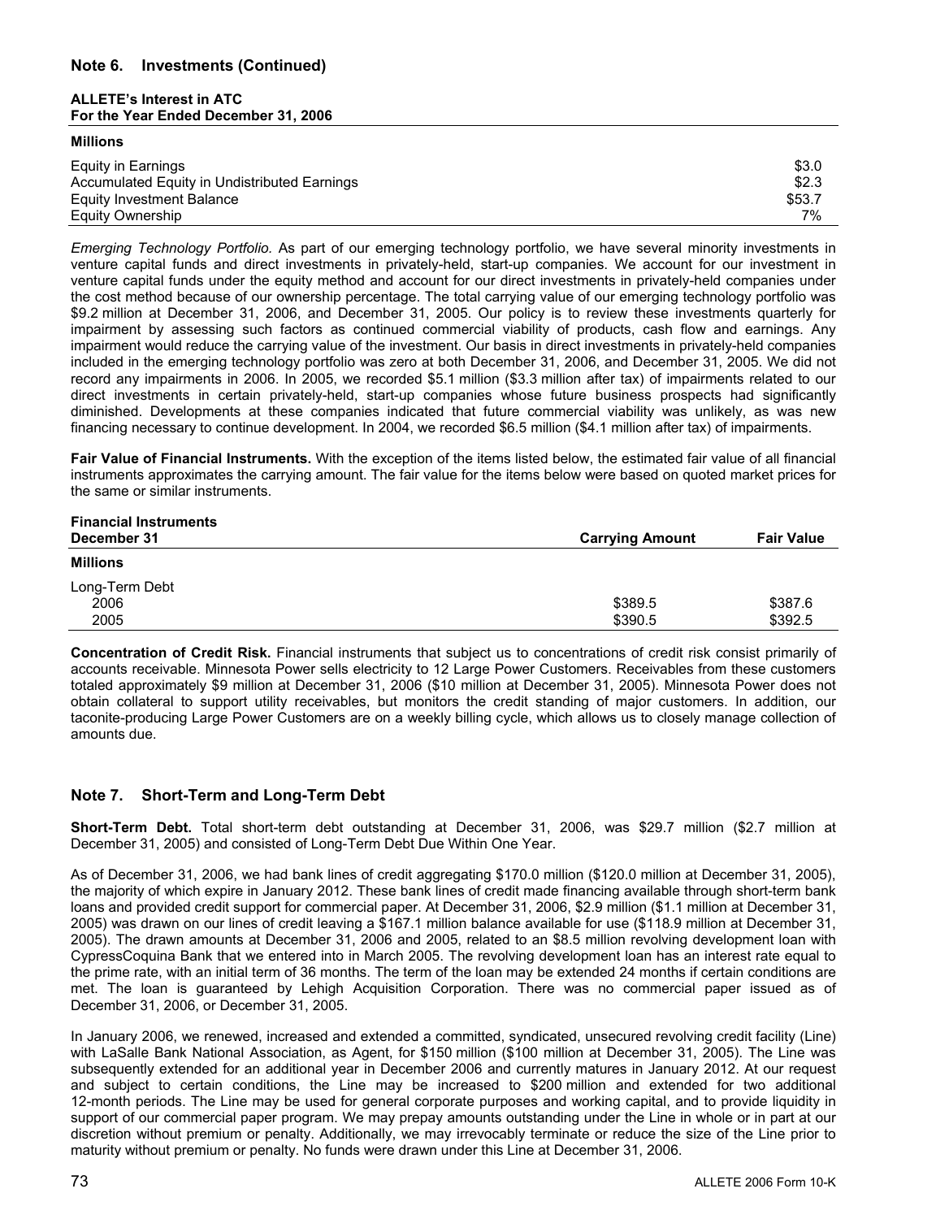## Note 6. Investments (Continued)

**ALLETE's Interest in ATC**
**For the Year Ended December 31, 2006**

| Millions | |
|---|---|
| Equity in Earnings | $3.0 |
| Accumulated Equity in Undistributed Earnings | $2.3 |
| Equity Investment Balance | $53.7 |
| Equity Ownership | 7% |

*Emerging Technology Portfolio.* As part of our emerging technology portfolio, we have several minority investments in venture capital funds and direct investments in privately-held, start-up companies. We account for our investment in venture capital funds under the equity method and account for our direct investments in privately-held companies under the cost method because of our ownership percentage. The total carrying value of our emerging technology portfolio was $9.2 million at December 31, 2006, and December 31, 2005. Our policy is to review these investments quarterly for impairment by assessing such factors as continued commercial viability of products, cash flow and earnings. Any impairment would reduce the carrying value of the investment. Our basis in direct investments in privately-held companies included in the emerging technology portfolio was zero at both December 31, 2006, and December 31, 2005. We did not record any impairments in 2006. In 2005, we recorded $5.1 million ($3.3 million after tax) of impairments related to our direct investments in certain privately-held, start-up companies whose future business prospects had significantly diminished. Developments at these companies indicated that future commercial viability was unlikely, as was new financing necessary to continue development. In 2004, we recorded $6.5 million ($4.1 million after tax) of impairments.

**Fair Value of Financial Instruments.** With the exception of the items listed below, the estimated fair value of all financial instruments approximates the carrying amount. The fair value for the items below were based on quoted market prices for the same or similar instruments.

| Financial Instruments December 31 | Carrying Amount | Fair Value |
|---|---|---|
| **Millions** | | |
| Long-Term Debt | | |
| 2006 | $389.5 | $387.6 |
| 2005 | $390.5 | $392.5 |

**Concentration of Credit Risk.** Financial instruments that subject us to concentrations of credit risk consist primarily of accounts receivable. Minnesota Power sells electricity to 12 Large Power Customers. Receivables from these customers totaled approximately $9 million at December 31, 2006 ($10 million at December 31, 2005). Minnesota Power does not obtain collateral to support utility receivables, but monitors the credit standing of major customers. In addition, our taconite-producing Large Power Customers are on a weekly billing cycle, which allows us to closely manage collection of amounts due.

## Note 7. Short-Term and Long-Term Debt

**Short-Term Debt.** Total short-term debt outstanding at December 31, 2006, was $29.7 million ($2.7 million at December 31, 2005) and consisted of Long-Term Debt Due Within One Year.

As of December 31, 2006, we had bank lines of credit aggregating $170.0 million ($120.0 million at December 31, 2005), the majority of which expire in January 2012. These bank lines of credit made financing available through short-term bank loans and provided credit support for commercial paper. At December 31, 2006, $2.9 million ($1.1 million at December 31, 2005) was drawn on our lines of credit leaving a $167.1 million balance available for use ($118.9 million at December 31, 2005). The drawn amounts at December 31, 2006 and 2005, related to an $8.5 million revolving development loan with CypressCoquina Bank that we entered into in March 2005. The revolving development loan has an interest rate equal to the prime rate, with an initial term of 36 months. The term of the loan may be extended 24 months if certain conditions are met. The loan is guaranteed by Lehigh Acquisition Corporation. There was no commercial paper issued as of December 31, 2006, or December 31, 2005.

In January 2006, we renewed, increased and extended a committed, syndicated, unsecured revolving credit facility (Line) with LaSalle Bank National Association, as Agent, for $150 million ($100 million at December 31, 2005). The Line was subsequently extended for an additional year in December 2006 and currently matures in January 2012. At our request and subject to certain conditions, the Line may be increased to $200 million and extended for two additional 12-month periods. The Line may be used for general corporate purposes and working capital, and to provide liquidity in support of our commercial paper program. We may prepay amounts outstanding under the Line in whole or in part at our discretion without premium or penalty. Additionally, we may irrevocably terminate or reduce the size of the Line prior to maturity without premium or penalty. No funds were drawn under this Line at December 31, 2006.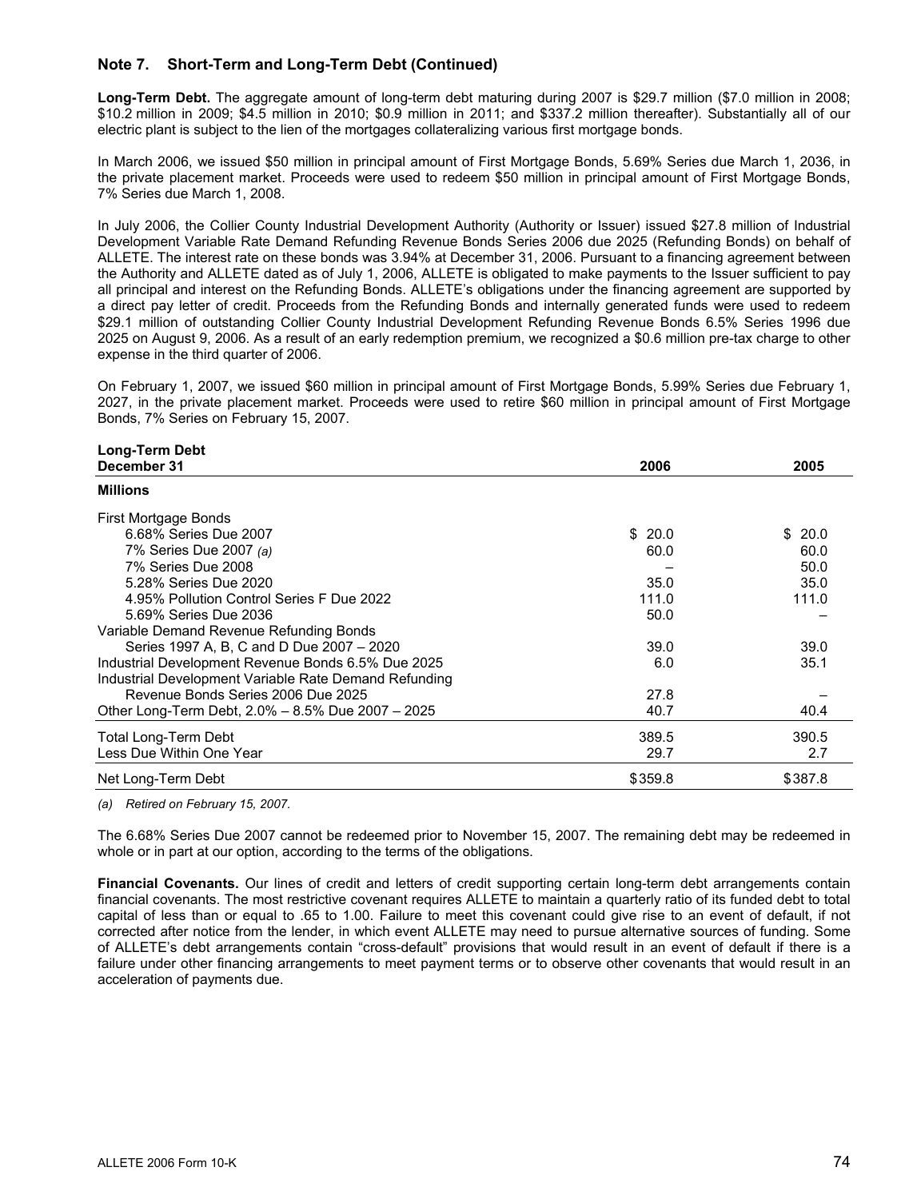## Note 7. Short-Term and Long-Term Debt (Continued)

**Long-Term Debt.** The aggregate amount of long-term debt maturing during 2007 is $29.7 million ($7.0 million in 2008; $10.2 million in 2009; $4.5 million in 2010; $0.9 million in 2011; and $337.2 million thereafter). Substantially all of our electric plant is subject to the lien of the mortgages collateralizing various first mortgage bonds.

In March 2006, we issued $50 million in principal amount of First Mortgage Bonds, 5.69% Series due March 1, 2036, in the private placement market. Proceeds were used to redeem $50 million in principal amount of First Mortgage Bonds, 7% Series due March 1, 2008.

In July 2006, the Collier County Industrial Development Authority (Authority or Issuer) issued $27.8 million of Industrial Development Variable Rate Demand Refunding Revenue Bonds Series 2006 due 2025 (Refunding Bonds) on behalf of ALLETE. The interest rate on these bonds was 3.94% at December 31, 2006. Pursuant to a financing agreement between the Authority and ALLETE dated as of July 1, 2006, ALLETE is obligated to make payments to the Issuer sufficient to pay all principal and interest on the Refunding Bonds. ALLETE's obligations under the financing agreement are supported by a direct pay letter of credit. Proceeds from the Refunding Bonds and internally generated funds were used to redeem $29.1 million of outstanding Collier County Industrial Development Refunding Revenue Bonds 6.5% Series 1996 due 2025 on August 9, 2006. As a result of an early redemption premium, we recognized a $0.6 million pre-tax charge to other expense in the third quarter of 2006.

On February 1, 2007, we issued $60 million in principal amount of First Mortgage Bonds, 5.99% Series due February 1, 2027, in the private placement market. Proceeds were used to retire $60 million in principal amount of First Mortgage Bonds, 7% Series on February 15, 2007.

| **Long-Term Debt December 31** | **2006** | **2005** |
|---|---|---|
| **Millions** | | |
| First Mortgage Bonds | | |
| 6.68% Series Due 2007 | $ 20.0 | $ 20.0 |
| 7% Series Due 2007 *(a)* | 60.0 | 60.0 |
| 7% Series Due 2008 | – | 50.0 |
| 5.28% Series Due 2020 | 35.0 | 35.0 |
| 4.95% Pollution Control Series F Due 2022 | 111.0 | 111.0 |
| 5.69% Series Due 2036 | 50.0 | – |
| Variable Demand Revenue Refunding Bonds | | |
| Series 1997 A, B, C and D Due 2007 – 2020 | 39.0 | 39.0 |
| Industrial Development Revenue Bonds 6.5% Due 2025 | 6.0 | 35.1 |
| Industrial Development Variable Rate Demand Refunding Revenue Bonds Series 2006 Due 2025 | 27.8 | – |
| Other Long-Term Debt, 2.0% – 8.5% Due 2007 – 2025 | 40.7 | 40.4 |
| Total Long-Term Debt | 389.5 | 390.5 |
| Less Due Within One Year | 29.7 | 2.7 |
| Net Long-Term Debt | $359.8 | $387.8 |

*(a) Retired on February 15, 2007.*

The 6.68% Series Due 2007 cannot be redeemed prior to November 15, 2007. The remaining debt may be redeemed in whole or in part at our option, according to the terms of the obligations.

**Financial Covenants.** Our lines of credit and letters of credit supporting certain long-term debt arrangements contain financial covenants. The most restrictive covenant requires ALLETE to maintain a quarterly ratio of its funded debt to total capital of less than or equal to .65 to 1.00. Failure to meet this covenant could give rise to an event of default, if not corrected after notice from the lender, in which event ALLETE may need to pursue alternative sources of funding. Some of ALLETE's debt arrangements contain "cross-default" provisions that would result in an event of default if there is a failure under other financing arrangements to meet payment terms or to observe other covenants that would result in an acceleration of payments due.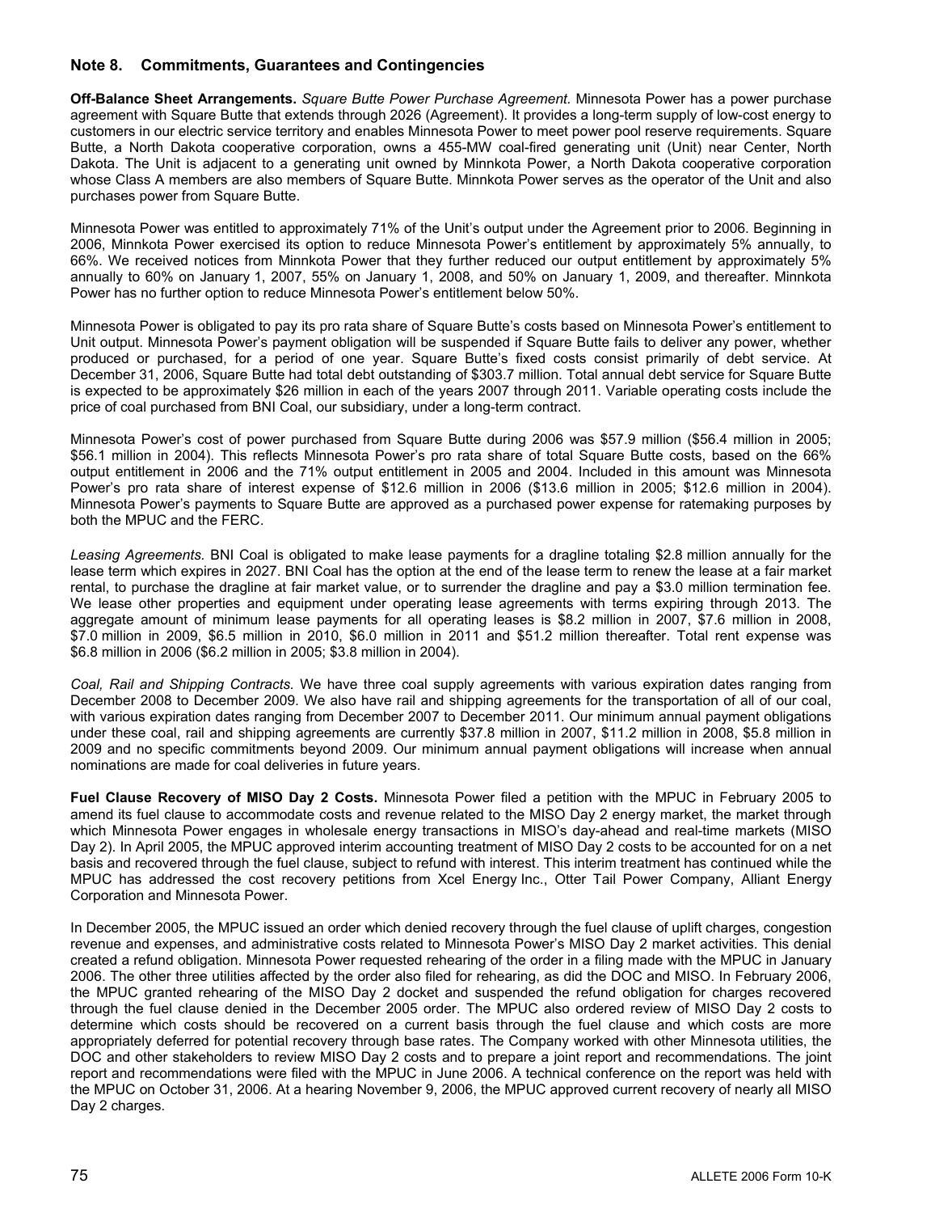## Note 8. Commitments, Guarantees and Contingencies

**Off-Balance Sheet Arrangements.** *Square Butte Power Purchase Agreement.* Minnesota Power has a power purchase agreement with Square Butte that extends through 2026 (Agreement). It provides a long-term supply of low-cost energy to customers in our electric service territory and enables Minnesota Power to meet power pool reserve requirements. Square Butte, a North Dakota cooperative corporation, owns a 455-MW coal-fired generating unit (Unit) near Center, North Dakota. The Unit is adjacent to a generating unit owned by Minnkota Power, a North Dakota cooperative corporation whose Class A members are also members of Square Butte. Minnkota Power serves as the operator of the Unit and also purchases power from Square Butte.

Minnesota Power was entitled to approximately 71% of the Unit's output under the Agreement prior to 2006. Beginning in 2006, Minnkota Power exercised its option to reduce Minnesota Power's entitlement by approximately 5% annually, to 66%. We received notices from Minnkota Power that they further reduced our output entitlement by approximately 5% annually to 60% on January 1, 2007, 55% on January 1, 2008, and 50% on January 1, 2009, and thereafter. Minnkota Power has no further option to reduce Minnesota Power's entitlement below 50%.

Minnesota Power is obligated to pay its pro rata share of Square Butte's costs based on Minnesota Power's entitlement to Unit output. Minnesota Power's payment obligation will be suspended if Square Butte fails to deliver any power, whether produced or purchased, for a period of one year. Square Butte's fixed costs consist primarily of debt service. At December 31, 2006, Square Butte had total debt outstanding of $303.7 million. Total annual debt service for Square Butte is expected to be approximately $26 million in each of the years 2007 through 2011. Variable operating costs include the price of coal purchased from BNI Coal, our subsidiary, under a long-term contract.

Minnesota Power's cost of power purchased from Square Butte during 2006 was $57.9 million ($56.4 million in 2005; $56.1 million in 2004). This reflects Minnesota Power's pro rata share of total Square Butte costs, based on the 66% output entitlement in 2006 and the 71% output entitlement in 2005 and 2004. Included in this amount was Minnesota Power's pro rata share of interest expense of $12.6 million in 2006 ($13.6 million in 2005; $12.6 million in 2004). Minnesota Power's payments to Square Butte are approved as a purchased power expense for ratemaking purposes by both the MPUC and the FERC.

*Leasing Agreements.* BNI Coal is obligated to make lease payments for a dragline totaling $2.8 million annually for the lease term which expires in 2027. BNI Coal has the option at the end of the lease term to renew the lease at a fair market rental, to purchase the dragline at fair market value, or to surrender the dragline and pay a $3.0 million termination fee. We lease other properties and equipment under operating lease agreements with terms expiring through 2013. The aggregate amount of minimum lease payments for all operating leases is $8.2 million in 2007, $7.6 million in 2008, $7.0 million in 2009, $6.5 million in 2010, $6.0 million in 2011 and $51.2 million thereafter. Total rent expense was $6.8 million in 2006 ($6.2 million in 2005; $3.8 million in 2004).

*Coal, Rail and Shipping Contracts.* We have three coal supply agreements with various expiration dates ranging from December 2008 to December 2009. We also have rail and shipping agreements for the transportation of all of our coal, with various expiration dates ranging from December 2007 to December 2011. Our minimum annual payment obligations under these coal, rail and shipping agreements are currently $37.8 million in 2007, $11.2 million in 2008, $5.8 million in 2009 and no specific commitments beyond 2009. Our minimum annual payment obligations will increase when annual nominations are made for coal deliveries in future years.

**Fuel Clause Recovery of MISO Day 2 Costs.** Minnesota Power filed a petition with the MPUC in February 2005 to amend its fuel clause to accommodate costs and revenue related to the MISO Day 2 energy market, the market through which Minnesota Power engages in wholesale energy transactions in MISO's day-ahead and real-time markets (MISO Day 2). In April 2005, the MPUC approved interim accounting treatment of MISO Day 2 costs to be accounted for on a net basis and recovered through the fuel clause, subject to refund with interest. This interim treatment has continued while the MPUC has addressed the cost recovery petitions from Xcel Energy Inc., Otter Tail Power Company, Alliant Energy Corporation and Minnesota Power.

In December 2005, the MPUC issued an order which denied recovery through the fuel clause of uplift charges, congestion revenue and expenses, and administrative costs related to Minnesota Power's MISO Day 2 market activities. This denial created a refund obligation. Minnesota Power requested rehearing of the order in a filing made with the MPUC in January 2006. The other three utilities affected by the order also filed for rehearing, as did the DOC and MISO. In February 2006, the MPUC granted rehearing of the MISO Day 2 docket and suspended the refund obligation for charges recovered through the fuel clause denied in the December 2005 order. The MPUC also ordered review of MISO Day 2 costs to determine which costs should be recovered on a current basis through the fuel clause and which costs are more appropriately deferred for potential recovery through base rates. The Company worked with other Minnesota utilities, the DOC and other stakeholders to review MISO Day 2 costs and to prepare a joint report and recommendations. The joint report and recommendations were filed with the MPUC in June 2006. A technical conference on the report was held with the MPUC on October 31, 2006. At a hearing November 9, 2006, the MPUC approved current recovery of nearly all MISO Day 2 charges.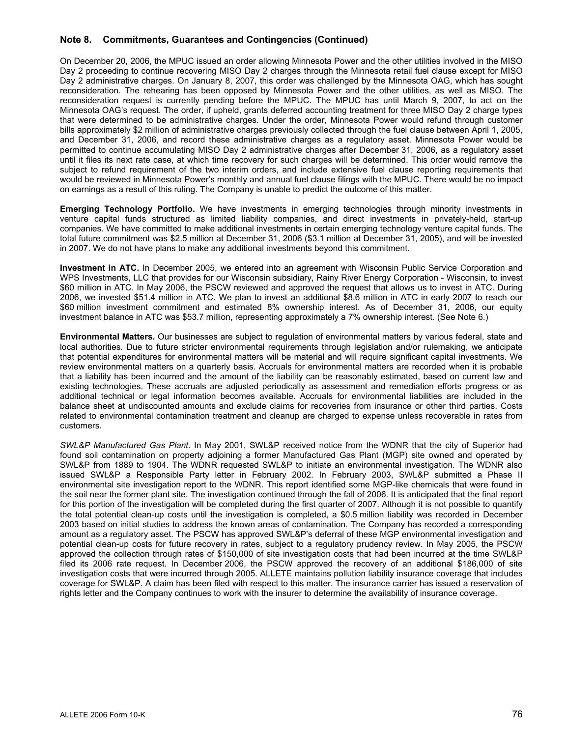## Note 8. Commitments, Guarantees and Contingencies (Continued)

On December 20, 2006, the MPUC issued an order allowing Minnesota Power and the other utilities involved in the MISO Day 2 proceeding to continue recovering MISO Day 2 charges through the Minnesota retail fuel clause except for MISO Day 2 administrative charges. On January 8, 2007, this order was challenged by the Minnesota OAG, which has sought reconsideration. The rehearing has been opposed by Minnesota Power and the other utilities, as well as MISO. The reconsideration request is currently pending before the MPUC. The MPUC has until March 9, 2007, to act on the Minnesota OAG's request. The order, if upheld, grants deferred accounting treatment for three MISO Day 2 charge types that were determined to be administrative charges. Under the order, Minnesota Power would refund through customer bills approximately $2 million of administrative charges previously collected through the fuel clause between April 1, 2005, and December 31, 2006, and record these administrative charges as a regulatory asset. Minnesota Power would be permitted to continue accumulating MISO Day 2 administrative charges after December 31, 2006, as a regulatory asset until it files its next rate case, at which time recovery for such charges will be determined. This order would remove the subject to refund requirement of the two interim orders, and include extensive fuel clause reporting requirements that would be reviewed in Minnesota Power's monthly and annual fuel clause filings with the MPUC. There would be no impact on earnings as a result of this ruling. The Company is unable to predict the outcome of this matter.

**Emerging Technology Portfolio.** We have investments in emerging technologies through minority investments in venture capital funds structured as limited liability companies, and direct investments in privately-held, start-up companies. We have committed to make additional investments in certain emerging technology venture capital funds. The total future commitment was $2.5 million at December 31, 2006 ($3.1 million at December 31, 2005), and will be invested in 2007. We do not have plans to make any additional investments beyond this commitment.

**Investment in ATC.** In December 2005, we entered into an agreement with Wisconsin Public Service Corporation and WPS Investments, LLC that provides for our Wisconsin subsidiary, Rainy River Energy Corporation - Wisconsin, to invest $60 million in ATC. In May 2006, the PSCW reviewed and approved the request that allows us to invest in ATC. During 2006, we invested $51.4 million in ATC. We plan to invest an additional $8.6 million in ATC in early 2007 to reach our $60 million investment commitment and estimated 8% ownership interest. As of December 31, 2006, our equity investment balance in ATC was $53.7 million, representing approximately a 7% ownership interest. (See Note 6.)

**Environmental Matters.** Our businesses are subject to regulation of environmental matters by various federal, state and local authorities. Due to future stricter environmental requirements through legislation and/or rulemaking, we anticipate that potential expenditures for environmental matters will be material and will require significant capital investments. We review environmental matters on a quarterly basis. Accruals for environmental matters are recorded when it is probable that a liability has been incurred and the amount of the liability can be reasonably estimated, based on current law and existing technologies. These accruals are adjusted periodically as assessment and remediation efforts progress or as additional technical or legal information becomes available. Accruals for environmental liabilities are included in the balance sheet at undiscounted amounts and exclude claims for recoveries from insurance or other third parties. Costs related to environmental contamination treatment and cleanup are charged to expense unless recoverable in rates from customers.

*SWL&P Manufactured Gas Plant*. In May 2001, SWL&P received notice from the WDNR that the city of Superior had found soil contamination on property adjoining a former Manufactured Gas Plant (MGP) site owned and operated by SWL&P from 1889 to 1904. The WDNR requested SWL&P to initiate an environmental investigation. The WDNR also issued SWL&P a Responsible Party letter in February 2002. In February 2003, SWL&P submitted a Phase II environmental site investigation report to the WDNR. This report identified some MGP-like chemicals that were found in the soil near the former plant site. The investigation continued through the fall of 2006. It is anticipated that the final report for this portion of the investigation will be completed during the first quarter of 2007. Although it is not possible to quantify the total potential clean-up costs until the investigation is completed, a $0.5 million liability was recorded in December 2003 based on initial studies to address the known areas of contamination. The Company has recorded a corresponding amount as a regulatory asset. The PSCW has approved SWL&P's deferral of these MGP environmental investigation and potential clean-up costs for future recovery in rates, subject to a regulatory prudency review. In May 2005, the PSCW approved the collection through rates of $150,000 of site investigation costs that had been incurred at the time SWL&P filed its 2006 rate request. In December 2006, the PSCW approved the recovery of an additional $186,000 of site investigation costs that were incurred through 2005. ALLETE maintains pollution liability insurance coverage that includes coverage for SWL&P. A claim has been filed with respect to this matter. The insurance carrier has issued a reservation of rights letter and the Company continues to work with the insurer to determine the availability of insurance coverage.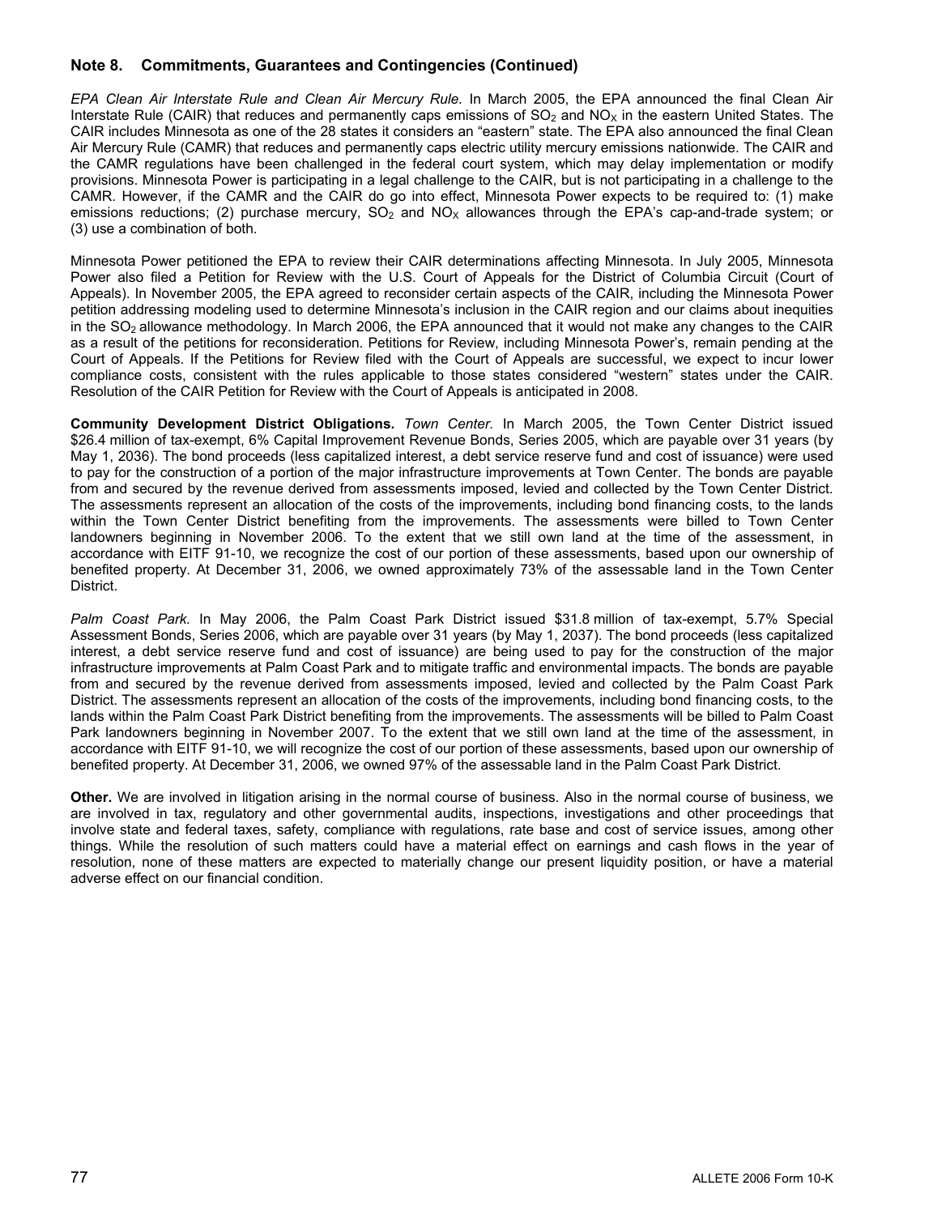## Note 8. Commitments, Guarantees and Contingencies (Continued)

*EPA Clean Air Interstate Rule and Clean Air Mercury Rule.* In March 2005, the EPA announced the final Clean Air Interstate Rule (CAIR) that reduces and permanently caps emissions of $SO_2$ and $NO_X$ in the eastern United States. The CAIR includes Minnesota as one of the 28 states it considers an "eastern" state. The EPA also announced the final Clean Air Mercury Rule (CAMR) that reduces and permanently caps electric utility mercury emissions nationwide. The CAIR and the CAMR regulations have been challenged in the federal court system, which may delay implementation or modify provisions. Minnesota Power is participating in a legal challenge to the CAIR, but is not participating in a challenge to the CAMR. However, if the CAMR and the CAIR do go into effect, Minnesota Power expects to be required to: (1) make emissions reductions; (2) purchase mercury, $SO_2$ and $NO_X$ allowances through the EPA's cap-and-trade system; or (3) use a combination of both.

Minnesota Power petitioned the EPA to review their CAIR determinations affecting Minnesota. In July 2005, Minnesota Power also filed a Petition for Review with the U.S. Court of Appeals for the District of Columbia Circuit (Court of Appeals). In November 2005, the EPA agreed to reconsider certain aspects of the CAIR, including the Minnesota Power petition addressing modeling used to determine Minnesota's inclusion in the CAIR region and our claims about inequities in the $SO_2$ allowance methodology. In March 2006, the EPA announced that it would not make any changes to the CAIR as a result of the petitions for reconsideration. Petitions for Review, including Minnesota Power's, remain pending at the Court of Appeals. If the Petitions for Review filed with the Court of Appeals are successful, we expect to incur lower compliance costs, consistent with the rules applicable to those states considered "western" states under the CAIR. Resolution of the CAIR Petition for Review with the Court of Appeals is anticipated in 2008.

**Community Development District Obligations.** *Town Center.* In March 2005, the Town Center District issued $26.4 million of tax-exempt, 6% Capital Improvement Revenue Bonds, Series 2005, which are payable over 31 years (by May 1, 2036). The bond proceeds (less capitalized interest, a debt service reserve fund and cost of issuance) were used to pay for the construction of a portion of the major infrastructure improvements at Town Center. The bonds are payable from and secured by the revenue derived from assessments imposed, levied and collected by the Town Center District. The assessments represent an allocation of the costs of the improvements, including bond financing costs, to the lands within the Town Center District benefiting from the improvements. The assessments were billed to Town Center landowners beginning in November 2006. To the extent that we still own land at the time of the assessment, in accordance with EITF 91-10, we recognize the cost of our portion of these assessments, based upon our ownership of benefited property. At December 31, 2006, we owned approximately 73% of the assessable land in the Town Center District.

*Palm Coast Park.* In May 2006, the Palm Coast Park District issued $31.8 million of tax-exempt, 5.7% Special Assessment Bonds, Series 2006, which are payable over 31 years (by May 1, 2037). The bond proceeds (less capitalized interest, a debt service reserve fund and cost of issuance) are being used to pay for the construction of the major infrastructure improvements at Palm Coast Park and to mitigate traffic and environmental impacts. The bonds are payable from and secured by the revenue derived from assessments imposed, levied and collected by the Palm Coast Park District. The assessments represent an allocation of the costs of the improvements, including bond financing costs, to the lands within the Palm Coast Park District benefiting from the improvements. The assessments will be billed to Palm Coast Park landowners beginning in November 2007. To the extent that we still own land at the time of the assessment, in accordance with EITF 91-10, we will recognize the cost of our portion of these assessments, based upon our ownership of benefited property. At December 31, 2006, we owned 97% of the assessable land in the Palm Coast Park District.

**Other.** We are involved in litigation arising in the normal course of business. Also in the normal course of business, we are involved in tax, regulatory and other governmental audits, inspections, investigations and other proceedings that involve state and federal taxes, safety, compliance with regulations, rate base and cost of service issues, among other things. While the resolution of such matters could have a material effect on earnings and cash flows in the year of resolution, none of these matters are expected to materially change our present liquidity position, or have a material adverse effect on our financial condition.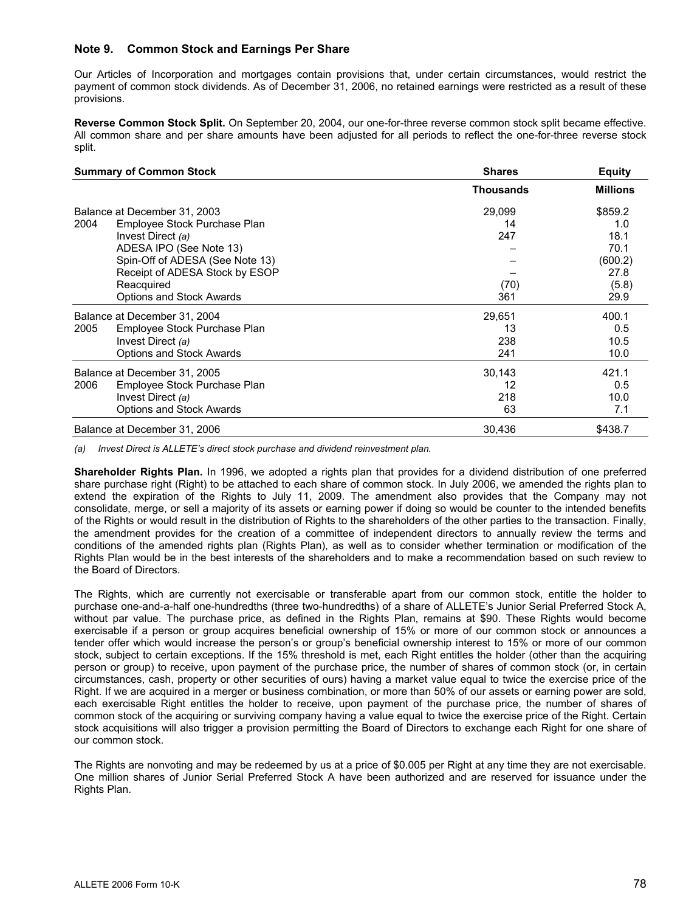## Note 9. Common Stock and Earnings Per Share

Our Articles of Incorporation and mortgages contain provisions that, under certain circumstances, would restrict the payment of common stock dividends. As of December 31, 2006, no retained earnings were restricted as a result of these provisions.

**Reverse Common Stock Split.** On September 20, 2004, our one-for-three reverse common stock split became effective. All common share and per share amounts have been adjusted for all periods to reflect the one-for-three reverse stock split.

| Summary of Common Stock | | Shares | Equity |
|---|---|---|---|
| | | Thousands | Millions |
| Balance at December 31, 2003 | | 29,099 | $859.2 |
| 2004 | Employee Stock Purchase Plan | 14 | 1.0 |
| | Invest Direct *(a)* | 247 | 18.1 |
| | ADESA IPO (See Note 13) | – | 70.1 |
| | Spin-Off of ADESA (See Note 13) | – | (600.2) |
| | Receipt of ADESA Stock by ESOP | – | 27.8 |
| | Reacquired | (70) | (5.8) |
| | Options and Stock Awards | 361 | 29.9 |
| Balance at December 31, 2004 | | 29,651 | 400.1 |
| 2005 | Employee Stock Purchase Plan | 13 | 0.5 |
| | Invest Direct *(a)* | 238 | 10.5 |
| | Options and Stock Awards | 241 | 10.0 |
| Balance at December 31, 2005 | | 30,143 | 421.1 |
| 2006 | Employee Stock Purchase Plan | 12 | 0.5 |
| | Invest Direct *(a)* | 218 | 10.0 |
| | Options and Stock Awards | 63 | 7.1 |
| Balance at December 31, 2006 | | 30,436 | $438.7 |

*(a) Invest Direct is ALLETE's direct stock purchase and dividend reinvestment plan.*

**Shareholder Rights Plan.** In 1996, we adopted a rights plan that provides for a dividend distribution of one preferred share purchase right (Right) to be attached to each share of common stock. In July 2006, we amended the rights plan to extend the expiration of the Rights to July 11, 2009. The amendment also provides that the Company may not consolidate, merge, or sell a majority of its assets or earning power if doing so would be counter to the intended benefits of the Rights or would result in the distribution of Rights to the shareholders of the other parties to the transaction. Finally, the amendment provides for the creation of a committee of independent directors to annually review the terms and conditions of the amended rights plan (Rights Plan), as well as to consider whether termination or modification of the Rights Plan would be in the best interests of the shareholders and to make a recommendation based on such review to the Board of Directors.

The Rights, which are currently not exercisable or transferable apart from our common stock, entitle the holder to purchase one-and-a-half one-hundredths (three two-hundredths) of a share of ALLETE's Junior Serial Preferred Stock A, without par value. The purchase price, as defined in the Rights Plan, remains at $90. These Rights would become exercisable if a person or group acquires beneficial ownership of 15% or more of our common stock or announces a tender offer which would increase the person's or group's beneficial ownership interest to 15% or more of our common stock, subject to certain exceptions. If the 15% threshold is met, each Right entitles the holder (other than the acquiring person or group) to receive, upon payment of the purchase price, the number of shares of common stock (or, in certain circumstances, cash, property or other securities of ours) having a market value equal to twice the exercise price of the Right. If we are acquired in a merger or business combination, or more than 50% of our assets or earning power are sold, each exercisable Right entitles the holder to receive, upon payment of the purchase price, the number of shares of common stock of the acquiring or surviving company having a value equal to twice the exercise price of the Right. Certain stock acquisitions will also trigger a provision permitting the Board of Directors to exchange each Right for one share of our common stock.

The Rights are nonvoting and may be redeemed by us at a price of $0.005 per Right at any time they are not exercisable. One million shares of Junior Serial Preferred Stock A have been authorized and are reserved for issuance under the Rights Plan.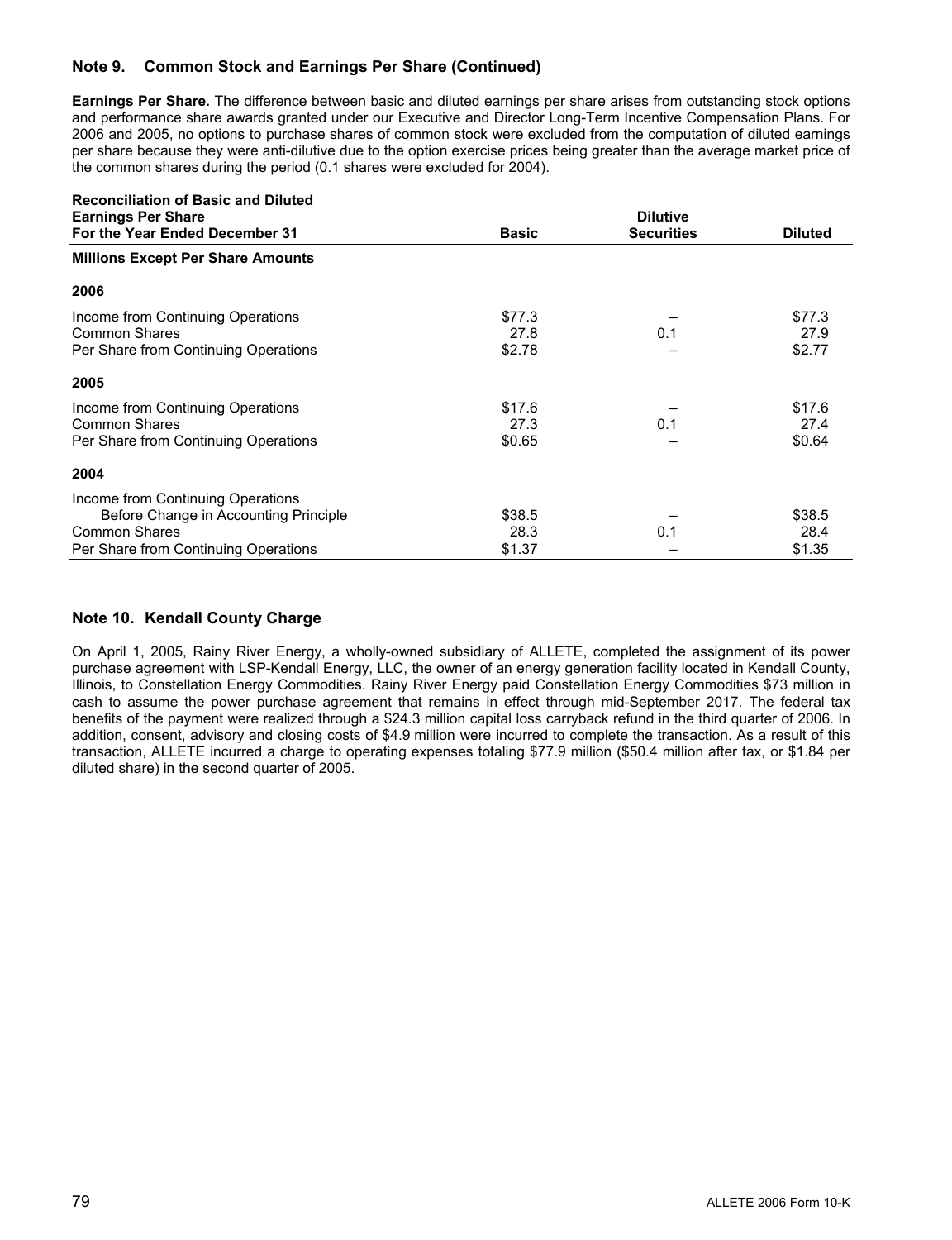## Note 9. Common Stock and Earnings Per Share (Continued)

**Earnings Per Share.** The difference between basic and diluted earnings per share arises from outstanding stock options and performance share awards granted under our Executive and Director Long-Term Incentive Compensation Plans. For 2006 and 2005, no options to purchase shares of common stock were excluded from the computation of diluted earnings per share because they were anti-dilutive due to the option exercise prices being greater than the average market price of the common shares during the period (0.1 shares were excluded for 2004).

| Reconciliation of Basic and Diluted Earnings Per Share For the Year Ended December 31 | Basic | Dilutive Securities | Diluted |
|---|---|---|---|
| **Millions Except Per Share Amounts** | | | |
| **2006** | | | |
| Income from Continuing Operations | $77.3 | – | $77.3 |
| Common Shares | 27.8 | 0.1 | 27.9 |
| Per Share from Continuing Operations | $2.78 | – | $2.77 |
| **2005** | | | |
| Income from Continuing Operations | $17.6 | – | $17.6 |
| Common Shares | 27.3 | 0.1 | 27.4 |
| Per Share from Continuing Operations | $0.65 | – | $0.64 |
| **2004** | | | |
| Income from Continuing Operations Before Change in Accounting Principle | $38.5 | – | $38.5 |
| Common Shares | 28.3 | 0.1 | 28.4 |
| Per Share from Continuing Operations | $1.37 | – | $1.35 |

## Note 10. Kendall County Charge

On April 1, 2005, Rainy River Energy, a wholly-owned subsidiary of ALLETE, completed the assignment of its power purchase agreement with LSP-Kendall Energy, LLC, the owner of an energy generation facility located in Kendall County, Illinois, to Constellation Energy Commodities. Rainy River Energy paid Constellation Energy Commodities $73 million in cash to assume the power purchase agreement that remains in effect through mid-September 2017. The federal tax benefits of the payment were realized through a $24.3 million capital loss carryback refund in the third quarter of 2006. In addition, consent, advisory and closing costs of $4.9 million were incurred to complete the transaction. As a result of this transaction, ALLETE incurred a charge to operating expenses totaling $77.9 million ($50.4 million after tax, or $1.84 per diluted share) in the second quarter of 2005.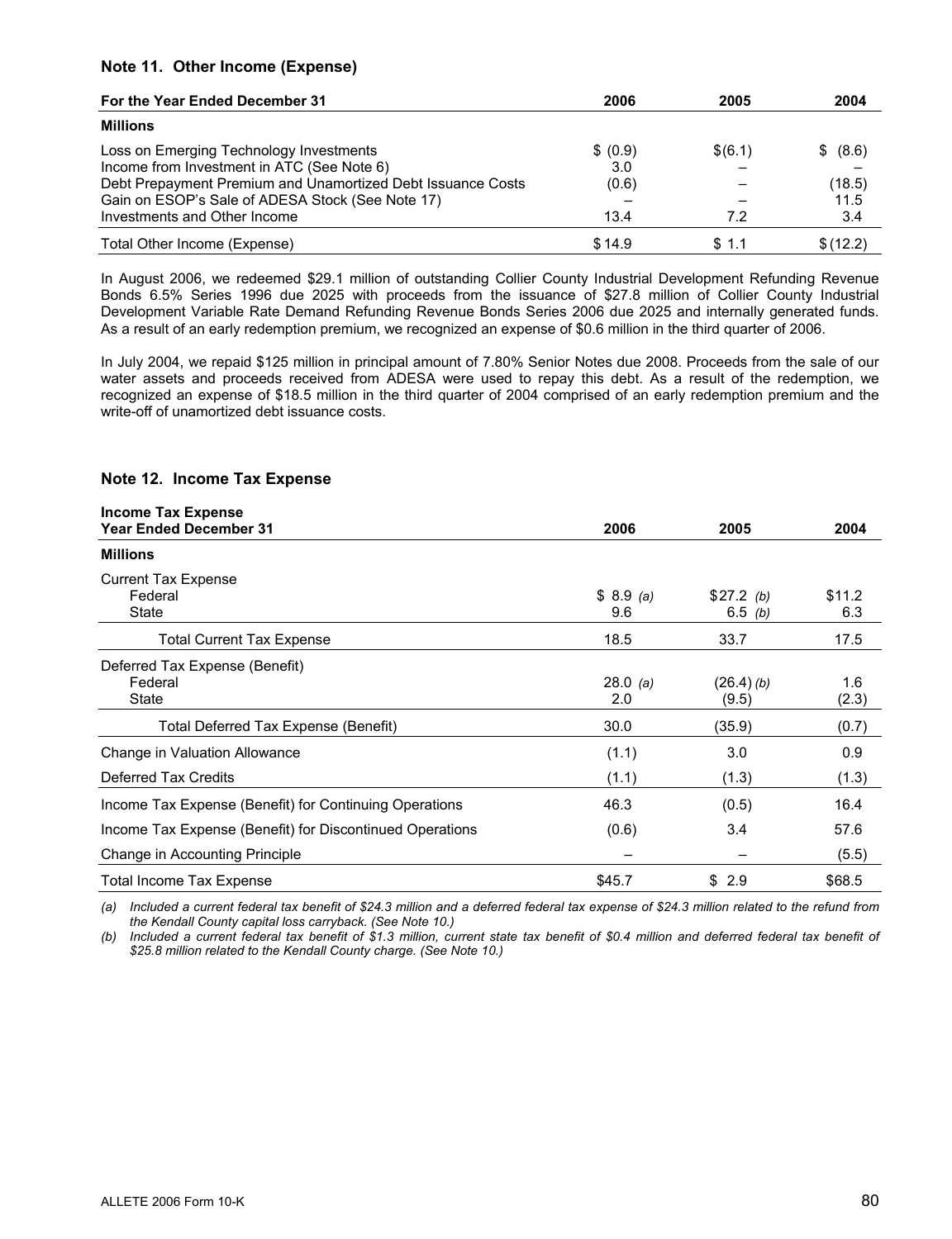### Note 11. Other Income (Expense)

| For the Year Ended December 31 | 2006 | 2005 | 2004 |
|---|---|---|---|
| **Millions** | | | |
| Loss on Emerging Technology Investments | $ (0.9) | $(6.1) | $ (8.6) |
| Income from Investment in ATC (See Note 6) | 3.0 | – | – |
| Debt Prepayment Premium and Unamortized Debt Issuance Costs | (0.6) | – | (18.5) |
| Gain on ESOP's Sale of ADESA Stock (See Note 17) | – | – | 11.5 |
| Investments and Other Income | 13.4 | 7.2 | 3.4 |
| Total Other Income (Expense) | $14.9 | $ 1.1 | $(12.2) |

In August 2006, we redeemed $29.1 million of outstanding Collier County Industrial Development Refunding Revenue Bonds 6.5% Series 1996 due 2025 with proceeds from the issuance of $27.8 million of Collier County Industrial Development Variable Rate Demand Refunding Revenue Bonds Series 2006 due 2025 and internally generated funds. As a result of an early redemption premium, we recognized an expense of $0.6 million in the third quarter of 2006.

In July 2004, we repaid $125 million in principal amount of 7.80% Senior Notes due 2008. Proceeds from the sale of our water assets and proceeds received from ADESA were used to repay this debt. As a result of the redemption, we recognized an expense of $18.5 million in the third quarter of 2004 comprised of an early redemption premium and the write-off of unamortized debt issuance costs.

### Note 12. Income Tax Expense

| Income Tax Expense<br>Year Ended December 31 | 2006 | 2005 | 2004 |
|---|---|---|---|
| **Millions** | | | |
| Current Tax Expense | | | |
| Federal | $ 8.9 *(a)* | $27.2 *(b)* | $11.2 |
| State | 9.6 | 6.5 *(b)* | 6.3 |
| Total Current Tax Expense | 18.5 | 33.7 | 17.5 |
| Deferred Tax Expense (Benefit) | | | |
| Federal | 28.0 *(a)* | (26.4) *(b)* | 1.6 |
| State | 2.0 | (9.5) | (2.3) |
| Total Deferred Tax Expense (Benefit) | 30.0 | (35.9) | (0.7) |
| Change in Valuation Allowance | (1.1) | 3.0 | 0.9 |
| Deferred Tax Credits | (1.1) | (1.3) | (1.3) |
| Income Tax Expense (Benefit) for Continuing Operations | 46.3 | (0.5) | 16.4 |
| Income Tax Expense (Benefit) for Discontinued Operations | (0.6) | 3.4 | 57.6 |
| Change in Accounting Principle | – | – | (5.5) |
| Total Income Tax Expense | $45.7 | $ 2.9 | $68.5 |

*(a) Included a current federal tax benefit of $24.3 million and a deferred federal tax expense of $24.3 million related to the refund from the Kendall County capital loss carryback. (See Note 10.)*

*(b) Included a current federal tax benefit of $1.3 million, current state tax benefit of $0.4 million and deferred federal tax benefit of $25.8 million related to the Kendall County charge. (See Note 10.)*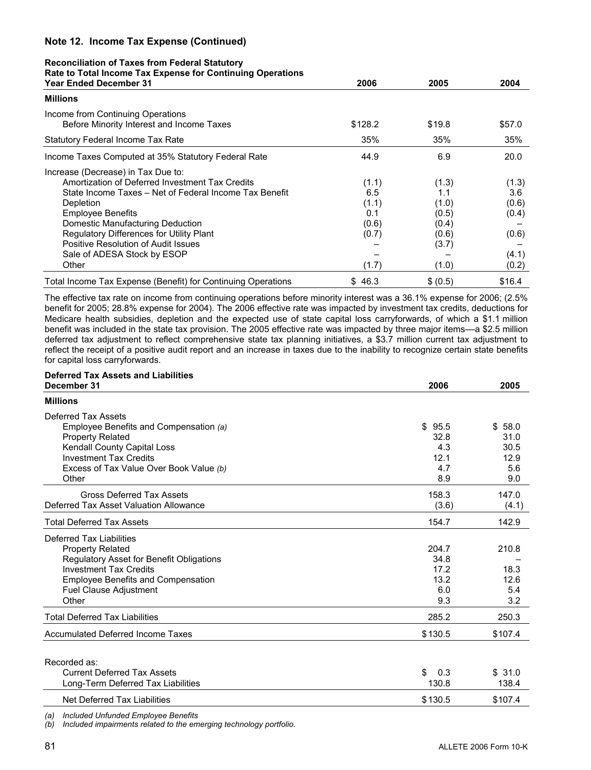### Note 12. Income Tax Expense (Continued)

| Reconciliation of Taxes from Federal Statutory Rate to Total Income Tax Expense for Continuing Operations Year Ended December 31 | 2006 | 2005 | 2004 |
|---|---|---|---|
| **Millions** | | | |
| Income from Continuing Operations Before Minority Interest and Income Taxes | $128.2 | $19.8 | $57.0 |
| Statutory Federal Income Tax Rate | 35% | 35% | 35% |
| Income Taxes Computed at 35% Statutory Federal Rate | 44.9 | 6.9 | 20.0 |
| Increase (Decrease) in Tax Due to: | | | |
| Amortization of Deferred Investment Tax Credits | (1.1) | (1.3) | (1.3) |
| State Income Taxes – Net of Federal Income Tax Benefit | 6.5 | 1.1 | 3.6 |
| Depletion | (1.1) | (1.0) | (0.6) |
| Employee Benefits | 0.1 | (0.5) | (0.4) |
| Domestic Manufacturing Deduction | (0.6) | (0.4) | – |
| Regulatory Differences for Utility Plant | (0.7) | (0.6) | (0.6) |
| Positive Resolution of Audit Issues | – | (3.7) | – |
| Sale of ADESA Stock by ESOP | – | – | (4.1) |
| Other | (1.7) | (1.0) | (0.2) |
| Total Income Tax Expense (Benefit) for Continuing Operations | $ 46.3 | $ (0.5) | $16.4 |

The effective tax rate on income from continuing operations before minority interest was a 36.1% expense for 2006; (2.5% benefit for 2005; 28.8% expense for 2004). The 2006 effective rate was impacted by investment tax credits, deductions for Medicare health subsidies, depletion and the expected use of state capital loss carryforwards, of which a $1.1 million benefit was included in the state tax provision. The 2005 effective rate was impacted by three major items—a $2.5 million deferred tax adjustment to reflect comprehensive state tax planning initiatives, a $3.7 million current tax adjustment to reflect the receipt of a positive audit report and an increase in taxes due to the inability to recognize certain state benefits for capital loss carryforwards.

| Deferred Tax Assets and Liabilities December 31 | 2006 | 2005 |
|---|---|---|
| **Millions** | | |
| Deferred Tax Assets | | |
| Employee Benefits and Compensation *(a)* | $ 95.5 | $ 58.0 |
| Property Related | 32.8 | 31.0 |
| Kendall County Capital Loss | 4.3 | 30.5 |
| Investment Tax Credits | 12.1 | 12.9 |
| Excess of Tax Value Over Book Value *(b)* | 4.7 | 5.6 |
| Other | 8.9 | 9.0 |
| Gross Deferred Tax Assets | 158.3 | 147.0 |
| Deferred Tax Asset Valuation Allowance | (3.6) | (4.1) |
| Total Deferred Tax Assets | 154.7 | 142.9 |
| Deferred Tax Liabilities | | |
| Property Related | 204.7 | 210.8 |
| Regulatory Asset for Benefit Obligations | 34.8 | – |
| Investment Tax Credits | 17.2 | 18.3 |
| Employee Benefits and Compensation | 13.2 | 12.6 |
| Fuel Clause Adjustment | 6.0 | 5.4 |
| Other | 9.3 | 3.2 |
| Total Deferred Tax Liabilities | 285.2 | 250.3 |
| Accumulated Deferred Income Taxes | $130.5 | $107.4 |
| Recorded as: | | |
| Current Deferred Tax Assets | $ 0.3 | $ 31.0 |
| Long-Term Deferred Tax Liabilities | 130.8 | 138.4 |
| Net Deferred Tax Liabilities | $130.5 | $107.4 |

*(a) Included Unfunded Employee Benefits*

*(b) Included impairments related to the emerging technology portfolio.*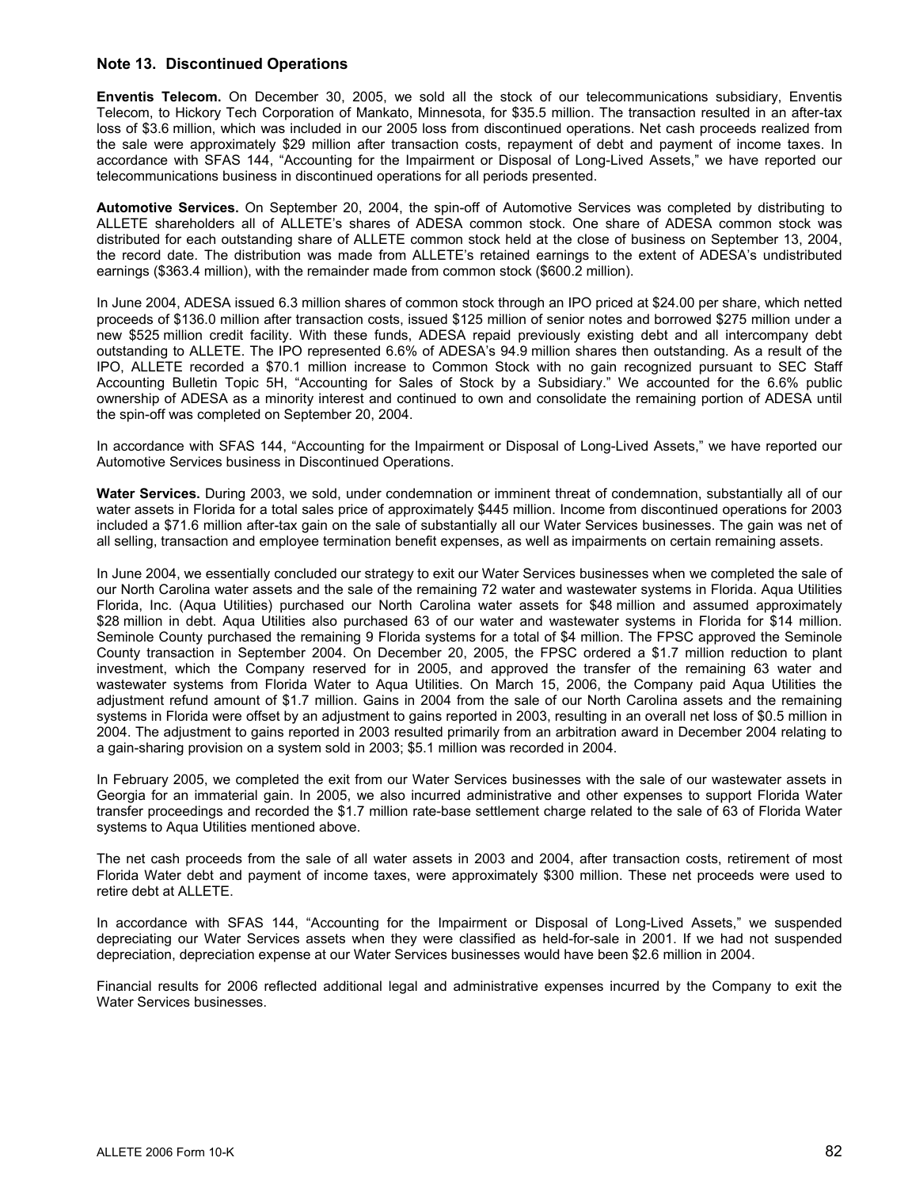## Note 13. Discontinued Operations

**Enventis Telecom.** On December 30, 2005, we sold all the stock of our telecommunications subsidiary, Enventis Telecom, to Hickory Tech Corporation of Mankato, Minnesota, for $35.5 million. The transaction resulted in an after-tax loss of $3.6 million, which was included in our 2005 loss from discontinued operations. Net cash proceeds realized from the sale were approximately $29 million after transaction costs, repayment of debt and payment of income taxes. In accordance with SFAS 144, "Accounting for the Impairment or Disposal of Long-Lived Assets," we have reported our telecommunications business in discontinued operations for all periods presented.

**Automotive Services.** On September 20, 2004, the spin-off of Automotive Services was completed by distributing to ALLETE shareholders all of ALLETE's shares of ADESA common stock. One share of ADESA common stock was distributed for each outstanding share of ALLETE common stock held at the close of business on September 13, 2004, the record date. The distribution was made from ALLETE's retained earnings to the extent of ADESA's undistributed earnings ($363.4 million), with the remainder made from common stock ($600.2 million).

In June 2004, ADESA issued 6.3 million shares of common stock through an IPO priced at $24.00 per share, which netted proceeds of $136.0 million after transaction costs, issued $125 million of senior notes and borrowed $275 million under a new $525 million credit facility. With these funds, ADESA repaid previously existing debt and all intercompany debt outstanding to ALLETE. The IPO represented 6.6% of ADESA's 94.9 million shares then outstanding. As a result of the IPO, ALLETE recorded a $70.1 million increase to Common Stock with no gain recognized pursuant to SEC Staff Accounting Bulletin Topic 5H, "Accounting for Sales of Stock by a Subsidiary." We accounted for the 6.6% public ownership of ADESA as a minority interest and continued to own and consolidate the remaining portion of ADESA until the spin-off was completed on September 20, 2004.

In accordance with SFAS 144, "Accounting for the Impairment or Disposal of Long-Lived Assets," we have reported our Automotive Services business in Discontinued Operations.

**Water Services.** During 2003, we sold, under condemnation or imminent threat of condemnation, substantially all of our water assets in Florida for a total sales price of approximately $445 million. Income from discontinued operations for 2003 included a $71.6 million after-tax gain on the sale of substantially all our Water Services businesses. The gain was net of all selling, transaction and employee termination benefit expenses, as well as impairments on certain remaining assets.

In June 2004, we essentially concluded our strategy to exit our Water Services businesses when we completed the sale of our North Carolina water assets and the sale of the remaining 72 water and wastewater systems in Florida. Aqua Utilities Florida, Inc. (Aqua Utilities) purchased our North Carolina water assets for $48 million and assumed approximately $28 million in debt. Aqua Utilities also purchased 63 of our water and wastewater systems in Florida for $14 million. Seminole County purchased the remaining 9 Florida systems for a total of $4 million. The FPSC approved the Seminole County transaction in September 2004. On December 20, 2005, the FPSC ordered a $1.7 million reduction to plant investment, which the Company reserved for in 2005, and approved the transfer of the remaining 63 water and wastewater systems from Florida Water to Aqua Utilities. On March 15, 2006, the Company paid Aqua Utilities the adjustment refund amount of $1.7 million. Gains in 2004 from the sale of our North Carolina assets and the remaining systems in Florida were offset by an adjustment to gains reported in 2003, resulting in an overall net loss of $0.5 million in 2004. The adjustment to gains reported in 2003 resulted primarily from an arbitration award in December 2004 relating to a gain-sharing provision on a system sold in 2003; $5.1 million was recorded in 2004.

In February 2005, we completed the exit from our Water Services businesses with the sale of our wastewater assets in Georgia for an immaterial gain. In 2005, we also incurred administrative and other expenses to support Florida Water transfer proceedings and recorded the $1.7 million rate-base settlement charge related to the sale of 63 of Florida Water systems to Aqua Utilities mentioned above.

The net cash proceeds from the sale of all water assets in 2003 and 2004, after transaction costs, retirement of most Florida Water debt and payment of income taxes, were approximately $300 million. These net proceeds were used to retire debt at ALLETE.

In accordance with SFAS 144, "Accounting for the Impairment or Disposal of Long-Lived Assets," we suspended depreciating our Water Services assets when they were classified as held-for-sale in 2001. If we had not suspended depreciation, depreciation expense at our Water Services businesses would have been $2.6 million in 2004.

Financial results for 2006 reflected additional legal and administrative expenses incurred by the Company to exit the Water Services businesses.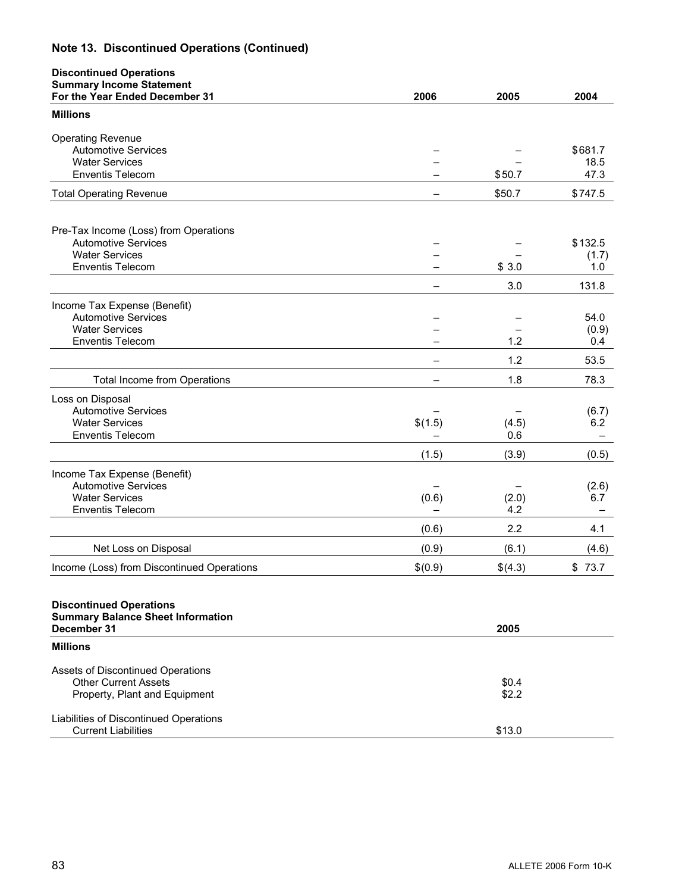## Note 13. Discontinued Operations (Continued)

| Discontinued Operations<br>Summary Income Statement<br>For the Year Ended December 31 | 2006 | 2005 | 2004 |
|---|---|---|---|
| **Millions** | | | |
| Operating Revenue | | | |
| Automotive Services | – | – | $681.7 |
| Water Services | – | – | 18.5 |
| Enventis Telecom | – | $50.7 | 47.3 |
| Total Operating Revenue | – | $50.7 | $747.5 |
| Pre-Tax Income (Loss) from Operations | | | |
| Automotive Services | – | – | $132.5 |
| Water Services | – | – | (1.7) |
| Enventis Telecom | – | $ 3.0 | 1.0 |
| | – | 3.0 | 131.8 |
| Income Tax Expense (Benefit) | | | |
| Automotive Services | – | – | 54.0 |
| Water Services | – | – | (0.9) |
| Enventis Telecom | – | 1.2 | 0.4 |
| | – | 1.2 | 53.5 |
| Total Income from Operations | – | 1.8 | 78.3 |
| Loss on Disposal | | | |
| Automotive Services | – | – | (6.7) |
| Water Services | $(1.5) | (4.5) | 6.2 |
| Enventis Telecom | – | 0.6 | – |
| | (1.5) | (3.9) | (0.5) |
| Income Tax Expense (Benefit) | | | |
| Automotive Services | – | – | (2.6) |
| Water Services | (0.6) | (2.0) | 6.7 |
| Enventis Telecom | – | 4.2 | – |
| | (0.6) | 2.2 | 4.1 |
| Net Loss on Disposal | (0.9) | (6.1) | (4.6) |
| Income (Loss) from Discontinued Operations | $(0.9) | $(4.3) | $ 73.7 |

| Discontinued Operations<br>Summary Balance Sheet Information<br>December 31 | 2005 |
|---|---|
| **Millions** | |
| Assets of Discontinued Operations | |
| Other Current Assets | $0.4 |
| Property, Plant and Equipment | $2.2 |
| Liabilities of Discontinued Operations | |
| Current Liabilities | $13.0 |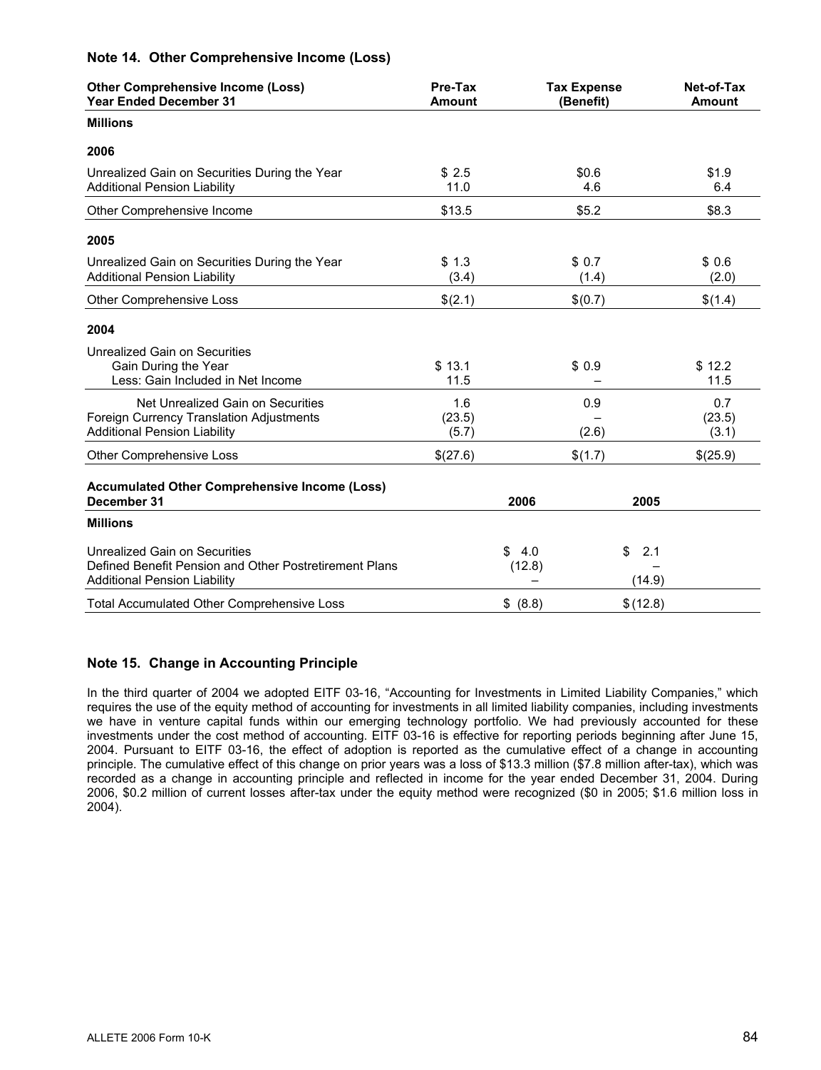## Note 14. Other Comprehensive Income (Loss)

| Other Comprehensive Income (Loss) Year Ended December 31 | Pre-Tax Amount | Tax Expense (Benefit) | Net-of-Tax Amount |
|---|---|---|---|
| **Millions** | | | |
| **2006** | | | |
| Unrealized Gain on Securities During the Year | $ 2.5 | $0.6 | $1.9 |
| Additional Pension Liability | 11.0 | 4.6 | 6.4 |
| Other Comprehensive Income | $13.5 | $5.2 | $8.3 |
| **2005** | | | |
| Unrealized Gain on Securities During the Year | $ 1.3 | $ 0.7 | $ 0.6 |
| Additional Pension Liability | (3.4) | (1.4) | (2.0) |
| Other Comprehensive Loss | $(2.1) | $(0.7) | $(1.4) |
| **2004** | | | |
| Unrealized Gain on Securities | | | |
| Gain During the Year | $ 13.1 | $ 0.9 | $ 12.2 |
| Less: Gain Included in Net Income | 11.5 | – | 11.5 |
| Net Unrealized Gain on Securities | 1.6 | 0.9 | 0.7 |
| Foreign Currency Translation Adjustments | (23.5) | – | (23.5) |
| Additional Pension Liability | (5.7) | (2.6) | (3.1) |
| Other Comprehensive Loss | $(27.6) | $(1.7) | $(25.9) |

| Accumulated Other Comprehensive Income (Loss) December 31 | 2006 | 2005 |
|---|---|---|
| **Millions** | | |
| Unrealized Gain on Securities | $ 4.0 | $ 2.1 |
| Defined Benefit Pension and Other Postretirement Plans | (12.8) | – |
| Additional Pension Liability | – | (14.9) |
| Total Accumulated Other Comprehensive Loss | $ (8.8) | $ (12.8) |

## Note 15. Change in Accounting Principle

In the third quarter of 2004 we adopted EITF 03-16, "Accounting for Investments in Limited Liability Companies," which requires the use of the equity method of accounting for investments in all limited liability companies, including investments we have in venture capital funds within our emerging technology portfolio. We had previously accounted for these investments under the cost method of accounting. EITF 03-16 is effective for reporting periods beginning after June 15, 2004. Pursuant to EITF 03-16, the effect of adoption is reported as the cumulative effect of a change in accounting principle. The cumulative effect of this change on prior years was a loss of $13.3 million ($7.8 million after-tax), which was recorded as a change in accounting principle and reflected in income for the year ended December 31, 2004. During 2006, $0.2 million of current losses after-tax under the equity method were recognized ($0 in 2005; $1.6 million loss in 2004).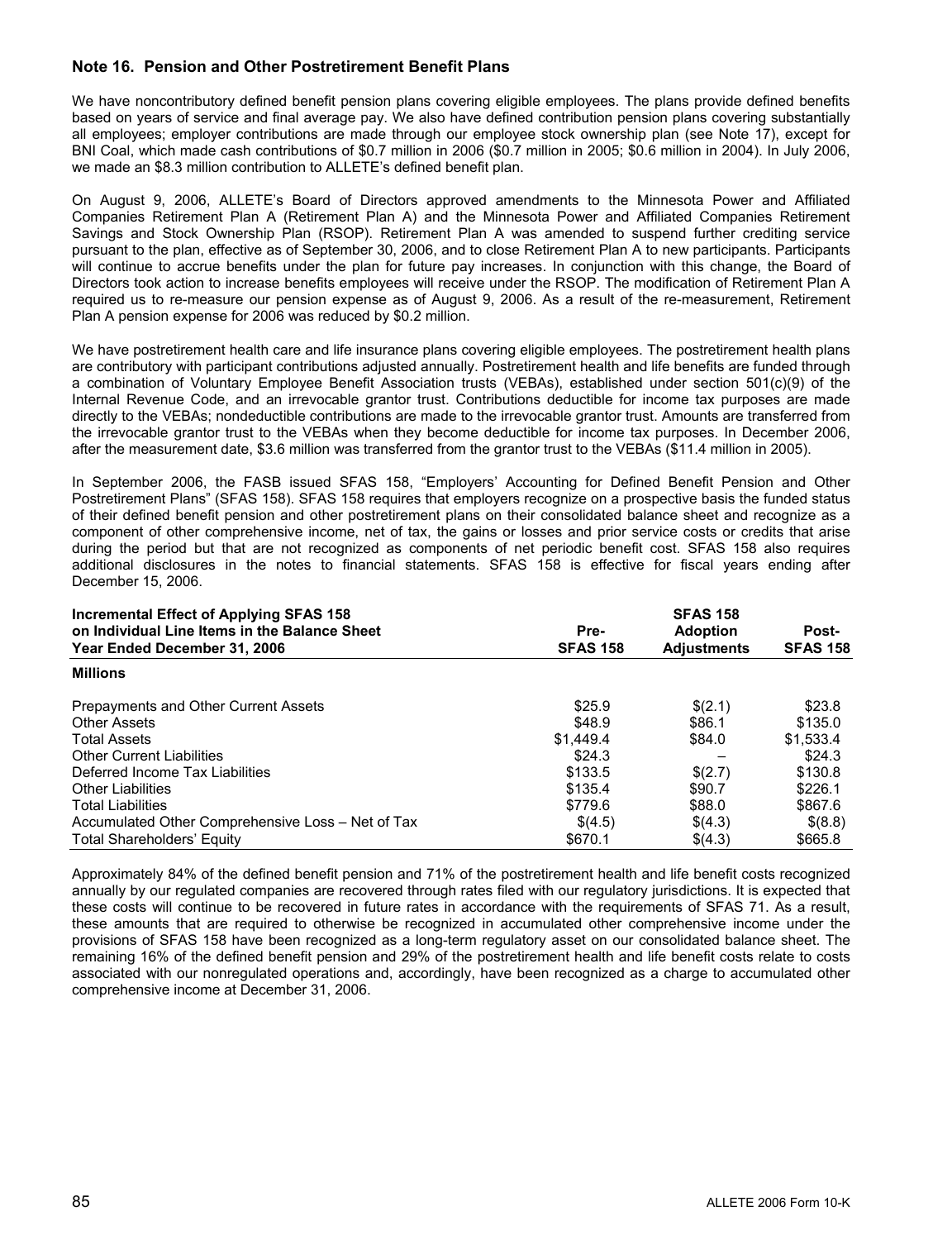## Note 16. Pension and Other Postretirement Benefit Plans

We have noncontributory defined benefit pension plans covering eligible employees. The plans provide defined benefits based on years of service and final average pay. We also have defined contribution pension plans covering substantially all employees; employer contributions are made through our employee stock ownership plan (see Note 17), except for BNI Coal, which made cash contributions of $0.7 million in 2006 ($0.7 million in 2005; $0.6 million in 2004). In July 2006, we made an $8.3 million contribution to ALLETE's defined benefit plan.

On August 9, 2006, ALLETE's Board of Directors approved amendments to the Minnesota Power and Affiliated Companies Retirement Plan A (Retirement Plan A) and the Minnesota Power and Affiliated Companies Retirement Savings and Stock Ownership Plan (RSOP). Retirement Plan A was amended to suspend further crediting service pursuant to the plan, effective as of September 30, 2006, and to close Retirement Plan A to new participants. Participants will continue to accrue benefits under the plan for future pay increases. In conjunction with this change, the Board of Directors took action to increase benefits employees will receive under the RSOP. The modification of Retirement Plan A required us to re-measure our pension expense as of August 9, 2006. As a result of the re-measurement, Retirement Plan A pension expense for 2006 was reduced by $0.2 million.

We have postretirement health care and life insurance plans covering eligible employees. The postretirement health plans are contributory with participant contributions adjusted annually. Postretirement health and life benefits are funded through a combination of Voluntary Employee Benefit Association trusts (VEBAs), established under section 501(c)(9) of the Internal Revenue Code, and an irrevocable grantor trust. Contributions deductible for income tax purposes are made directly to the VEBAs; nondeductible contributions are made to the irrevocable grantor trust. Amounts are transferred from the irrevocable grantor trust to the VEBAs when they become deductible for income tax purposes. In December 2006, after the measurement date, $3.6 million was transferred from the grantor trust to the VEBAs ($11.4 million in 2005).

In September 2006, the FASB issued SFAS 158, "Employers' Accounting for Defined Benefit Pension and Other Postretirement Plans" (SFAS 158). SFAS 158 requires that employers recognize on a prospective basis the funded status of their defined benefit pension and other postretirement plans on their consolidated balance sheet and recognize as a component of other comprehensive income, net of tax, the gains or losses and prior service costs or credits that arise during the period but that are not recognized as components of net periodic benefit cost. SFAS 158 also requires additional disclosures in the notes to financial statements. SFAS 158 is effective for fiscal years ending after December 15, 2006.

| Incremental Effect of Applying SFAS 158 on Individual Line Items in the Balance Sheet Year Ended December 31, 2006 | Pre-SFAS 158 | SFAS 158 Adoption Adjustments | Post-SFAS 158 |
|---|---|---|---|
| **Millions** | | | |
| Prepayments and Other Current Assets | $25.9 | $(2.1) | $23.8 |
| Other Assets | $48.9 | $86.1 | $135.0 |
| Total Assets | $1,449.4 | $84.0 | $1,533.4 |
| Other Current Liabilities | $24.3 | – | $24.3 |
| Deferred Income Tax Liabilities | $133.5 | $(2.7) | $130.8 |
| Other Liabilities | $135.4 | $90.7 | $226.1 |
| Total Liabilities | $779.6 | $88.0 | $867.6 |
| Accumulated Other Comprehensive Loss – Net of Tax | $(4.5) | $(4.3) | $(8.8) |
| Total Shareholders' Equity | $670.1 | $(4.3) | $665.8 |

Approximately 84% of the defined benefit pension and 71% of the postretirement health and life benefit costs recognized annually by our regulated companies are recovered through rates filed with our regulatory jurisdictions. It is expected that these costs will continue to be recovered in future rates in accordance with the requirements of SFAS 71. As a result, these amounts that are required to otherwise be recognized in accumulated other comprehensive income under the provisions of SFAS 158 have been recognized as a long-term regulatory asset on our consolidated balance sheet. The remaining 16% of the defined benefit pension and 29% of the postretirement health and life benefit costs relate to costs associated with our nonregulated operations and, accordingly, have been recognized as a charge to accumulated other comprehensive income at December 31, 2006.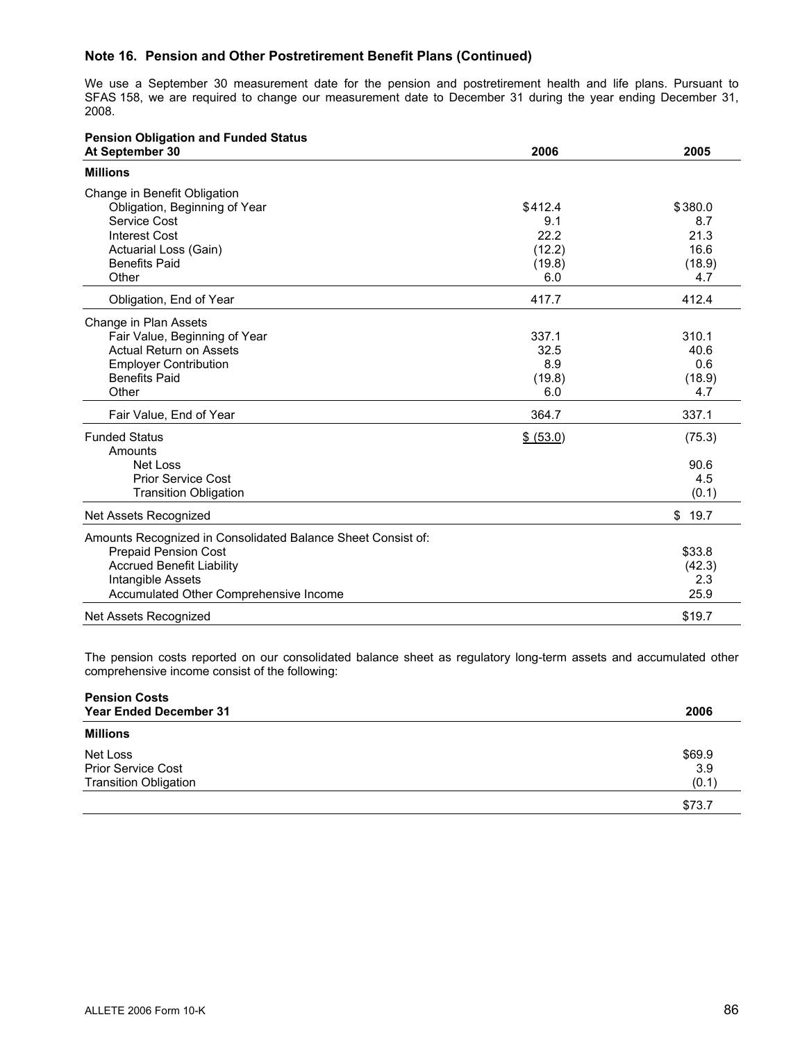## Note 16. Pension and Other Postretirement Benefit Plans (Continued)

We use a September 30 measurement date for the pension and postretirement health and life plans. Pursuant to SFAS 158, we are required to change our measurement date to December 31 during the year ending December 31, 2008.

| **Pension Obligation and Funded Status At September 30** | **2006** | **2005** |
|---|---|---|
| **Millions** | | |
| Change in Benefit Obligation | | |
| Obligation, Beginning of Year | $412.4 | $380.0 |
| Service Cost | 9.1 | 8.7 |
| Interest Cost | 22.2 | 21.3 |
| Actuarial Loss (Gain) | (12.2) | 16.6 |
| Benefits Paid | (19.8) | (18.9) |
| Other | 6.0 | 4.7 |
| Obligation, End of Year | 417.7 | 412.4 |
| Change in Plan Assets | | |
| Fair Value, Beginning of Year | 337.1 | 310.1 |
| Actual Return on Assets | 32.5 | 40.6 |
| Employer Contribution | 8.9 | 0.6 |
| Benefits Paid | (19.8) | (18.9) |
| Other | 6.0 | 4.7 |
| Fair Value, End of Year | 364.7 | 337.1 |
| Funded Status | $ (53.0) | (75.3) |
| Amounts | | |
| Net Loss | | 90.6 |
| Prior Service Cost | | 4.5 |
| Transition Obligation | | (0.1) |
| Net Assets Recognized | | $ 19.7 |
| Amounts Recognized in Consolidated Balance Sheet Consist of: | | |
| Prepaid Pension Cost | | $33.8 |
| Accrued Benefit Liability | | (42.3) |
| Intangible Assets | | 2.3 |
| Accumulated Other Comprehensive Income | | 25.9 |
| Net Assets Recognized | | $19.7 |

The pension costs reported on our consolidated balance sheet as regulatory long-term assets and accumulated other comprehensive income consist of the following:

| **Pension Costs Year Ended December 31** | **2006** |
|---|---|
| **Millions** | |
| Net Loss | $69.9 |
| Prior Service Cost | 3.9 |
| Transition Obligation | (0.1) |
| | $73.7 |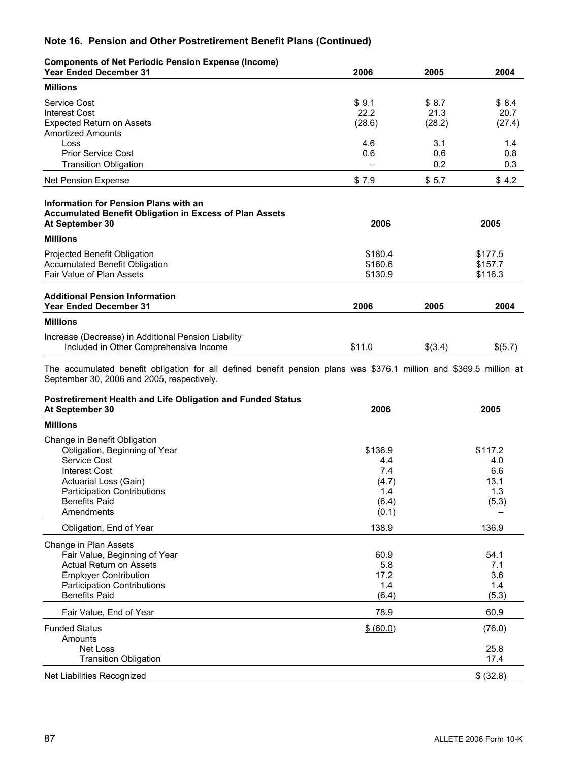## Note 16. Pension and Other Postretirement Benefit Plans (Continued)

| **Components of Net Periodic Pension Expense (Income)**<br>**Year Ended December 31** | **2006** | **2005** | **2004** |
|---|---|---|---|
| **Millions** | | | |
| Service Cost | $ 9.1 | $ 8.7 | $ 8.4 |
| Interest Cost | 22.2 | 21.3 | 20.7 |
| Expected Return on Assets | (28.6) | (28.2) | (27.4) |
| Amortized Amounts | | | |
| Loss | 4.6 | 3.1 | 1.4 |
| Prior Service Cost | 0.6 | 0.6 | 0.8 |
| Transition Obligation | – | 0.2 | 0.3 |
| Net Pension Expense | $ 7.9 | $ 5.7 | $ 4.2 |

| **Information for Pension Plans with an Accumulated Benefit Obligation in Excess of Plan Assets**<br>**At September 30** | **2006** | **2005** |
|---|---|---|
| **Millions** | | |
| Projected Benefit Obligation | $180.4 | $177.5 |
| Accumulated Benefit Obligation | $160.6 | $157.7 |
| Fair Value of Plan Assets | $130.9 | $116.3 |

| **Additional Pension Information**<br>**Year Ended December 31** | **2006** | **2005** | **2004** |
|---|---|---|---|
| **Millions** | | | |
| Increase (Decrease) in Additional Pension Liability Included in Other Comprehensive Income | $11.0 | $(3.4) | $(5.7) |

The accumulated benefit obligation for all defined benefit pension plans was $376.1 million and $369.5 million at September 30, 2006 and 2005, respectively.

| **Postretirement Health and Life Obligation and Funded Status**<br>**At September 30** | **2006** | **2005** |
|---|---|---|
| **Millions** | | |
| Change in Benefit Obligation | | |
| Obligation, Beginning of Year | $136.9 | $117.2 |
| Service Cost | 4.4 | 4.0 |
| Interest Cost | 7.4 | 6.6 |
| Actuarial Loss (Gain) | (4.7) | 13.1 |
| Participation Contributions | 1.4 | 1.3 |
| Benefits Paid | (6.4) | (5.3) |
| Amendments | (0.1) | – |
| Obligation, End of Year | 138.9 | 136.9 |
| Change in Plan Assets | | |
| Fair Value, Beginning of Year | 60.9 | 54.1 |
| Actual Return on Assets | 5.8 | 7.1 |
| Employer Contribution | 17.2 | 3.6 |
| Participation Contributions | 1.4 | 1.4 |
| Benefits Paid | (6.4) | (5.3) |
| Fair Value, End of Year | 78.9 | 60.9 |
| Funded Status | $ (60.0) | (76.0) |
| Amounts | | |
| Net Loss | | 25.8 |
| Transition Obligation | | 17.4 |
| Net Liabilities Recognized | | $ (32.8) |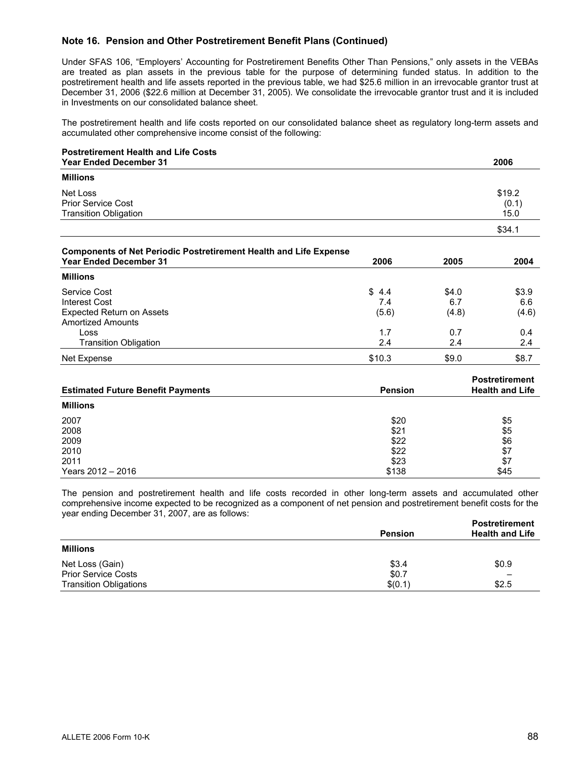## Note 16. Pension and Other Postretirement Benefit Plans (Continued)

Under SFAS 106, "Employers' Accounting for Postretirement Benefits Other Than Pensions," only assets in the VEBAs are treated as plan assets in the previous table for the purpose of determining funded status. In addition to the postretirement health and life assets reported in the previous table, we had $25.6 million in an irrevocable grantor trust at December 31, 2006 ($22.6 million at December 31, 2005). We consolidate the irrevocable grantor trust and it is included in Investments on our consolidated balance sheet.

The postretirement health and life costs reported on our consolidated balance sheet as regulatory long-term assets and accumulated other comprehensive income consist of the following:

| **Postretirement Health and Life Costs**<br>**Year Ended December 31** | **2006** |
|---|---|
| **Millions** | |
| Net Loss | $19.2 |
| Prior Service Cost | (0.1) |
| Transition Obligation | 15.0 |
| | $34.1 |

| **Components of Net Periodic Postretirement Health and Life Expense**<br>**Year Ended December 31** | **2006** | **2005** | **2004** |
|---|---|---|---|
| **Millions** | | | |
| Service Cost | $ 4.4 | $4.0 | $3.9 |
| Interest Cost | 7.4 | 6.7 | 6.6 |
| Expected Return on Assets | (5.6) | (4.8) | (4.6) |
| Amortized Amounts | | | |
| Loss | 1.7 | 0.7 | 0.4 |
| Transition Obligation | 2.4 | 2.4 | 2.4 |
| Net Expense | $10.3 | $9.0 | $8.7 |

| **Estimated Future Benefit Payments** | **Pension** | **Postretirement Health and Life** |
|---|---|---|
| **Millions** | | |
| 2007 | $20 | $5 |
| 2008 | $21 | $5 |
| 2009 | $22 | $6 |
| 2010 | $22 | $7 |
| 2011 | $23 | $7 |
| Years 2012 – 2016 | $138 | $45 |

The pension and postretirement health and life costs recorded in other long-term assets and accumulated other comprehensive income expected to be recognized as a component of net pension and postretirement benefit costs for the year ending December 31, 2007, are as follows:

| | **Pension** | **Postretirement Health and Life** |
|---|---|---|
| **Millions** | | |
| Net Loss (Gain) | $3.4 | $0.9 |
| Prior Service Costs | $0.7 | – |
| Transition Obligations | $(0.1) | $2.5 |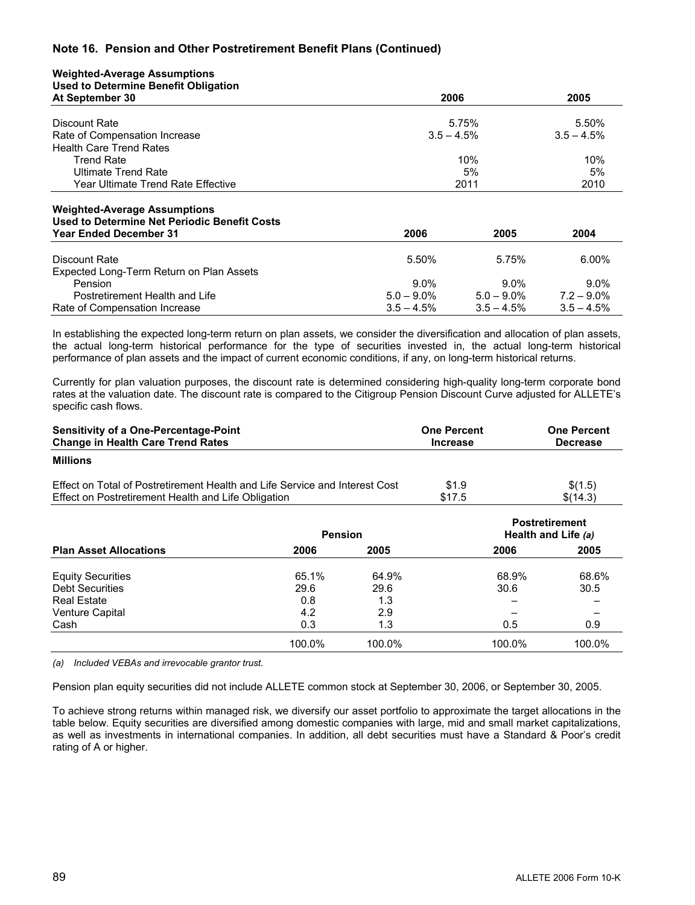## Note 16. Pension and Other Postretirement Benefit Plans (Continued)

| **Weighted-Average Assumptions Used to Determine Benefit Obligation At September 30** | **2006** | **2005** |
|---|---|---|
| Discount Rate | 5.75% | 5.50% |
| Rate of Compensation Increase | 3.5 – 4.5% | 3.5 – 4.5% |
| Health Care Trend Rates | | |
| Trend Rate | 10% | 10% |
| Ultimate Trend Rate | 5% | 5% |
| Year Ultimate Trend Rate Effective | 2011 | 2010 |

| **Weighted-Average Assumptions Used to Determine Net Periodic Benefit Costs Year Ended December 31** | **2006** | **2005** | **2004** |
|---|---|---|---|
| Discount Rate | 5.50% | 5.75% | 6.00% |
| Expected Long-Term Return on Plan Assets | | | |
| Pension | 9.0% | 9.0% | 9.0% |
| Postretirement Health and Life | 5.0 – 9.0% | 5.0 – 9.0% | 7.2 – 9.0% |
| Rate of Compensation Increase | 3.5 – 4.5% | 3.5 – 4.5% | 3.5 – 4.5% |

In establishing the expected long-term return on plan assets, we consider the diversification and allocation of plan assets, the actual long-term historical performance for the type of securities invested in, the actual long-term historical performance of plan assets and the impact of current economic conditions, if any, on long-term historical returns.

Currently for plan valuation purposes, the discount rate is determined considering high-quality long-term corporate bond rates at the valuation date. The discount rate is compared to the Citigroup Pension Discount Curve adjusted for ALLETE's specific cash flows.

| **Sensitivity of a One-Percentage-Point Change in Health Care Trend Rates** | **One Percent Increase** | **One Percent Decrease** |
|---|---|---|
| **Millions** | | |
| Effect on Total of Postretirement Health and Life Service and Interest Cost | $1.9 | $(1.5) |
| Effect on Postretirement Health and Life Obligation | $17.5 | $(14.3) |

| | **Pension** | | **Postretirement Health and Life** *(a)* | |
|---|---|---|---|---|
| **Plan Asset Allocations** | **2006** | **2005** | **2006** | **2005** |
| Equity Securities | 65.1% | 64.9% | 68.9% | 68.6% |
| Debt Securities | 29.6 | 29.6 | 30.6 | 30.5 |
| Real Estate | 0.8 | 1.3 | – | – |
| Venture Capital | 4.2 | 2.9 | – | – |
| Cash | 0.3 | 1.3 | 0.5 | 0.9 |
| | 100.0% | 100.0% | 100.0% | 100.0% |

*(a) Included VEBAs and irrevocable grantor trust.*

Pension plan equity securities did not include ALLETE common stock at September 30, 2006, or September 30, 2005.

To achieve strong returns within managed risk, we diversify our asset portfolio to approximate the target allocations in the table below. Equity securities are diversified among domestic companies with large, mid and small market capitalizations, as well as investments in international companies. In addition, all debt securities must have a Standard & Poor's credit rating of A or higher.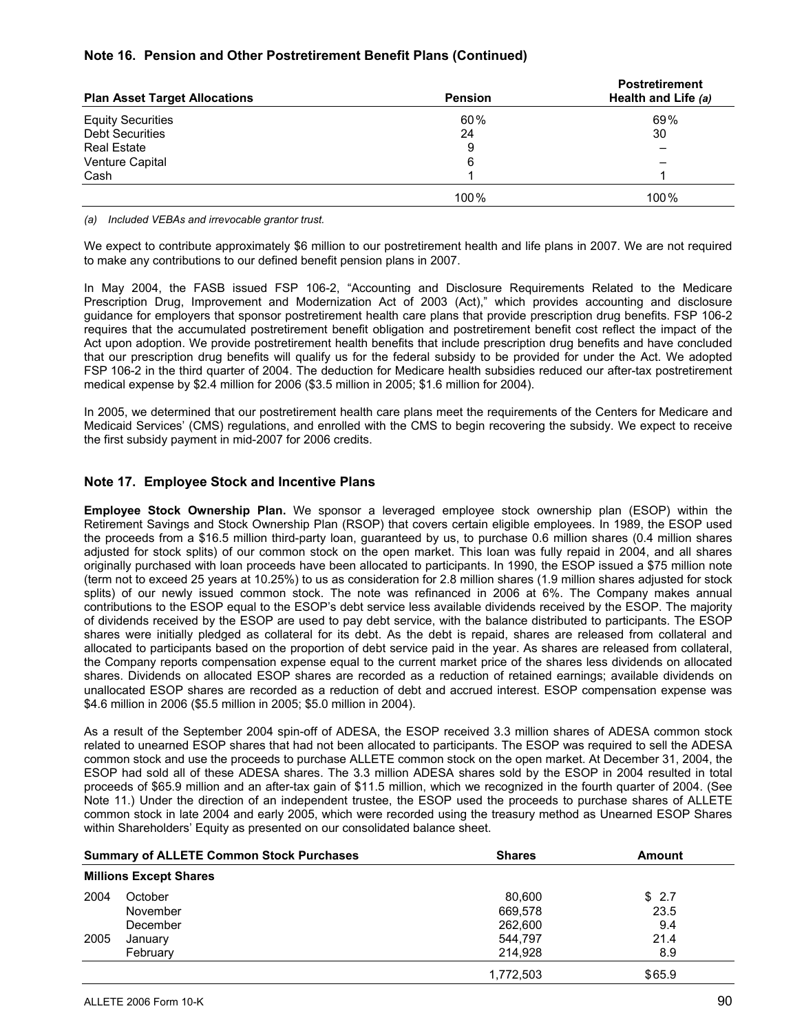## Note 16. Pension and Other Postretirement Benefit Plans (Continued)

| Plan Asset Target Allocations | Pension | Postretirement Health and Life *(a)* |
|---|---|---|
| Equity Securities | 60% | 69% |
| Debt Securities | 24 | 30 |
| Real Estate | 9 | – |
| Venture Capital | 6 | – |
| Cash | 1 | 1 |
| | 100% | 100% |

*(a) Included VEBAs and irrevocable grantor trust.*

We expect to contribute approximately $6 million to our postretirement health and life plans in 2007. We are not required to make any contributions to our defined benefit pension plans in 2007.

In May 2004, the FASB issued FSP 106-2, "Accounting and Disclosure Requirements Related to the Medicare Prescription Drug, Improvement and Modernization Act of 2003 (Act)," which provides accounting and disclosure guidance for employers that sponsor postretirement health care plans that provide prescription drug benefits. FSP 106-2 requires that the accumulated postretirement benefit obligation and postretirement benefit cost reflect the impact of the Act upon adoption. We provide postretirement health benefits that include prescription drug benefits and have concluded that our prescription drug benefits will qualify us for the federal subsidy to be provided for under the Act. We adopted FSP 106-2 in the third quarter of 2004. The deduction for Medicare health subsidies reduced our after-tax postretirement medical expense by $2.4 million for 2006 ($3.5 million in 2005; $1.6 million for 2004).

In 2005, we determined that our postretirement health care plans meet the requirements of the Centers for Medicare and Medicaid Services' (CMS) regulations, and enrolled with the CMS to begin recovering the subsidy. We expect to receive the first subsidy payment in mid-2007 for 2006 credits.

## Note 17. Employee Stock and Incentive Plans

**Employee Stock Ownership Plan.** We sponsor a leveraged employee stock ownership plan (ESOP) within the Retirement Savings and Stock Ownership Plan (RSOP) that covers certain eligible employees. In 1989, the ESOP used the proceeds from a $16.5 million third-party loan, guaranteed by us, to purchase 0.6 million shares (0.4 million shares adjusted for stock splits) of our common stock on the open market. This loan was fully repaid in 2004, and all shares originally purchased with loan proceeds have been allocated to participants. In 1990, the ESOP issued a $75 million note (term not to exceed 25 years at 10.25%) to us as consideration for 2.8 million shares (1.9 million shares adjusted for stock splits) of our newly issued common stock. The note was refinanced in 2006 at 6%. The Company makes annual contributions to the ESOP equal to the ESOP's debt service less available dividends received by the ESOP. The majority of dividends received by the ESOP are used to pay debt service, with the balance distributed to participants. The ESOP shares were initially pledged as collateral for its debt. As the debt is repaid, shares are released from collateral and allocated to participants based on the proportion of debt service paid in the year. As shares are released from collateral, the Company reports compensation expense equal to the current market price of the shares less dividends on allocated shares. Dividends on allocated ESOP shares are recorded as a reduction of retained earnings; available dividends on unallocated ESOP shares are recorded as a reduction of debt and accrued interest. ESOP compensation expense was $4.6 million in 2006 ($5.5 million in 2005; $5.0 million in 2004).

As a result of the September 2004 spin-off of ADESA, the ESOP received 3.3 million shares of ADESA common stock related to unearned ESOP shares that had not been allocated to participants. The ESOP was required to sell the ADESA common stock and use the proceeds to purchase ALLETE common stock on the open market. At December 31, 2004, the ESOP had sold all of these ADESA shares. The 3.3 million ADESA shares sold by the ESOP in 2004 resulted in total proceeds of $65.9 million and an after-tax gain of $11.5 million, which we recognized in the fourth quarter of 2004. (See Note 11.) Under the direction of an independent trustee, the ESOP used the proceeds to purchase shares of ALLETE common stock in late 2004 and early 2005, which were recorded using the treasury method as Unearned ESOP Shares within Shareholders' Equity as presented on our consolidated balance sheet.

| Summary of ALLETE Common Stock Purchases | | Shares | Amount |
|---|---|---|---|
| **Millions Except Shares** | | | |
| 2004 | October | 80,600 | $ 2.7 |
| | November | 669,578 | 23.5 |
| | December | 262,600 | 9.4 |
| 2005 | January | 544,797 | 21.4 |
| | February | 214,928 | 8.9 |
| | | 1,772,503 | $65.9 |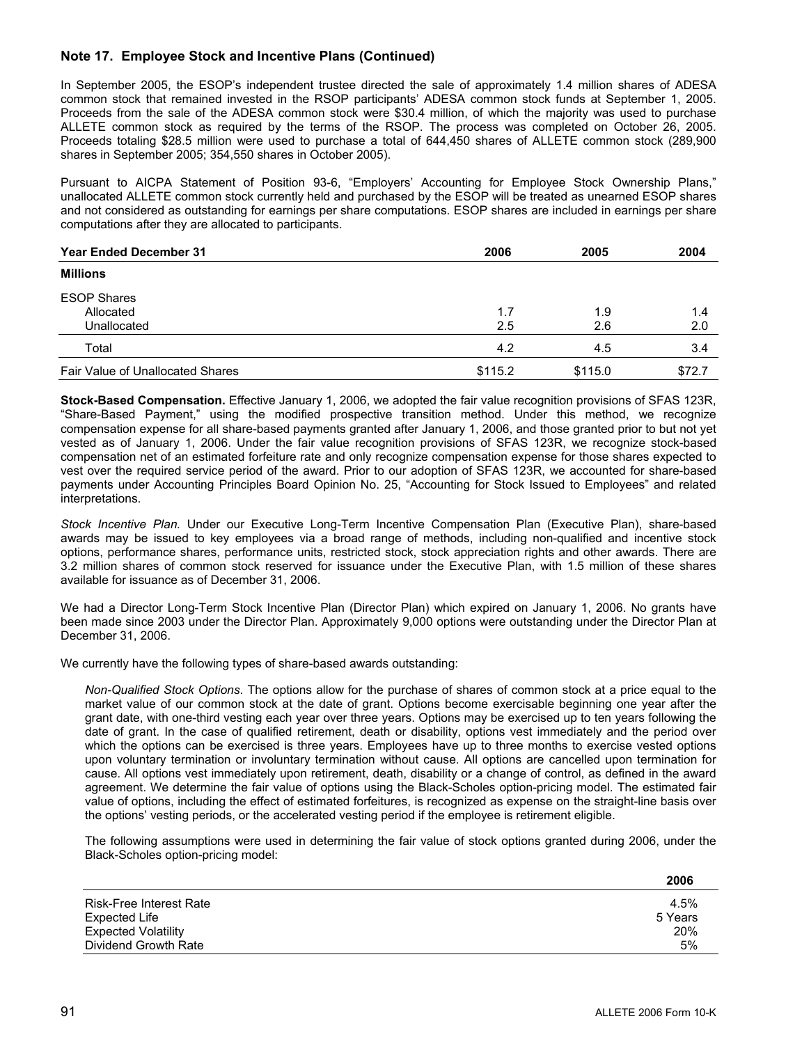## Note 17. Employee Stock and Incentive Plans (Continued)

In September 2005, the ESOP's independent trustee directed the sale of approximately 1.4 million shares of ADESA common stock that remained invested in the RSOP participants' ADESA common stock funds at September 1, 2005. Proceeds from the sale of the ADESA common stock were $30.4 million, of which the majority was used to purchase ALLETE common stock as required by the terms of the RSOP. The process was completed on October 26, 2005. Proceeds totaling $28.5 million were used to purchase a total of 644,450 shares of ALLETE common stock (289,900 shares in September 2005; 354,550 shares in October 2005).

Pursuant to AICPA Statement of Position 93-6, "Employers' Accounting for Employee Stock Ownership Plans," unallocated ALLETE common stock currently held and purchased by the ESOP will be treated as unearned ESOP shares and not considered as outstanding for earnings per share computations. ESOP shares are included in earnings per share computations after they are allocated to participants.

| Year Ended December 31 | 2006 | 2005 | 2004 |
|---|---|---|---|
| **Millions** | | | |
| ESOP Shares | | | |
| Allocated | 1.7 | 1.9 | 1.4 |
| Unallocated | 2.5 | 2.6 | 2.0 |
| Total | 4.2 | 4.5 | 3.4 |
| Fair Value of Unallocated Shares | $115.2 | $115.0 | $72.7 |

**Stock-Based Compensation.** Effective January 1, 2006, we adopted the fair value recognition provisions of SFAS 123R, "Share-Based Payment," using the modified prospective transition method. Under this method, we recognize compensation expense for all share-based payments granted after January 1, 2006, and those granted prior to but not yet vested as of January 1, 2006. Under the fair value recognition provisions of SFAS 123R, we recognize stock-based compensation net of an estimated forfeiture rate and only recognize compensation expense for those shares expected to vest over the required service period of the award. Prior to our adoption of SFAS 123R, we accounted for share-based payments under Accounting Principles Board Opinion No. 25, "Accounting for Stock Issued to Employees" and related interpretations.

*Stock Incentive Plan.* Under our Executive Long-Term Incentive Compensation Plan (Executive Plan), share-based awards may be issued to key employees via a broad range of methods, including non-qualified and incentive stock options, performance shares, performance units, restricted stock, stock appreciation rights and other awards. There are 3.2 million shares of common stock reserved for issuance under the Executive Plan, with 1.5 million of these shares available for issuance as of December 31, 2006.

We had a Director Long-Term Stock Incentive Plan (Director Plan) which expired on January 1, 2006. No grants have been made since 2003 under the Director Plan. Approximately 9,000 options were outstanding under the Director Plan at December 31, 2006.

We currently have the following types of share-based awards outstanding:

*Non-Qualified Stock Options*. The options allow for the purchase of shares of common stock at a price equal to the market value of our common stock at the date of grant. Options become exercisable beginning one year after the grant date, with one-third vesting each year over three years. Options may be exercised up to ten years following the date of grant. In the case of qualified retirement, death or disability, options vest immediately and the period over which the options can be exercised is three years. Employees have up to three months to exercise vested options upon voluntary termination or involuntary termination without cause. All options are cancelled upon termination for cause. All options vest immediately upon retirement, death, disability or a change of control, as defined in the award agreement. We determine the fair value of options using the Black-Scholes option-pricing model. The estimated fair value of options, including the effect of estimated forfeitures, is recognized as expense on the straight-line basis over the options' vesting periods, or the accelerated vesting period if the employee is retirement eligible.

The following assumptions were used in determining the fair value of stock options granted during 2006, under the Black-Scholes option-pricing model:

| | 2006 |
|---|---|
| Risk-Free Interest Rate | 4.5% |
| Expected Life | 5 Years |
| Expected Volatility | 20% |
| Dividend Growth Rate | 5% |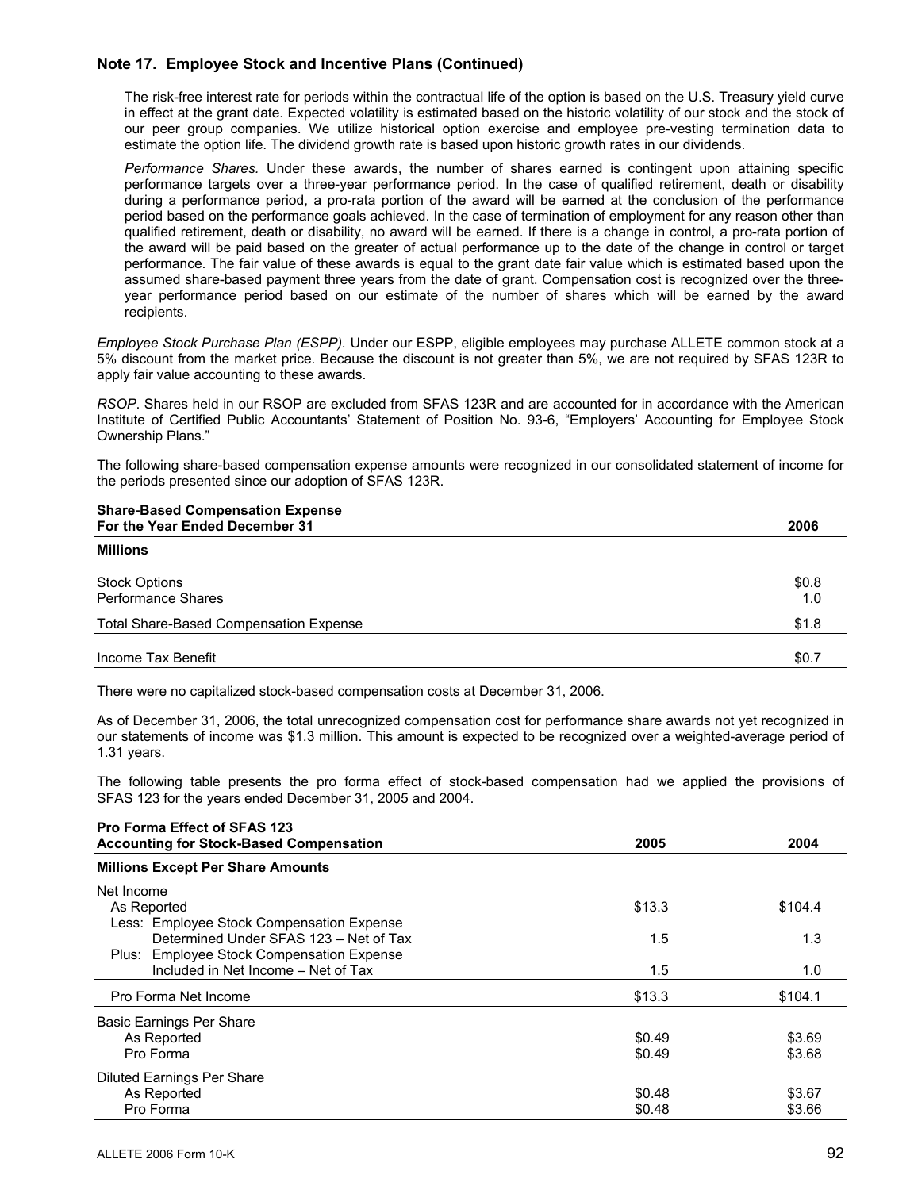## Note 17. Employee Stock and Incentive Plans (Continued)

The risk-free interest rate for periods within the contractual life of the option is based on the U.S. Treasury yield curve in effect at the grant date. Expected volatility is estimated based on the historic volatility of our stock and the stock of our peer group companies. We utilize historical option exercise and employee pre-vesting termination data to estimate the option life. The dividend growth rate is based upon historic growth rates in our dividends.

*Performance Shares.* Under these awards, the number of shares earned is contingent upon attaining specific performance targets over a three-year performance period. In the case of qualified retirement, death or disability during a performance period, a pro-rata portion of the award will be earned at the conclusion of the performance period based on the performance goals achieved. In the case of termination of employment for any reason other than qualified retirement, death or disability, no award will be earned. If there is a change in control, a pro-rata portion of the award will be paid based on the greater of actual performance up to the date of the change in control or target performance. The fair value of these awards is equal to the grant date fair value which is estimated based upon the assumed share-based payment three years from the date of grant. Compensation cost is recognized over the three-year performance period based on our estimate of the number of shares which will be earned by the award recipients.

*Employee Stock Purchase Plan (ESPP).* Under our ESPP, eligible employees may purchase ALLETE common stock at a 5% discount from the market price. Because the discount is not greater than 5%, we are not required by SFAS 123R to apply fair value accounting to these awards.

*RSOP*. Shares held in our RSOP are excluded from SFAS 123R and are accounted for in accordance with the American Institute of Certified Public Accountants' Statement of Position No. 93-6, "Employers' Accounting for Employee Stock Ownership Plans."

The following share-based compensation expense amounts were recognized in our consolidated statement of income for the periods presented since our adoption of SFAS 123R.

| **Share-Based Compensation Expense For the Year Ended December 31** | **2006** |
|---|---|
| **Millions** | |
| Stock Options | $0.8 |
| Performance Shares | 1.0 |
| Total Share-Based Compensation Expense | $1.8 |
| Income Tax Benefit | $0.7 |

There were no capitalized stock-based compensation costs at December 31, 2006.

As of December 31, 2006, the total unrecognized compensation cost for performance share awards not yet recognized in our statements of income was $1.3 million. This amount is expected to be recognized over a weighted-average period of 1.31 years.

The following table presents the pro forma effect of stock-based compensation had we applied the provisions of SFAS 123 for the years ended December 31, 2005 and 2004.

| **Pro Forma Effect of SFAS 123 Accounting for Stock-Based Compensation** | **2005** | **2004** |
|---|---|---|
| **Millions Except Per Share Amounts** | | |
| Net Income | | |
| As Reported | $13.3 | $104.4 |
| Less: Employee Stock Compensation Expense Determined Under SFAS 123 – Net of Tax | 1.5 | 1.3 |
| Plus: Employee Stock Compensation Expense Included in Net Income – Net of Tax | 1.5 | 1.0 |
| Pro Forma Net Income | $13.3 | $104.1 |
| Basic Earnings Per Share | | |
| As Reported | $0.49 | $3.69 |
| Pro Forma | $0.49 | $3.68 |
| Diluted Earnings Per Share | | |
| As Reported | $0.48 | $3.67 |
| Pro Forma | $0.48 | $3.66 |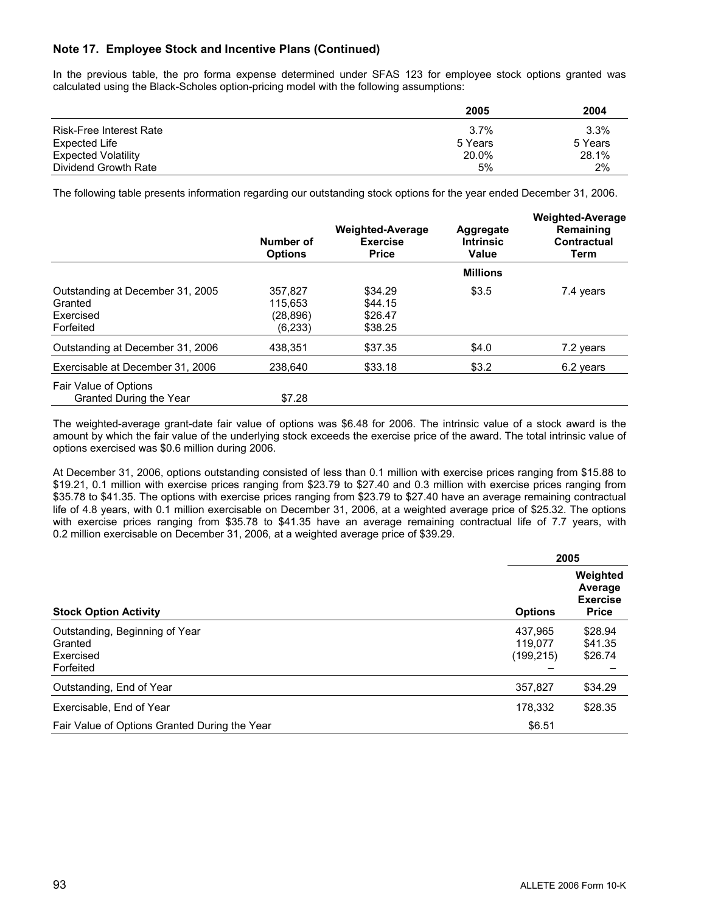## Note 17. Employee Stock and Incentive Plans (Continued)

In the previous table, the pro forma expense determined under SFAS 123 for employee stock options granted was calculated using the Black-Scholes option-pricing model with the following assumptions:

| | 2005 | 2004 |
|---|---|---|
| Risk-Free Interest Rate | 3.7% | 3.3% |
| Expected Life | 5 Years | 5 Years |
| Expected Volatility | 20.0% | 28.1% |
| Dividend Growth Rate | 5% | 2% |

The following table presents information regarding our outstanding stock options for the year ended December 31, 2006.

| | Number of Options | Weighted-Average Exercise Price | Aggregate Intrinsic Value | Weighted-Average Remaining Contractual Term |
|---|---|---|---|---|
| | | | Millions | |
| Outstanding at December 31, 2005 | 357,827 | $34.29 | $3.5 | 7.4 years |
| Granted | 115,653 | $44.15 | | |
| Exercised | (28,896) | $26.47 | | |
| Forfeited | (6,233) | $38.25 | | |
| Outstanding at December 31, 2006 | 438,351 | $37.35 | $4.0 | 7.2 years |
| Exercisable at December 31, 2006 | 238,640 | $33.18 | $3.2 | 6.2 years |
| Fair Value of Options Granted During the Year | $7.28 | | | |

The weighted-average grant-date fair value of options was $6.48 for 2006. The intrinsic value of a stock award is the amount by which the fair value of the underlying stock exceeds the exercise price of the award. The total intrinsic value of options exercised was $0.6 million during 2006.

At December 31, 2006, options outstanding consisted of less than 0.1 million with exercise prices ranging from $15.88 to $19.21, 0.1 million with exercise prices ranging from $23.79 to $27.40 and 0.3 million with exercise prices ranging from $35.78 to $41.35. The options with exercise prices ranging from $23.79 to $27.40 have an average remaining contractual life of 4.8 years, with 0.1 million exercisable on December 31, 2006, at a weighted average price of $25.32. The options with exercise prices ranging from $35.78 to $41.35 have an average remaining contractual life of 7.7 years, with 0.2 million exercisable on December 31, 2006, at a weighted average price of $39.29.

| | 2005 | |
|---|---|---|
| **Stock Option Activity** | **Options** | **Weighted Average Exercise Price** |
| Outstanding, Beginning of Year | 437,965 | $28.94 |
| Granted | 119,077 | $41.35 |
| Exercised | (199,215) | $26.74 |
| Forfeited | – | – |
| Outstanding, End of Year | 357,827 | $34.29 |
| Exercisable, End of Year | 178,332 | $28.35 |
| Fair Value of Options Granted During the Year | $6.51 | |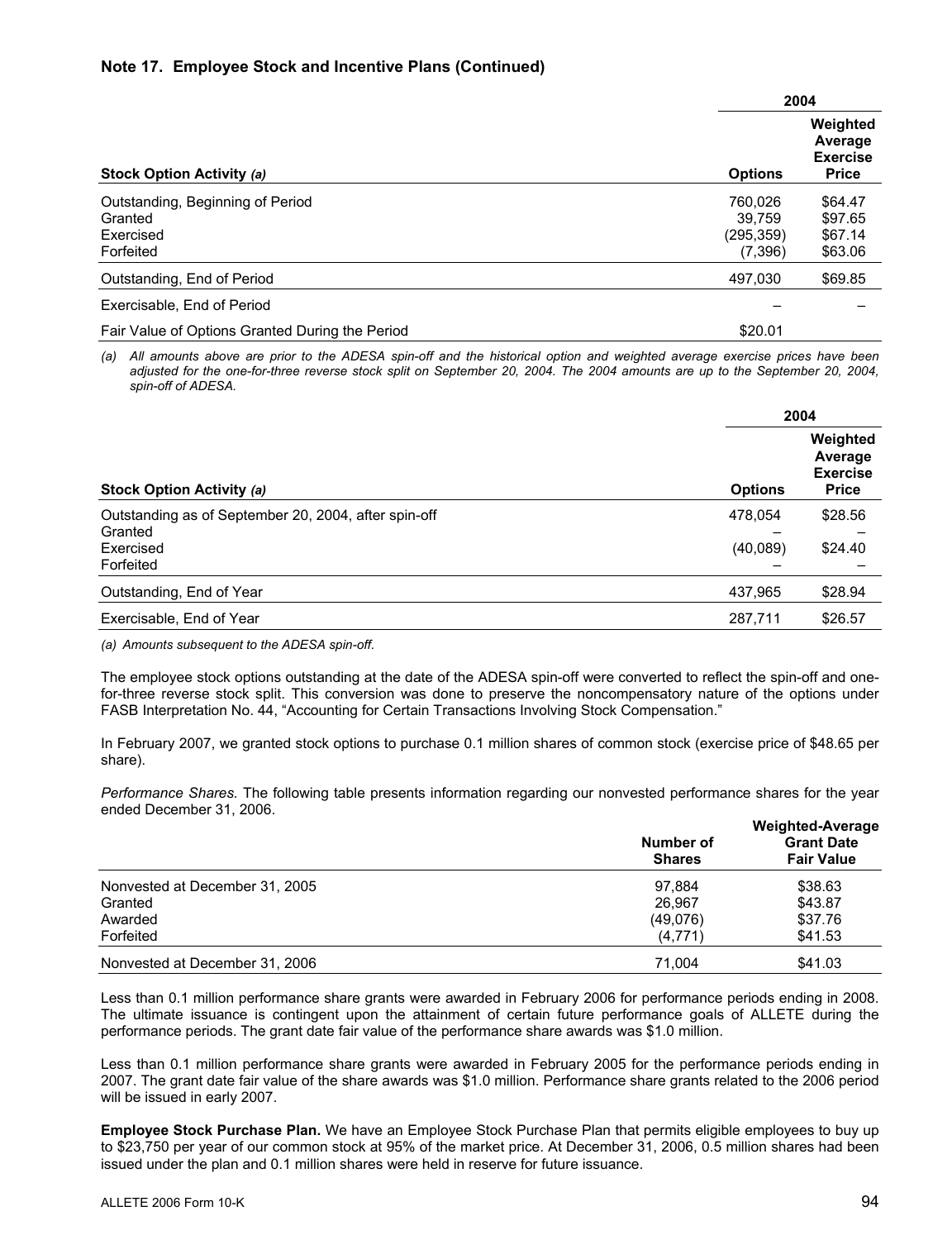**Note 17. Employee Stock and Incentive Plans (Continued)**

| Stock Option Activity *(a)* | 2004 | |
|---|---|---|
| | Options | Weighted Average Exercise Price |
| Outstanding, Beginning of Period | 760,026 | $64.47 |
| Granted | 39,759 | $97.65 |
| Exercised | (295,359) | $67.14 |
| Forfeited | (7,396) | $63.06 |
| Outstanding, End of Period | 497,030 | $69.85 |
| Exercisable, End of Period | – | – |
| Fair Value of Options Granted During the Period | $20.01 | |

*(a) All amounts above are prior to the ADESA spin-off and the historical option and weighted average exercise prices have been adjusted for the one-for-three reverse stock split on September 20, 2004. The 2004 amounts are up to the September 20, 2004, spin-off of ADESA.*

| Stock Option Activity *(a)* | 2004 | |
|---|---|---|
| | Options | Weighted Average Exercise Price |
| Outstanding as of September 20, 2004, after spin-off | 478,054 | $28.56 |
| Granted | – | – |
| Exercised | (40,089) | $24.40 |
| Forfeited | – | – |
| Outstanding, End of Year | 437,965 | $28.94 |
| Exercisable, End of Year | 287,711 | $26.57 |

*(a) Amounts subsequent to the ADESA spin-off.*

The employee stock options outstanding at the date of the ADESA spin-off were converted to reflect the spin-off and one-for-three reverse stock split. This conversion was done to preserve the noncompensatory nature of the options under FASB Interpretation No. 44, "Accounting for Certain Transactions Involving Stock Compensation."

In February 2007, we granted stock options to purchase 0.1 million shares of common stock (exercise price of $48.65 per share).

*Performance Shares.* The following table presents information regarding our nonvested performance shares for the year ended December 31, 2006.

| | Number of Shares | Weighted-Average Grant Date Fair Value |
|---|---|---|
| Nonvested at December 31, 2005 | 97,884 | $38.63 |
| Granted | 26,967 | $43.87 |
| Awarded | (49,076) | $37.76 |
| Forfeited | (4,771) | $41.53 |
| Nonvested at December 31, 2006 | 71,004 | $41.03 |

Less than 0.1 million performance share grants were awarded in February 2006 for performance periods ending in 2008. The ultimate issuance is contingent upon the attainment of certain future performance goals of ALLETE during the performance periods. The grant date fair value of the performance share awards was $1.0 million.

Less than 0.1 million performance share grants were awarded in February 2005 for the performance periods ending in 2007. The grant date fair value of the share awards was $1.0 million. Performance share grants related to the 2006 period will be issued in early 2007.

**Employee Stock Purchase Plan.** We have an Employee Stock Purchase Plan that permits eligible employees to buy up to $23,750 per year of our common stock at 95% of the market price. At December 31, 2006, 0.5 million shares had been issued under the plan and 0.1 million shares were held in reserve for future issuance.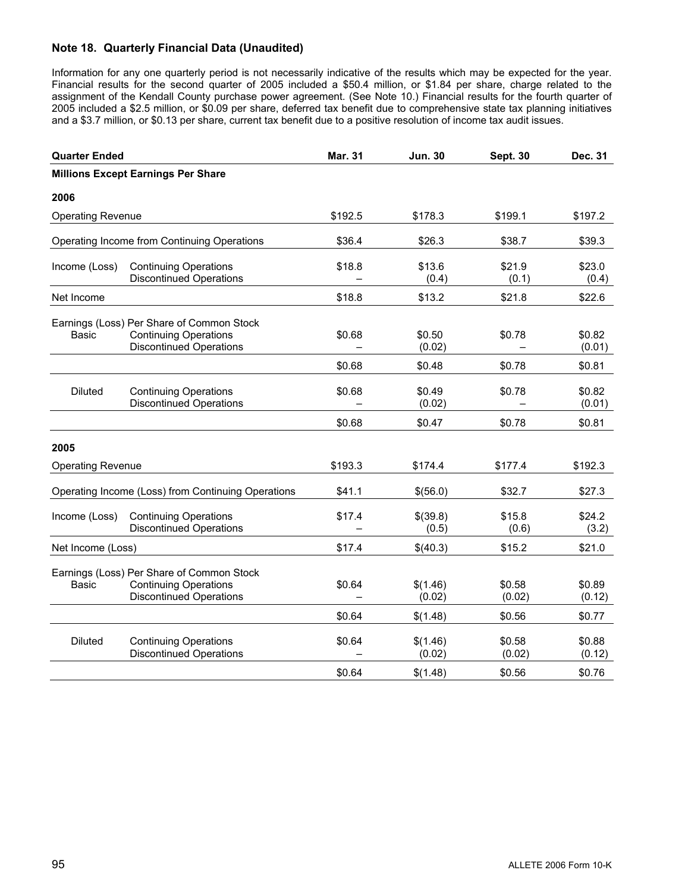## Note 18. Quarterly Financial Data (Unaudited)

Information for any one quarterly period is not necessarily indicative of the results which may be expected for the year. Financial results for the second quarter of 2005 included a $50.4 million, or $1.84 per share, charge related to the assignment of the Kendall County purchase power agreement. (See Note 10.) Financial results for the fourth quarter of 2005 included a $2.5 million, or $0.09 per share, deferred tax benefit due to comprehensive state tax planning initiatives and a $3.7 million, or $0.13 per share, current tax benefit due to a positive resolution of income tax audit issues.

| Quarter Ended | | Mar. 31 | Jun. 30 | Sept. 30 | Dec. 31 |
|---|---|---|---|---|---|
| **Millions Except Earnings Per Share** | | | | | |
| **2006** | | | | | |
| Operating Revenue | | $192.5 | $178.3 | $199.1 | $197.2 |
| Operating Income from Continuing Operations | | $36.4 | $26.3 | $38.7 | $39.3 |
| Income (Loss) | Continuing Operations | $18.8 | $13.6 | $21.9 | $23.0 |
| | Discontinued Operations | – | (0.4) | (0.1) | (0.4) |
| Net Income | | $18.8 | $13.2 | $21.8 | $22.6 |
| Earnings (Loss) Per Share of Common Stock | | | | | |
| Basic | Continuing Operations | $0.68 | $0.50 | $0.78 | $0.82 |
| | Discontinued Operations | – | (0.02) | – | (0.01) |
| | | $0.68 | $0.48 | $0.78 | $0.81 |
| Diluted | Continuing Operations | $0.68 | $0.49 | $0.78 | $0.82 |
| | Discontinued Operations | – | (0.02) | – | (0.01) |
| | | $0.68 | $0.47 | $0.78 | $0.81 |
| **2005** | | | | | |
| Operating Revenue | | $193.3 | $174.4 | $177.4 | $192.3 |
| Operating Income (Loss) from Continuing Operations | | $41.1 | $(56.0) | $32.7 | $27.3 |
| Income (Loss) | Continuing Operations | $17.4 | $(39.8) | $15.8 | $24.2 |
| | Discontinued Operations | – | (0.5) | (0.6) | (3.2) |
| Net Income (Loss) | | $17.4 | $(40.3) | $15.2 | $21.0 |
| Earnings (Loss) Per Share of Common Stock | | | | | |
| Basic | Continuing Operations | $0.64 | $(1.46) | $0.58 | $0.89 |
| | Discontinued Operations | – | (0.02) | (0.02) | (0.12) |
| | | $0.64 | $(1.48) | $0.56 | $0.77 |
| Diluted | Continuing Operations | $0.64 | $(1.46) | $0.58 | $0.88 |
| | Discontinued Operations | – | (0.02) | (0.02) | (0.12) |
| | | $0.64 | $(1.48) | $0.56 | $0.76 |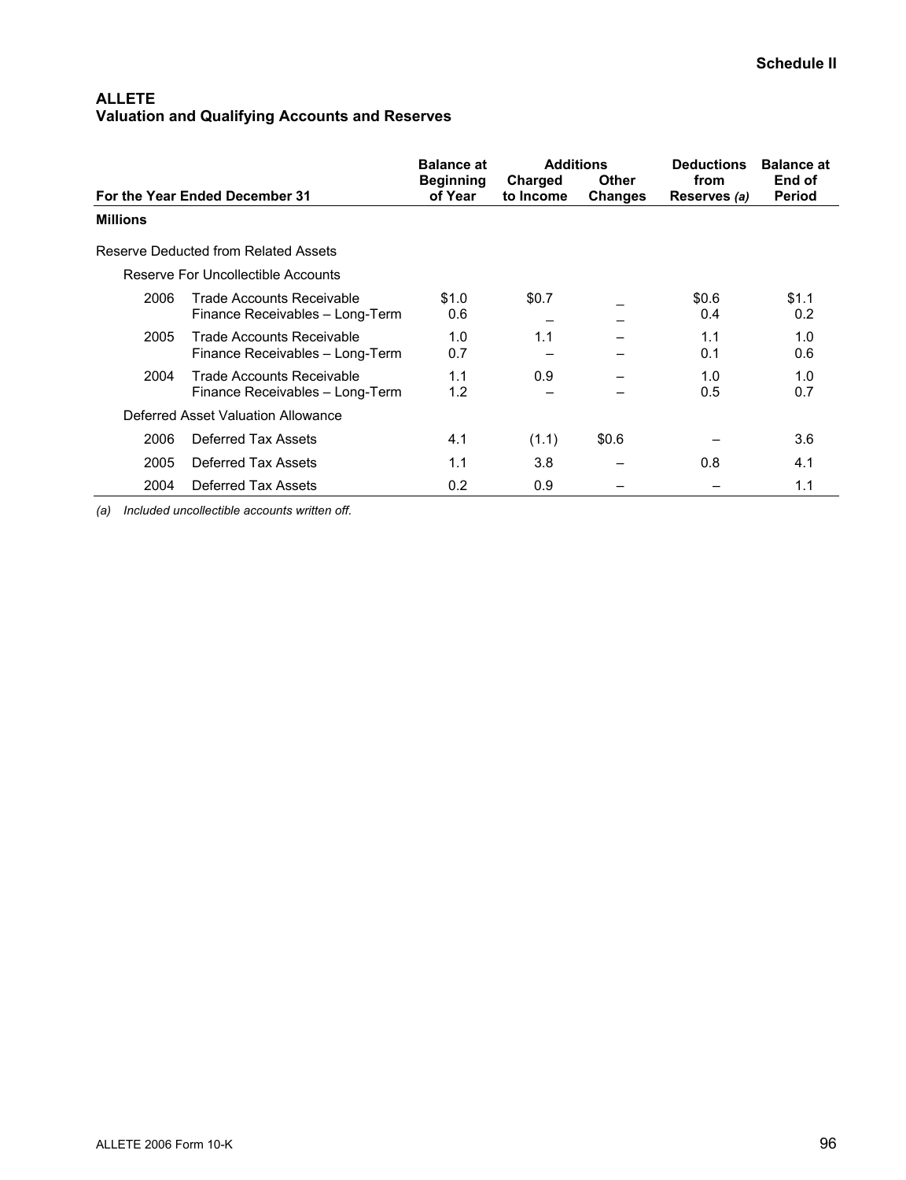**Schedule II**

# ALLETE
## Valuation and Qualifying Accounts and Reserves

| For the Year Ended December 31 | | Balance at Beginning of Year | Additions | | Deductions from Reserves *(a)* | Balance at End of Period |
|---|---|---|---|---|---|---|
| | | | Charged to Income | Other Changes | | |
| **Millions** | | | | | | |
| Reserve Deducted from Related Assets | | | | | | |
| Reserve For Uncollectible Accounts | | | | | | |
| 2006 | Trade Accounts Receivable | $1.0 | $0.7 | – | $0.6 | $1.1 |
| | Finance Receivables – Long-Term | 0.6 | – | – | 0.4 | 0.2 |
| 2005 | Trade Accounts Receivable | 1.0 | 1.1 | – | 1.1 | 1.0 |
| | Finance Receivables – Long-Term | 0.7 | – | – | 0.1 | 0.6 |
| 2004 | Trade Accounts Receivable | 1.1 | 0.9 | – | 1.0 | 1.0 |
| | Finance Receivables – Long-Term | 1.2 | – | – | 0.5 | 0.7 |
| Deferred Asset Valuation Allowance | | | | | | |
| 2006 | Deferred Tax Assets | 4.1 | (1.1) | $0.6 | – | 3.6 |
| 2005 | Deferred Tax Assets | 1.1 | 3.8 | – | 0.8 | 4.1 |
| 2004 | Deferred Tax Assets | 0.2 | 0.9 | – | – | 1.1 |

*(a) Included uncollectible accounts written off.*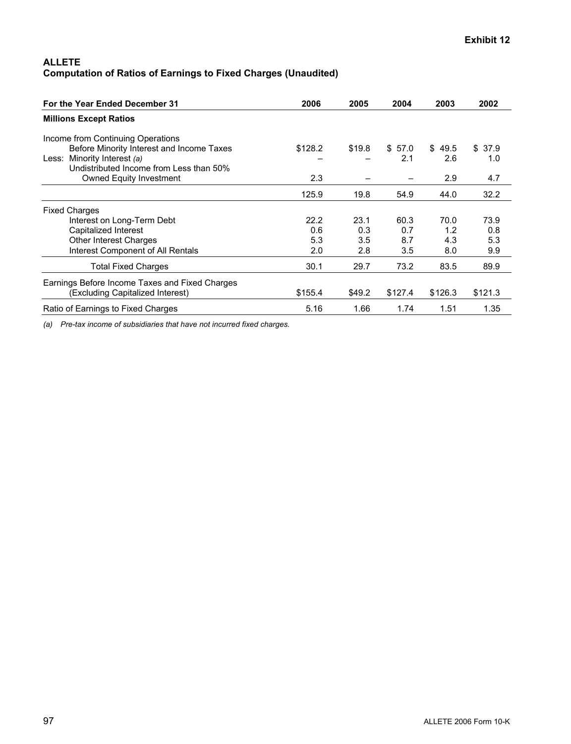**Exhibit 12**

**ALLETE**
**Computation of Ratios of Earnings to Fixed Charges (Unaudited)**

| For the Year Ended December 31 | 2006 | 2005 | 2004 | 2003 | 2002 |
|---|---|---|---|---|---|
| **Millions Except Ratios** | | | | | |
| Income from Continuing Operations Before Minority Interest and Income Taxes | $128.2 | $19.8 | $ 57.0 | $ 49.5 | $ 37.9 |
| Less: Minority Interest *(a)* | – | – | 2.1 | 2.6 | 1.0 |
| Undistributed Income from Less than 50% Owned Equity Investment | 2.3 | – | – | 2.9 | 4.7 |
| | 125.9 | 19.8 | 54.9 | 44.0 | 32.2 |
| Fixed Charges | | | | | |
| Interest on Long-Term Debt | 22.2 | 23.1 | 60.3 | 70.0 | 73.9 |
| Capitalized Interest | 0.6 | 0.3 | 0.7 | 1.2 | 0.8 |
| Other Interest Charges | 5.3 | 3.5 | 8.7 | 4.3 | 5.3 |
| Interest Component of All Rentals | 2.0 | 2.8 | 3.5 | 8.0 | 9.9 |
| Total Fixed Charges | 30.1 | 29.7 | 73.2 | 83.5 | 89.9 |
| Earnings Before Income Taxes and Fixed Charges (Excluding Capitalized Interest) | $155.4 | $49.2 | $127.4 | $126.3 | $121.3 |
| Ratio of Earnings to Fixed Charges | 5.16 | 1.66 | 1.74 | 1.51 | 1.35 |

*(a) Pre-tax income of subsidiaries that have not incurred fixed charges.*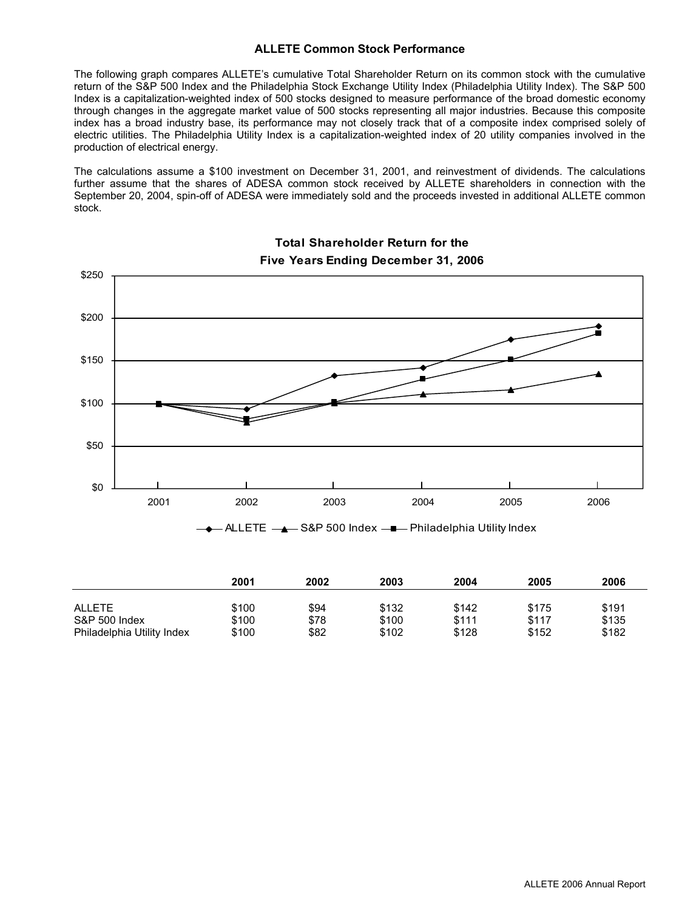### ALLETE Common Stock Performance

The following graph compares ALLETE's cumulative Total Shareholder Return on its common stock with the cumulative return of the S&P 500 Index and the Philadelphia Stock Exchange Utility Index (Philadelphia Utility Index). The S&P 500 Index is a capitalization-weighted index of 500 stocks designed to measure performance of the broad domestic economy through changes in the aggregate market value of 500 stocks representing all major industries. Because this composite index has a broad industry base, its performance may not closely track that of a composite index comprised solely of electric utilities. The Philadelphia Utility Index is a capitalization-weighted index of 20 utility companies involved in the production of electrical energy.

The calculations assume a $100 investment on December 31, 2001, and reinvestment of dividends. The calculations further assume that the shares of ADESA common stock received by ALLETE shareholders in connection with the September 20, 2004, spin-off of ADESA were immediately sold and the proceeds invested in additional ALLETE common stock.

**Total Shareholder Return for the Five Years Ending December 31, 2006**

| | 2001 | 2002 | 2003 | 2004 | 2005 | 2006 |
|---|---|---|---|---|---|---|
| ALLETE | $100 | $94 | $132 | $142 | $175 | $191 |
| S&P 500 Index | $100 | $78 | $100 | $111 | $117 | $135 |
| Philadelphia Utility Index | $100 | $82 | $102 | $128 | $152 | $182 |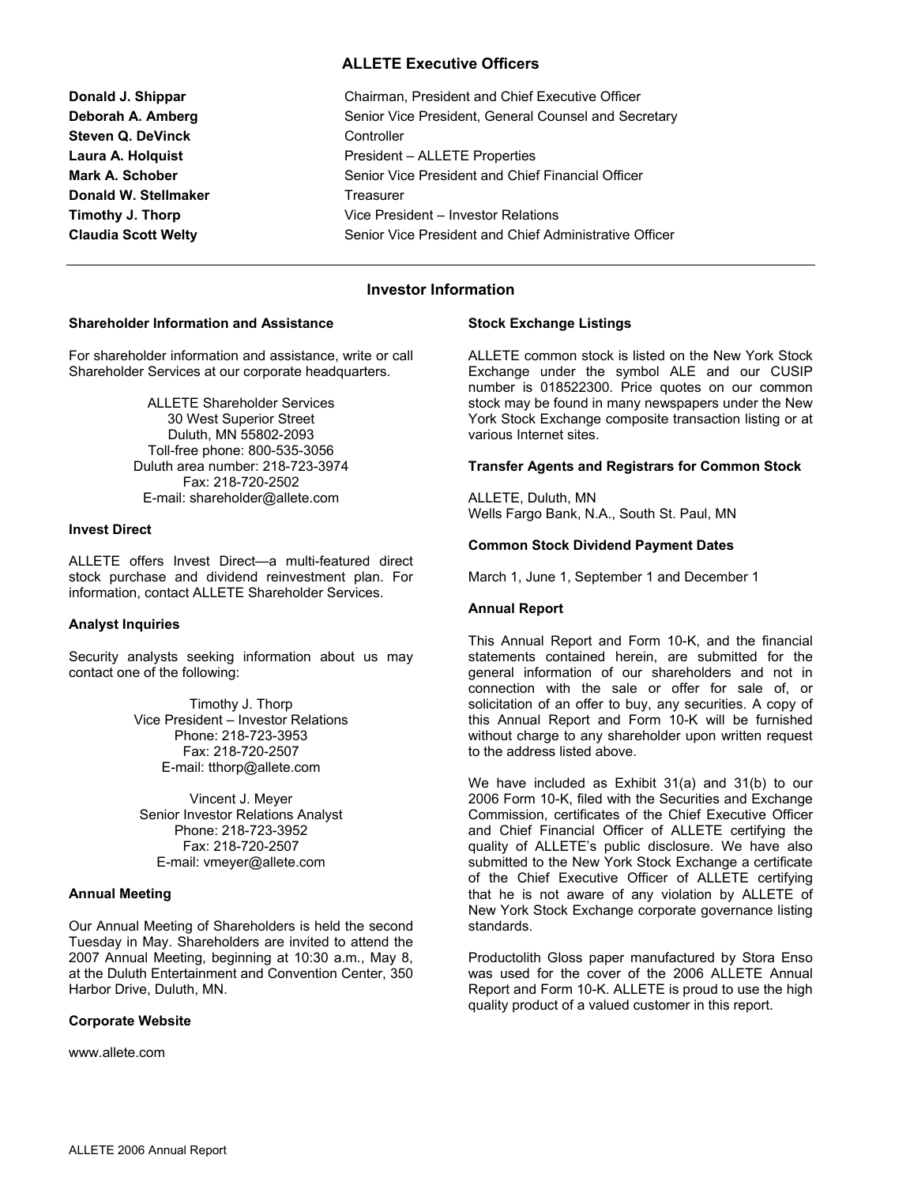## ALLETE Executive Officers

| | |
|---|---|
| **Donald J. Shippar** | Chairman, President and Chief Executive Officer |
| **Deborah A. Amberg** | Senior Vice President, General Counsel and Secretary |
| **Steven Q. DeVinck** | Controller |
| **Laura A. Holquist** | President – ALLETE Properties |
| **Mark A. Schober** | Senior Vice President and Chief Financial Officer |
| **Donald W. Stellmaker** | Treasurer |
| **Timothy J. Thorp** | Vice President – Investor Relations |
| **Claudia Scott Welty** | Senior Vice President and Chief Administrative Officer |

## Investor Information

### Shareholder Information and Assistance

For shareholder information and assistance, write or call Shareholder Services at our corporate headquarters.

ALLETE Shareholder Services
30 West Superior Street
Duluth, MN 55802-2093
Toll-free phone: 800-535-3056
Duluth area number: 218-723-3974
Fax: 218-720-2502
E-mail: shareholder@allete.com

### Invest Direct

ALLETE offers Invest Direct—a multi-featured direct stock purchase and dividend reinvestment plan. For information, contact ALLETE Shareholder Services.

### Analyst Inquiries

Security analysts seeking information about us may contact one of the following:

Timothy J. Thorp
Vice President – Investor Relations
Phone: 218-723-3953
Fax: 218-720-2507
E-mail: tthorp@allete.com

Vincent J. Meyer
Senior Investor Relations Analyst
Phone: 218-723-3952
Fax: 218-720-2507
E-mail: vmeyer@allete.com

### Annual Meeting

Our Annual Meeting of Shareholders is held the second Tuesday in May. Shareholders are invited to attend the 2007 Annual Meeting, beginning at 10:30 a.m., May 8, at the Duluth Entertainment and Convention Center, 350 Harbor Drive, Duluth, MN.

### Corporate Website

www.allete.com

### Stock Exchange Listings

ALLETE common stock is listed on the New York Stock Exchange under the symbol ALE and our CUSIP number is 018522300. Price quotes on our common stock may be found in many newspapers under the New York Stock Exchange composite transaction listing or at various Internet sites.

### Transfer Agents and Registrars for Common Stock

ALLETE, Duluth, MN
Wells Fargo Bank, N.A., South St. Paul, MN

### Common Stock Dividend Payment Dates

March 1, June 1, September 1 and December 1

### Annual Report

This Annual Report and Form 10-K, and the financial statements contained herein, are submitted for the general information of our shareholders and not in connection with the sale or offer for sale of, or solicitation of an offer to buy, any securities. A copy of this Annual Report and Form 10-K will be furnished without charge to any shareholder upon written request to the address listed above.

We have included as Exhibit 31(a) and 31(b) to our 2006 Form 10-K, filed with the Securities and Exchange Commission, certificates of the Chief Executive Officer and Chief Financial Officer of ALLETE certifying the quality of ALLETE's public disclosure. We have also submitted to the New York Stock Exchange a certificate of the Chief Executive Officer of ALLETE certifying that he is not aware of any violation by ALLETE of New York Stock Exchange corporate governance listing standards.

Productolith Gloss paper manufactured by Stora Enso was used for the cover of the 2006 ALLETE Annual Report and Form 10-K. ALLETE is proud to use the high quality product of a valued customer in this report.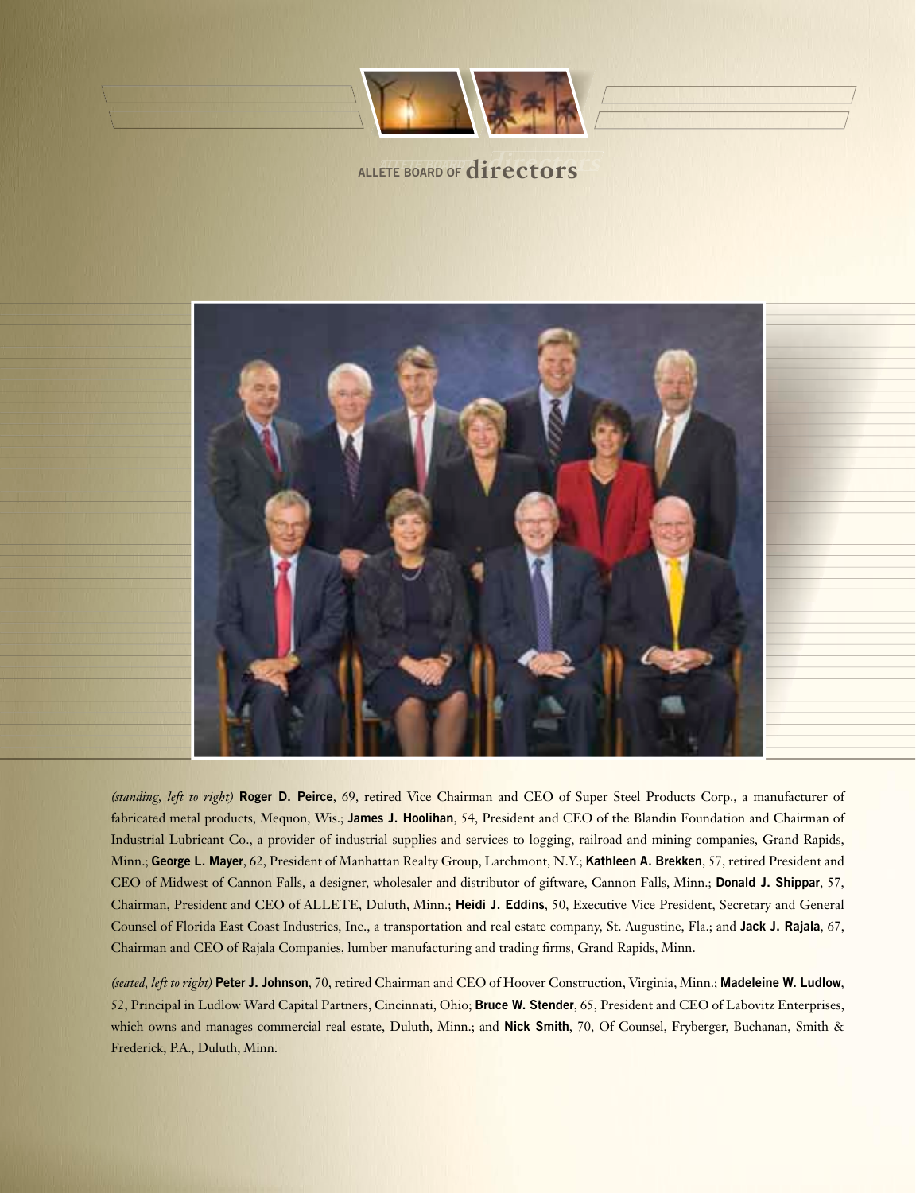# ALLETE BOARD OF directors

*(standing, left to right)* **Roger D. Peirce**, 69, retired Vice Chairman and CEO of Super Steel Products Corp., a manufacturer of fabricated metal products, Mequon, Wis.; **James J. Hoolihan**, 54, President and CEO of the Blandin Foundation and Chairman of Industrial Lubricant Co., a provider of industrial supplies and services to logging, railroad and mining companies, Grand Rapids, Minn.; **George L. Mayer**, 62, President of Manhattan Realty Group, Larchmont, N.Y.; **Kathleen A. Brekken**, 57, retired President and CEO of Midwest of Cannon Falls, a designer, wholesaler and distributor of giftware, Cannon Falls, Minn.; **Donald J. Shippar**, 57, Chairman, President and CEO of ALLETE, Duluth, Minn.; **Heidi J. Eddins**, 50, Executive Vice President, Secretary and General Counsel of Florida East Coast Industries, Inc., a transportation and real estate company, St. Augustine, Fla.; and **Jack J. Rajala**, 67, Chairman and CEO of Rajala Companies, lumber manufacturing and trading firms, Grand Rapids, Minn.

*(seated, left to right)* **Peter J. Johnson**, 70, retired Chairman and CEO of Hoover Construction, Virginia, Minn.; **Madeleine W. Ludlow**, 52, Principal in Ludlow Ward Capital Partners, Cincinnati, Ohio; **Bruce W. Stender**, 65, President and CEO of Labovitz Enterprises, which owns and manages commercial real estate, Duluth, Minn.; and **Nick Smith**, 70, Of Counsel, Fryberger, Buchanan, Smith & Frederick, P.A., Duluth, Minn.